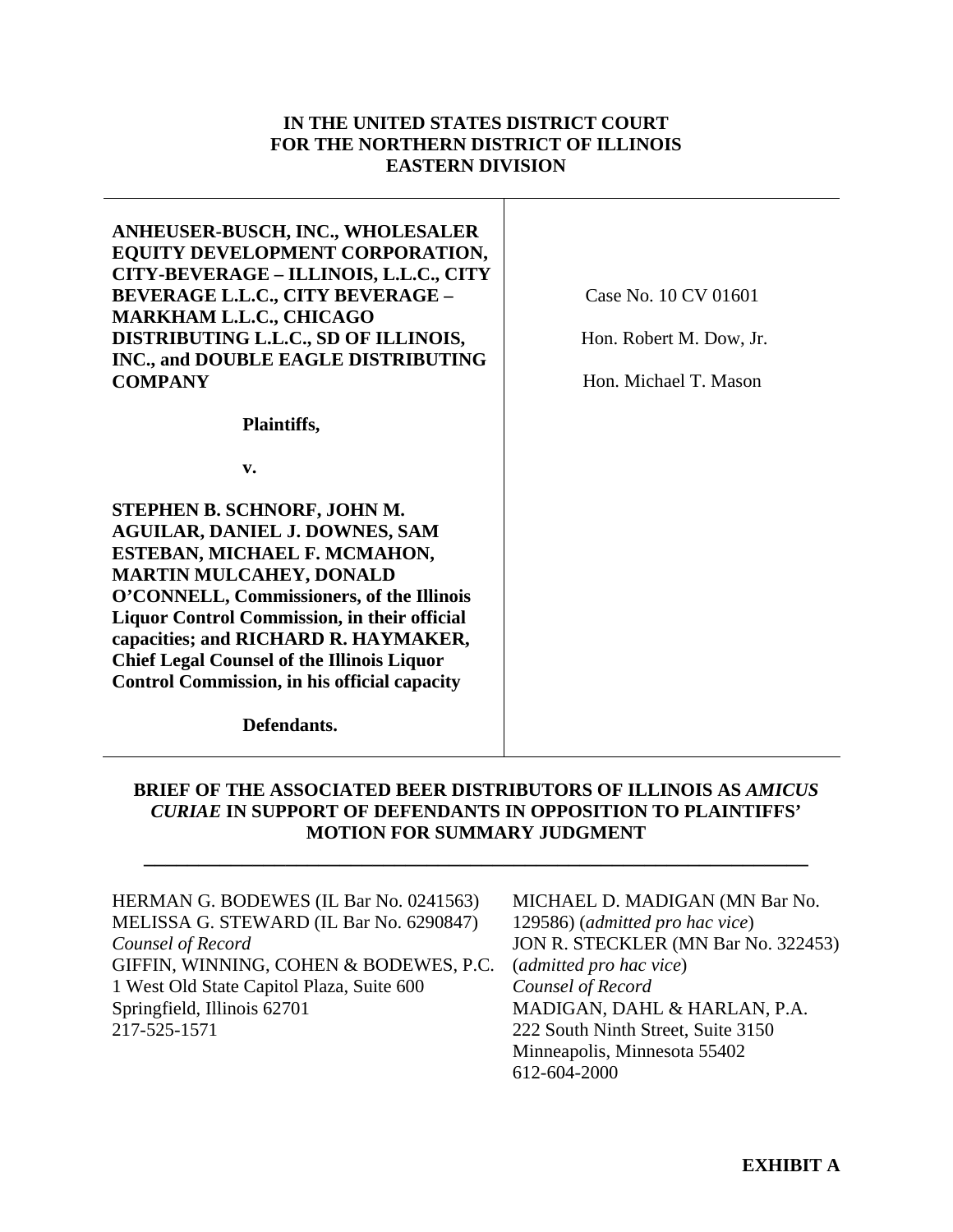**IN THE UNITED STATES DISTRICT COURT**
**FOR THE NORTHERN DISTRICT OF ILLINOIS**
**EASTERN DIVISION**

| | |
|---|---|
| **ANHEUSER-BUSCH, INC., WHOLESALER EQUITY DEVELOPMENT CORPORATION, CITY-BEVERAGE – ILLINOIS, L.L.C., CITY BEVERAGE L.L.C., CITY BEVERAGE – MARKHAM L.L.C., CHICAGO DISTRIBUTING L.L.C., SD OF ILLINOIS, INC., and DOUBLE EAGLE DISTRIBUTING COMPANY**<br><br>**Plaintiffs,**<br><br>**v.**<br><br>**STEPHEN B. SCHNORF, JOHN M. AGUILAR, DANIEL J. DOWNES, SAM ESTEBAN, MICHAEL F. MCMAHON, MARTIN MULCAHEY, DONALD O'CONNELL, Commissioners, of the Illinois Liquor Control Commission, in their official capacities; and RICHARD R. HAYMAKER, Chief Legal Counsel of the Illinois Liquor Control Commission, in his official capacity**<br><br>**Defendants.** | Case No. 10 CV 01601<br><br>Hon. Robert M. Dow, Jr.<br><br>Hon. Michael T. Mason |

**BRIEF OF THE ASSOCIATED BEER DISTRIBUTORS OF ILLINOIS AS *AMICUS CURIAE* IN SUPPORT OF DEFENDANTS IN OPPOSITION TO PLAINTIFFS' MOTION FOR SUMMARY JUDGMENT**

---

HERMAN G. BODEWES (IL Bar No. 0241563)
MELISSA G. STEWARD (IL Bar No. 6290847)
*Counsel of Record*
GIFFIN, WINNING, COHEN & BODEWES, P.C.
1 West Old State Capitol Plaza, Suite 600
Springfield, Illinois 62701
217-525-1571

MICHAEL D. MADIGAN (MN Bar No. 129586) (*admitted pro hac vice*)
JON R. STECKLER (MN Bar No. 322453) (*admitted pro hac vice*)
*Counsel of Record*
MADIGAN, DAHL & HARLAN, P.A.
222 South Ninth Street, Suite 3150
Minneapolis, Minnesota 55402
612-604-2000

**EXHIBIT A**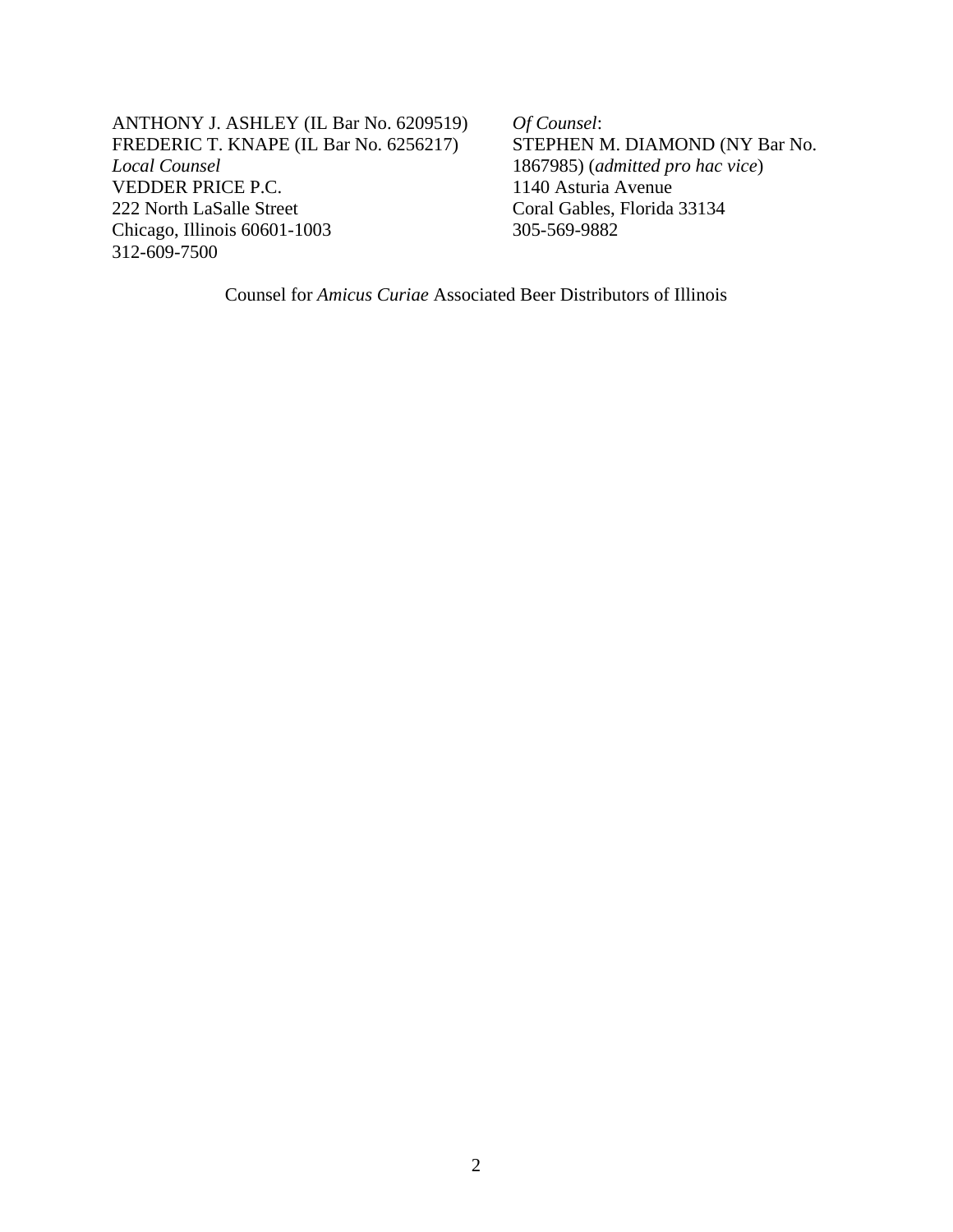ANTHONY J. ASHLEY (IL Bar No. 6209519)
FREDERIC T. KNAPE (IL Bar No. 6256217)
*Local Counsel*
VEDDER PRICE P.C.
222 North LaSalle Street
Chicago, Illinois 60601-1003
312-609-7500

*Of Counsel*:
STEPHEN M. DIAMOND (NY Bar No. 1867985) (*admitted pro hac vice*)
1140 Asturia Avenue
Coral Gables, Florida 33134
305-569-9882

Counsel for *Amicus Curiae* Associated Beer Distributors of Illinois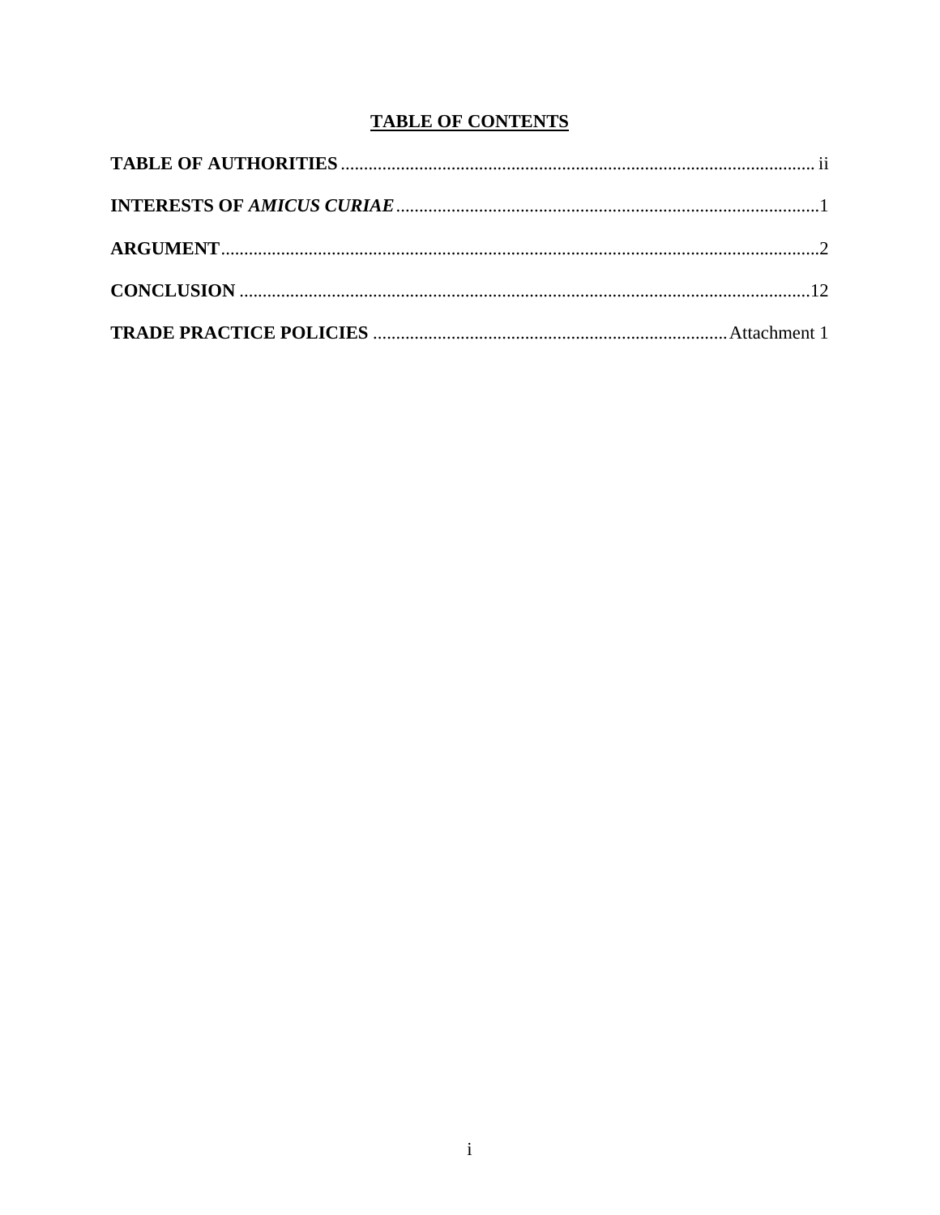## TABLE OF CONTENTS

**TABLE OF AUTHORITIES** .......... ii

**INTERESTS OF *AMICUS CURIAE*** .......... 1

**ARGUMENT** .......... 2

**CONCLUSION** .......... 12

**TRADE PRACTICE POLICIES** .......... Attachment 1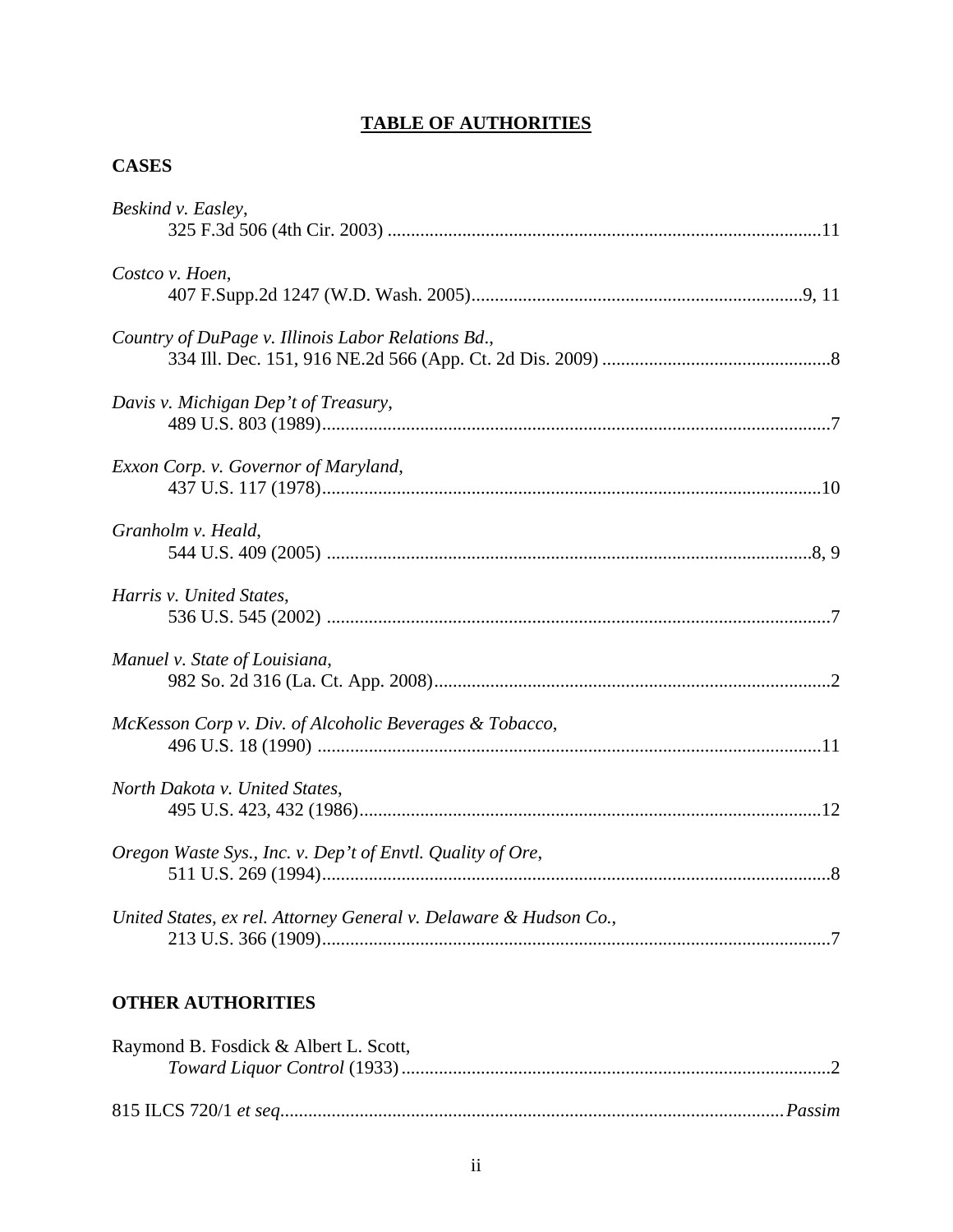# TABLE OF AUTHORITIES

## CASES

*Beskind v. Easley*,
325 F.3d 506 (4th Cir. 2003) .......................................................................................11

*Costco v. Hoen*,
407 F.Supp.2d 1247 (W.D. Wash. 2005).....................................................................9, 11

*Country of DuPage v. Illinois Labor Relations Bd.*,
334 Ill. Dec. 151, 916 NE.2d 566 (App. Ct. 2d Dis. 2009) ...............................................8

*Davis v. Michigan Dep't of Treasury*,
489 U.S. 803 (1989).........................................................................................................7

*Exxon Corp. v. Governor of Maryland*,
437 U.S. 117 (1978).........................................................................................................10

*Granholm v. Heald*,
544 U.S. 409 (2005) ......................................................................................................8, 9

*Harris v. United States*,
536 U.S. 545 (2002) .........................................................................................................7

*Manuel v. State of Louisiana*,
982 So. 2d 316 (La. Ct. App. 2008)...................................................................................2

*McKesson Corp v. Div. of Alcoholic Beverages & Tobacco*,
496 U.S. 18 (1990) .........................................................................................................11

*North Dakota v. United States*,
495 U.S. 423, 432 (1986).................................................................................................12

*Oregon Waste Sys., Inc. v. Dep't of Envtl. Quality of Ore*,
511 U.S. 269 (1994)..........................................................................................................8

*United States, ex rel. Attorney General v. Delaware & Hudson Co.*,
213 U.S. 366 (1909)..........................................................................................................7

## OTHER AUTHORITIES

Raymond B. Fosdick & Albert L. Scott,
*Toward Liquor Control* (1933) ..........................................................................................2

815 ILCS 720/1 *et seq*...........................................................................................................*Passim*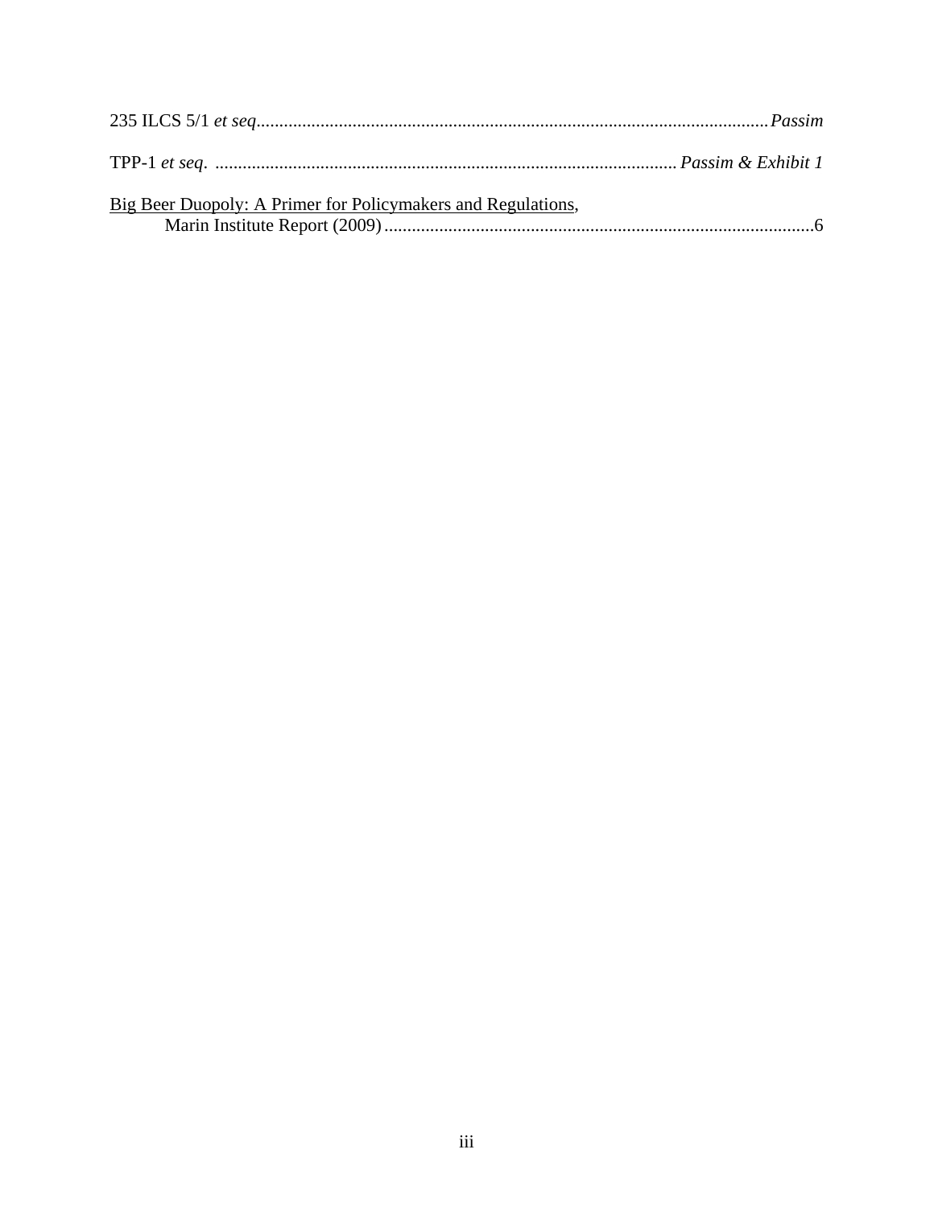235 ILCS 5/1 *et seq*............................................................................................................*Passim*

TPP-1 *et seq.* ...................................................................................................*Passim & Exhibit 1*

<u>Big Beer Duopoly: A Primer for Policymakers and Regulations</u>,
Marin Institute Report (2009)..............................................................................................6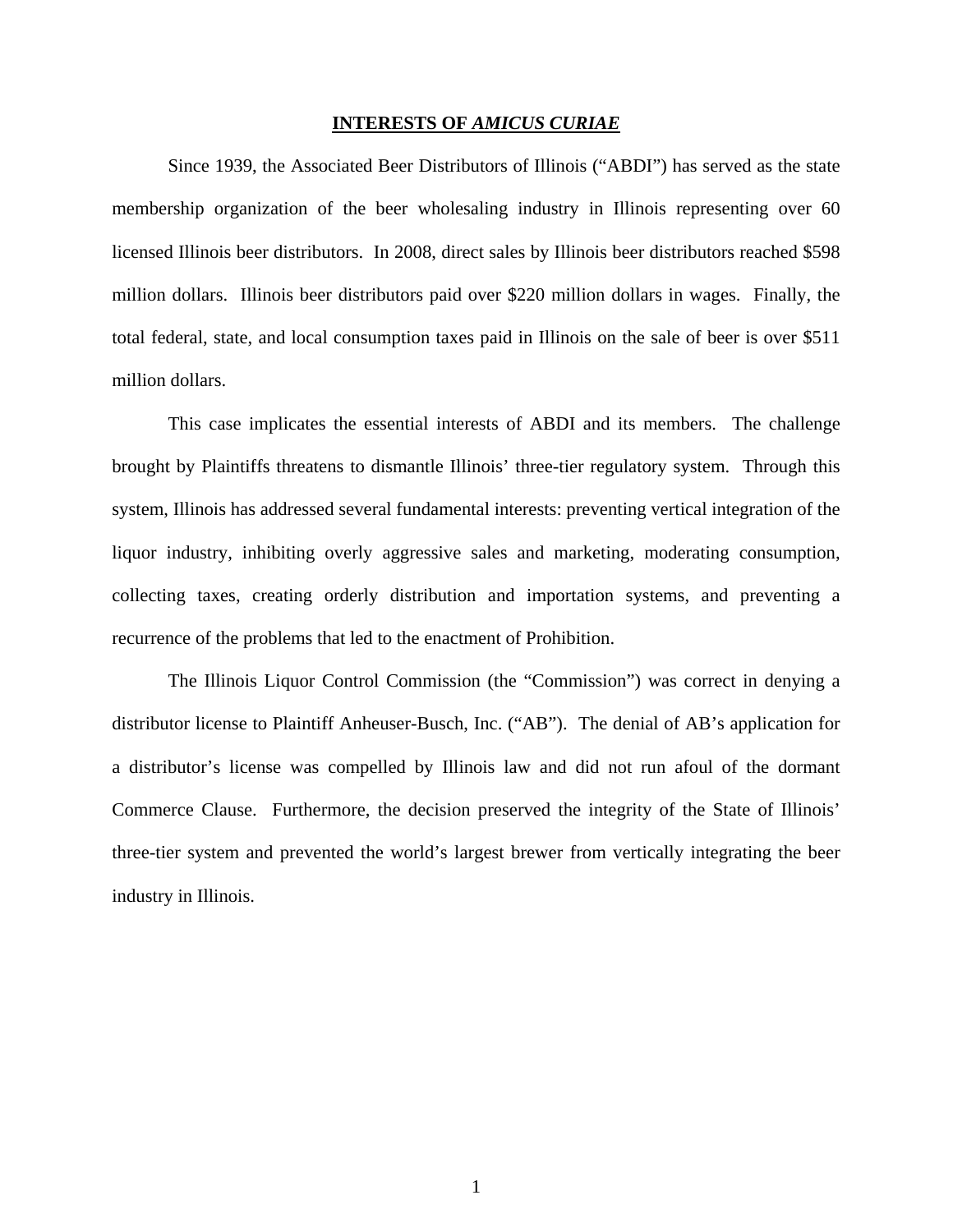## INTERESTS OF *AMICUS CURIAE*

Since 1939, the Associated Beer Distributors of Illinois ("ABDI") has served as the state membership organization of the beer wholesaling industry in Illinois representing over 60 licensed Illinois beer distributors. In 2008, direct sales by Illinois beer distributors reached $598 million dollars. Illinois beer distributors paid over $220 million dollars in wages. Finally, the total federal, state, and local consumption taxes paid in Illinois on the sale of beer is over $511 million dollars.

This case implicates the essential interests of ABDI and its members. The challenge brought by Plaintiffs threatens to dismantle Illinois' three-tier regulatory system. Through this system, Illinois has addressed several fundamental interests: preventing vertical integration of the liquor industry, inhibiting overly aggressive sales and marketing, moderating consumption, collecting taxes, creating orderly distribution and importation systems, and preventing a recurrence of the problems that led to the enactment of Prohibition.

The Illinois Liquor Control Commission (the "Commission") was correct in denying a distributor license to Plaintiff Anheuser-Busch, Inc. ("AB"). The denial of AB's application for a distributor's license was compelled by Illinois law and did not run afoul of the dormant Commerce Clause. Furthermore, the decision preserved the integrity of the State of Illinois' three-tier system and prevented the world's largest brewer from vertically integrating the beer industry in Illinois.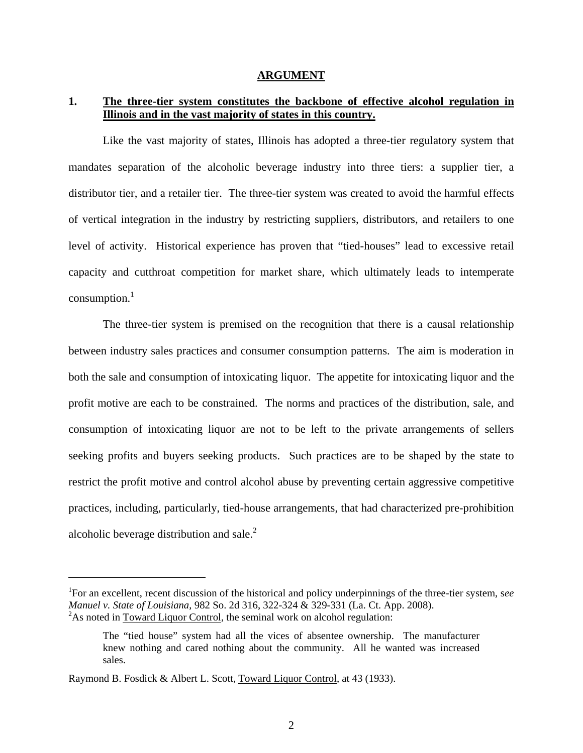## ARGUMENT

### 1. The three-tier system constitutes the backbone of effective alcohol regulation in Illinois and in the vast majority of states in this country.

Like the vast majority of states, Illinois has adopted a three-tier regulatory system that mandates separation of the alcoholic beverage industry into three tiers: a supplier tier, a distributor tier, and a retailer tier. The three-tier system was created to avoid the harmful effects of vertical integration in the industry by restricting suppliers, distributors, and retailers to one level of activity. Historical experience has proven that "tied-houses" lead to excessive retail capacity and cutthroat competition for market share, which ultimately leads to intemperate consumption.[1]

The three-tier system is premised on the recognition that there is a causal relationship between industry sales practices and consumer consumption patterns. The aim is moderation in both the sale and consumption of intoxicating liquor. The appetite for intoxicating liquor and the profit motive are each to be constrained. The norms and practices of the distribution, sale, and consumption of intoxicating liquor are not to be left to the private arrangements of sellers seeking profits and buyers seeking products. Such practices are to be shaped by the state to restrict the profit motive and control alcohol abuse by preventing certain aggressive competitive practices, including, particularly, tied-house arrangements, that had characterized pre-prohibition alcoholic beverage distribution and sale.[2]

---

[1]For an excellent, recent discussion of the historical and policy underpinnings of the three-tier system, s*ee Manuel v. State of Louisiana*, 982 So. 2d 316, 322-324 & 329-331 (La. Ct. App. 2008).

[2]As noted in Toward Liquor Control, the seminal work on alcohol regulation:

> The "tied house" system had all the vices of absentee ownership. The manufacturer knew nothing and cared nothing about the community. All he wanted was increased sales.

Raymond B. Fosdick & Albert L. Scott, Toward Liquor Control, at 43 (1933).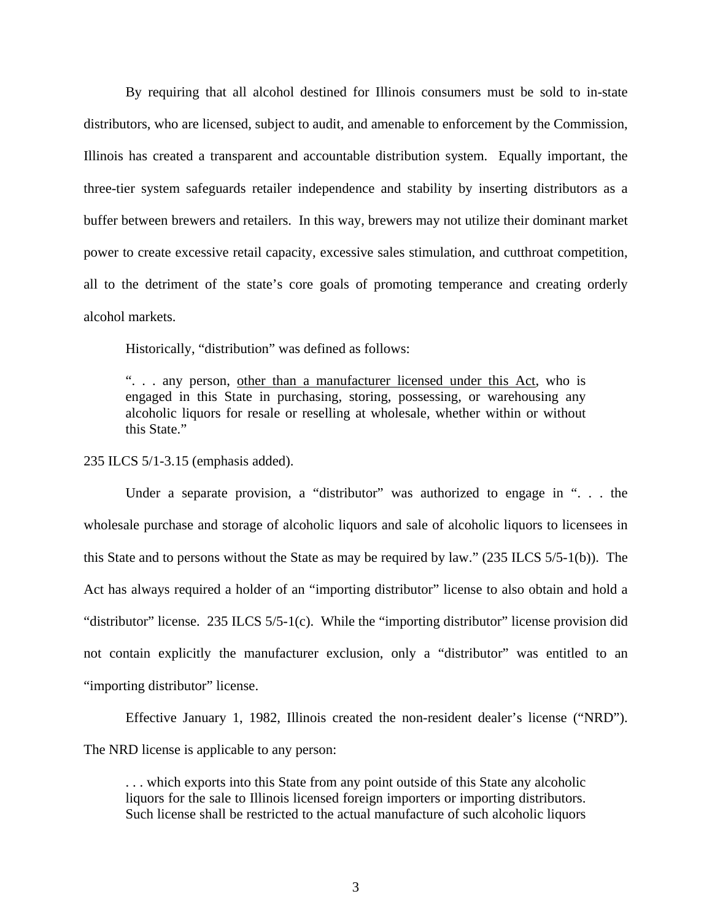By requiring that all alcohol destined for Illinois consumers must be sold to in-state distributors, who are licensed, subject to audit, and amenable to enforcement by the Commission, Illinois has created a transparent and accountable distribution system. Equally important, the three-tier system safeguards retailer independence and stability by inserting distributors as a buffer between brewers and retailers. In this way, brewers may not utilize their dominant market power to create excessive retail capacity, excessive sales stimulation, and cutthroat competition, all to the detriment of the state's core goals of promoting temperance and creating orderly alcohol markets.

Historically, "distribution" was defined as follows:

> ". . . any person, <u>other than a manufacturer licensed under this Act</u>, who is engaged in this State in purchasing, storing, possessing, or warehousing any alcoholic liquors for resale or reselling at wholesale, whether within or without this State."

235 ILCS 5/1-3.15 (emphasis added).

Under a separate provision, a "distributor" was authorized to engage in ". . . the wholesale purchase and storage of alcoholic liquors and sale of alcoholic liquors to licensees in this State and to persons without the State as may be required by law." (235 ILCS 5/5-1(b)). The Act has always required a holder of an "importing distributor" license to also obtain and hold a "distributor" license. 235 ILCS 5/5-1(c). While the "importing distributor" license provision did not contain explicitly the manufacturer exclusion, only a "distributor" was entitled to an "importing distributor" license.

Effective January 1, 1982, Illinois created the non-resident dealer's license ("NRD"). The NRD license is applicable to any person:

> . . . which exports into this State from any point outside of this State any alcoholic liquors for the sale to Illinois licensed foreign importers or importing distributors. Such license shall be restricted to the actual manufacture of such alcoholic liquors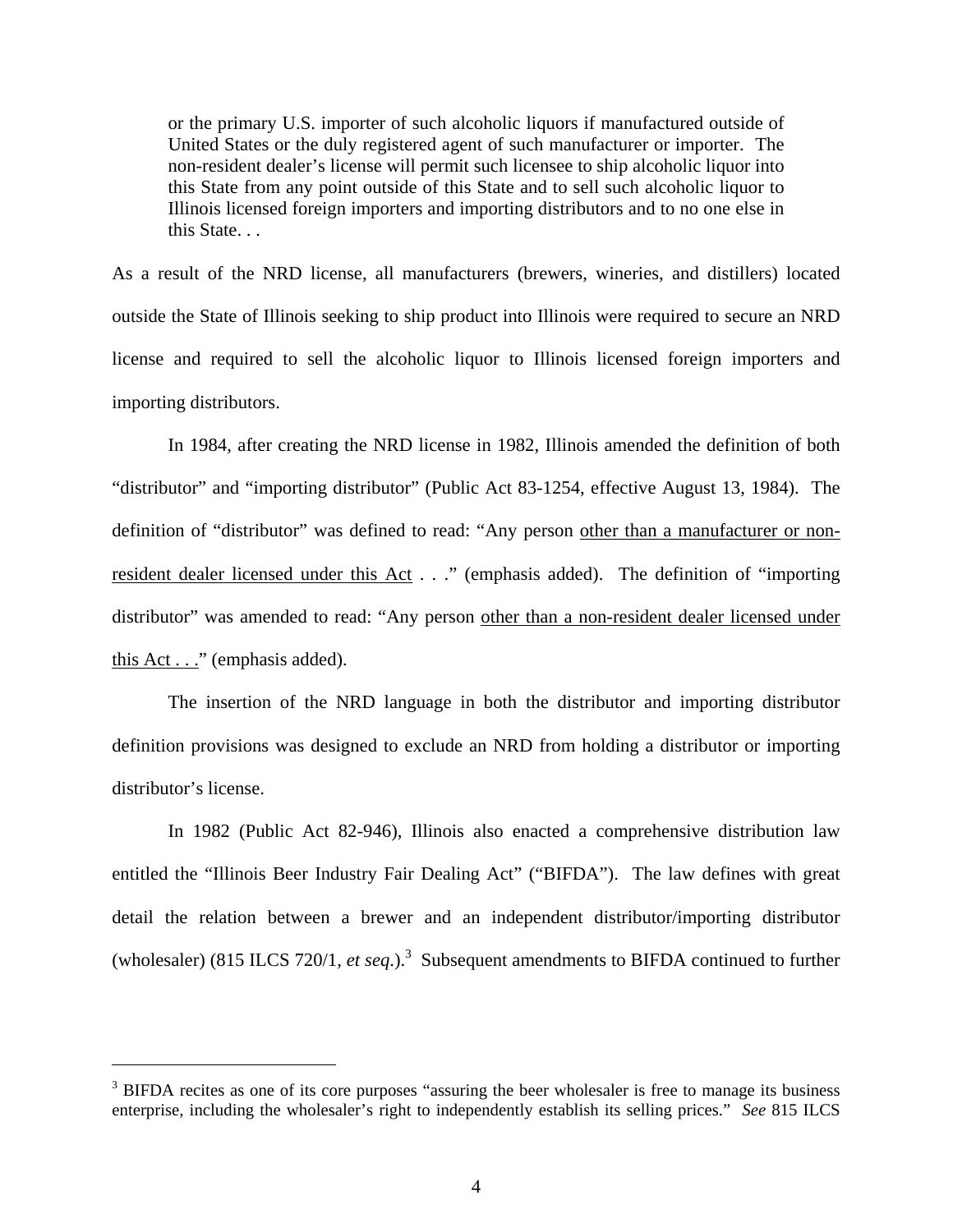> or the primary U.S. importer of such alcoholic liquors if manufactured outside of United States or the duly registered agent of such manufacturer or importer. The non-resident dealer's license will permit such licensee to ship alcoholic liquor into this State from any point outside of this State and to sell such alcoholic liquor to Illinois licensed foreign importers and importing distributors and to no one else in this State. . .

As a result of the NRD license, all manufacturers (brewers, wineries, and distillers) located outside the State of Illinois seeking to ship product into Illinois were required to secure an NRD license and required to sell the alcoholic liquor to Illinois licensed foreign importers and importing distributors.

In 1984, after creating the NRD license in 1982, Illinois amended the definition of both "distributor" and "importing distributor" (Public Act 83-1254, effective August 13, 1984). The definition of "distributor" was defined to read: "Any person <u>other than a manufacturer or non-resident dealer licensed under this Act</u> . . ." (emphasis added). The definition of "importing distributor" was amended to read: "Any person <u>other than a non-resident dealer licensed under this Act . . .</u>" (emphasis added).

The insertion of the NRD language in both the distributor and importing distributor definition provisions was designed to exclude an NRD from holding a distributor or importing distributor's license.

In 1982 (Public Act 82-946), Illinois also enacted a comprehensive distribution law entitled the "Illinois Beer Industry Fair Dealing Act" ("BIFDA"). The law defines with great detail the relation between a brewer and an independent distributor/importing distributor (wholesaler) (815 ILCS 720/1, *et seq*.).[3] Subsequent amendments to BIFDA continued to further

[3] BIFDA recites as one of its core purposes "assuring the beer wholesaler is free to manage its business enterprise, including the wholesaler's right to independently establish its selling prices." *See* 815 ILCS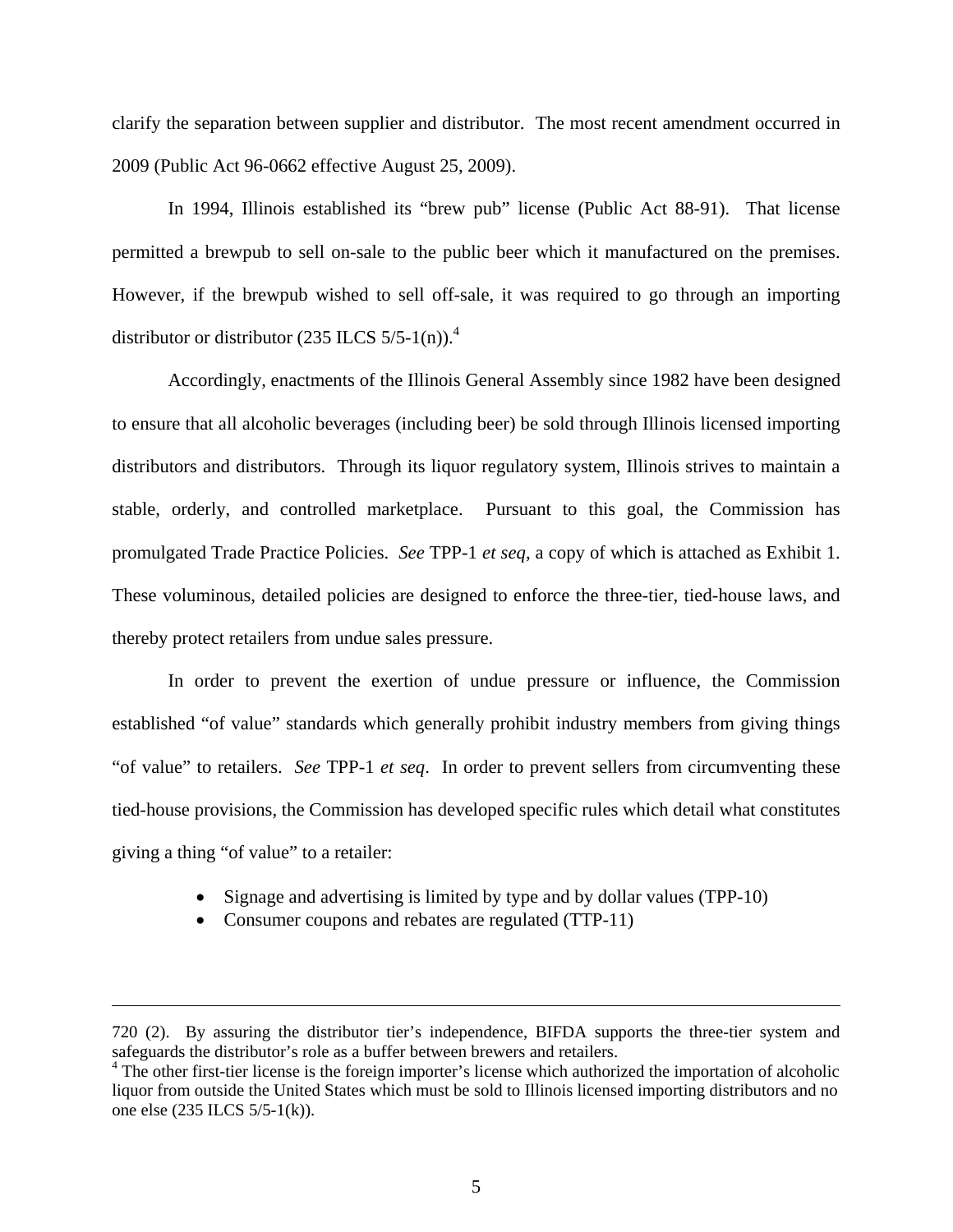clarify the separation between supplier and distributor. The most recent amendment occurred in 2009 (Public Act 96-0662 effective August 25, 2009).

In 1994, Illinois established its "brew pub" license (Public Act 88-91). That license permitted a brewpub to sell on-sale to the public beer which it manufactured on the premises. However, if the brewpub wished to sell off-sale, it was required to go through an importing distributor or distributor (235 ILCS 5/5-1(n)).[4]

Accordingly, enactments of the Illinois General Assembly since 1982 have been designed to ensure that all alcoholic beverages (including beer) be sold through Illinois licensed importing distributors and distributors. Through its liquor regulatory system, Illinois strives to maintain a stable, orderly, and controlled marketplace. Pursuant to this goal, the Commission has promulgated Trade Practice Policies. *See* TPP-1 *et seq*, a copy of which is attached as Exhibit 1. These voluminous, detailed policies are designed to enforce the three-tier, tied-house laws, and thereby protect retailers from undue sales pressure.

In order to prevent the exertion of undue pressure or influence, the Commission established "of value" standards which generally prohibit industry members from giving things "of value" to retailers. *See* TPP-1 *et seq*. In order to prevent sellers from circumventing these tied-house provisions, the Commission has developed specific rules which detail what constitutes giving a thing "of value" to a retailer:

- Signage and advertising is limited by type and by dollar values (TPP-10)
- Consumer coupons and rebates are regulated (TTP-11)

---

720 (2). By assuring the distributor tier's independence, BIFDA supports the three-tier system and safeguards the distributor's role as a buffer between brewers and retailers.

[4] The other first-tier license is the foreign importer's license which authorized the importation of alcoholic liquor from outside the United States which must be sold to Illinois licensed importing distributors and no one else (235 ILCS 5/5-1(k)).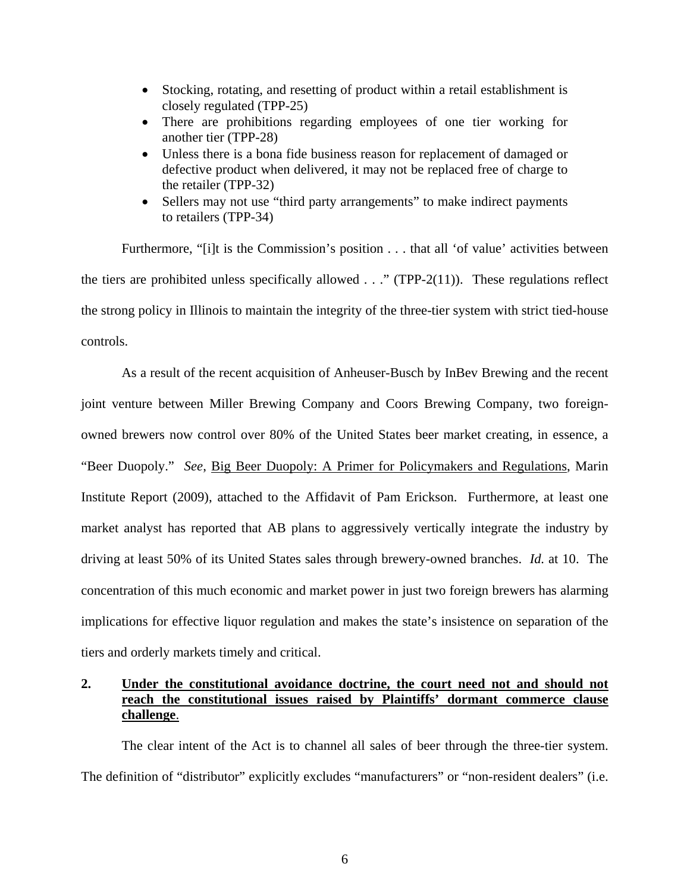- Stocking, rotating, and resetting of product within a retail establishment is closely regulated (TPP-25)
- There are prohibitions regarding employees of one tier working for another tier (TPP-28)
- Unless there is a bona fide business reason for replacement of damaged or defective product when delivered, it may not be replaced free of charge to the retailer (TPP-32)
- Sellers may not use "third party arrangements" to make indirect payments to retailers (TPP-34)

Furthermore, "[i]t is the Commission's position . . . that all 'of value' activities between the tiers are prohibited unless specifically allowed . . ." (TPP-2(11)). These regulations reflect the strong policy in Illinois to maintain the integrity of the three-tier system with strict tied-house controls.

As a result of the recent acquisition of Anheuser-Busch by InBev Brewing and the recent joint venture between Miller Brewing Company and Coors Brewing Company, two foreign-owned brewers now control over 80% of the United States beer market creating, in essence, a "Beer Duopoly." *See*, Big Beer Duopoly: A Primer for Policymakers and Regulations, Marin Institute Report (2009), attached to the Affidavit of Pam Erickson. Furthermore, at least one market analyst has reported that AB plans to aggressively vertically integrate the industry by driving at least 50% of its United States sales through brewery-owned branches. *Id.* at 10. The concentration of this much economic and market power in just two foreign brewers has alarming implications for effective liquor regulation and makes the state's insistence on separation of the tiers and orderly markets timely and critical.

## 2. Under the constitutional avoidance doctrine, the court need not and should not reach the constitutional issues raised by Plaintiffs' dormant commerce clause challenge.

The clear intent of the Act is to channel all sales of beer through the three-tier system. The definition of "distributor" explicitly excludes "manufacturers" or "non-resident dealers" (i.e.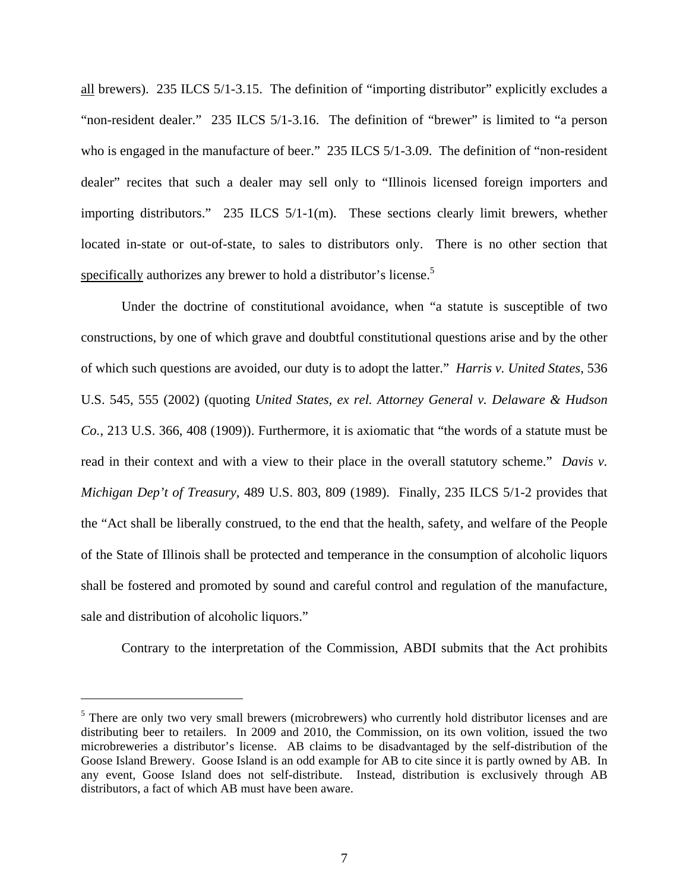all brewers). 235 ILCS 5/1-3.15. The definition of "importing distributor" explicitly excludes a "non-resident dealer." 235 ILCS 5/1-3.16. The definition of "brewer" is limited to "a person who is engaged in the manufacture of beer." 235 ILCS 5/1-3.09. The definition of "non-resident dealer" recites that such a dealer may sell only to "Illinois licensed foreign importers and importing distributors." 235 ILCS 5/1-1(m). These sections clearly limit brewers, whether located in-state or out-of-state, to sales to distributors only. There is no other section that specifically authorizes any brewer to hold a distributor's license.[5]

Under the doctrine of constitutional avoidance, when "a statute is susceptible of two constructions, by one of which grave and doubtful constitutional questions arise and by the other of which such questions are avoided, our duty is to adopt the latter." *Harris v. United States*, 536 U.S. 545, 555 (2002) (quoting *United States, ex rel. Attorney General v. Delaware & Hudson Co.*, 213 U.S. 366, 408 (1909)). Furthermore, it is axiomatic that "the words of a statute must be read in their context and with a view to their place in the overall statutory scheme." *Davis v. Michigan Dep't of Treasury*, 489 U.S. 803, 809 (1989). Finally, 235 ILCS 5/1-2 provides that the "Act shall be liberally construed, to the end that the health, safety, and welfare of the People of the State of Illinois shall be protected and temperance in the consumption of alcoholic liquors shall be fostered and promoted by sound and careful control and regulation of the manufacture, sale and distribution of alcoholic liquors."

Contrary to the interpretation of the Commission, ABDI submits that the Act prohibits

---

[5] There are only two very small brewers (microbrewers) who currently hold distributor licenses and are distributing beer to retailers. In 2009 and 2010, the Commission, on its own volition, issued the two microbreweries a distributor's license. AB claims to be disadvantaged by the self-distribution of the Goose Island Brewery. Goose Island is an odd example for AB to cite since it is partly owned by AB. In any event, Goose Island does not self-distribute. Instead, distribution is exclusively through AB distributors, a fact of which AB must have been aware.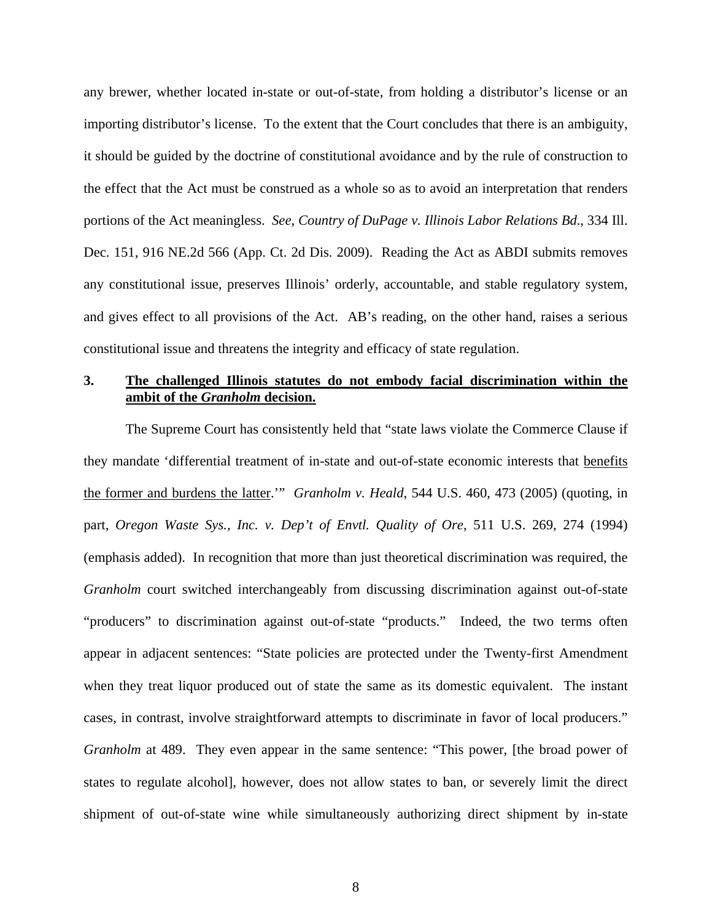any brewer, whether located in-state or out-of-state, from holding a distributor's license or an importing distributor's license. To the extent that the Court concludes that there is an ambiguity, it should be guided by the doctrine of constitutional avoidance and by the rule of construction to the effect that the Act must be construed as a whole so as to avoid an interpretation that renders portions of the Act meaningless. *See*, *Country of DuPage v. Illinois Labor Relations Bd*., 334 Ill. Dec. 151, 916 NE.2d 566 (App. Ct. 2d Dis. 2009). Reading the Act as ABDI submits removes any constitutional issue, preserves Illinois' orderly, accountable, and stable regulatory system, and gives effect to all provisions of the Act. AB's reading, on the other hand, raises a serious constitutional issue and threatens the integrity and efficacy of state regulation.

### 3. <u>The challenged Illinois statutes do not embody facial discrimination within the ambit of the *Granholm* decision.</u>

The Supreme Court has consistently held that "state laws violate the Commerce Clause if they mandate 'differential treatment of in-state and out-of-state economic interests that <u>benefits the former and burdens the latter</u>.'" *Granholm v. Heald*, 544 U.S. 460, 473 (2005) (quoting, in part, *Oregon Waste Sys., Inc. v. Dep't of Envtl. Quality of Ore*, 511 U.S. 269, 274 (1994) (emphasis added). In recognition that more than just theoretical discrimination was required, the *Granholm* court switched interchangeably from discussing discrimination against out-of-state "producers" to discrimination against out-of-state "products." Indeed, the two terms often appear in adjacent sentences: "State policies are protected under the Twenty-first Amendment when they treat liquor produced out of state the same as its domestic equivalent. The instant cases, in contrast, involve straightforward attempts to discriminate in favor of local producers." *Granholm* at 489. They even appear in the same sentence: "This power, [the broad power of states to regulate alcohol], however, does not allow states to ban, or severely limit the direct shipment of out-of-state wine while simultaneously authorizing direct shipment by in-state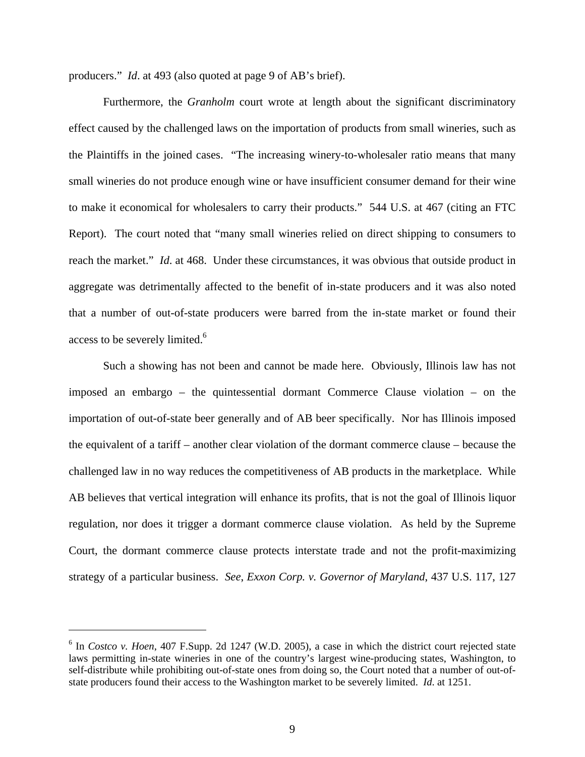producers." *Id*. at 493 (also quoted at page 9 of AB's brief).

Furthermore, the *Granholm* court wrote at length about the significant discriminatory effect caused by the challenged laws on the importation of products from small wineries, such as the Plaintiffs in the joined cases. "The increasing winery-to-wholesaler ratio means that many small wineries do not produce enough wine or have insufficient consumer demand for their wine to make it economical for wholesalers to carry their products." 544 U.S. at 467 (citing an FTC Report). The court noted that "many small wineries relied on direct shipping to consumers to reach the market." *Id*. at 468. Under these circumstances, it was obvious that outside product in aggregate was detrimentally affected to the benefit of in-state producers and it was also noted that a number of out-of-state producers were barred from the in-state market or found their access to be severely limited.[6]

Such a showing has not been and cannot be made here. Obviously, Illinois law has not imposed an embargo – the quintessential dormant Commerce Clause violation – on the importation of out-of-state beer generally and of AB beer specifically. Nor has Illinois imposed the equivalent of a tariff – another clear violation of the dormant commerce clause – because the challenged law in no way reduces the competitiveness of AB products in the marketplace. While AB believes that vertical integration will enhance its profits, that is not the goal of Illinois liquor regulation, nor does it trigger a dormant commerce clause violation. As held by the Supreme Court, the dormant commerce clause protects interstate trade and not the profit-maximizing strategy of a particular business. *See*, *Exxon Corp. v. Governor of Maryland*, 437 U.S. 117, 127

---

[6] In *Costco v. Hoen*, 407 F.Supp. 2d 1247 (W.D. 2005), a case in which the district court rejected state laws permitting in-state wineries in one of the country's largest wine-producing states, Washington, to self-distribute while prohibiting out-of-state ones from doing so, the Court noted that a number of out-of-state producers found their access to the Washington market to be severely limited. *Id.* at 1251.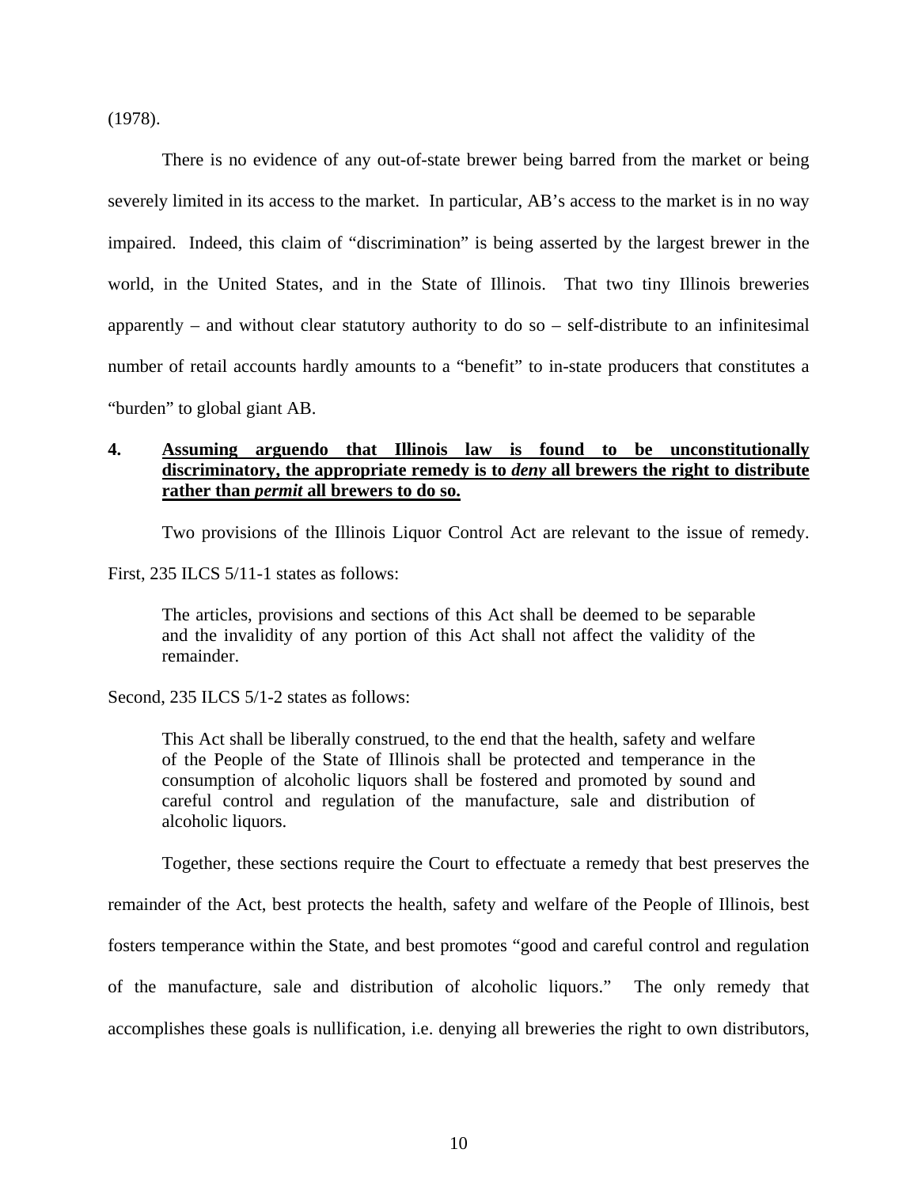(1978).

There is no evidence of any out-of-state brewer being barred from the market or being severely limited in its access to the market. In particular, AB's access to the market is in no way impaired. Indeed, this claim of "discrimination" is being asserted by the largest brewer in the world, in the United States, and in the State of Illinois. That two tiny Illinois breweries apparently – and without clear statutory authority to do so – self-distribute to an infinitesimal number of retail accounts hardly amounts to a "benefit" to in-state producers that constitutes a "burden" to global giant AB.

**4. Assuming arguendo that Illinois law is found to be unconstitutionally discriminatory, the appropriate remedy is to *deny* all brewers the right to distribute rather than *permit* all brewers to do so.**

Two provisions of the Illinois Liquor Control Act are relevant to the issue of remedy. First, 235 ILCS 5/11-1 states as follows:

> The articles, provisions and sections of this Act shall be deemed to be separable and the invalidity of any portion of this Act shall not affect the validity of the remainder.

Second, 235 ILCS 5/1-2 states as follows:

> This Act shall be liberally construed, to the end that the health, safety and welfare of the People of the State of Illinois shall be protected and temperance in the consumption of alcoholic liquors shall be fostered and promoted by sound and careful control and regulation of the manufacture, sale and distribution of alcoholic liquors.

Together, these sections require the Court to effectuate a remedy that best preserves the remainder of the Act, best protects the health, safety and welfare of the People of Illinois, best fosters temperance within the State, and best promotes "good and careful control and regulation of the manufacture, sale and distribution of alcoholic liquors." The only remedy that accomplishes these goals is nullification, i.e. denying all breweries the right to own distributors,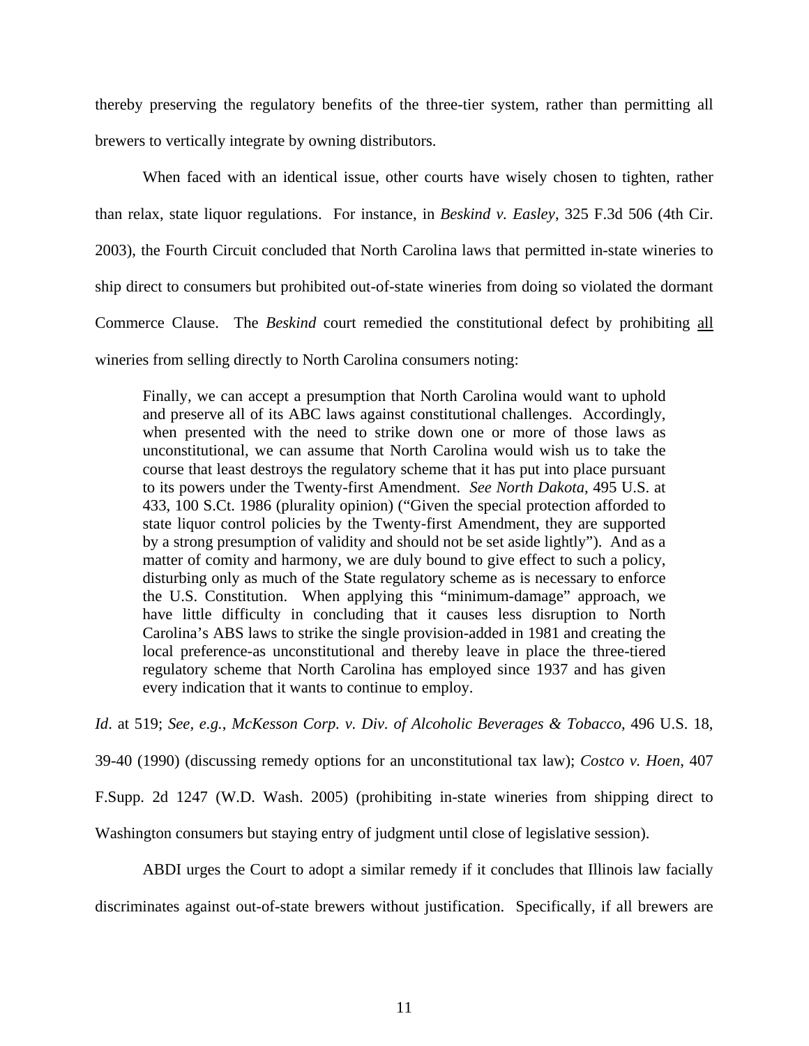thereby preserving the regulatory benefits of the three-tier system, rather than permitting all brewers to vertically integrate by owning distributors.

When faced with an identical issue, other courts have wisely chosen to tighten, rather than relax, state liquor regulations. For instance, in *Beskind v. Easley*, 325 F.3d 506 (4th Cir. 2003), the Fourth Circuit concluded that North Carolina laws that permitted in-state wineries to ship direct to consumers but prohibited out-of-state wineries from doing so violated the dormant Commerce Clause. The *Beskind* court remedied the constitutional defect by prohibiting <u>all</u> wineries from selling directly to North Carolina consumers noting:

> Finally, we can accept a presumption that North Carolina would want to uphold and preserve all of its ABC laws against constitutional challenges. Accordingly, when presented with the need to strike down one or more of those laws as unconstitutional, we can assume that North Carolina would wish us to take the course that least destroys the regulatory scheme that it has put into place pursuant to its powers under the Twenty-first Amendment. *See North Dakota*, 495 U.S. at 433, 100 S.Ct. 1986 (plurality opinion) ("Given the special protection afforded to state liquor control policies by the Twenty-first Amendment, they are supported by a strong presumption of validity and should not be set aside lightly"). And as a matter of comity and harmony, we are duly bound to give effect to such a policy, disturbing only as much of the State regulatory scheme as is necessary to enforce the U.S. Constitution. When applying this "minimum-damage" approach, we have little difficulty in concluding that it causes less disruption to North Carolina's ABS laws to strike the single provision-added in 1981 and creating the local preference-as unconstitutional and thereby leave in place the three-tiered regulatory scheme that North Carolina has employed since 1937 and has given every indication that it wants to continue to employ.

*Id*. at 519; *See, e.g.*, *McKesson Corp. v. Div. of Alcoholic Beverages & Tobacco*, 496 U.S. 18, 39-40 (1990) (discussing remedy options for an unconstitutional tax law); *Costco v. Hoen*, 407 F.Supp. 2d 1247 (W.D. Wash. 2005) (prohibiting in-state wineries from shipping direct to Washington consumers but staying entry of judgment until close of legislative session).

ABDI urges the Court to adopt a similar remedy if it concludes that Illinois law facially discriminates against out-of-state brewers without justification. Specifically, if all brewers are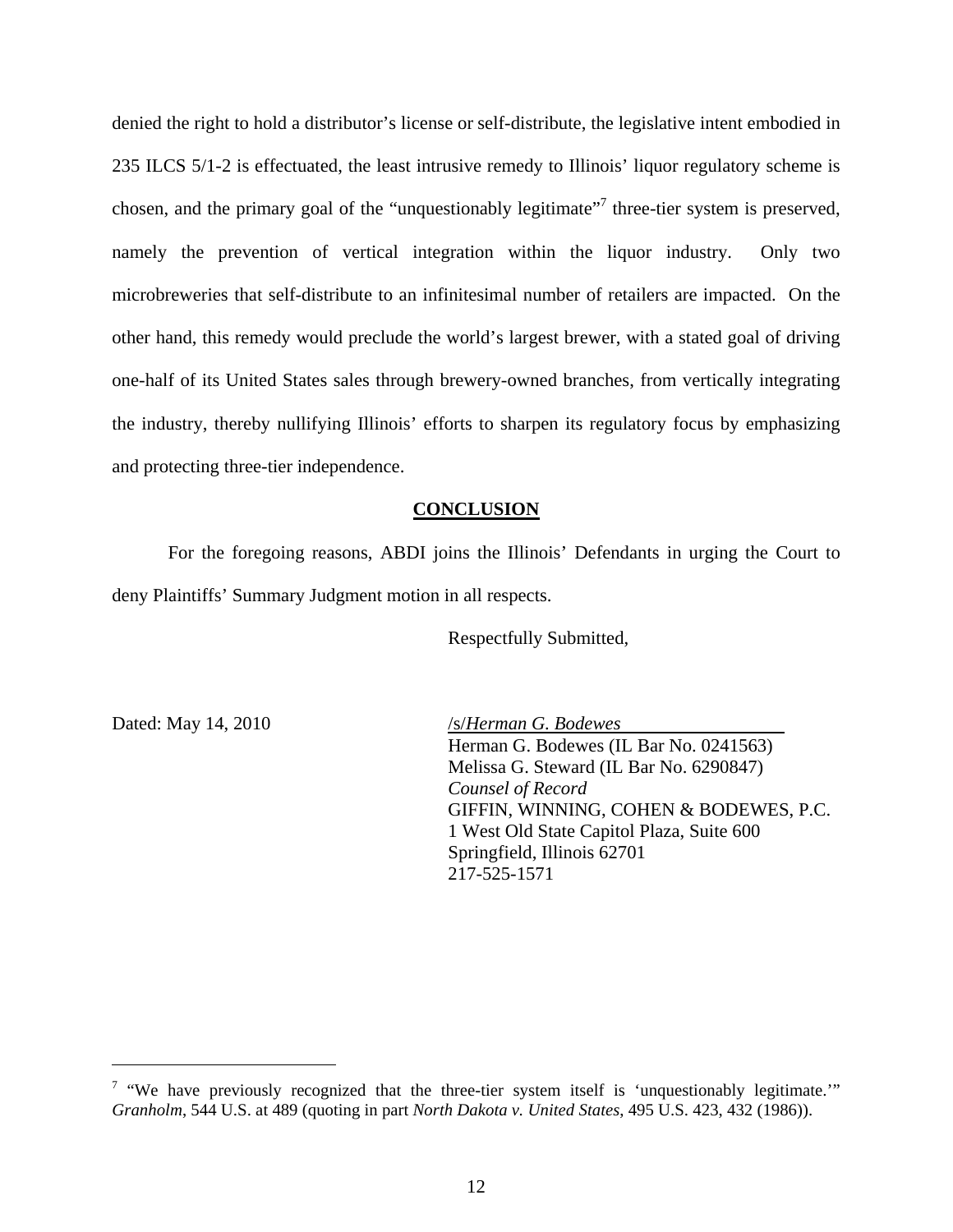denied the right to hold a distributor's license or self-distribute, the legislative intent embodied in 235 ILCS 5/1-2 is effectuated, the least intrusive remedy to Illinois' liquor regulatory scheme is chosen, and the primary goal of the "unquestionably legitimate"[7] three-tier system is preserved, namely the prevention of vertical integration within the liquor industry. Only two microbreweries that self-distribute to an infinitesimal number of retailers are impacted. On the other hand, this remedy would preclude the world's largest brewer, with a stated goal of driving one-half of its United States sales through brewery-owned branches, from vertically integrating the industry, thereby nullifying Illinois' efforts to sharpen its regulatory focus by emphasizing and protecting three-tier independence.

## CONCLUSION

For the foregoing reasons, ABDI joins the Illinois' Defendants in urging the Court to deny Plaintiffs' Summary Judgment motion in all respects.

Respectfully Submitted,

Dated: May 14, 2010

/s/*Herman G. Bodewes*
Herman G. Bodewes (IL Bar No. 0241563)
Melissa G. Steward (IL Bar No. 6290847)
*Counsel of Record*
GIFFIN, WINNING, COHEN & BODEWES, P.C.
1 West Old State Capitol Plaza, Suite 600
Springfield, Illinois 62701
217-525-1571

---

[7] "We have previously recognized that the three-tier system itself is 'unquestionably legitimate.'" *Granholm*, 544 U.S. at 489 (quoting in part *North Dakota v. United States*, 495 U.S. 423, 432 (1986)).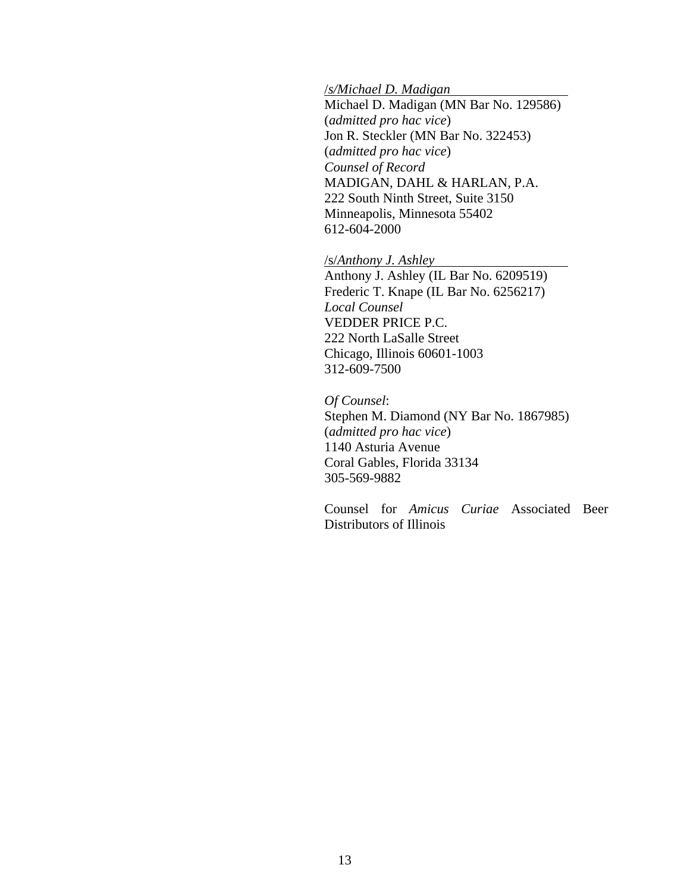/*s/Michael D. Madigan*  
Michael D. Madigan (MN Bar No. 129586)  
(*admitted pro hac vice*)  
Jon R. Steckler (MN Bar No. 322453)  
(*admitted pro hac vice*)  
*Counsel of Record*  
MADIGAN, DAHL & HARLAN, P.A.  
222 South Ninth Street, Suite 3150  
Minneapolis, Minnesota 55402  
612-604-2000

/s/*Anthony J. Ashley*  
Anthony J. Ashley (IL Bar No. 6209519)  
Frederic T. Knape (IL Bar No. 6256217)  
*Local Counsel*  
VEDDER PRICE P.C.  
222 North LaSalle Street  
Chicago, Illinois 60601-1003  
312-609-7500

*Of Counsel*:  
Stephen M. Diamond (NY Bar No. 1867985)  
(*admitted pro hac vice*)  
1140 Asturia Avenue  
Coral Gables, Florida 33134  
305-569-9882

Counsel for *Amicus Curiae* Associated Beer Distributors of Illinois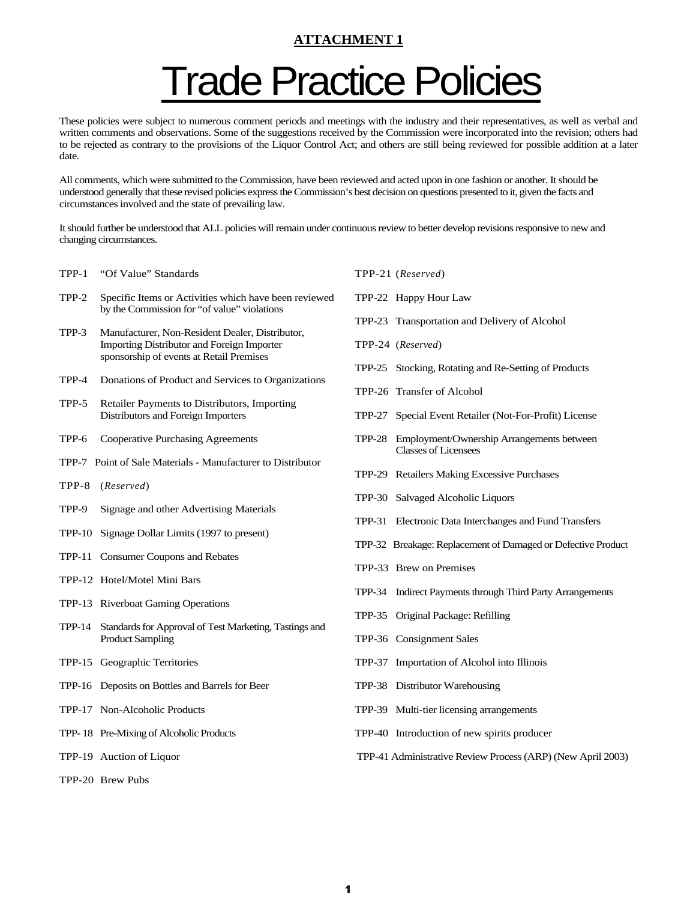**ATTACHMENT 1**

# Trade Practice Policies

These policies were subject to numerous comment periods and meetings with the industry and their representatives, as well as verbal and written comments and observations. Some of the suggestions received by the Commission were incorporated into the revision; others had to be rejected as contrary to the provisions of the Liquor Control Act; and others are still being reviewed for possible addition at a later date.

All comments, which were submitted to the Commission, have been reviewed and acted upon in one fashion or another. It should be understood generally that these revised policies express the Commission's best decision on questions presented to it, given the facts and circumstances involved and the state of prevailing law.

It should further be understood that ALL policies will remain under continuous review to better develop revisions responsive to new and changing circumstances.

- TPP-1 "Of Value" Standards
- TPP-2 Specific Items or Activities which have been reviewed by the Commission for "of value" violations
- TPP-3 Manufacturer, Non-Resident Dealer, Distributor, Importing Distributor and Foreign Importer sponsorship of events at Retail Premises
- TPP-4 Donations of Product and Services to Organizations
- TPP-5 Retailer Payments to Distributors, Importing Distributors and Foreign Importers
- TPP-6 Cooperative Purchasing Agreements
- TPP-7 Point of Sale Materials - Manufacturer to Distributor
- TPP-8 (*Reserved*)
- TPP-9 Signage and other Advertising Materials
- TPP-10 Signage Dollar Limits (1997 to present)
- TPP-11 Consumer Coupons and Rebates
- TPP-12 Hotel/Motel Mini Bars
- TPP-13 Riverboat Gaming Operations
- TPP-14 Standards for Approval of Test Marketing, Tastings and Product Sampling
- TPP-15 Geographic Territories
- TPP-16 Deposits on Bottles and Barrels for Beer
- TPP-17 Non-Alcoholic Products
- TPP-18 Pre-Mixing of Alcoholic Products
- TPP-19 Auction of Liquor
- TPP-20 Brew Pubs
- TPP-21 (*Reserved*)
- TPP-22 Happy Hour Law
- TPP-23 Transportation and Delivery of Alcohol
- TPP-24 (*Reserved*)
- TPP-25 Stocking, Rotating and Re-Setting of Products
- TPP-26 Transfer of Alcohol
- TPP-27 Special Event Retailer (Not-For-Profit) License
- TPP-28 Employment/Ownership Arrangements between Classes of Licensees
- TPP-29 Retailers Making Excessive Purchases
- TPP-30 Salvaged Alcoholic Liquors
- TPP-31 Electronic Data Interchanges and Fund Transfers
- TPP-32 Breakage: Replacement of Damaged or Defective Product
- TPP-33 Brew on Premises
- TPP-34 Indirect Payments through Third Party Arrangements
- TPP-35 Original Package: Refilling
- TPP-36 Consignment Sales
- TPP-37 Importation of Alcohol into Illinois
- TPP-38 Distributor Warehousing
- TPP-39 Multi-tier licensing arrangements
- TPP-40 Introduction of new spirits producer
- TPP-41 Administrative Review Process (ARP) (New April 2003)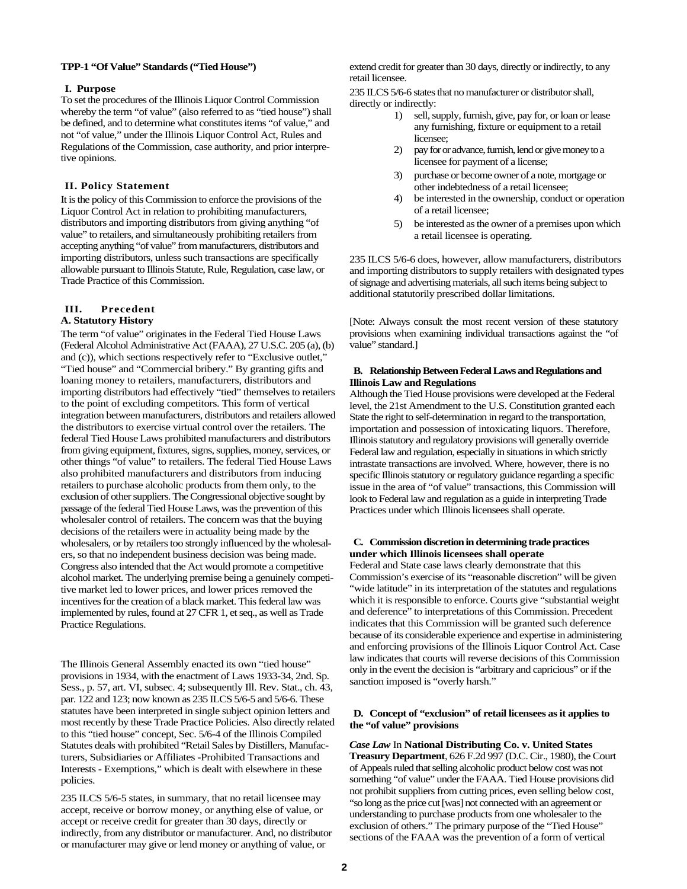### TPP-1 "Of Value" Standards ("Tied House")

#### I. Purpose

To set the procedures of the Illinois Liquor Control Commission whereby the term "of value" (also referred to as "tied house") shall be defined, and to determine what constitutes items "of value," and not "of value," under the Illinois Liquor Control Act, Rules and Regulations of the Commission, case authority, and prior interpretive opinions.

#### II. Policy Statement

It is the policy of this Commission to enforce the provisions of the Liquor Control Act in relation to prohibiting manufacturers, distributors and importing distributors from giving anything "of value" to retailers, and simultaneously prohibiting retailers from accepting anything "of value" from manufacturers, distributors and importing distributors, unless such transactions are specifically allowable pursuant to Illinois Statute, Rule, Regulation, case law, or Trade Practice of this Commission.

#### III. Precedent

**A. Statutory History**

The term "of value" originates in the Federal Tied House Laws (Federal Alcohol Administrative Act (FAAA), 27 U.S.C. 205 (a), (b) and (c)), which sections respectively refer to "Exclusive outlet," "Tied house" and "Commercial bribery." By granting gifts and loaning money to retailers, manufacturers, distributors and importing distributors had effectively "tied" themselves to retailers to the point of excluding competitors. This form of vertical integration between manufacturers, distributors and retailers allowed the distributors to exercise virtual control over the retailers. The federal Tied House Laws prohibited manufacturers and distributors from giving equipment, fixtures, signs, supplies, money, services, or other things "of value" to retailers. The federal Tied House Laws also prohibited manufacturers and distributors from inducing retailers to purchase alcoholic products from them only, to the exclusion of other suppliers. The Congressional objective sought by passage of the federal Tied House Laws, was the prevention of this wholesaler control of retailers. The concern was that the buying decisions of the retailers were in actuality being made by the wholesalers, or by retailers too strongly influenced by the wholesalers, so that no independent business decision was being made. Congress also intended that the Act would promote a competitive alcohol market. The underlying premise being a genuinely competitive market led to lower prices, and lower prices removed the incentives for the creation of a black market. This federal law was implemented by rules, found at 27 CFR 1, et seq., as well as Trade Practice Regulations.

The Illinois General Assembly enacted its own "tied house" provisions in 1934, with the enactment of Laws 1933-34, 2nd. Sp. Sess., p. 57, art. VI, subsec. 4; subsequently Ill. Rev. Stat., ch. 43, par. 122 and 123; now known as 235 ILCS 5/6-5 and 5/6-6. These statutes have been interpreted in single subject opinion letters and most recently by these Trade Practice Policies. Also directly related to this "tied house" concept, Sec. 5/6-4 of the Illinois Compiled Statutes deals with prohibited "Retail Sales by Distillers, Manufacturers, Subsidiaries or Affiliates -Prohibited Transactions and Interests - Exemptions," which is dealt with elsewhere in these policies.

235 ILCS 5/6-5 states, in summary, that no retail licensee may accept, receive or borrow money, or anything else of value, or accept or receive credit for greater than 30 days, directly or indirectly, from any distributor or manufacturer. And, no distributor or manufacturer may give or lend money or anything of value, or extend credit for greater than 30 days, directly or indirectly, to any retail licensee.

235 ILCS 5/6-6 states that no manufacturer or distributor shall, directly or indirectly:

1) sell, supply, furnish, give, pay for, or loan or lease any furnishing, fixture or equipment to a retail licensee;
2) pay for or advance, furnish, lend or give money to a licensee for payment of a license;
3) purchase or become owner of a note, mortgage or other indebtedness of a retail licensee;
4) be interested in the ownership, conduct or operation of a retail licensee;
5) be interested as the owner of a premises upon which a retail licensee is operating.

235 ILCS 5/6-6 does, however, allow manufacturers, distributors and importing distributors to supply retailers with designated types of signage and advertising materials, all such items being subject to additional statutorily prescribed dollar limitations.

[Note: Always consult the most recent version of these statutory provisions when examining individual transactions against the "of value" standard.]

**B. Relationship Between Federal Laws and Regulations and Illinois Law and Regulations**

Although the Tied House provisions were developed at the Federal level, the 21st Amendment to the U.S. Constitution granted each State the right to self-determination in regard to the transportation, importation and possession of intoxicating liquors. Therefore, Illinois statutory and regulatory provisions will generally override Federal law and regulation, especially in situations in which strictly intrastate transactions are involved. Where, however, there is no specific Illinois statutory or regulatory guidance regarding a specific issue in the area of "of value" transactions, this Commission will look to Federal law and regulation as a guide in interpreting Trade Practices under which Illinois licensees shall operate.

**C. Commission discretion in determining trade practices under which Illinois licensees shall operate**

Federal and State case laws clearly demonstrate that this Commission's exercise of its "reasonable discretion" will be given "wide latitude" in its interpretation of the statutes and regulations which it is responsible to enforce. Courts give "substantial weight and deference" to interpretations of this Commission. Precedent indicates that this Commission will be granted such deference because of its considerable experience and expertise in administering and enforcing provisions of the Illinois Liquor Control Act. Case law indicates that courts will reverse decisions of this Commission only in the event the decision is "arbitrary and capricious" or if the sanction imposed is "overly harsh."

**D. Concept of "exclusion" of retail licensees as it applies to the "of value" provisions**

***Case Law*** In **National Distributing Co. v. United States Treasury Department**, 626 F.2d 997 (D.C. Cir., 1980), the Court of Appeals ruled that selling alcoholic product below cost was not something "of value" under the FAAA. Tied House provisions did not prohibit suppliers from cutting prices, even selling below cost, "so long as the price cut [was] not connected with an agreement or understanding to purchase products from one wholesaler to the exclusion of others." The primary purpose of the "Tied House" sections of the FAAA was the prevention of a form of vertical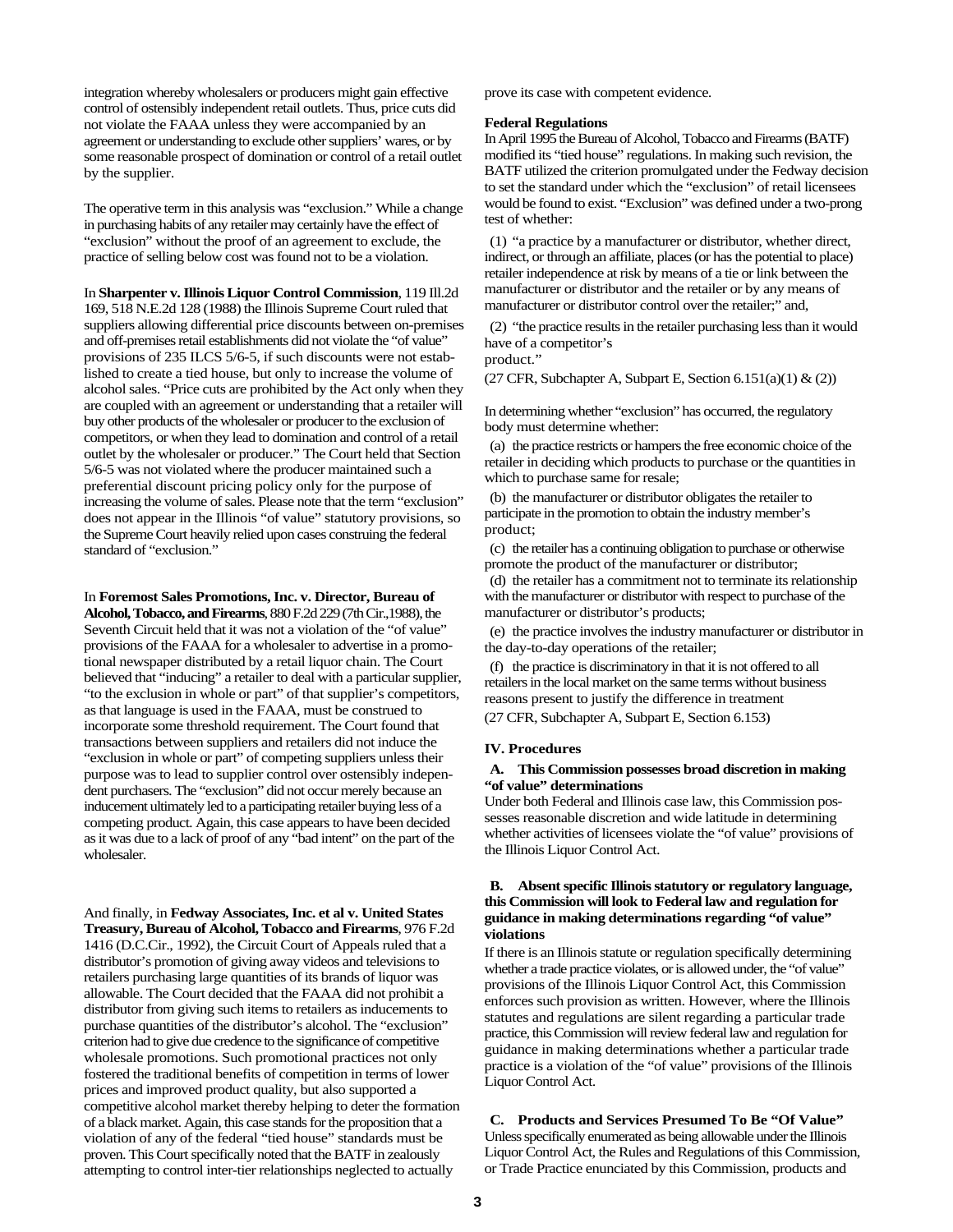integration whereby wholesalers or producers might gain effective control of ostensibly independent retail outlets. Thus, price cuts did not violate the FAAA unless they were accompanied by an agreement or understanding to exclude other suppliers' wares, or by some reasonable prospect of domination or control of a retail outlet by the supplier.

The operative term in this analysis was "exclusion." While a change in purchasing habits of any retailer may certainly have the effect of "exclusion" without the proof of an agreement to exclude, the practice of selling below cost was found not to be a violation.

In **Sharpenter v. Illinois Liquor Control Commission**, 119 Ill.2d 169, 518 N.E.2d 128 (1988) the Illinois Supreme Court ruled that suppliers allowing differential price discounts between on-premises and off-premises retail establishments did not violate the "of value" provisions of 235 ILCS 5/6-5, if such discounts were not established to create a tied house, but only to increase the volume of alcohol sales. "Price cuts are prohibited by the Act only when they are coupled with an agreement or understanding that a retailer will buy other products of the wholesaler or producer to the exclusion of competitors, or when they lead to domination and control of a retail outlet by the wholesaler or producer." The Court held that Section 5/6-5 was not violated where the producer maintained such a preferential discount pricing policy only for the purpose of increasing the volume of sales. Please note that the term "exclusion" does not appear in the Illinois "of value" statutory provisions, so the Supreme Court heavily relied upon cases construing the federal standard of "exclusion."

In **Foremost Sales Promotions, Inc. v. Director, Bureau of Alcohol, Tobacco, and Firearms**, 880 F.2d 229 (7th Cir.,1988), the Seventh Circuit held that it was not a violation of the "of value" provisions of the FAAA for a wholesaler to advertise in a promotional newspaper distributed by a retail liquor chain. The Court believed that "inducing" a retailer to deal with a particular supplier, "to the exclusion in whole or part" of that supplier's competitors, as that language is used in the FAAA, must be construed to incorporate some threshold requirement. The Court found that transactions between suppliers and retailers did not induce the "exclusion in whole or part" of competing suppliers unless their purpose was to lead to supplier control over ostensibly independent purchasers. The "exclusion" did not occur merely because an inducement ultimately led to a participating retailer buying less of a competing product. Again, this case appears to have been decided as it was due to a lack of proof of any "bad intent" on the part of the wholesaler.

And finally, in **Fedway Associates, Inc. et al v. United States Treasury, Bureau of Alcohol, Tobacco and Firearms**, 976 F.2d 1416 (D.C.Cir., 1992), the Circuit Court of Appeals ruled that a distributor's promotion of giving away videos and televisions to retailers purchasing large quantities of its brands of liquor was allowable. The Court decided that the FAAA did not prohibit a distributor from giving such items to retailers as inducements to purchase quantities of the distributor's alcohol. The "exclusion" criterion had to give due credence to the significance of competitive wholesale promotions. Such promotional practices not only fostered the traditional benefits of competition in terms of lower prices and improved product quality, but also supported a competitive alcohol market thereby helping to deter the formation of a black market. Again, this case stands for the proposition that a violation of any of the federal "tied house" standards must be proven. This Court specifically noted that the BATF in zealously attempting to control inter-tier relationships neglected to actually prove its case with competent evidence.

**Federal Regulations**

In April 1995 the Bureau of Alcohol, Tobacco and Firearms (BATF) modified its "tied house" regulations. In making such revision, the BATF utilized the criterion promulgated under the Fedway decision to set the standard under which the "exclusion" of retail licensees would be found to exist. "Exclusion" was defined under a two-prong test of whether:

(1) "a practice by a manufacturer or distributor, whether direct, indirect, or through an affiliate, places (or has the potential to place) retailer independence at risk by means of a tie or link between the manufacturer or distributor and the retailer or by any means of manufacturer or distributor control over the retailer;" and,

(2) "the practice results in the retailer purchasing less than it would have of a competitor's product."

(27 CFR, Subchapter A, Subpart E, Section 6.151(a)(1) & (2))

In determining whether "exclusion" has occurred, the regulatory body must determine whether:

(a) the practice restricts or hampers the free economic choice of the retailer in deciding which products to purchase or the quantities in which to purchase same for resale;

(b) the manufacturer or distributor obligates the retailer to participate in the promotion to obtain the industry member's product;

(c) the retailer has a continuing obligation to purchase or otherwise promote the product of the manufacturer or distributor;

(d) the retailer has a commitment not to terminate its relationship with the manufacturer or distributor with respect to purchase of the manufacturer or distributor's products;

(e) the practice involves the industry manufacturer or distributor in the day-to-day operations of the retailer;

(f) the practice is discriminatory in that it is not offered to all retailers in the local market on the same terms without business reasons present to justify the difference in treatment

(27 CFR, Subchapter A, Subpart E, Section 6.153)

## IV. Procedures

### A. This Commission possesses broad discretion in making "of value" determinations

Under both Federal and Illinois case law, this Commission possesses reasonable discretion and wide latitude in determining whether activities of licensees violate the "of value" provisions of the Illinois Liquor Control Act.

### B. Absent specific Illinois statutory or regulatory language, this Commission will look to Federal law and regulation for guidance in making determinations regarding "of value" violations

If there is an Illinois statute or regulation specifically determining whether a trade practice violates, or is allowed under, the "of value" provisions of the Illinois Liquor Control Act, this Commission enforces such provision as written. However, where the Illinois statutes and regulations are silent regarding a particular trade practice, this Commission will review federal law and regulation for guidance in making determinations whether a particular trade practice is a violation of the "of value" provisions of the Illinois Liquor Control Act.

### C. Products and Services Presumed To Be "Of Value"

Unless specifically enumerated as being allowable under the Illinois Liquor Control Act, the Rules and Regulations of this Commission, or Trade Practice enunciated by this Commission, products and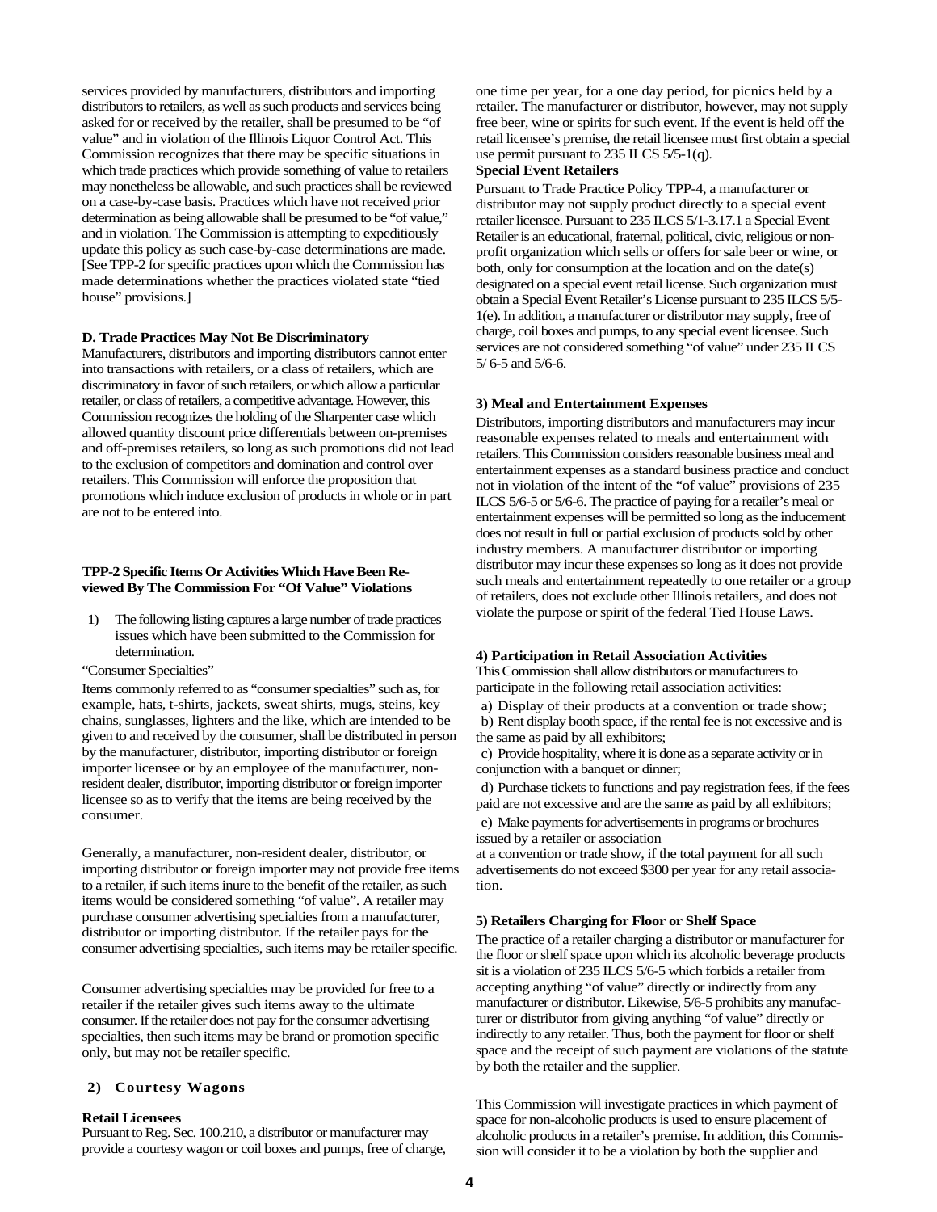services provided by manufacturers, distributors and importing distributors to retailers, as well as such products and services being asked for or received by the retailer, shall be presumed to be "of value" and in violation of the Illinois Liquor Control Act. This Commission recognizes that there may be specific situations in which trade practices which provide something of value to retailers may nonetheless be allowable, and such practices shall be reviewed on a case-by-case basis. Practices which have not received prior determination as being allowable shall be presumed to be "of value," and in violation. The Commission is attempting to expeditiously update this policy as such case-by-case determinations are made. [See TPP-2 for specific practices upon which the Commission has made determinations whether the practices violated state "tied house" provisions.]

**D. Trade Practices May Not Be Discriminatory**

Manufacturers, distributors and importing distributors cannot enter into transactions with retailers, or a class of retailers, which are discriminatory in favor of such retailers, or which allow a particular retailer, or class of retailers, a competitive advantage. However, this Commission recognizes the holding of the Sharpenter case which allowed quantity discount price differentials between on-premises and off-premises retailers, so long as such promotions did not lead to the exclusion of competitors and domination and control over retailers. This Commission will enforce the proposition that promotions which induce exclusion of products in whole or in part are not to be entered into.

**TPP-2 Specific Items Or Activities Which Have Been Reviewed By The Commission For "Of Value" Violations**

1) The following listing captures a large number of trade practices issues which have been submitted to the Commission for determination.

"Consumer Specialties"

Items commonly referred to as "consumer specialties" such as, for example, hats, t-shirts, jackets, sweat shirts, mugs, steins, key chains, sunglasses, lighters and the like, which are intended to be given to and received by the consumer, shall be distributed in person by the manufacturer, distributor, importing distributor or foreign importer licensee or by an employee of the manufacturer, non-resident dealer, distributor, importing distributor or foreign importer licensee so as to verify that the items are being received by the consumer.

Generally, a manufacturer, non-resident dealer, distributor, or importing distributor or foreign importer may not provide free items to a retailer, if such items inure to the benefit of the retailer, as such items would be considered something "of value". A retailer may purchase consumer advertising specialties from a manufacturer, distributor or importing distributor. If the retailer pays for the consumer advertising specialties, such items may be retailer specific.

Consumer advertising specialties may be provided for free to a retailer if the retailer gives such items away to the ultimate consumer. If the retailer does not pay for the consumer advertising specialties, then such items may be brand or promotion specific only, but may not be retailer specific.

**2) Courtesy Wagons**

**Retail Licensees**

Pursuant to Reg. Sec. 100.210, a distributor or manufacturer may provide a courtesy wagon or coil boxes and pumps, free of charge, one time per year, for a one day period, for picnics held by a retailer. The manufacturer or distributor, however, may not supply free beer, wine or spirits for such event. If the event is held off the retail licensee's premise, the retail licensee must first obtain a special use permit pursuant to 235 ILCS 5/5-1(q).

**Special Event Retailers**

Pursuant to Trade Practice Policy TPP-4, a manufacturer or distributor may not supply product directly to a special event retailer licensee. Pursuant to 235 ILCS 5/1-3.17.1 a Special Event Retailer is an educational, fraternal, political, civic, religious or non-profit organization which sells or offers for sale beer or wine, or both, only for consumption at the location and on the date(s) designated on a special event retail license. Such organization must obtain a Special Event Retailer's License pursuant to 235 ILCS 5/5-1(e). In addition, a manufacturer or distributor may supply, free of charge, coil boxes and pumps, to any special event licensee. Such services are not considered something "of value" under 235 ILCS 5/ 6-5 and 5/6-6.

**3) Meal and Entertainment Expenses**

Distributors, importing distributors and manufacturers may incur reasonable expenses related to meals and entertainment with retailers. This Commission considers reasonable business meal and entertainment expenses as a standard business practice and conduct not in violation of the intent of the "of value" provisions of 235 ILCS 5/6-5 or 5/6-6. The practice of paying for a retailer's meal or entertainment expenses will be permitted so long as the inducement does not result in full or partial exclusion of products sold by other industry members. A manufacturer distributor or importing distributor may incur these expenses so long as it does not provide such meals and entertainment repeatedly to one retailer or a group of retailers, does not exclude other Illinois retailers, and does not violate the purpose or spirit of the federal Tied House Laws.

**4) Participation in Retail Association Activities**

This Commission shall allow distributors or manufacturers to participate in the following retail association activities:

a) Display of their products at a convention or trade show;

b) Rent display booth space, if the rental fee is not excessive and is the same as paid by all exhibitors;

c) Provide hospitality, where it is done as a separate activity or in conjunction with a banquet or dinner;

d) Purchase tickets to functions and pay registration fees, if the fees paid are not excessive and are the same as paid by all exhibitors;

e) Make payments for advertisements in programs or brochures issued by a retailer or association at a convention or trade show, if the total payment for all such advertisements do not exceed $300 per year for any retail association.

**5) Retailers Charging for Floor or Shelf Space**

The practice of a retailer charging a distributor or manufacturer for the floor or shelf space upon which its alcoholic beverage products sit is a violation of 235 ILCS 5/6-5 which forbids a retailer from accepting anything "of value" directly or indirectly from any manufacturer or distributor. Likewise, 5/6-5 prohibits any manufacturer or distributor from giving anything "of value" directly or indirectly to any retailer. Thus, both the payment for floor or shelf space and the receipt of such payment are violations of the statute by both the retailer and the supplier.

This Commission will investigate practices in which payment of space for non-alcoholic products is used to ensure placement of alcoholic products in a retailer's premise. In addition, this Commission will consider it to be a violation by both the supplier and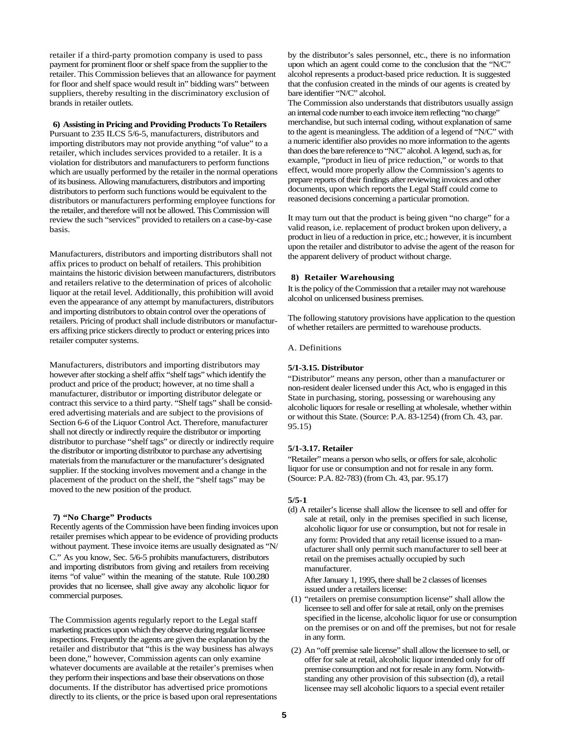retailer if a third-party promotion company is used to pass payment for prominent floor or shelf space from the supplier to the retailer. This Commission believes that an allowance for payment for floor and shelf space would result in" bidding wars" between suppliers, thereby resulting in the discriminatory exclusion of brands in retailer outlets.

**6) Assisting in Pricing and Providing Products To Retailers**

Pursuant to 235 ILCS 5/6-5, manufacturers, distributors and importing distributors may not provide anything "of value" to a retailer, which includes services provided to a retailer. It is a violation for distributors and manufacturers to perform functions which are usually performed by the retailer in the normal operations of its business. Allowing manufacturers, distributors and importing distributors to perform such functions would be equivalent to the distributors or manufacturers performing employee functions for the retailer, and therefore will not be allowed. This Commission will review the such "services" provided to retailers on a case-by-case basis.

Manufacturers, distributors and importing distributors shall not affix prices to product on behalf of retailers. This prohibition maintains the historic division between manufacturers, distributors and retailers relative to the determination of prices of alcoholic liquor at the retail level. Additionally, this prohibition will avoid even the appearance of any attempt by manufacturers, distributors and importing distributors to obtain control over the operations of retailers. Pricing of product shall include distributors or manufacturers affixing price stickers directly to product or entering prices into retailer computer systems.

Manufacturers, distributors and importing distributors may however after stocking a shelf affix "shelf tags" which identify the product and price of the product; however, at no time shall a manufacturer, distributor or importing distributor delegate or contract this service to a third party. "Shelf tags" shall be considered advertising materials and are subject to the provisions of Section 6-6 of the Liquor Control Act. Therefore, manufacturer shall not directly or indirectly require the distributor or importing distributor to purchase "shelf tags" or directly or indirectly require the distributor or importing distributor to purchase any advertising materials from the manufacturer or the manufacturer's designated supplier. If the stocking involves movement and a change in the placement of the product on the shelf, the "shelf tags" may be moved to the new position of the product.

**7) "No Charge" Products**

Recently agents of the Commission have been finding invoices upon retailer premises which appear to be evidence of providing products without payment. These invoice items are usually designated as "N/C." As you know, Sec. 5/6-5 prohibits manufacturers, distributors and importing distributors from giving and retailers from receiving items "of value" within the meaning of the statute. Rule 100.280 provides that no licensee, shall give away any alcoholic liquor for commercial purposes.

The Commission agents regularly report to the Legal staff marketing practices upon which they observe during regular licensee inspections. Frequently the agents are given the explanation by the retailer and distributor that "this is the way business has always been done," however, Commission agents can only examine whatever documents are available at the retailer's premises when they perform their inspections and base their observations on those documents. If the distributor has advertised price promotions directly to its clients, or the price is based upon oral representations by the distributor's sales personnel, etc., there is no information upon which an agent could come to the conclusion that the "N/C" alcohol represents a product-based price reduction. It is suggested that the confusion created in the minds of our agents is created by bare identifier "N/C" alcohol.

The Commission also understands that distributors usually assign an internal code number to each invoice item reflecting "no charge" merchandise, but such internal coding, without explanation of same to the agent is meaningless. The addition of a legend of "N/C" with a numeric identifier also provides no more information to the agents than does the bare reference to "N/C" alcohol. A legend, such as, for example, "product in lieu of price reduction," or words to that effect, would more properly allow the Commission's agents to prepare reports of their findings after reviewing invoices and other documents, upon which reports the Legal Staff could come to reasoned decisions concerning a particular promotion.

It may turn out that the product is being given "no charge" for a valid reason, i.e. replacement of product broken upon delivery, a product in lieu of a reduction in price, etc.; however, it is incumbent upon the retailer and distributor to advise the agent of the reason for the apparent delivery of product without charge.

**8) Retailer Warehousing**

It is the policy of the Commission that a retailer may not warehouse alcohol on unlicensed business premises.

The following statutory provisions have application to the question of whether retailers are permitted to warehouse products.

A. Definitions

**5/1-3.15. Distributor**

"Distributor" means any person, other than a manufacturer or non-resident dealer licensed under this Act, who is engaged in this State in purchasing, storing, possessing or warehousing any alcoholic liquors for resale or reselling at wholesale, whether within or without this State. (Source: P.A. 83-1254) (from Ch. 43, par. 95.15)

**5/1-3.17. Retailer**

"Retailer" means a person who sells, or offers for sale, alcoholic liquor for use or consumption and not for resale in any form. (Source: P.A. 82-783) (from Ch. 43, par. 95.17)

**5/5-1**

(d) A retailer's license shall allow the licensee to sell and offer for sale at retail, only in the premises specified in such license, alcoholic liquor for use or consumption, but not for resale in any form: Provided that any retail license issued to a manufacturer shall only permit such manufacturer to sell beer at retail on the premises actually occupied by such manufacturer.

After January 1, 1995, there shall be 2 classes of licenses issued under a retailers license:

(1) "retailers on premise consumption license" shall allow the licensee to sell and offer for sale at retail, only on the premises specified in the license, alcoholic liquor for use or consumption on the premises or on and off the premises, but not for resale in any form.

(2) An "off premise sale license" shall allow the licensee to sell, or offer for sale at retail, alcoholic liquor intended only for off premise consumption and not for resale in any form. Notwithstanding any other provision of this subsection (d), a retail licensee may sell alcoholic liquors to a special event retailer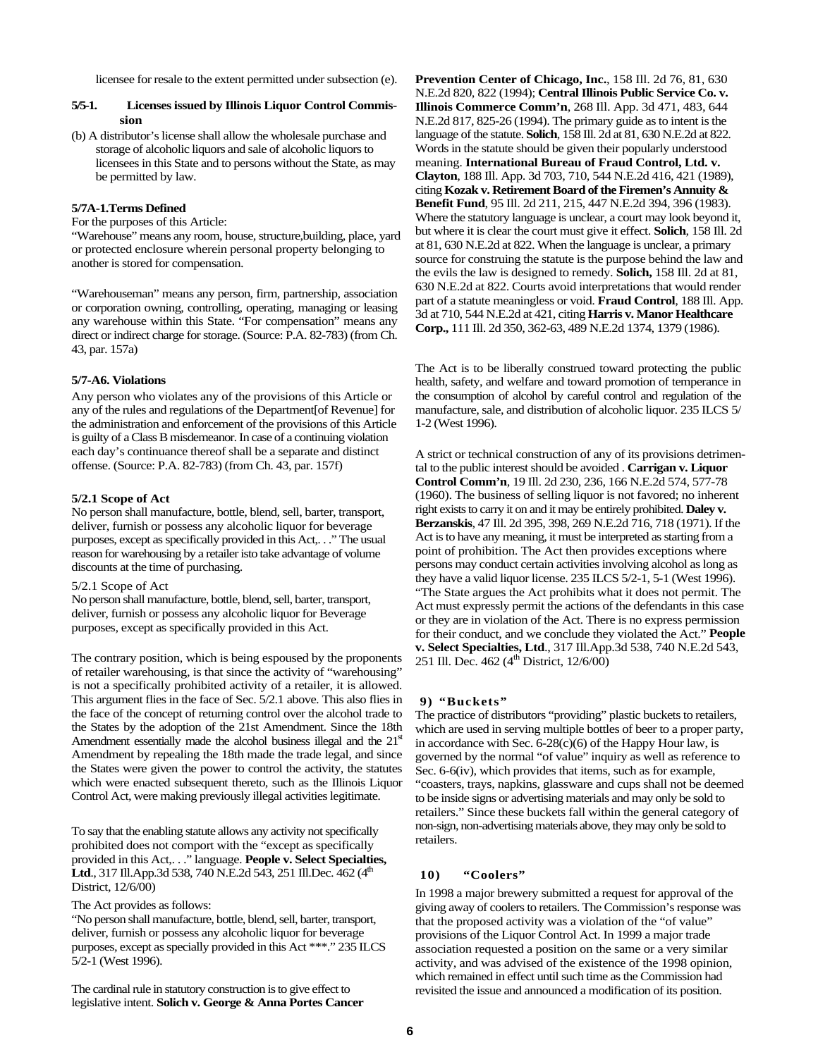licensee for resale to the extent permitted under subsection (e).

**5/5-1. Licenses issued by Illinois Liquor Control Commission**

(b) A distributor's license shall allow the wholesale purchase and storage of alcoholic liquors and sale of alcoholic liquors to licensees in this State and to persons without the State, as may be permitted by law.

**5/7A-1.Terms Defined**

For the purposes of this Article:

"Warehouse" means any room, house, structure,building, place, yard or protected enclosure wherein personal property belonging to another is stored for compensation.

"Warehouseman" means any person, firm, partnership, association or corporation owning, controlling, operating, managing or leasing any warehouse within this State. "For compensation" means any direct or indirect charge for storage. (Source: P.A. 82-783) (from Ch. 43, par. 157a)

**5/7-A6. Violations**

Any person who violates any of the provisions of this Article or any of the rules and regulations of the Department[of Revenue] for the administration and enforcement of the provisions of this Article is guilty of a Class B misdemeanor. In case of a continuing violation each day's continuance thereof shall be a separate and distinct offense. (Source: P.A. 82-783) (from Ch. 43, par. 157f)

**5/2.1 Scope of Act**

No person shall manufacture, bottle, blend, sell, barter, transport, deliver, furnish or possess any alcoholic liquor for beverage purposes, except as specifically provided in this Act,. . ." The usual reason for warehousing by a retailer isto take advantage of volume discounts at the time of purchasing.

5/2.1 Scope of Act

No person shall manufacture, bottle, blend, sell, barter, transport, deliver, furnish or possess any alcoholic liquor for Beverage purposes, except as specifically provided in this Act.

The contrary position, which is being espoused by the proponents of retailer warehousing, is that since the activity of "warehousing" is not a specifically prohibited activity of a retailer, it is allowed. This argument flies in the face of Sec. 5/2.1 above. This also flies in the face of the concept of returning control over the alcohol trade to the States by the adoption of the 21st Amendment. Since the 18th Amendment essentially made the alcohol business illegal and the 21[st] Amendment by repealing the 18th made the trade legal, and since the States were given the power to control the activity, the statutes which were enacted subsequent thereto, such as the Illinois Liquor Control Act, were making previously illegal activities legitimate.

To say that the enabling statute allows any activity not specifically prohibited does not comport with the "except as specifically provided in this Act,. . ." language. **People v. Select Specialties, Ltd**., 317 Ill.App.3d 538, 740 N.E.2d 543, 251 Ill.Dec. 462 (4[th] District, 12/6/00)

The Act provides as follows:

"No person shall manufacture, bottle, blend, sell, barter, transport, deliver, furnish or possess any alcoholic liquor for beverage purposes, except as specially provided in this Act ***." 235 ILCS 5/2-1 (West 1996).

The cardinal rule in statutory construction is to give effect to legislative intent. **Solich v. George & Anna Portes Cancer Prevention Center of Chicago, Inc.**, 158 Ill. 2d 76, 81, 630 N.E.2d 820, 822 (1994); **Central Illinois Public Service Co. v. Illinois Commerce Comm'n**, 268 Ill. App. 3d 471, 483, 644 N.E.2d 817, 825-26 (1994). The primary guide as to intent is the language of the statute. **Solich**, 158 Ill. 2d at 81, 630 N.E.2d at 822. Words in the statute should be given their popularly understood meaning. **International Bureau of Fraud Control, Ltd. v. Clayton**, 188 Ill. App. 3d 703, 710, 544 N.E.2d 416, 421 (1989), citing **Kozak v. Retirement Board of the Firemen's Annuity & Benefit Fund**, 95 Ill. 2d 211, 215, 447 N.E.2d 394, 396 (1983). Where the statutory language is unclear, a court may look beyond it, but where it is clear the court must give it effect. **Solich**, 158 Ill. 2d at 81, 630 N.E.2d at 822. When the language is unclear, a primary source for construing the statute is the purpose behind the law and the evils the law is designed to remedy. **Solich,** 158 Ill. 2d at 81, 630 N.E.2d at 822. Courts avoid interpretations that would render part of a statute meaningless or void. **Fraud Control**, 188 Ill. App. 3d at 710, 544 N.E.2d at 421, citing **Harris v. Manor Healthcare Corp.,** 111 Ill. 2d 350, 362-63, 489 N.E.2d 1374, 1379 (1986).

The Act is to be liberally construed toward protecting the public health, safety, and welfare and toward promotion of temperance in the consumption of alcohol by careful control and regulation of the manufacture, sale, and distribution of alcoholic liquor. 235 ILCS 5/ 1-2 (West 1996).

A strict or technical construction of any of its provisions detrimental to the public interest should be avoided . **Carrigan v. Liquor Control Comm'n**, 19 Ill. 2d 230, 236, 166 N.E.2d 574, 577-78 (1960). The business of selling liquor is not favored; no inherent right exists to carry it on and it may be entirely prohibited. **Daley v. Berzanskis**, 47 Ill. 2d 395, 398, 269 N.E.2d 716, 718 (1971). If the Act is to have any meaning, it must be interpreted as starting from a point of prohibition. The Act then provides exceptions where persons may conduct certain activities involving alcohol as long as they have a valid liquor license. 235 ILCS 5/2-1, 5-1 (West 1996). "The State argues the Act prohibits what it does not permit. The Act must expressly permit the actions of the defendants in this case or they are in violation of the Act. There is no express permission for their conduct, and we conclude they violated the Act." **People v. Select Specialties, Ltd**., 317 Ill.App.3d 538, 740 N.E.2d 543, 251 Ill. Dec. 462 (4[th] District, 12/6/00)

### 9) "Buckets"

The practice of distributors "providing" plastic buckets to retailers, which are used in serving multiple bottles of beer to a proper party, in accordance with Sec. 6-28(c)(6) of the Happy Hour law, is governed by the normal "of value" inquiry as well as reference to Sec. 6-6(iv), which provides that items, such as for example, "coasters, trays, napkins, glassware and cups shall not be deemed to be inside signs or advertising materials and may only be sold to retailers." Since these buckets fall within the general category of non-sign, non-advertising materials above, they may only be sold to retailers.

### 10) "Coolers"

In 1998 a major brewery submitted a request for approval of the giving away of coolers to retailers. The Commission's response was that the proposed activity was a violation of the "of value" provisions of the Liquor Control Act. In 1999 a major trade association requested a position on the same or a very similar activity, and was advised of the existence of the 1998 opinion, which remained in effect until such time as the Commission had revisited the issue and announced a modification of its position.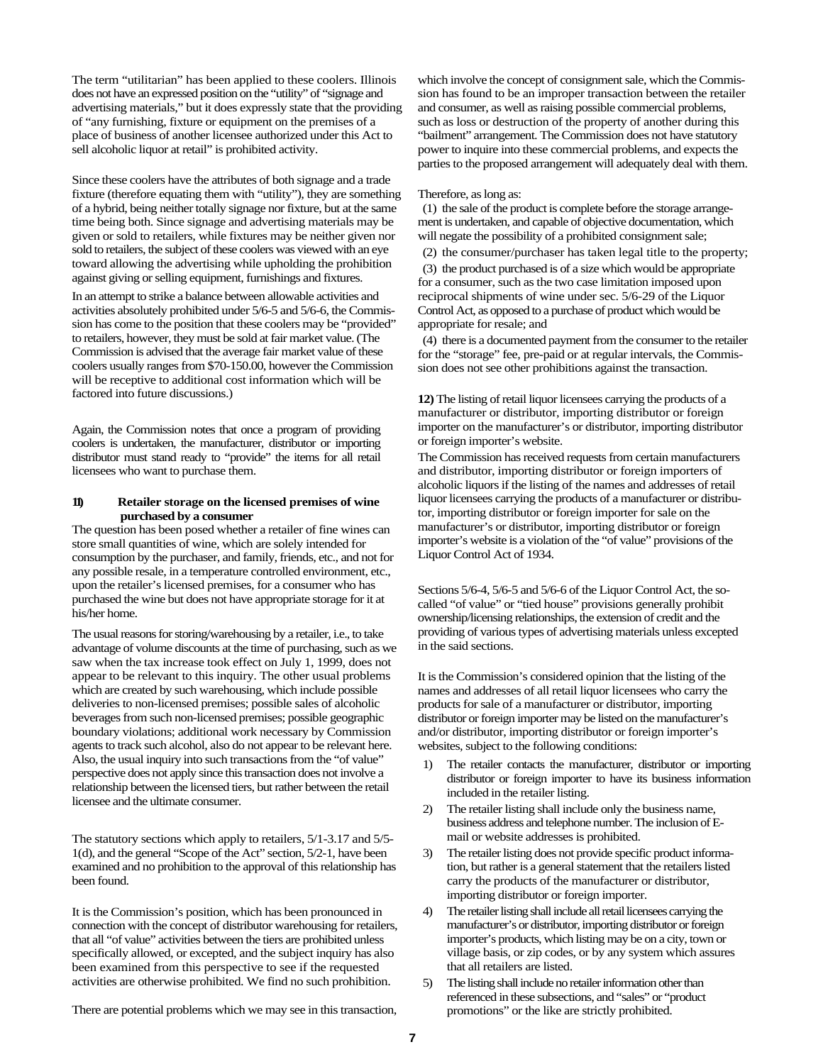The term "utilitarian" has been applied to these coolers. Illinois does not have an expressed position on the "utility" of "signage and advertising materials," but it does expressly state that the providing of "any furnishing, fixture or equipment on the premises of a place of business of another licensee authorized under this Act to sell alcoholic liquor at retail" is prohibited activity.

Since these coolers have the attributes of both signage and a trade fixture (therefore equating them with "utility"), they are something of a hybrid, being neither totally signage nor fixture, but at the same time being both. Since signage and advertising materials may be given or sold to retailers, while fixtures may be neither given nor sold to retailers, the subject of these coolers was viewed with an eye toward allowing the advertising while upholding the prohibition against giving or selling equipment, furnishings and fixtures.

In an attempt to strike a balance between allowable activities and activities absolutely prohibited under 5/6-5 and 5/6-6, the Commission has come to the position that these coolers may be "provided" to retailers, however, they must be sold at fair market value. (The Commission is advised that the average fair market value of these coolers usually ranges from $70-150.00, however the Commission will be receptive to additional cost information which will be factored into future discussions.)

Again, the Commission notes that once a program of providing coolers is undertaken, the manufacturer, distributor or importing distributor must stand ready to "provide" the items for all retail licensees who want to purchase them.

### 11) Retailer storage on the licensed premises of wine purchased by a consumer

The question has been posed whether a retailer of fine wines can store small quantities of wine, which are solely intended for consumption by the purchaser, and family, friends, etc., and not for any possible resale, in a temperature controlled environment, etc., upon the retailer's licensed premises, for a consumer who has purchased the wine but does not have appropriate storage for it at his/her home.

The usual reasons for storing/warehousing by a retailer, i.e., to take advantage of volume discounts at the time of purchasing, such as we saw when the tax increase took effect on July 1, 1999, does not appear to be relevant to this inquiry. The other usual problems which are created by such warehousing, which include possible deliveries to non-licensed premises; possible sales of alcoholic beverages from such non-licensed premises; possible geographic boundary violations; additional work necessary by Commission agents to track such alcohol, also do not appear to be relevant here. Also, the usual inquiry into such transactions from the "of value" perspective does not apply since this transaction does not involve a relationship between the licensed tiers, but rather between the retail licensee and the ultimate consumer.

The statutory sections which apply to retailers, 5/1-3.17 and 5/5-1(d), and the general "Scope of the Act" section, 5/2-1, have been examined and no prohibition to the approval of this relationship has been found.

It is the Commission's position, which has been pronounced in connection with the concept of distributor warehousing for retailers, that all "of value" activities between the tiers are prohibited unless specifically allowed, or excepted, and the subject inquiry has also been examined from this perspective to see if the requested activities are otherwise prohibited. We find no such prohibition.

There are potential problems which we may see in this transaction, which involve the concept of consignment sale, which the Commission has found to be an improper transaction between the retailer and consumer, as well as raising possible commercial problems, such as loss or destruction of the property of another during this "bailment" arrangement. The Commission does not have statutory power to inquire into these commercial problems, and expects the parties to the proposed arrangement will adequately deal with them.

Therefore, as long as:

(1) the sale of the product is complete before the storage arrangement is undertaken, and capable of objective documentation, which will negate the possibility of a prohibited consignment sale;

(2) the consumer/purchaser has taken legal title to the property;

(3) the product purchased is of a size which would be appropriate for a consumer, such as the two case limitation imposed upon reciprocal shipments of wine under sec. 5/6-29 of the Liquor Control Act, as opposed to a purchase of product which would be appropriate for resale; and

(4) there is a documented payment from the consumer to the retailer for the "storage" fee, pre-paid or at regular intervals, the Commission does not see other prohibitions against the transaction.

**12)** The listing of retail liquor licensees carrying the products of a manufacturer or distributor, importing distributor or foreign importer on the manufacturer's or distributor, importing distributor or foreign importer's website.

The Commission has received requests from certain manufacturers and distributor, importing distributor or foreign importers of alcoholic liquors if the listing of the names and addresses of retail liquor licensees carrying the products of a manufacturer or distributor, importing distributor or foreign importer for sale on the manufacturer's or distributor, importing distributor or foreign importer's website is a violation of the "of value" provisions of the Liquor Control Act of 1934.

Sections 5/6-4, 5/6-5 and 5/6-6 of the Liquor Control Act, the so-called "of value" or "tied house" provisions generally prohibit ownership/licensing relationships, the extension of credit and the providing of various types of advertising materials unless excepted in the said sections.

It is the Commission's considered opinion that the listing of the names and addresses of all retail liquor licensees who carry the products for sale of a manufacturer or distributor, importing distributor or foreign importer may be listed on the manufacturer's and/or distributor, importing distributor or foreign importer's websites, subject to the following conditions:

1) The retailer contacts the manufacturer, distributor or importing distributor or foreign importer to have its business information included in the retailer listing.
2) The retailer listing shall include only the business name, business address and telephone number. The inclusion of E-mail or website addresses is prohibited.
3) The retailer listing does not provide specific product information, but rather is a general statement that the retailers listed carry the products of the manufacturer or distributor, importing distributor or foreign importer.
4) The retailer listing shall include all retail licensees carrying the manufacturer's or distributor, importing distributor or foreign importer's products, which listing may be on a city, town or village basis, or zip codes, or by any system which assures that all retailers are listed.
5) The listing shall include no retailer information other than referenced in these subsections, and "sales" or "product promotions" or the like are strictly prohibited.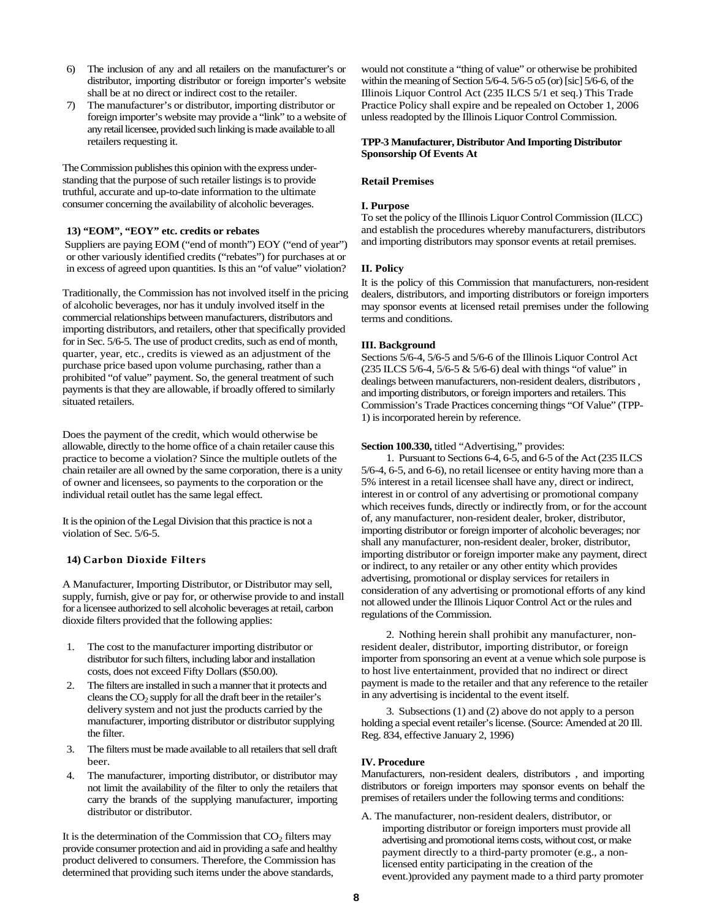6) The inclusion of any and all retailers on the manufacturer's or distributor, importing distributor or foreign importer's website shall be at no direct or indirect cost to the retailer.
7) The manufacturer's or distributor, importing distributor or foreign importer's website may provide a "link" to a website of any retail licensee, provided such linking is made available to all retailers requesting it.

The Commission publishes this opinion with the express understanding that the purpose of such retailer listings is to provide truthful, accurate and up-to-date information to the ultimate consumer concerning the availability of alcoholic beverages.

**13) "EOM", "EOY" etc. credits or rebates**

Suppliers are paying EOM ("end of month") EOY ("end of year") or other variously identified credits ("rebates") for purchases at or in excess of agreed upon quantities. Is this an "of value" violation?

Traditionally, the Commission has not involved itself in the pricing of alcoholic beverages, nor has it unduly involved itself in the commercial relationships between manufacturers, distributors and importing distributors, and retailers, other that specifically provided for in Sec. 5/6-5. The use of product credits, such as end of month, quarter, year, etc., credits is viewed as an adjustment of the purchase price based upon volume purchasing, rather than a prohibited "of value" payment. So, the general treatment of such payments is that they are allowable, if broadly offered to similarly situated retailers.

Does the payment of the credit, which would otherwise be allowable, directly to the home office of a chain retailer cause this practice to become a violation? Since the multiple outlets of the chain retailer are all owned by the same corporation, there is a unity of owner and licensees, so payments to the corporation or the individual retail outlet has the same legal effect.

It is the opinion of the Legal Division that this practice is not a violation of Sec. 5/6-5.

**14) Carbon Dioxide Filters**

A Manufacturer, Importing Distributor, or Distributor may sell, supply, furnish, give or pay for, or otherwise provide to and install for a licensee authorized to sell alcoholic beverages at retail, carbon dioxide filters provided that the following applies:

1. The cost to the manufacturer importing distributor or distributor for such filters, including labor and installation costs, does not exceed Fifty Dollars ($50.00).
2. The filters are installed in such a manner that it protects and cleans the $CO_2$ supply for all the draft beer in the retailer's delivery system and not just the products carried by the manufacturer, importing distributor or distributor supplying the filter.
3. The filters must be made available to all retailers that sell draft beer.
4. The manufacturer, importing distributor, or distributor may not limit the availability of the filter to only the retailers that carry the brands of the supplying manufacturer, importing distributor or distributor.

It is the determination of the Commission that $CO_2$ filters may provide consumer protection and aid in providing a safe and healthy product delivered to consumers. Therefore, the Commission has determined that providing such items under the above standards, would not constitute a "thing of value" or otherwise be prohibited within the meaning of Section 5/6-4. 5/6-5 o5 (or) [sic] 5/6-6, of the Illinois Liquor Control Act (235 ILCS 5/1 et seq.) This Trade Practice Policy shall expire and be repealed on October 1, 2006 unless readopted by the Illinois Liquor Control Commission.

**TPP-3 Manufacturer, Distributor And Importing Distributor Sponsorship Of Events At**

**Retail Premises**

**I. Purpose**

To set the policy of the Illinois Liquor Control Commission (ILCC) and establish the procedures whereby manufacturers, distributors and importing distributors may sponsor events at retail premises.

**II. Policy**

It is the policy of this Commission that manufacturers, non-resident dealers, distributors, and importing distributors or foreign importers may sponsor events at licensed retail premises under the following terms and conditions.

**III. Background**

Sections 5/6-4, 5/6-5 and 5/6-6 of the Illinois Liquor Control Act (235 ILCS 5/6-4, 5/6-5 & 5/6-6) deal with things "of value" in dealings between manufacturers, non-resident dealers, distributors , and importing distributors, or foreign importers and retailers. This Commission's Trade Practices concerning things "Of Value" (TPP-1) is incorporated herein by reference.

**Section 100.330,** titled "Advertising," provides:

1. Pursuant to Sections 6-4, 6-5, and 6-5 of the Act (235 ILCS 5/6-4, 6-5, and 6-6), no retail licensee or entity having more than a 5% interest in a retail licensee shall have any, direct or indirect, interest in or control of any advertising or promotional company which receives funds, directly or indirectly from, or for the account of, any manufacturer, non-resident dealer, broker, distributor, importing distributor or foreign importer of alcoholic beverages; nor shall any manufacturer, non-resident dealer, broker, distributor, importing distributor or foreign importer make any payment, direct or indirect, to any retailer or any other entity which provides advertising, promotional or display services for retailers in consideration of any advertising or promotional efforts of any kind not allowed under the Illinois Liquor Control Act or the rules and regulations of the Commission.

2. Nothing herein shall prohibit any manufacturer, non-resident dealer, distributor, importing distributor, or foreign importer from sponsoring an event at a venue which sole purpose is to host live entertainment, provided that no indirect or direct payment is made to the retailer and that any reference to the retailer in any advertising is incidental to the event itself.

3. Subsections (1) and (2) above do not apply to a person holding a special event retailer's license. (Source: Amended at 20 Ill. Reg. 834, effective January 2, 1996)

**IV. Procedure**

Manufacturers, non-resident dealers, distributors , and importing distributors or foreign importers may sponsor events on behalf the premises of retailers under the following terms and conditions:

A. The manufacturer, non-resident dealers, distributor, or importing distributor or foreign importers must provide all advertising and promotional items costs, without cost, or make payment directly to a third-party promoter (e.g., a non-licensed entity participating in the creation of the event.)provided any payment made to a third party promoter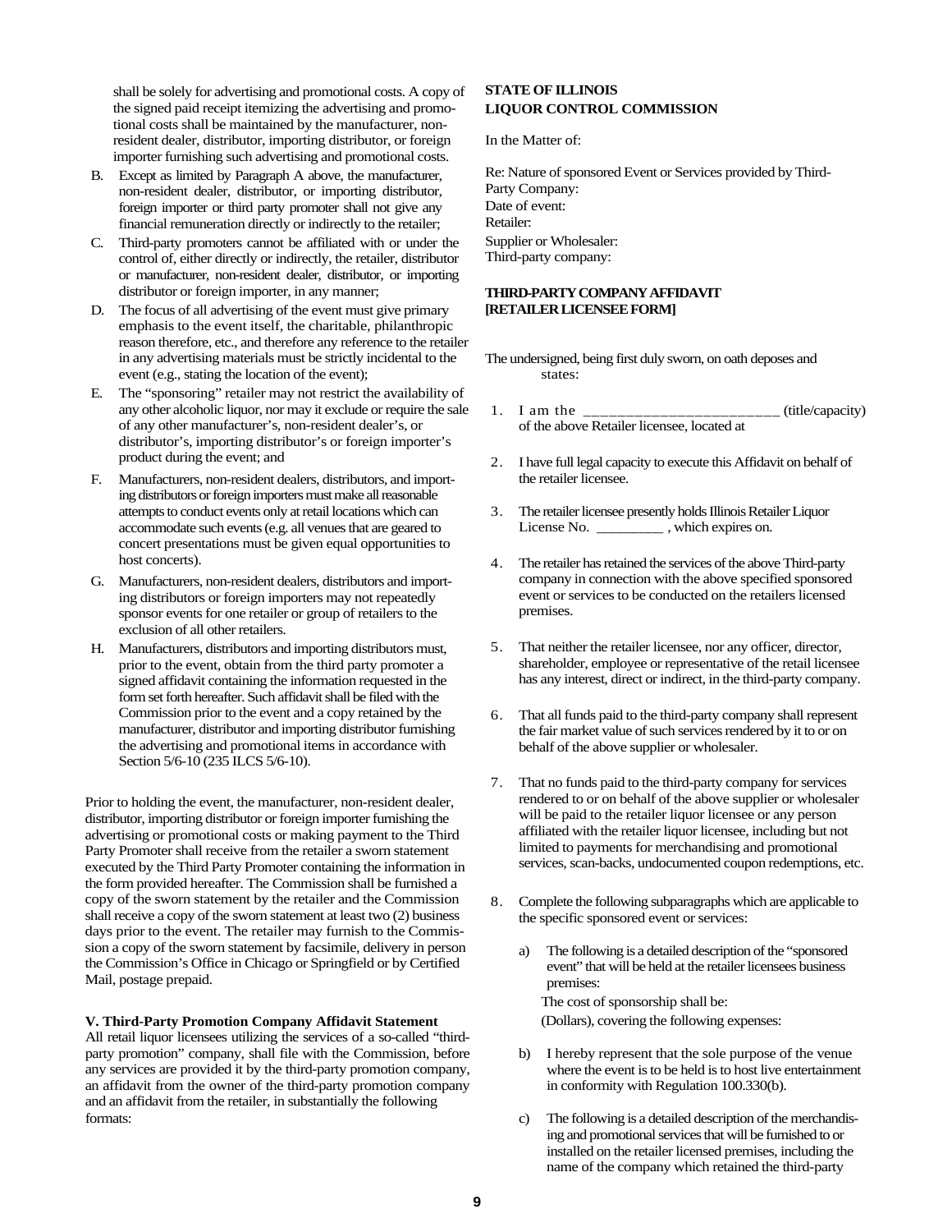shall be solely for advertising and promotional costs. A copy of the signed paid receipt itemizing the advertising and promotional costs shall be maintained by the manufacturer, non-resident dealer, distributor, importing distributor, or foreign importer furnishing such advertising and promotional costs.

B. Except as limited by Paragraph A above, the manufacturer, non-resident dealer, distributor, or importing distributor, foreign importer or third party promoter shall not give any financial remuneration directly or indirectly to the retailer;

C. Third-party promoters cannot be affiliated with or under the control of, either directly or indirectly, the retailer, distributor or manufacturer, non-resident dealer, distributor, or importing distributor or foreign importer, in any manner;

D. The focus of all advertising of the event must give primary emphasis to the event itself, the charitable, philanthropic reason therefore, etc., and therefore any reference to the retailer in any advertising materials must be strictly incidental to the event (e.g., stating the location of the event);

E. The "sponsoring" retailer may not restrict the availability of any other alcoholic liquor, nor may it exclude or require the sale of any other manufacturer's, non-resident dealer's, or distributor's, importing distributor's or foreign importer's product during the event; and

F. Manufacturers, non-resident dealers, distributors, and importing distributors or foreign importers must make all reasonable attempts to conduct events only at retail locations which can accommodate such events (e.g. all venues that are geared to concert presentations must be given equal opportunities to host concerts).

G. Manufacturers, non-resident dealers, distributors and importing distributors or foreign importers may not repeatedly sponsor events for one retailer or group of retailers to the exclusion of all other retailers.

H. Manufacturers, distributors and importing distributors must, prior to the event, obtain from the third party promoter a signed affidavit containing the information requested in the form set forth hereafter. Such affidavit shall be filed with the Commission prior to the event and a copy retained by the manufacturer, distributor and importing distributor furnishing the advertising and promotional items in accordance with Section 5/6-10 (235 ILCS 5/6-10).

Prior to holding the event, the manufacturer, non-resident dealer, distributor, importing distributor or foreign importer furnishing the advertising or promotional costs or making payment to the Third Party Promoter shall receive from the retailer a sworn statement executed by the Third Party Promoter containing the information in the form provided hereafter. The Commission shall be furnished a copy of the sworn statement by the retailer and the Commission shall receive a copy of the sworn statement at least two (2) business days prior to the event. The retailer may furnish to the Commission a copy of the sworn statement by facsimile, delivery in person the Commission's Office in Chicago or Springfield or by Certified Mail, postage prepaid.

**V. Third-Party Promotion Company Affidavit Statement**

All retail liquor licensees utilizing the services of a so-called "third-party promotion" company, shall file with the Commission, before any services are provided it by the third-party promotion company, an affidavit from the owner of the third-party promotion company and an affidavit from the retailer, in substantially the following formats:

**STATE OF ILLINOIS**
**LIQUOR CONTROL COMMISSION**

In the Matter of:

Re: Nature of sponsored Event or Services provided by Third-Party Company:
Date of event:
Retailer:
Supplier or Wholesaler:
Third-party company:

**THIRD-PARTY COMPANY AFFIDAVIT**
**[RETAILER LICENSEE FORM]**

The undersigned, being first duly sworn, on oath deposes and states:

1. I am the ________________________ (title/capacity) of the above Retailer licensee, located at

2. I have full legal capacity to execute this Affidavit on behalf of the retailer licensee.

3. The retailer licensee presently holds Illinois Retailer Liquor License No. _________ , which expires on.

4. The retailer has retained the services of the above Third-party company in connection with the above specified sponsored event or services to be conducted on the retailers licensed premises.

5. That neither the retailer licensee, nor any officer, director, shareholder, employee or representative of the retail licensee has any interest, direct or indirect, in the third-party company.

6. That all funds paid to the third-party company shall represent the fair market value of such services rendered by it to or on behalf of the above supplier or wholesaler.

7. That no funds paid to the third-party company for services rendered to or on behalf of the above supplier or wholesaler will be paid to the retailer liquor licensee or any person affiliated with the retailer liquor licensee, including but not limited to payments for merchandising and promotional services, scan-backs, undocumented coupon redemptions, etc.

8. Complete the following subparagraphs which are applicable to the specific sponsored event or services:

   a) The following is a detailed description of the "sponsored event" that will be held at the retailer licensees business premises:

      The cost of sponsorship shall be:
      (Dollars), covering the following expenses:

   b) I hereby represent that the sole purpose of the venue where the event is to be held is to host live entertainment in conformity with Regulation 100.330(b).

   c) The following is a detailed description of the merchandising and promotional services that will be furnished to or installed on the retailer licensed premises, including the name of the company which retained the third-party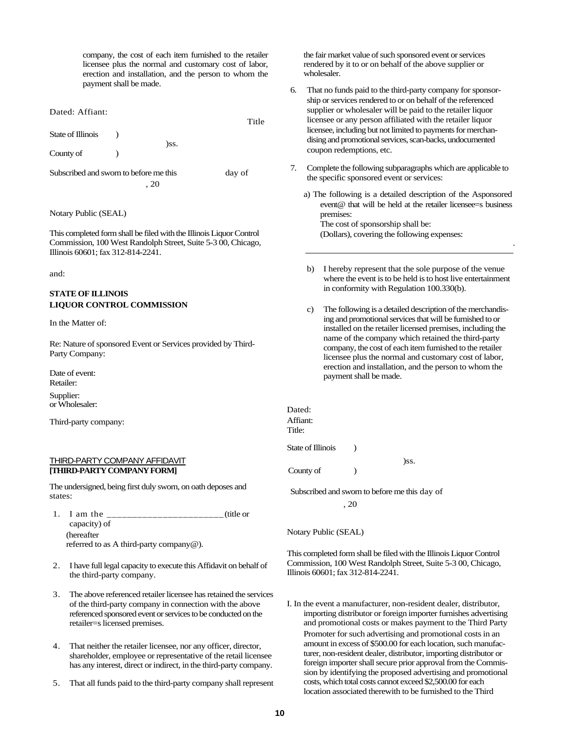company, the cost of each item furnished to the retailer licensee plus the normal and customary cost of labor, erection and installation, and the person to whom the payment shall be made.

Dated: Affiant:

Title

State of Illinois )
)ss.
County of )

Subscribed and sworn to before me this day of , 20

Notary Public (SEAL)

This completed form shall be filed with the Illinois Liquor Control Commission, 100 West Randolph Street, Suite 5-3 00, Chicago, Illinois 60601; fax 312-814-2241.

and:

**STATE OF ILLINOIS**
**LIQUOR CONTROL COMMISSION**

In the Matter of:

Re: Nature of sponsored Event or Services provided by Third-Party Company:

Date of event:
Retailer:

Supplier:
or Wholesaler:

Third-party company:

THIRD-PARTY COMPANY AFFIDAVIT
**[THIRD-PARTY COMPANY FORM]**

The undersigned, being first duly sworn, on oath deposes and states:

1. I am the _______________________(title or capacity) of (hereafter referred to as A third-party company@).

2. I have full legal capacity to execute this Affidavit on behalf of the third-party company.

3. The above referenced retailer licensee has retained the services of the third-party company in connection with the above referenced sponsored event or services to be conducted on the retailer=s licensed premises.

4. That neither the retailer licensee, nor any officer, director, shareholder, employee or representative of the retail licensee has any interest, direct or indirect, in the third-party company.

5. That all funds paid to the third-party company shall represent the fair market value of such sponsored event or services rendered by it to or on behalf of the above supplier or wholesaler.

6. That no funds paid to the third-party company for sponsorship or services rendered to or on behalf of the referenced supplier or wholesaler will be paid to the retailer liquor licensee or any person affiliated with the retailer liquor licensee, including but not limited to payments for merchandising and promotional services, scan-backs, undocumented coupon redemptions, etc.

7. Complete the following subparagraphs which are applicable to the specific sponsored event or services:

   a) The following is a detailed description of the Asponsored event@ that will be held at the retailer licensee=s business premises:
   The cost of sponsorship shall be:
   (Dollars), covering the following expenses:
   ______________________________________________.

   b) I hereby represent that the sole purpose of the venue where the event is to be held is to host live entertainment in conformity with Regulation 100.330(b).

   c) The following is a detailed description of the merchandising and promotional services that will be furnished to or installed on the retailer licensed premises, including the name of the company which retained the third-party company, the cost of each item furnished to the retailer licensee plus the normal and customary cost of labor, erection and installation, and the person to whom the payment shall be made.

Dated:
Affiant:
Title:

State of Illinois )
)ss.
County of )

Subscribed and sworn to before me this day of , 20

Notary Public (SEAL)

This completed form shall be filed with the Illinois Liquor Control Commission, 100 West Randolph Street, Suite 5-3 00, Chicago, Illinois 60601; fax 312-814-2241.

I. In the event a manufacturer, non-resident dealer, distributor, importing distributor or foreign importer furnishes advertising and promotional costs or makes payment to the Third Party Promoter for such advertising and promotional costs in an amount in excess of $500.00 for each location, such manufacturer, non-resident dealer, distributor, importing distributor or foreign importer shall secure prior approval from the Commission by identifying the proposed advertising and promotional costs, which total costs cannot exceed $2,500.00 for each location associated therewith to be furnished to the Third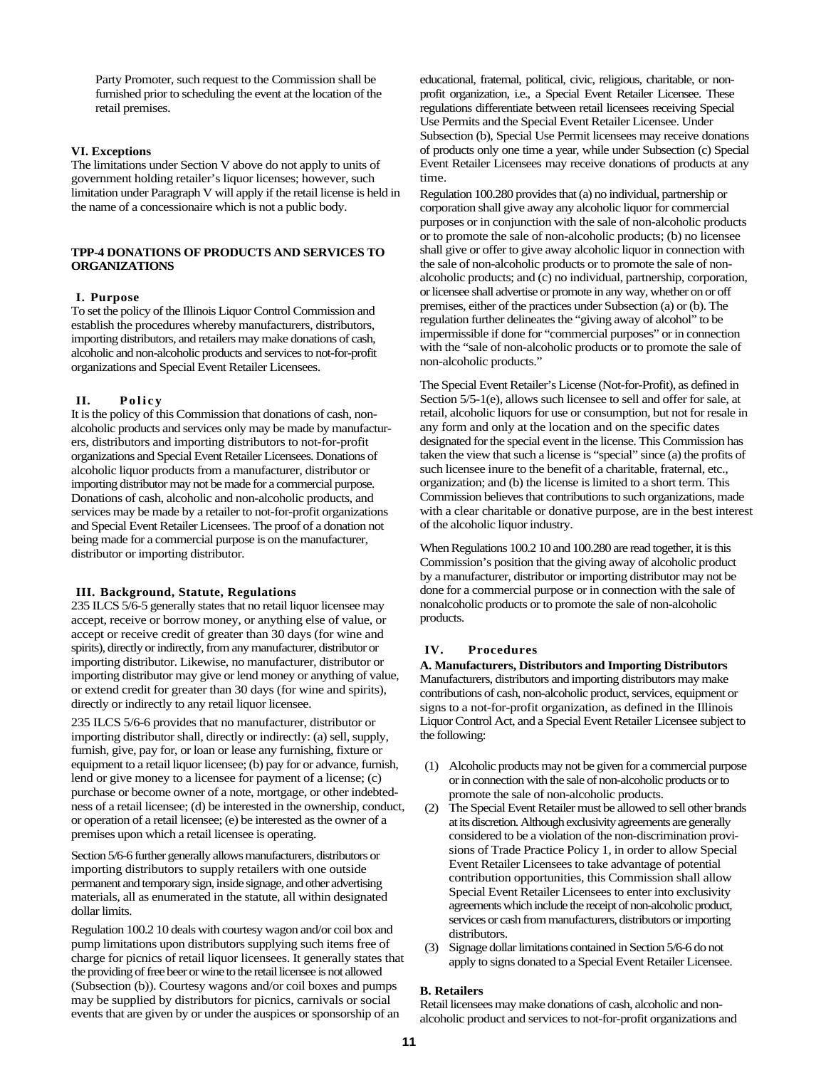Party Promoter, such request to the Commission shall be furnished prior to scheduling the event at the location of the retail premises.

**VI. Exceptions**

The limitations under Section V above do not apply to units of government holding retailer's liquor licenses; however, such limitation under Paragraph V will apply if the retail license is held in the name of a concessionaire which is not a public body.

## TPP-4 DONATIONS OF PRODUCTS AND SERVICES TO ORGANIZATIONS

**I. Purpose**

To set the policy of the Illinois Liquor Control Commission and establish the procedures whereby manufacturers, distributors, importing distributors, and retailers may make donations of cash, alcoholic and non-alcoholic products and services to not-for-profit organizations and Special Event Retailer Licensees.

**II. Policy**

It is the policy of this Commission that donations of cash, non-alcoholic products and services only may be made by manufacturers, distributors and importing distributors to not-for-profit organizations and Special Event Retailer Licensees. Donations of alcoholic liquor products from a manufacturer, distributor or importing distributor may not be made for a commercial purpose. Donations of cash, alcoholic and non-alcoholic products, and services may be made by a retailer to not-for-profit organizations and Special Event Retailer Licensees. The proof of a donation not being made for a commercial purpose is on the manufacturer, distributor or importing distributor.

**III. Background, Statute, Regulations**

235 ILCS 5/6-5 generally states that no retail liquor licensee may accept, receive or borrow money, or anything else of value, or accept or receive credit of greater than 30 days (for wine and spirits), directly or indirectly, from any manufacturer, distributor or importing distributor. Likewise, no manufacturer, distributor or importing distributor may give or lend money or anything of value, or extend credit for greater than 30 days (for wine and spirits), directly or indirectly to any retail liquor licensee.

235 ILCS 5/6-6 provides that no manufacturer, distributor or importing distributor shall, directly or indirectly: (a) sell, supply, furnish, give, pay for, or loan or lease any furnishing, fixture or equipment to a retail liquor licensee; (b) pay for or advance, furnish, lend or give money to a licensee for payment of a license; (c) purchase or become owner of a note, mortgage, or other indebtedness of a retail licensee; (d) be interested in the ownership, conduct, or operation of a retail licensee; (e) be interested as the owner of a premises upon which a retail licensee is operating.

Section 5/6-6 further generally allows manufacturers, distributors or importing distributors to supply retailers with one outside permanent and temporary sign, inside signage, and other advertising materials, all as enumerated in the statute, all within designated dollar limits.

Regulation 100.2 10 deals with courtesy wagon and/or coil box and pump limitations upon distributors supplying such items free of charge for picnics of retail liquor licensees. It generally states that the providing of free beer or wine to the retail licensee is not allowed (Subsection (b)). Courtesy wagons and/or coil boxes and pumps may be supplied by distributors for picnics, carnivals or social events that are given by or under the auspices or sponsorship of an educational, fraternal, political, civic, religious, charitable, or non-profit organization, i.e., a Special Event Retailer Licensee. These regulations differentiate between retail licensees receiving Special Use Permits and the Special Event Retailer Licensee. Under Subsection (b), Special Use Permit licensees may receive donations of products only one time a year, while under Subsection (c) Special Event Retailer Licensees may receive donations of products at any time.

Regulation 100.280 provides that (a) no individual, partnership or corporation shall give away any alcoholic liquor for commercial purposes or in conjunction with the sale of non-alcoholic products or to promote the sale of non-alcoholic products; (b) no licensee shall give or offer to give away alcoholic liquor in connection with the sale of non-alcoholic products or to promote the sale of non-alcoholic products; and (c) no individual, partnership, corporation, or licensee shall advertise or promote in any way, whether on or off premises, either of the practices under Subsection (a) or (b). The regulation further delineates the "giving away of alcohol" to be impermissible if done for "commercial purposes" or in connection with the "sale of non-alcoholic products or to promote the sale of non-alcoholic products."

The Special Event Retailer's License (Not-for-Profit), as defined in Section 5/5-1(e), allows such licensee to sell and offer for sale, at retail, alcoholic liquors for use or consumption, but not for resale in any form and only at the location and on the specific dates designated for the special event in the license. This Commission has taken the view that such a license is "special" since (a) the profits of such licensee inure to the benefit of a charitable, fraternal, etc., organization; and (b) the license is limited to a short term. This Commission believes that contributions to such organizations, made with a clear charitable or donative purpose, are in the best interest of the alcoholic liquor industry.

When Regulations 100.2 10 and 100.280 are read together, it is this Commission's position that the giving away of alcoholic product by a manufacturer, distributor or importing distributor may not be done for a commercial purpose or in connection with the sale of nonalcoholic products or to promote the sale of non-alcoholic products.

**IV. Procedures**

**A. Manufacturers, Distributors and Importing Distributors**

Manufacturers, distributors and importing distributors may make contributions of cash, non-alcoholic product, services, equipment or signs to a not-for-profit organization, as defined in the Illinois Liquor Control Act, and a Special Event Retailer Licensee subject to the following:

(1) Alcoholic products may not be given for a commercial purpose or in connection with the sale of non-alcoholic products or to promote the sale of non-alcoholic products.

(2) The Special Event Retailer must be allowed to sell other brands at its discretion. Although exclusivity agreements are generally considered to be a violation of the non-discrimination provisions of Trade Practice Policy 1, in order to allow Special Event Retailer Licensees to take advantage of potential contribution opportunities, this Commission shall allow Special Event Retailer Licensees to enter into exclusivity agreements which include the receipt of non-alcoholic product, services or cash from manufacturers, distributors or importing distributors.

(3) Signage dollar limitations contained in Section 5/6-6 do not apply to signs donated to a Special Event Retailer Licensee.

**B. Retailers**

Retail licensees may make donations of cash, alcoholic and non-alcoholic product and services to not-for-profit organizations and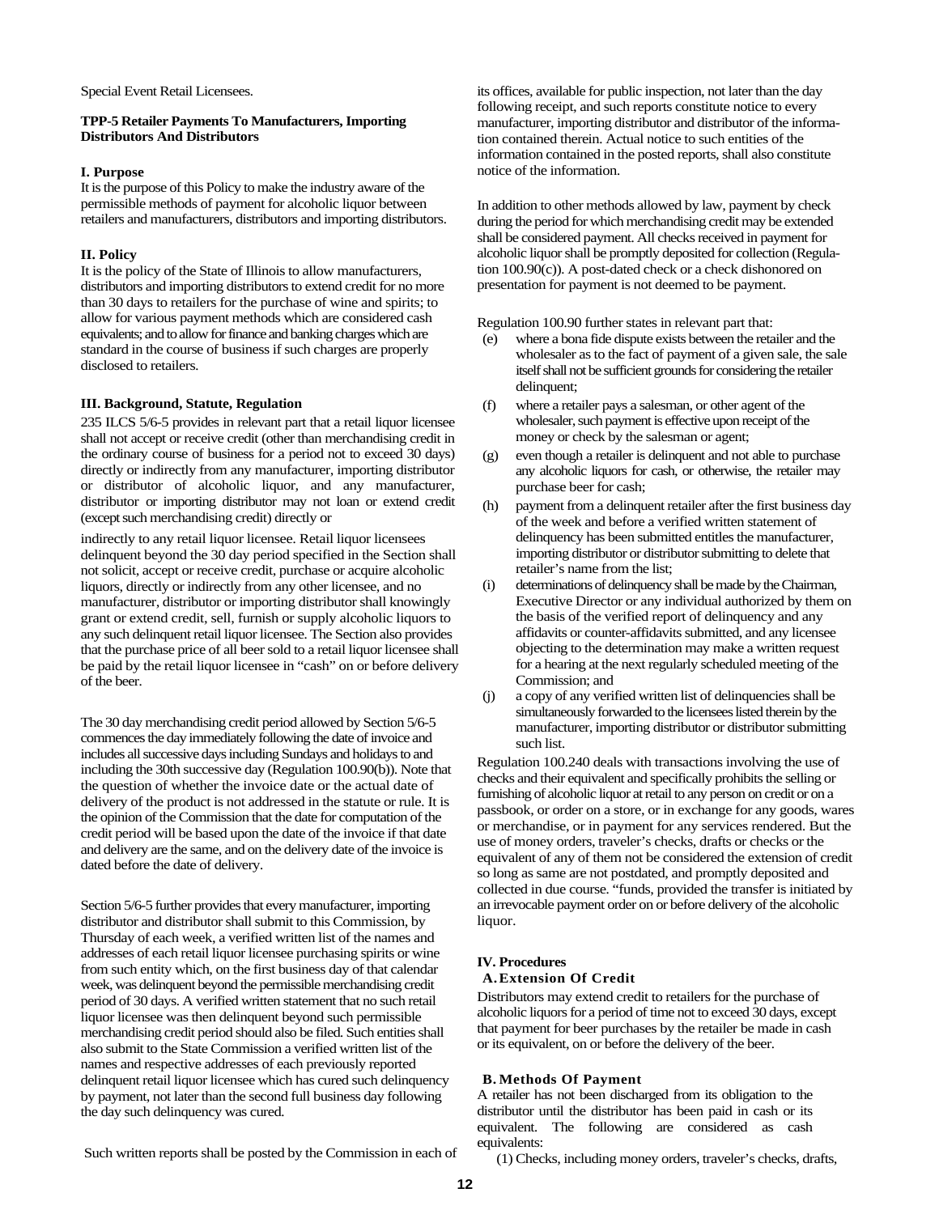Special Event Retail Licensees.

**TPP-5 Retailer Payments To Manufacturers, Importing Distributors And Distributors**

**I. Purpose**

It is the purpose of this Policy to make the industry aware of the permissible methods of payment for alcoholic liquor between retailers and manufacturers, distributors and importing distributors.

**II. Policy**

It is the policy of the State of Illinois to allow manufacturers, distributors and importing distributors to extend credit for no more than 30 days to retailers for the purchase of wine and spirits; to allow for various payment methods which are considered cash equivalents; and to allow for finance and banking charges which are standard in the course of business if such charges are properly disclosed to retailers.

**III. Background, Statute, Regulation**

235 ILCS 5/6-5 provides in relevant part that a retail liquor licensee shall not accept or receive credit (other than merchandising credit in the ordinary course of business for a period not to exceed 30 days) directly or indirectly from any manufacturer, importing distributor or distributor of alcoholic liquor, and any manufacturer, distributor or importing distributor may not loan or extend credit (except such merchandising credit) directly or indirectly to any retail liquor licensee. Retail liquor licensees delinquent beyond the 30 day period specified in the Section shall not solicit, accept or receive credit, purchase or acquire alcoholic liquors, directly or indirectly from any other licensee, and no manufacturer, distributor or importing distributor shall knowingly grant or extend credit, sell, furnish or supply alcoholic liquors to any such delinquent retail liquor licensee. The Section also provides that the purchase price of all beer sold to a retail liquor licensee shall be paid by the retail liquor licensee in "cash" on or before delivery of the beer.

The 30 day merchandising credit period allowed by Section 5/6-5 commences the day immediately following the date of invoice and includes all successive days including Sundays and holidays to and including the 30th successive day (Regulation 100.90(b)). Note that the question of whether the invoice date or the actual date of delivery of the product is not addressed in the statute or rule. It is the opinion of the Commission that the date for computation of the credit period will be based upon the date of the invoice if that date and delivery are the same, and on the delivery date of the invoice is dated before the date of delivery.

Section 5/6-5 further provides that every manufacturer, importing distributor and distributor shall submit to this Commission, by Thursday of each week, a verified written list of the names and addresses of each retail liquor licensee purchasing spirits or wine from such entity which, on the first business day of that calendar week, was delinquent beyond the permissible merchandising credit period of 30 days. A verified written statement that no such retail liquor licensee was then delinquent beyond such permissible merchandising credit period should also be filed. Such entities shall also submit to the State Commission a verified written list of the names and respective addresses of each previously reported delinquent retail liquor licensee which has cured such delinquency by payment, not later than the second full business day following the day such delinquency was cured.

Such written reports shall be posted by the Commission in each of its offices, available for public inspection, not later than the day following receipt, and such reports constitute notice to every manufacturer, importing distributor and distributor of the information contained therein. Actual notice to such entities of the information contained in the posted reports, shall also constitute notice of the information.

In addition to other methods allowed by law, payment by check during the period for which merchandising credit may be extended shall be considered payment. All checks received in payment for alcoholic liquor shall be promptly deposited for collection (Regulation 100.90(c)). A post-dated check or a check dishonored on presentation for payment is not deemed to be payment.

Regulation 100.90 further states in relevant part that:

(e) where a bona fide dispute exists between the retailer and the wholesaler as to the fact of payment of a given sale, the sale itself shall not be sufficient grounds for considering the retailer delinquent;

(f) where a retailer pays a salesman, or other agent of the wholesaler, such payment is effective upon receipt of the money or check by the salesman or agent;

(g) even though a retailer is delinquent and not able to purchase any alcoholic liquors for cash, or otherwise, the retailer may purchase beer for cash;

(h) payment from a delinquent retailer after the first business day of the week and before a verified written statement of delinquency has been submitted entitles the manufacturer, importing distributor or distributor submitting to delete that retailer's name from the list;

(i) determinations of delinquency shall be made by the Chairman, Executive Director or any individual authorized by them on the basis of the verified report of delinquency and any affidavits or counter-affidavits submitted, and any licensee objecting to the determination may make a written request for a hearing at the next regularly scheduled meeting of the Commission; and

(j) a copy of any verified written list of delinquencies shall be simultaneously forwarded to the licensees listed therein by the manufacturer, importing distributor or distributor submitting such list.

Regulation 100.240 deals with transactions involving the use of checks and their equivalent and specifically prohibits the selling or furnishing of alcoholic liquor at retail to any person on credit or on a passbook, or order on a store, or in exchange for any goods, wares or merchandise, or in payment for any services rendered. But the use of money orders, traveler's checks, drafts or checks or the equivalent of any of them not be considered the extension of credit so long as same are not postdated, and promptly deposited and collected in due course. "funds, provided the transfer is initiated by an irrevocable payment order on or before delivery of the alcoholic liquor.

**IV. Procedures**

**A. Extension Of Credit**

Distributors may extend credit to retailers for the purchase of alcoholic liquors for a period of time not to exceed 30 days, except that payment for beer purchases by the retailer be made in cash or its equivalent, on or before the delivery of the beer.

**B. Methods Of Payment**

A retailer has not been discharged from its obligation to the distributor until the distributor has been paid in cash or its equivalent. The following are considered as cash equivalents:

(1) Checks, including money orders, traveler's checks, drafts,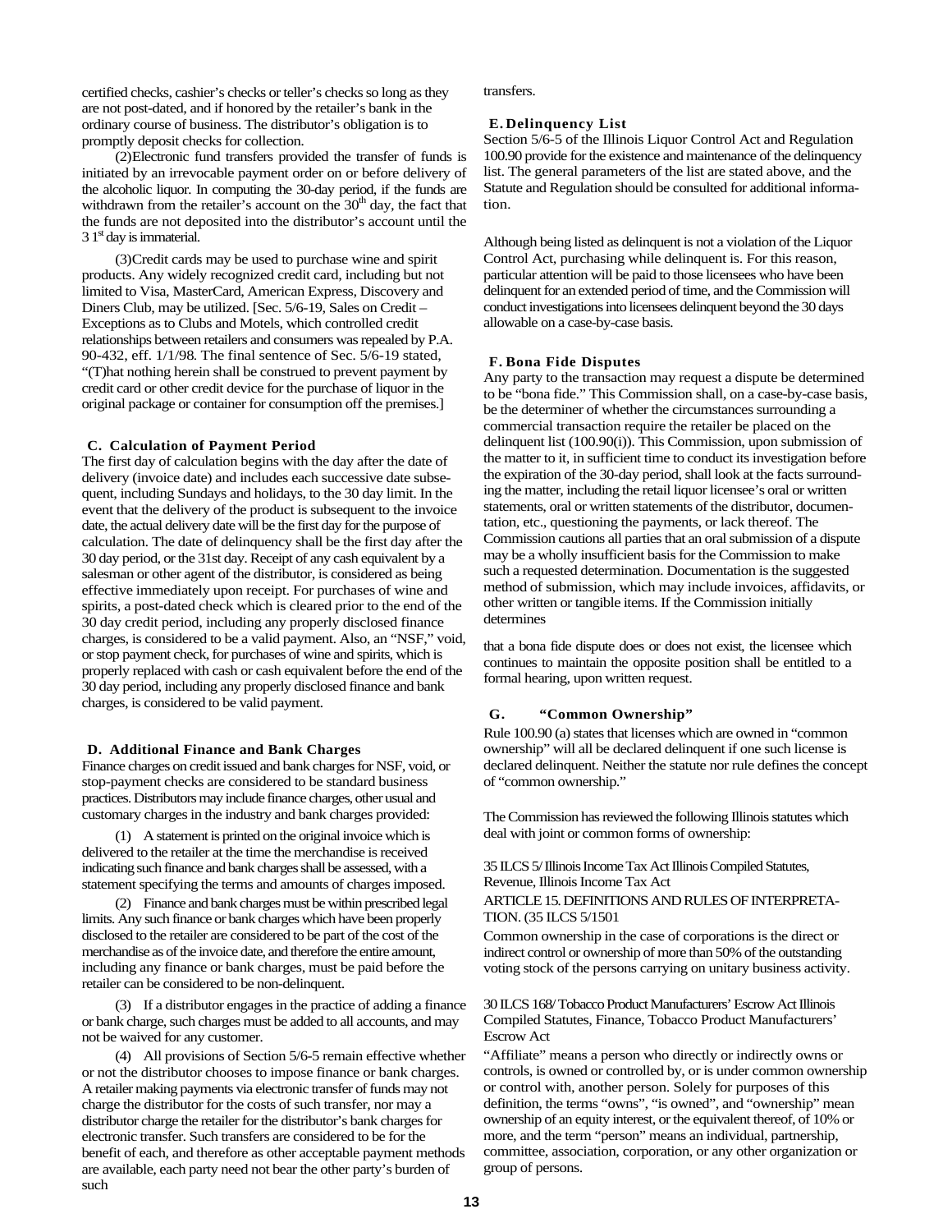certified checks, cashier's checks or teller's checks so long as they are not post-dated, and if honored by the retailer's bank in the ordinary course of business. The distributor's obligation is to promptly deposit checks for collection.

(2)Electronic fund transfers provided the transfer of funds is initiated by an irrevocable payment order on or before delivery of the alcoholic liquor. In computing the 30-day period, if the funds are withdrawn from the retailer's account on the 30th day, the fact that the funds are not deposited into the distributor's account until the 31st day is immaterial.

(3)Credit cards may be used to purchase wine and spirit products. Any widely recognized credit card, including but not limited to Visa, MasterCard, American Express, Discovery and Diners Club, may be utilized. [Sec. 5/6-19, Sales on Credit – Exceptions as to Clubs and Motels, which controlled credit relationships between retailers and consumers was repealed by P.A. 90-432, eff. 1/1/98. The final sentence of Sec. 5/6-19 stated, "(T)hat nothing herein shall be construed to prevent payment by credit card or other credit device for the purchase of liquor in the original package or container for consumption off the premises.]

### C. Calculation of Payment Period

The first day of calculation begins with the day after the date of delivery (invoice date) and includes each successive date subsequent, including Sundays and holidays, to the 30 day limit. In the event that the delivery of the product is subsequent to the invoice date, the actual delivery date will be the first day for the purpose of calculation. The date of delinquency shall be the first day after the 30 day period, or the 31st day. Receipt of any cash equivalent by a salesman or other agent of the distributor, is considered as being effective immediately upon receipt. For purchases of wine and spirits, a post-dated check which is cleared prior to the end of the 30 day credit period, including any properly disclosed finance charges, is considered to be a valid payment. Also, an "NSF," void, or stop payment check, for purchases of wine and spirits, which is properly replaced with cash or cash equivalent before the end of the 30 day period, including any properly disclosed finance and bank charges, is considered to be valid payment.

### D. Additional Finance and Bank Charges

Finance charges on credit issued and bank charges for NSF, void, or stop-payment checks are considered to be standard business practices. Distributors may include finance charges, other usual and customary charges in the industry and bank charges provided:

(1) A statement is printed on the original invoice which is delivered to the retailer at the time the merchandise is received indicating such finance and bank charges shall be assessed, with a statement specifying the terms and amounts of charges imposed.

(2) Finance and bank charges must be within prescribed legal limits. Any such finance or bank charges which have been properly disclosed to the retailer are considered to be part of the cost of the merchandise as of the invoice date, and therefore the entire amount, including any finance or bank charges, must be paid before the retailer can be considered to be non-delinquent.

(3) If a distributor engages in the practice of adding a finance or bank charge, such charges must be added to all accounts, and may not be waived for any customer.

(4) All provisions of Section 5/6-5 remain effective whether or not the distributor chooses to impose finance or bank charges. A retailer making payments via electronic transfer of funds may not charge the distributor for the costs of such transfer, nor may a distributor charge the retailer for the distributor's bank charges for electronic transfer. Such transfers are considered to be for the benefit of each, and therefore as other acceptable payment methods are available, each party need not bear the other party's burden of such transfers.

### E. Delinquency List

Section 5/6-5 of the Illinois Liquor Control Act and Regulation 100.90 provide for the existence and maintenance of the delinquency list. The general parameters of the list are stated above, and the Statute and Regulation should be consulted for additional information.

Although being listed as delinquent is not a violation of the Liquor Control Act, purchasing while delinquent is. For this reason, particular attention will be paid to those licensees who have been delinquent for an extended period of time, and the Commission will conduct investigations into licensees delinquent beyond the 30 days allowable on a case-by-case basis.

### F. Bona Fide Disputes

Any party to the transaction may request a dispute be determined to be "bona fide." This Commission shall, on a case-by-case basis, be the determiner of whether the circumstances surrounding a commercial transaction require the retailer be placed on the delinquent list (100.90(i)). This Commission, upon submission of the matter to it, in sufficient time to conduct its investigation before the expiration of the 30-day period, shall look at the facts surrounding the matter, including the retail liquor licensee's oral or written statements, oral or written statements of the distributor, documentation, etc., questioning the payments, or lack thereof. The Commission cautions all parties that an oral submission of a dispute may be a wholly insufficient basis for the Commission to make such a requested determination. Documentation is the suggested method of submission, which may include invoices, affidavits, or other written or tangible items. If the Commission initially determines that a bona fide dispute does or does not exist, the licensee which continues to maintain the opposite position shall be entitled to a formal hearing, upon written request.

### G. "Common Ownership"

Rule 100.90 (a) states that licenses which are owned in "common ownership" will all be declared delinquent if one such license is declared delinquent. Neither the statute nor rule defines the concept of "common ownership."

The Commission has reviewed the following Illinois statutes which deal with joint or common forms of ownership:

35 ILCS 5/ Illinois Income Tax Act Illinois Compiled Statutes, Revenue, Illinois Income Tax Act

ARTICLE 15. DEFINITIONS AND RULES OF INTERPRETATION. (35 ILCS 5/1501

Common ownership in the case of corporations is the direct or indirect control or ownership of more than 50% of the outstanding voting stock of the persons carrying on unitary business activity.

30 ILCS 168/ Tobacco Product Manufacturers' Escrow Act Illinois Compiled Statutes, Finance, Tobacco Product Manufacturers' Escrow Act

"Affiliate" means a person who directly or indirectly owns or controls, is owned or controlled by, or is under common ownership or control with, another person. Solely for purposes of this definition, the terms "owns", "is owned", and "ownership" mean ownership of an equity interest, or the equivalent thereof, of 10% or more, and the term "person" means an individual, partnership, committee, association, corporation, or any other organization or group of persons.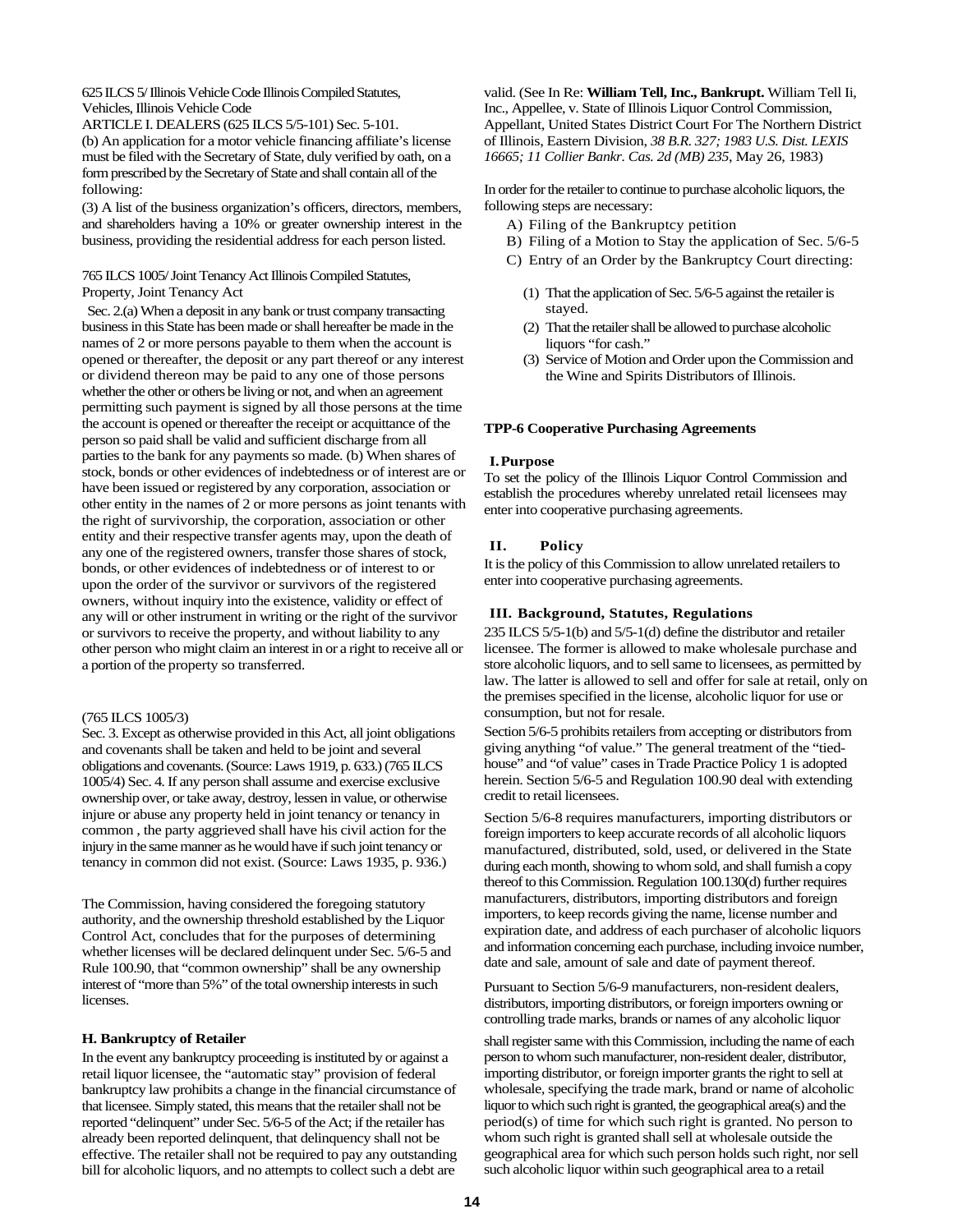625 ILCS 5/ Illinois Vehicle Code Illinois Compiled Statutes, Vehicles, Illinois Vehicle Code

ARTICLE I. DEALERS (625 ILCS 5/5-101) Sec. 5-101.

(b) An application for a motor vehicle financing affiliate's license must be filed with the Secretary of State, duly verified by oath, on a form prescribed by the Secretary of State and shall contain all of the following:

(3) A list of the business organization's officers, directors, members, and shareholders having a 10% or greater ownership interest in the business, providing the residential address for each person listed.

765 ILCS 1005/ Joint Tenancy Act Illinois Compiled Statutes, Property, Joint Tenancy Act

Sec. 2.(a) When a deposit in any bank or trust company transacting business in this State has been made or shall hereafter be made in the names of 2 or more persons payable to them when the account is opened or thereafter, the deposit or any part thereof or any interest or dividend thereon may be paid to any one of those persons whether the other or others be living or not, and when an agreement permitting such payment is signed by all those persons at the time the account is opened or thereafter the receipt or acquittance of the person so paid shall be valid and sufficient discharge from all parties to the bank for any payments so made. (b) When shares of stock, bonds or other evidences of indebtedness or of interest are or have been issued or registered by any corporation, association or other entity in the names of 2 or more persons as joint tenants with the right of survivorship, the corporation, association or other entity and their respective transfer agents may, upon the death of any one of the registered owners, transfer those shares of stock, bonds, or other evidences of indebtedness or of interest to or upon the order of the survivor or survivors of the registered owners, without inquiry into the existence, validity or effect of any will or other instrument in writing or the right of the survivor or survivors to receive the property, and without liability to any other person who might claim an interest in or a right to receive all or a portion of the property so transferred.

(765 ILCS 1005/3)

Sec. 3. Except as otherwise provided in this Act, all joint obligations and covenants shall be taken and held to be joint and several obligations and covenants. (Source: Laws 1919, p. 633.) (765 ILCS 1005/4) Sec. 4. If any person shall assume and exercise exclusive ownership over, or take away, destroy, lessen in value, or otherwise injure or abuse any property held in joint tenancy or tenancy in common , the party aggrieved shall have his civil action for the injury in the same manner as he would have if such joint tenancy or tenancy in common did not exist. (Source: Laws 1935, p. 936.)

The Commission, having considered the foregoing statutory authority, and the ownership threshold established by the Liquor Control Act, concludes that for the purposes of determining whether licenses will be declared delinquent under Sec. 5/6-5 and Rule 100.90, that "common ownership" shall be any ownership interest of "more than 5%" of the total ownership interests in such licenses.

**H. Bankruptcy of Retailer**

In the event any bankruptcy proceeding is instituted by or against a retail liquor licensee, the "automatic stay" provision of federal bankruptcy law prohibits a change in the financial circumstance of that licensee. Simply stated, this means that the retailer shall not be reported "delinquent" under Sec. 5/6-5 of the Act; if the retailer has already been reported delinquent, that delinquency shall not be effective. The retailer shall not be required to pay any outstanding bill for alcoholic liquors, and no attempts to collect such a debt are valid. (See In Re: **William Tell, Inc., Bankrupt.** William Tell Ii, Inc., Appellee, v. State of Illinois Liquor Control Commission, Appellant, United States District Court For The Northern District of Illinois, Eastern Division, *38 B.R. 327; 1983 U.S. Dist. LEXIS 16665; 11 Collier Bankr. Cas. 2d (MB) 235*, May 26, 1983)

In order for the retailer to continue to purchase alcoholic liquors, the following steps are necessary:

A) Filing of the Bankruptcy petition
B) Filing of a Motion to Stay the application of Sec. 5/6-5
C) Entry of an Order by the Bankruptcy Court directing:
   (1) That the application of Sec. 5/6-5 against the retailer is stayed.
   (2) That the retailer shall be allowed to purchase alcoholic liquors "for cash."
   (3) Service of Motion and Order upon the Commission and the Wine and Spirits Distributors of Illinois.

**TPP-6 Cooperative Purchasing Agreements**

**I. Purpose**

To set the policy of the Illinois Liquor Control Commission and establish the procedures whereby unrelated retail licensees may enter into cooperative purchasing agreements.

**II. Policy**

It is the policy of this Commission to allow unrelated retailers to enter into cooperative purchasing agreements.

**III. Background, Statutes, Regulations**

235 ILCS 5/5-1(b) and 5/5-1(d) define the distributor and retailer licensee. The former is allowed to make wholesale purchase and store alcoholic liquors, and to sell same to licensees, as permitted by law. The latter is allowed to sell and offer for sale at retail, only on the premises specified in the license, alcoholic liquor for use or consumption, but not for resale.

Section 5/6-5 prohibits retailers from accepting or distributors from giving anything "of value." The general treatment of the "tied-house" and "of value" cases in Trade Practice Policy 1 is adopted herein. Section 5/6-5 and Regulation 100.90 deal with extending credit to retail licensees.

Section 5/6-8 requires manufacturers, importing distributors or foreign importers to keep accurate records of all alcoholic liquors manufactured, distributed, sold, used, or delivered in the State during each month, showing to whom sold, and shall furnish a copy thereof to this Commission. Regulation 100.130(d) further requires manufacturers, distributors, importing distributors and foreign importers, to keep records giving the name, license number and expiration date, and address of each purchaser of alcoholic liquors and information concerning each purchase, including invoice number, date and sale, amount of sale and date of payment thereof.

Pursuant to Section 5/6-9 manufacturers, non-resident dealers, distributors, importing distributors, or foreign importers owning or controlling trade marks, brands or names of any alcoholic liquor shall register same with this Commission, including the name of each person to whom such manufacturer, non-resident dealer, distributor, importing distributor, or foreign importer grants the right to sell at wholesale, specifying the trade mark, brand or name of alcoholic liquor to which such right is granted, the geographical area(s) and the period(s) of time for which such right is granted. No person to whom such right is granted shall sell at wholesale outside the geographical area for which such person holds such right, nor sell such alcoholic liquor within such geographical area to a retail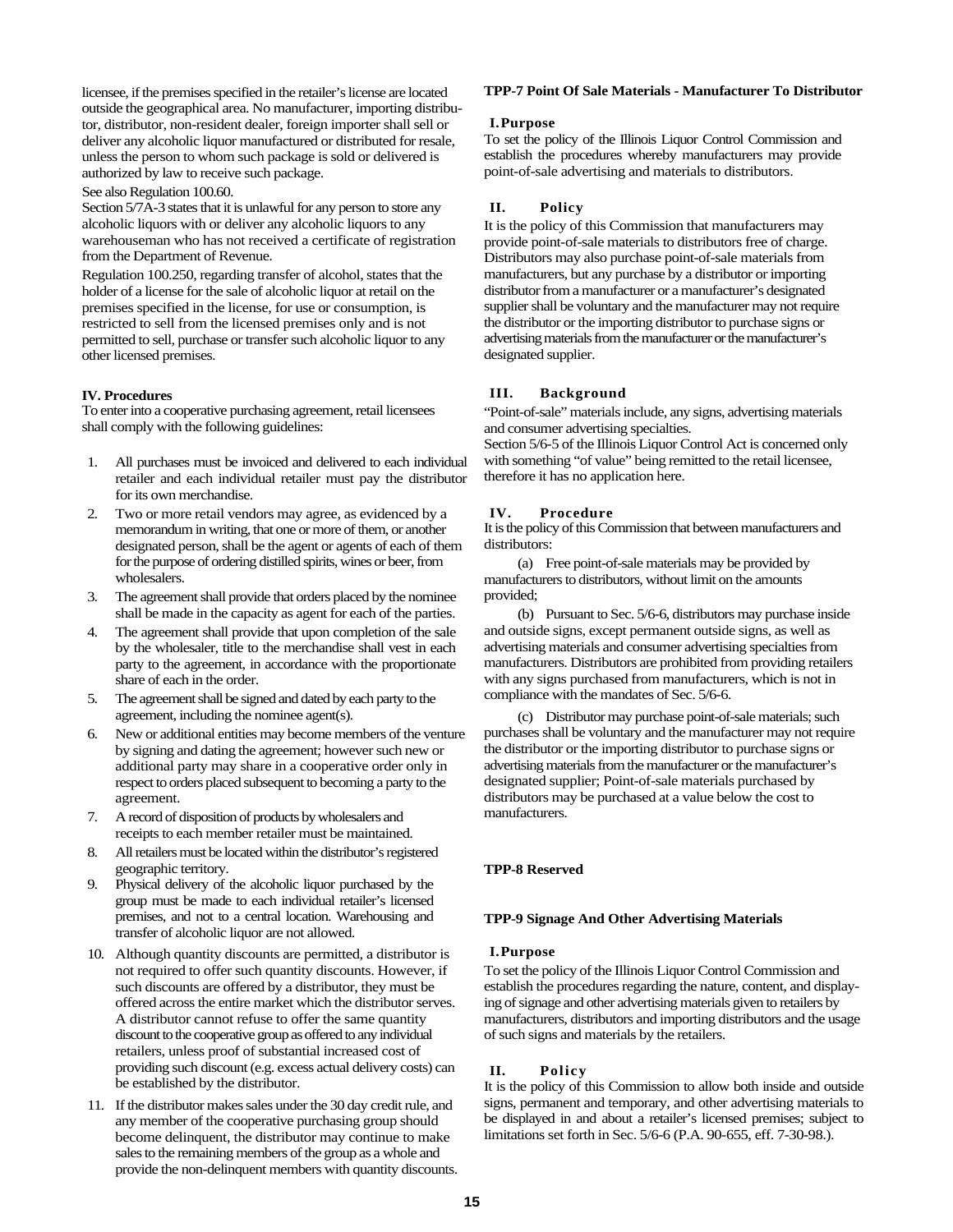licensee, if the premises specified in the retailer's license are located outside the geographical area. No manufacturer, importing distributor, distributor, non-resident dealer, foreign importer shall sell or deliver any alcoholic liquor manufactured or distributed for resale, unless the person to whom such package is sold or delivered is authorized by law to receive such package.

See also Regulation 100.60.

Section 5/7A-3 states that it is unlawful for any person to store any alcoholic liquors with or deliver any alcoholic liquors to any warehouseman who has not received a certificate of registration from the Department of Revenue.

Regulation 100.250, regarding transfer of alcohol, states that the holder of a license for the sale of alcoholic liquor at retail on the premises specified in the license, for use or consumption, is restricted to sell from the licensed premises only and is not permitted to sell, purchase or transfer such alcoholic liquor to any other licensed premises.

**IV. Procedures**

To enter into a cooperative purchasing agreement, retail licensees shall comply with the following guidelines:

1. All purchases must be invoiced and delivered to each individual retailer and each individual retailer must pay the distributor for its own merchandise.
2. Two or more retail vendors may agree, as evidenced by a memorandum in writing, that one or more of them, or another designated person, shall be the agent or agents of each of them for the purpose of ordering distilled spirits, wines or beer, from wholesalers.
3. The agreement shall provide that orders placed by the nominee shall be made in the capacity as agent for each of the parties.
4. The agreement shall provide that upon completion of the sale by the wholesaler, title to the merchandise shall vest in each party to the agreement, in accordance with the proportionate share of each in the order.
5. The agreement shall be signed and dated by each party to the agreement, including the nominee agent(s).
6. New or additional entities may become members of the venture by signing and dating the agreement; however such new or additional party may share in a cooperative order only in respect to orders placed subsequent to becoming a party to the agreement.
7. A record of disposition of products by wholesalers and receipts to each member retailer must be maintained.
8. All retailers must be located within the distributor's registered geographic territory.
9. Physical delivery of the alcoholic liquor purchased by the group must be made to each individual retailer's licensed premises, and not to a central location. Warehousing and transfer of alcoholic liquor are not allowed.
10. Although quantity discounts are permitted, a distributor is not required to offer such quantity discounts. However, if such discounts are offered by a distributor, they must be offered across the entire market which the distributor serves. A distributor cannot refuse to offer the same quantity discount to the cooperative group as offered to any individual retailers, unless proof of substantial increased cost of providing such discount (e.g. excess actual delivery costs) can be established by the distributor.
11. If the distributor makes sales under the 30 day credit rule, and any member of the cooperative purchasing group should become delinquent, the distributor may continue to make sales to the remaining members of the group as a whole and provide the non-delinquent members with quantity discounts.

**TPP-7 Point Of Sale Materials - Manufacturer To Distributor**

**I. Purpose**

To set the policy of the Illinois Liquor Control Commission and establish the procedures whereby manufacturers may provide point-of-sale advertising and materials to distributors.

**II. Policy**

It is the policy of this Commission that manufacturers may provide point-of-sale materials to distributors free of charge. Distributors may also purchase point-of-sale materials from manufacturers, but any purchase by a distributor or importing distributor from a manufacturer or a manufacturer's designated supplier shall be voluntary and the manufacturer may not require the distributor or the importing distributor to purchase signs or advertising materials from the manufacturer or the manufacturer's designated supplier.

**III. Background**

"Point-of-sale" materials include, any signs, advertising materials and consumer advertising specialties.

Section 5/6-5 of the Illinois Liquor Control Act is concerned only with something "of value" being remitted to the retail licensee, therefore it has no application here.

**IV. Procedure**

It is the policy of this Commission that between manufacturers and distributors:

(a) Free point-of-sale materials may be provided by manufacturers to distributors, without limit on the amounts provided;

(b) Pursuant to Sec. 5/6-6, distributors may purchase inside and outside signs, except permanent outside signs, as well as advertising materials and consumer advertising specialties from manufacturers. Distributors are prohibited from providing retailers with any signs purchased from manufacturers, which is not in compliance with the mandates of Sec. 5/6-6.

(c) Distributor may purchase point-of-sale materials; such purchases shall be voluntary and the manufacturer may not require the distributor or the importing distributor to purchase signs or advertising materials from the manufacturer or the manufacturer's designated supplier; Point-of-sale materials purchased by distributors may be purchased at a value below the cost to manufacturers.

**TPP-8 Reserved**

**TPP-9 Signage And Other Advertising Materials**

**I. Purpose**

To set the policy of the Illinois Liquor Control Commission and establish the procedures regarding the nature, content, and displaying of signage and other advertising materials given to retailers by manufacturers, distributors and importing distributors and the usage of such signs and materials by the retailers.

**II. Policy**

It is the policy of this Commission to allow both inside and outside signs, permanent and temporary, and other advertising materials to be displayed in and about a retailer's licensed premises; subject to limitations set forth in Sec. 5/6-6 (P.A. 90-655, eff. 7-30-98.).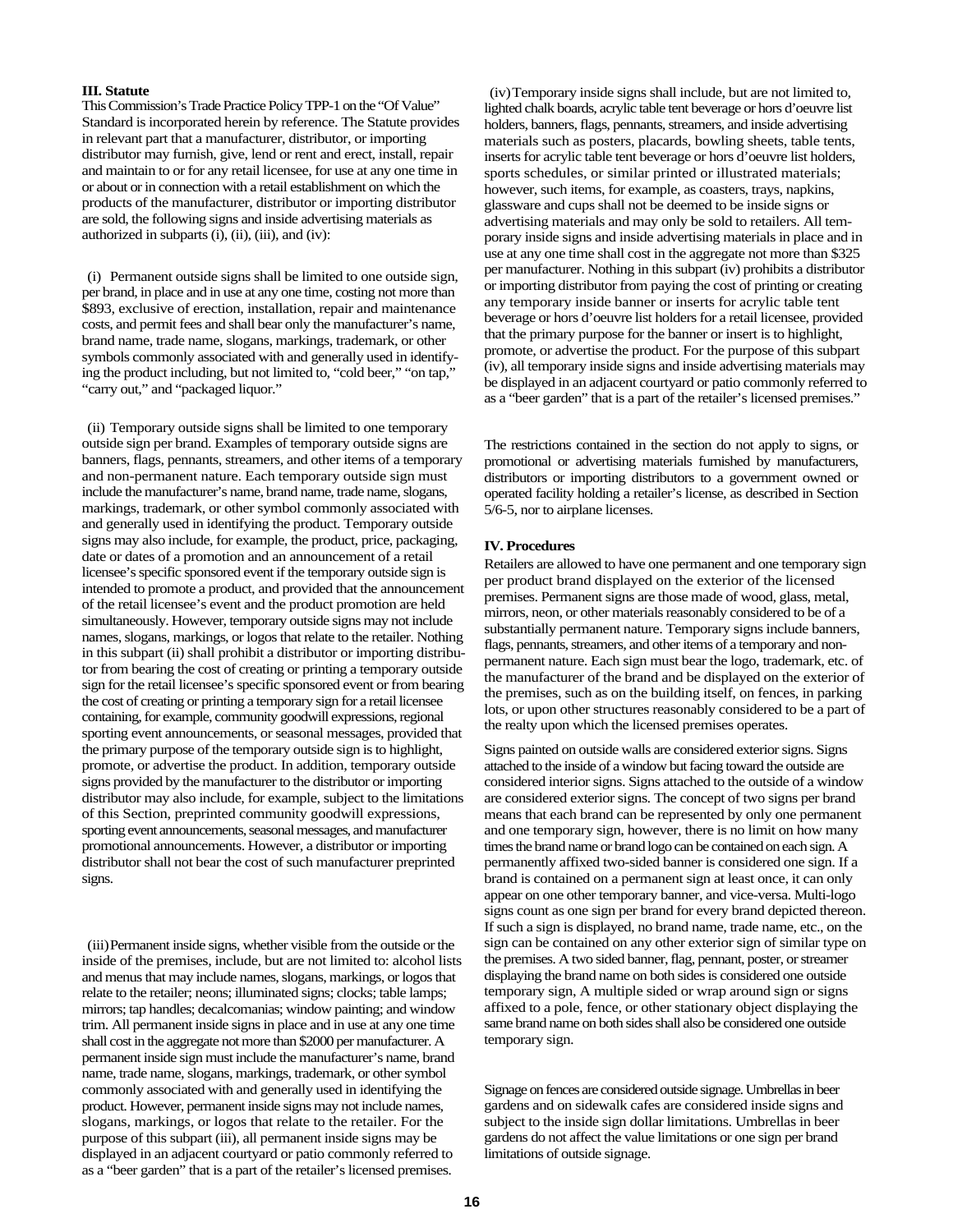### III. Statute

This Commission's Trade Practice Policy TPP-1 on the "Of Value" Standard is incorporated herein by reference. The Statute provides in relevant part that a manufacturer, distributor, or importing distributor may furnish, give, lend or rent and erect, install, repair and maintain to or for any retail licensee, for use at any one time in or about or in connection with a retail establishment on which the products of the manufacturer, distributor or importing distributor are sold, the following signs and inside advertising materials as authorized in subparts (i), (ii), (iii), and (iv):

(i) Permanent outside signs shall be limited to one outside sign, per brand, in place and in use at any one time, costing not more than $893, exclusive of erection, installation, repair and maintenance costs, and permit fees and shall bear only the manufacturer's name, brand name, trade name, slogans, markings, trademark, or other symbols commonly associated with and generally used in identifying the product including, but not limited to, "cold beer," "on tap," "carry out," and "packaged liquor."

(ii) Temporary outside signs shall be limited to one temporary outside sign per brand. Examples of temporary outside signs are banners, flags, pennants, streamers, and other items of a temporary and non-permanent nature. Each temporary outside sign must include the manufacturer's name, brand name, trade name, slogans, markings, trademark, or other symbol commonly associated with and generally used in identifying the product. Temporary outside signs may also include, for example, the product, price, packaging, date or dates of a promotion and an announcement of a retail licensee's specific sponsored event if the temporary outside sign is intended to promote a product, and provided that the announcement of the retail licensee's event and the product promotion are held simultaneously. However, temporary outside signs may not include names, slogans, markings, or logos that relate to the retailer. Nothing in this subpart (ii) shall prohibit a distributor or importing distributor from bearing the cost of creating or printing a temporary outside sign for the retail licensee's specific sponsored event or from bearing the cost of creating or printing a temporary sign for a retail licensee containing, for example, community goodwill expressions, regional sporting event announcements, or seasonal messages, provided that the primary purpose of the temporary outside sign is to highlight, promote, or advertise the product. In addition, temporary outside signs provided by the manufacturer to the distributor or importing distributor may also include, for example, subject to the limitations of this Section, preprinted community goodwill expressions, sporting event announcements, seasonal messages, and manufacturer promotional announcements. However, a distributor or importing distributor shall not bear the cost of such manufacturer preprinted signs.

(iii) Permanent inside signs, whether visible from the outside or the inside of the premises, include, but are not limited to: alcohol lists and menus that may include names, slogans, markings, or logos that relate to the retailer; neons; illuminated signs; clocks; table lamps; mirrors; tap handles; decalcomanias; window painting; and window trim. All permanent inside signs in place and in use at any one time shall cost in the aggregate not more than $2000 per manufacturer. A permanent inside sign must include the manufacturer's name, brand name, trade name, slogans, markings, trademark, or other symbol commonly associated with and generally used in identifying the product. However, permanent inside signs may not include names, slogans, markings, or logos that relate to the retailer. For the purpose of this subpart (iii), all permanent inside signs may be displayed in an adjacent courtyard or patio commonly referred to as a "beer garden" that is a part of the retailer's licensed premises.

(iv) Temporary inside signs shall include, but are not limited to, lighted chalk boards, acrylic table tent beverage or hors d'oeuvre list holders, banners, flags, pennants, streamers, and inside advertising materials such as posters, placards, bowling sheets, table tents, inserts for acrylic table tent beverage or hors d'oeuvre list holders, sports schedules, or similar printed or illustrated materials; however, such items, for example, as coasters, trays, napkins, glassware and cups shall not be deemed to be inside signs or advertising materials and may only be sold to retailers. All temporary inside signs and inside advertising materials in place and in use at any one time shall cost in the aggregate not more than $325 per manufacturer. Nothing in this subpart (iv) prohibits a distributor or importing distributor from paying the cost of printing or creating any temporary inside banner or inserts for acrylic table tent beverage or hors d'oeuvre list holders for a retail licensee, provided that the primary purpose for the banner or insert is to highlight, promote, or advertise the product. For the purpose of this subpart (iv), all temporary inside signs and inside advertising materials may be displayed in an adjacent courtyard or patio commonly referred to as a "beer garden" that is a part of the retailer's licensed premises."

The restrictions contained in the section do not apply to signs, or promotional or advertising materials furnished by manufacturers, distributors or importing distributors to a government owned or operated facility holding a retailer's license, as described in Section 5/6-5, nor to airplane licenses.

### IV. Procedures

Retailers are allowed to have one permanent and one temporary sign per product brand displayed on the exterior of the licensed premises. Permanent signs are those made of wood, glass, metal, mirrors, neon, or other materials reasonably considered to be of a substantially permanent nature. Temporary signs include banners, flags, pennants, streamers, and other items of a temporary and non-permanent nature. Each sign must bear the logo, trademark, etc. of the manufacturer of the brand and be displayed on the exterior of the premises, such as on the building itself, on fences, in parking lots, or upon other structures reasonably considered to be a part of the realty upon which the licensed premises operates.

Signs painted on outside walls are considered exterior signs. Signs attached to the inside of a window but facing toward the outside are considered interior signs. Signs attached to the outside of a window are considered exterior signs. The concept of two signs per brand means that each brand can be represented by only one permanent and one temporary sign, however, there is no limit on how many times the brand name or brand logo can be contained on each sign. A permanently affixed two-sided banner is considered one sign. If a brand is contained on a permanent sign at least once, it can only appear on one other temporary banner, and vice-versa. Multi-logo signs count as one sign per brand for every brand depicted thereon. If such a sign is displayed, no brand name, trade name, etc., on the sign can be contained on any other exterior sign of similar type on the premises. A two sided banner, flag, pennant, poster, or streamer displaying the brand name on both sides is considered one outside temporary sign, A multiple sided or wrap around sign or signs affixed to a pole, fence, or other stationary object displaying the same brand name on both sides shall also be considered one outside temporary sign.

Signage on fences are considered outside signage. Umbrellas in beer gardens and on sidewalk cafes are considered inside signs and subject to the inside sign dollar limitations. Umbrellas in beer gardens do not affect the value limitations or one sign per brand limitations of outside signage.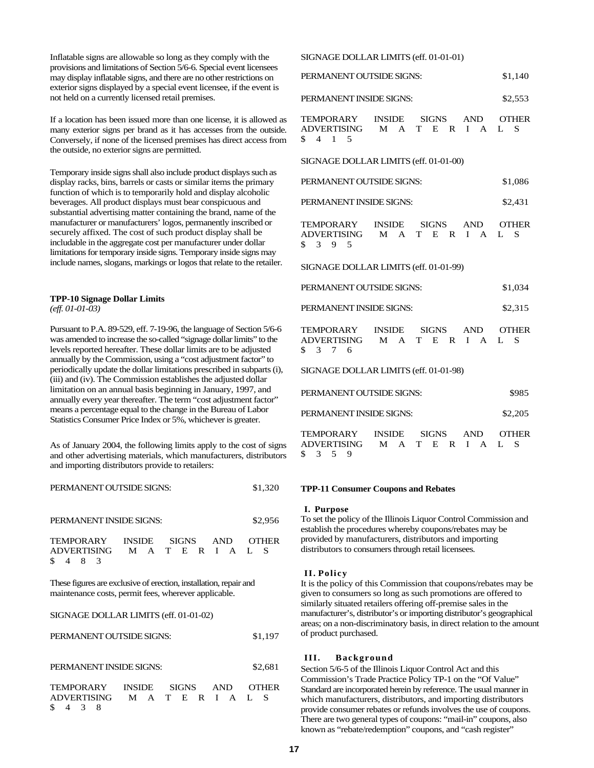Inflatable signs are allowable so long as they comply with the provisions and limitations of Section 5/6-6. Special event licensees may display inflatable signs, and there are no other restrictions on exterior signs displayed by a special event licensee, if the event is not held on a currently licensed retail premises.

If a location has been issued more than one license, it is allowed as many exterior signs per brand as it has accesses from the outside. Conversely, if none of the licensed premises has direct access from the outside, no exterior signs are permitted.

Temporary inside signs shall also include product displays such as display racks, bins, barrels or casts or similar items the primary function of which is to temporarily hold and display alcoholic beverages. All product displays must bear conspicuous and substantial advertising matter containing the brand, name of the manufacturer or manufacturers' logos, permanently inscribed or securely affixed. The cost of such product display shall be includable in the aggregate cost per manufacturer under dollar limitations for temporary inside signs. Temporary inside signs may include names, slogans, markings or logos that relate to the retailer.

**TPP-10 Signage Dollar Limits**
*(eff. 01-01-03)*

Pursuant to P.A. 89-529, eff. 7-19-96, the language of Section 5/6-6 was amended to increase the so-called "signage dollar limits" to the levels reported hereafter. These dollar limits are to be adjusted annually by the Commission, using a "cost adjustment factor" to periodically update the dollar limitations prescribed in subparts (i), (iii) and (iv). The Commission establishes the adjusted dollar limitation on an annual basis beginning in January, 1997, and annually every year thereafter. The term "cost adjustment factor" means a percentage equal to the change in the Bureau of Labor Statistics Consumer Price Index or 5%, whichever is greater.

As of January 2004, the following limits apply to the cost of signs and other advertising materials, which manufacturers, distributors and importing distributors provide to retailers:

PERMANENT OUTSIDE SIGNS: $1,320

PERMANENT INSIDE SIGNS: $2,956

TEMPORARY INSIDE SIGNS AND OTHER ADVERTISING MATERIALS $483

These figures are exclusive of erection, installation, repair and maintenance costs, permit fees, wherever applicable.

SIGNAGE DOLLAR LIMITS (eff. 01-01-02)

PERMANENT OUTSIDE SIGNS: $1,197

PERMANENT INSIDE SIGNS: $2,681

TEMPORARY INSIDE SIGNS AND OTHER ADVERTISING MATERIALS $438

SIGNAGE DOLLAR LIMITS (eff. 01-01-01)

PERMANENT OUTSIDE SIGNS: $1,140

PERMANENT INSIDE SIGNS: $2,553

TEMPORARY INSIDE SIGNS AND OTHER ADVERTISING MATERIALS $415

SIGNAGE DOLLAR LIMITS (eff. 01-01-00)

PERMANENT OUTSIDE SIGNS: $1,086

PERMANENT INSIDE SIGNS: $2,431

TEMPORARY INSIDE SIGNS AND OTHER ADVERTISING MATERIALS $395

SIGNAGE DOLLAR LIMITS (eff. 01-01-99)

PERMANENT OUTSIDE SIGNS: $1,034

PERMANENT INSIDE SIGNS: $2,315

TEMPORARY INSIDE SIGNS AND OTHER ADVERTISING MATERIALS $376

SIGNAGE DOLLAR LIMITS (eff. 01-01-98)

PERMANENT OUTSIDE SIGNS: $985

PERMANENT INSIDE SIGNS: $2,205

TEMPORARY INSIDE SIGNS AND OTHER ADVERTISING MATERIALS $359

**TPP-11 Consumer Coupons and Rebates**

**I. Purpose**
To set the policy of the Illinois Liquor Control Commission and establish the procedures whereby coupons/rebates may be provided by manufacturers, distributors and importing distributors to consumers through retail licensees.

**II. Policy**
It is the policy of this Commission that coupons/rebates may be given to consumers so long as such promotions are offered to similarly situated retailers offering off-premise sales in the manufacturer's, distributor's or importing distributor's geographical areas; on a non-discriminatory basis, in direct relation to the amount of product purchased.

**III. Background**
Section 5/6-5 of the Illinois Liquor Control Act and this Commission's Trade Practice Policy TP-1 on the "Of Value" Standard are incorporated herein by reference. The usual manner in which manufacturers, distributors, and importing distributors provide consumer rebates or refunds involves the use of coupons. There are two general types of coupons: "mail-in" coupons, also known as "rebate/redemption" coupons, and "cash register"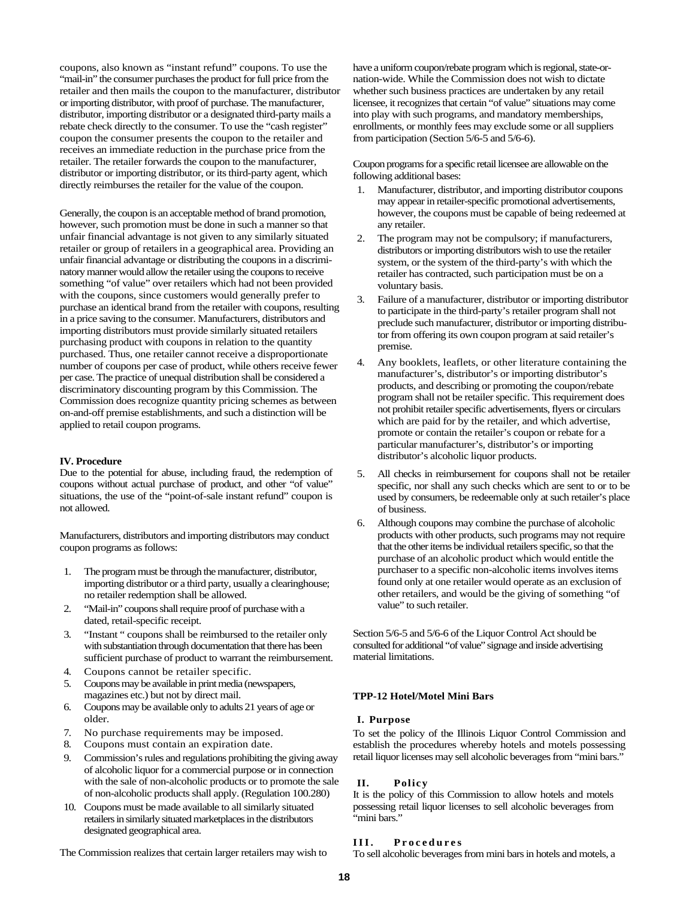coupons, also known as "instant refund" coupons. To use the "mail-in" the consumer purchases the product for full price from the retailer and then mails the coupon to the manufacturer, distributor or importing distributor, with proof of purchase. The manufacturer, distributor, importing distributor or a designated third-party mails a rebate check directly to the consumer. To use the "cash register" coupon the consumer presents the coupon to the retailer and receives an immediate reduction in the purchase price from the retailer. The retailer forwards the coupon to the manufacturer, distributor or importing distributor, or its third-party agent, which directly reimburses the retailer for the value of the coupon.

Generally, the coupon is an acceptable method of brand promotion, however, such promotion must be done in such a manner so that unfair financial advantage is not given to any similarly situated retailer or group of retailers in a geographical area. Providing an unfair financial advantage or distributing the coupons in a discriminatory manner would allow the retailer using the coupons to receive something "of value" over retailers which had not been provided with the coupons, since customers would generally prefer to purchase an identical brand from the retailer with coupons, resulting in a price saving to the consumer. Manufacturers, distributors and importing distributors must provide similarly situated retailers purchasing product with coupons in relation to the quantity purchased. Thus, one retailer cannot receive a disproportionate number of coupons per case of product, while others receive fewer per case. The practice of unequal distribution shall be considered a discriminatory discounting program by this Commission. The Commission does recognize quantity pricing schemes as between on-and-off premise establishments, and such a distinction will be applied to retail coupon programs.

**IV. Procedure**

Due to the potential for abuse, including fraud, the redemption of coupons without actual purchase of product, and other "of value" situations, the use of the "point-of-sale instant refund" coupon is not allowed.

Manufacturers, distributors and importing distributors may conduct coupon programs as follows:

1. The program must be through the manufacturer, distributor, importing distributor or a third party, usually a clearinghouse; no retailer redemption shall be allowed.
2. "Mail-in" coupons shall require proof of purchase with a dated, retail-specific receipt.
3. "Instant " coupons shall be reimbursed to the retailer only with substantiation through documentation that there has been sufficient purchase of product to warrant the reimbursement.
4. Coupons cannot be retailer specific.
5. Coupons may be available in print media (newspapers, magazines etc.) but not by direct mail.
6. Coupons may be available only to adults 21 years of age or older.
7. No purchase requirements may be imposed.
8. Coupons must contain an expiration date.
9. Commission's rules and regulations prohibiting the giving away of alcoholic liquor for a commercial purpose or in connection with the sale of non-alcoholic products or to promote the sale of non-alcoholic products shall apply. (Regulation 100.280)
10. Coupons must be made available to all similarly situated retailers in similarly situated marketplaces in the distributors designated geographical area.

The Commission realizes that certain larger retailers may wish to have a uniform coupon/rebate program which is regional, state-or-nation-wide. While the Commission does not wish to dictate whether such business practices are undertaken by any retail licensee, it recognizes that certain "of value" situations may come into play with such programs, and mandatory memberships, enrollments, or monthly fees may exclude some or all suppliers from participation (Section 5/6-5 and 5/6-6).

Coupon programs for a specific retail licensee are allowable on the following additional bases:

1. Manufacturer, distributor, and importing distributor coupons may appear in retailer-specific promotional advertisements, however, the coupons must be capable of being redeemed at any retailer.
2. The program may not be compulsory; if manufacturers, distributors or importing distributors wish to use the retailer system, or the system of the third-party's with which the retailer has contracted, such participation must be on a voluntary basis.
3. Failure of a manufacturer, distributor or importing distributor to participate in the third-party's retailer program shall not preclude such manufacturer, distributor or importing distributor from offering its own coupon program at said retailer's premise.
4. Any booklets, leaflets, or other literature containing the manufacturer's, distributor's or importing distributor's products, and describing or promoting the coupon/rebate program shall not be retailer specific. This requirement does not prohibit retailer specific advertisements, flyers or circulars which are paid for by the retailer, and which advertise, promote or contain the retailer's coupon or rebate for a particular manufacturer's, distributor's or importing distributor's alcoholic liquor products.
5. All checks in reimbursement for coupons shall not be retailer specific, nor shall any such checks which are sent to or to be used by consumers, be redeemable only at such retailer's place of business.
6. Although coupons may combine the purchase of alcoholic products with other products, such programs may not require that the other items be individual retailers specific, so that the purchase of an alcoholic product which would entitle the purchaser to a specific non-alcoholic items involves items found only at one retailer would operate as an exclusion of other retailers, and would be the giving of something "of value" to such retailer.

Section 5/6-5 and 5/6-6 of the Liquor Control Act should be consulted for additional "of value" signage and inside advertising material limitations.

**TPP-12 Hotel/Motel Mini Bars**

**I. Purpose**

To set the policy of the Illinois Liquor Control Commission and establish the procedures whereby hotels and motels possessing retail liquor licenses may sell alcoholic beverages from "mini bars."

**II. Policy**

It is the policy of this Commission to allow hotels and motels possessing retail liquor licenses to sell alcoholic beverages from "mini bars."

**III. Procedures**

To sell alcoholic beverages from mini bars in hotels and motels, a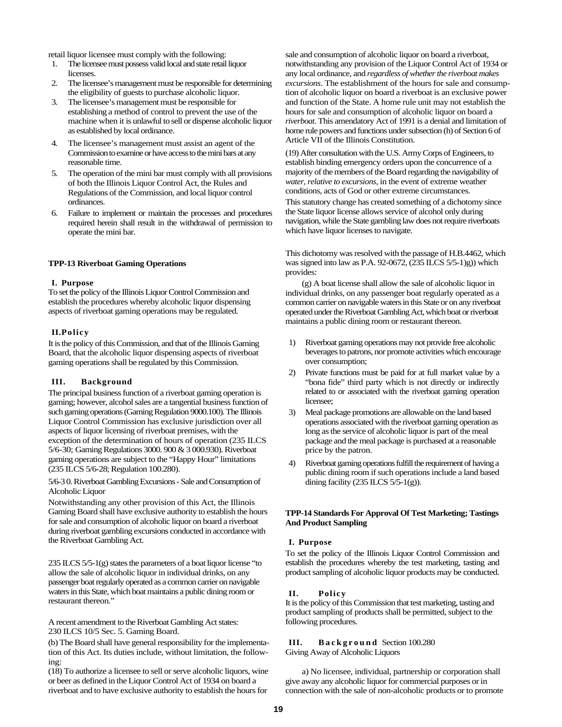retail liquor licensee must comply with the following:

1. The licensee must possess valid local and state retail liquor licenses.
2. The licensee's management must be responsible for determining the eligibility of guests to purchase alcoholic liquor.
3. The licensee's management must be responsible for establishing a method of control to prevent the use of the machine when it is unlawful to sell or dispense alcoholic liquor as established by local ordinance.
4. The licensee's management must assist an agent of the Commission to examine or have access to the mini bars at any reasonable time.
5. The operation of the mini bar must comply with all provisions of both the Illinois Liquor Control Act, the Rules and Regulations of the Commission, and local liquor control ordinances.
6. Failure to implement or maintain the processes and procedures required herein shall result in the withdrawal of permission to operate the mini bar.

### TPP-13 Riverboat Gaming Operations

**I. Purpose**

To set the policy of the Illinois Liquor Control Commission and establish the procedures whereby alcoholic liquor dispensing aspects of riverboat gaming operations may be regulated.

**II.Policy**

It is the policy of this Commission, and that of the Illinois Gaming Board, that the alcoholic liquor dispensing aspects of riverboat gaming operations shall be regulated by this Commission.

**III. Background**

The principal business function of a riverboat gaming operation is gaming; however, alcohol sales are a tangential business function of such gaming operations (Gaming Regulation 9000.100). The Illinois Liquor Control Commission has exclusive jurisdiction over all aspects of liquor licensing of riverboat premises, with the exception of the determination of hours of operation (235 ILCS 5/6-30; Gaming Regulations 3000. 900 & 3 000.930). Riverboat gaming operations are subject to the "Happy Hour" limitations (235 ILCS 5/6-28; Regulation 100.280).

5/6-3 0. Riverboat Gambling Excursions - Sale and Consumption of Alcoholic Liquor

Notwithstanding any other provision of this Act, the Illinois Gaming Board shall have exclusive authority to establish the hours for sale and consumption of alcoholic liquor on board a riverboat during riverboat gambling excursions conducted in accordance with the Riverboat Gambling Act.

235 ILCS 5/5-1(g) states the parameters of a boat liquor license "to allow the sale of alcoholic liquor in individual drinks, on any passenger boat regularly operated as a common carrier on navigable waters in this State, which boat maintains a public dining room or restaurant thereon."

A recent amendment to the Riverboat Gambling Act states:
230 ILCS 10/5 Sec. 5. Gaming Board.

(b) The Board shall have general responsibility for the implementation of this Act. Its duties include, without limitation, the following:

(18) To authorize a licensee to sell or serve alcoholic liquors, wine or beer as defined in the Liquor Control Act of 1934 on board a riverboat and to have exclusive authority to establish the hours for sale and consumption of alcoholic liquor on board a riverboat, notwithstanding any provision of the Liquor Control Act of 1934 or any local ordinance, and *regardless of whether the riverboat makes excursions*. The establishment of the hours for sale and consumption of alcoholic liquor on board a riverboat is an exclusive power and function of the State. A home rule unit may not establish the hours for sale and consumption of alcoholic liquor on board a *riverboat*. This amendatory Act of 1991 is a denial and limitation of home rule powers and functions under subsection (h) of Section 6 of Article VII of the Illinois Constitution.

(19) After consultation with the U.S. Army Corps of Engineers, to establish binding emergency orders upon the concurrence of a majority of the members of the Board regarding the navigability of *water, relative to excursions*, in the event of extreme weather conditions, acts of God or other extreme circumstances.

This statutory change has created something of a dichotomy since the State liquor license allows service of alcohol only during navigation, while the State gambling law does not require riverboats which have liquor licenses to navigate.

This dichotomy was resolved with the passage of H.B.4462, which was signed into law as P.A. 92-0672, (235 ILCS 5/5-1)g)) which provides:

(g) A boat license shall allow the sale of alcoholic liquor in individual drinks, on any passenger boat regularly operated as a common carrier on navigable waters in this State or on any riverboat operated under the Riverboat Gambling Act, which boat or riverboat maintains a public dining room or restaurant thereon.

1) Riverboat gaming operations may not provide free alcoholic beverages to patrons, nor promote activities which encourage over consumption;
2) Private functions must be paid for at full market value by a "bona fide" third party which is not directly or indirectly related to or associated with the riverboat gaming operation licensee;
3) Meal package promotions are allowable on the land based operations associated with the riverboat gaming operation as long as the service of alcoholic liquor is part of the meal package and the meal package is purchased at a reasonable price by the patron.
4) Riverboat gaming operations fulfill the requirement of having a public dining room if such operations include a land based dining facility (235 ILCS 5/5-1(g)).

### TPP-14 Standards For Approval Of Test Marketing; Tastings And Product Sampling

**I. Purpose**

To set the policy of the Illinois Liquor Control Commission and establish the procedures whereby the test marketing, tasting and product sampling of alcoholic liquor products may be conducted.

**II. Policy**

It is the policy of this Commission that test marketing, tasting and product sampling of products shall be permitted, subject to the following procedures.

**III. Background** Section 100.280
Giving Away of Alcoholic Liquors

a) No licensee, individual, partnership or corporation shall give away any alcoholic liquor for commercial purposes or in connection with the sale of non-alcoholic products or to promote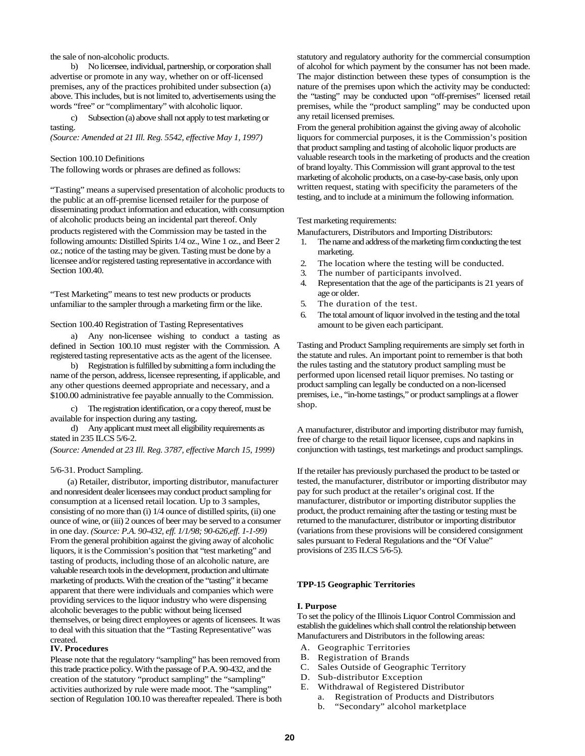the sale of non-alcoholic products.

b) No licensee, individual, partnership, or corporation shall advertise or promote in any way, whether on or off-licensed premises, any of the practices prohibited under subsection (a) above. This includes, but is not limited to, advertisements using the words "free" or "complimentary" with alcoholic liquor.

c) Subsection (a) above shall not apply to test marketing or tasting.

*(Source: Amended at 21 Ill. Reg. 5542, effective May 1, 1997)*

Section 100.10 Definitions

The following words or phrases are defined as follows:

"Tasting" means a supervised presentation of alcoholic products to the public at an off-premise licensed retailer for the purpose of disseminating product information and education, with consumption of alcoholic products being an incidental part thereof. Only products registered with the Commission may be tasted in the following amounts: Distilled Spirits 1/4 oz., Wine 1 oz., and Beer 2 oz.; notice of the tasting may be given. Tasting must be done by a licensee and/or registered tasting representative in accordance with Section 100.40.

"Test Marketing" means to test new products or products unfamiliar to the sampler through a marketing firm or the like.

Section 100.40 Registration of Tasting Representatives

a) Any non-licensee wishing to conduct a tasting as defined in Section 100.10 must register with the Commission. A registered tasting representative acts as the agent of the licensee.

b) Registration is fulfilled by submitting a form including the name of the person, address, licensee representing, if applicable, and any other questions deemed appropriate and necessary, and a $100.00 administrative fee payable annually to the Commission.

c) The registration identification, or a copy thereof, must be available for inspection during any tasting.

d) Any applicant must meet all eligibility requirements as stated in 235 ILCS 5/6-2.

*(Source: Amended at 23 Ill. Reg. 3787, effective March 15, 1999)*

5/6-31. Product Sampling.

(a) Retailer, distributor, importing distributor, manufacturer and nonresident dealer licensees may conduct product sampling for consumption at a licensed retail location. Up to 3 samples, consisting of no more than (i) 1/4 ounce of distilled spirits, (ii) one ounce of wine, or (iii) 2 ounces of beer may be served to a consumer in one day. *(Source: P.A. 90-432, eff. 1/1/98; 90-626,eff. 1-1-99)*

From the general prohibition against the giving away of alcoholic liquors, it is the Commission's position that "test marketing" and tasting of products, including those of an alcoholic nature, are valuable research tools in the development, production and ultimate marketing of products. With the creation of the "tasting" it became apparent that there were individuals and companies which were providing services to the liquor industry who were dispensing alcoholic beverages to the public without being licensed themselves, or being direct employees or agents of licensees. It was to deal with this situation that the "Tasting Representative" was created.

**IV. Procedures**

Please note that the regulatory "sampling" has been removed from this trade practice policy. With the passage of P.A. 90-432, and the creation of the statutory "product sampling" the "sampling" activities authorized by rule were made moot. The "sampling" section of Regulation 100.10 was thereafter repealed. There is both statutory and regulatory authority for the commercial consumption of alcohol for which payment by the consumer has not been made. The major distinction between these types of consumption is the nature of the premises upon which the activity may be conducted: the "tasting" may be conducted upon "off-premises" licensed retail premises, while the "product sampling" may be conducted upon any retail licensed premises.

From the general prohibition against the giving away of alcoholic liquors for commercial purposes, it is the Commission's position that product sampling and tasting of alcoholic liquor products are valuable research tools in the marketing of products and the creation of brand loyalty. This Commission will grant approval to the test marketing of alcoholic products, on a case-by-case basis, only upon written request, stating with specificity the parameters of the testing, and to include at a minimum the following information.

Test marketing requirements:

Manufacturers, Distributors and Importing Distributors:

1. The name and address of the marketing firm conducting the test marketing.
2. The location where the testing will be conducted.
3. The number of participants involved.
4. Representation that the age of the participants is 21 years of age or older.
5. The duration of the test.
6. The total amount of liquor involved in the testing and the total amount to be given each participant.

Tasting and Product Sampling requirements are simply set forth in the statute and rules. An important point to remember is that both the rules tasting and the statutory product sampling must be performed upon licensed retail liquor premises. No tasting or product sampling can legally be conducted on a non-licensed premises, i.e., "in-home tastings," or product samplings at a flower shop.

A manufacturer, distributor and importing distributor may furnish, free of charge to the retail liquor licensee, cups and napkins in conjunction with tastings, test marketings and product samplings.

If the retailer has previously purchased the product to be tasted or tested, the manufacturer, distributor or importing distributor may pay for such product at the retailer's original cost. If the manufacturer, distributor or importing distributor supplies the product, the product remaining after the tasting or testing must be returned to the manufacturer, distributor or importing distributor (variations from these provisions will be considered consignment sales pursuant to Federal Regulations and the "Of Value" provisions of 235 ILCS 5/6-5).

**TPP-15 Geographic Territories**

**I. Purpose**

To set the policy of the Illinois Liquor Control Commission and establish the guidelines which shall control the relationship between Manufacturers and Distributors in the following areas:

A. Geographic Territories
B. Registration of Brands
C. Sales Outside of Geographic Territory
D. Sub-distributor Exception
E. Withdrawal of Registered Distributor
   a. Registration of Products and Distributors
   b. "Secondary" alcohol marketplace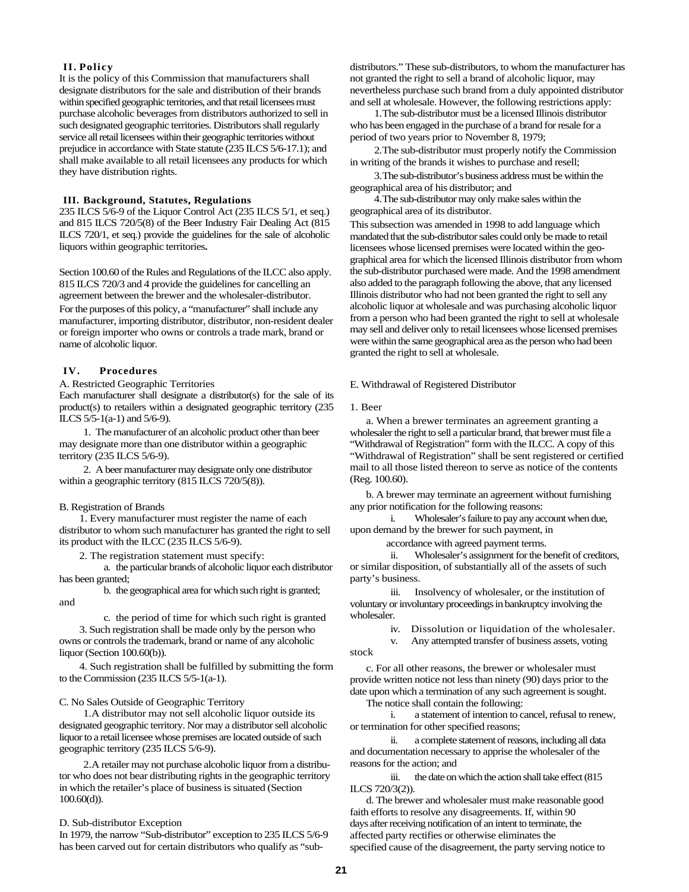## II. Policy

It is the policy of this Commission that manufacturers shall designate distributors for the sale and distribution of their brands within specified geographic territories, and that retail licensees must purchase alcoholic beverages from distributors authorized to sell in such designated geographic territories. Distributors shall regularly service all retail licensees within their geographic territories without prejudice in accordance with State statute (235 ILCS 5/6-17.1); and shall make available to all retail licensees any products for which they have distribution rights.

## III. Background, Statutes, Regulations

235 ILCS 5/6-9 of the Liquor Control Act (235 ILCS 5/1, et seq.) and 815 ILCS 720/5(8) of the Beer Industry Fair Dealing Act (815 ILCS 720/1, et seq.) provide the guidelines for the sale of alcoholic liquors within geographic territories**.**

Section 100.60 of the Rules and Regulations of the ILCC also apply. 815 ILCS 720/3 and 4 provide the guidelines for cancelling an agreement between the brewer and the wholesaler-distributor.

For the purposes of this policy, a "manufacturer" shall include any manufacturer, importing distributor, distributor, non-resident dealer or foreign importer who owns or controls a trade mark, brand or name of alcoholic liquor.

## IV. Procedures

A. Restricted Geographic Territories

Each manufacturer shall designate a distributor(s) for the sale of its product(s) to retailers within a designated geographic territory (235 ILCS 5/5-1(a-1) and 5/6-9).

1. The manufacturer of an alcoholic product other than beer may designate more than one distributor within a geographic territory (235 ILCS 5/6-9).

2. A beer manufacturer may designate only one distributor within a geographic territory (815 ILCS 720/5(8)).

B. Registration of Brands

1. Every manufacturer must register the name of each distributor to whom such manufacturer has granted the right to sell its product with the ILCC (235 ILCS 5/6-9).

2. The registration statement must specify:

a. the particular brands of alcoholic liquor each distributor has been granted;

b. the geographical area for which such right is granted; and

c. the period of time for which such right is granted

3. Such registration shall be made only by the person who owns or controls the trademark, brand or name of any alcoholic liquor (Section 100.60(b)).

4. Such registration shall be fulfilled by submitting the form to the Commission (235 ILCS 5/5-1(a-1).

C. No Sales Outside of Geographic Territory

1. A distributor may not sell alcoholic liquor outside its designated geographic territory. Nor may a distributor sell alcoholic liquor to a retail licensee whose premises are located outside of such geographic territory (235 ILCS 5/6-9).

2. A retailer may not purchase alcoholic liquor from a distributor who does not bear distributing rights in the geographic territory in which the retailer's place of business is situated (Section 100.60(d)).

D. Sub-distributor Exception

In 1979, the narrow "Sub-distributor" exception to 235 ILCS 5/6-9 has been carved out for certain distributors who qualify as "sub-distributors." These sub-distributors, to whom the manufacturer has not granted the right to sell a brand of alcoholic liquor, may nevertheless purchase such brand from a duly appointed distributor and sell at wholesale. However, the following restrictions apply:

1. The sub-distributor must be a licensed Illinois distributor who has been engaged in the purchase of a brand for resale for a period of two years prior to November 8, 1979;

2. The sub-distributor must properly notify the Commission in writing of the brands it wishes to purchase and resell;

3. The sub-distributor's business address must be within the geographical area of his distributor; and

4. The sub-distributor may only make sales within the geographical area of its distributor.

This subsection was amended in 1998 to add language which mandated that the sub-distributor sales could only be made to retail licensees whose licensed premises were located within the geographical area for which the licensed Illinois distributor from whom the sub-distributor purchased were made. And the 1998 amendment also added to the paragraph following the above, that any licensed Illinois distributor who had not been granted the right to sell any alcoholic liquor at wholesale and was purchasing alcoholic liquor from a person who had been granted the right to sell at wholesale may sell and deliver only to retail licensees whose licensed premises were within the same geographical area as the person who had been granted the right to sell at wholesale.

E. Withdrawal of Registered Distributor

1. Beer

a. When a brewer terminates an agreement granting a wholesaler the right to sell a particular brand, that brewer must file a "Withdrawal of Registration" form with the ILCC. A copy of this "Withdrawal of Registration" shall be sent registered or certified mail to all those listed thereon to serve as notice of the contents (Reg. 100.60).

b. A brewer may terminate an agreement without furnishing any prior notification for the following reasons:

i. Wholesaler's failure to pay any account when due, upon demand by the brewer for such payment, in accordance with agreed payment terms.

ii. Wholesaler's assignment for the benefit of creditors, or similar disposition, of substantially all of the assets of such party's business.

iii. Insolvency of wholesaler, or the institution of voluntary or involuntary proceedings in bankruptcy involving the wholesaler.

iv. Dissolution or liquidation of the wholesaler.

v. Any attempted transfer of business assets, voting stock

c. For all other reasons, the brewer or wholesaler must provide written notice not less than ninety (90) days prior to the date upon which a termination of any such agreement is sought. The notice shall contain the following:

i. a statement of intention to cancel, refusal to renew, or termination for other specified reasons;

ii. a complete statement of reasons, including all data and documentation necessary to apprise the wholesaler of the reasons for the action; and

iii. the date on which the action shall take effect (815 ILCS 720/3(2)).

d. The brewer and wholesaler must make reasonable good faith efforts to resolve any disagreements. If, within 90 days after receiving notification of an intent to terminate, the affected party rectifies or otherwise eliminates the specified cause of the disagreement, the party serving notice to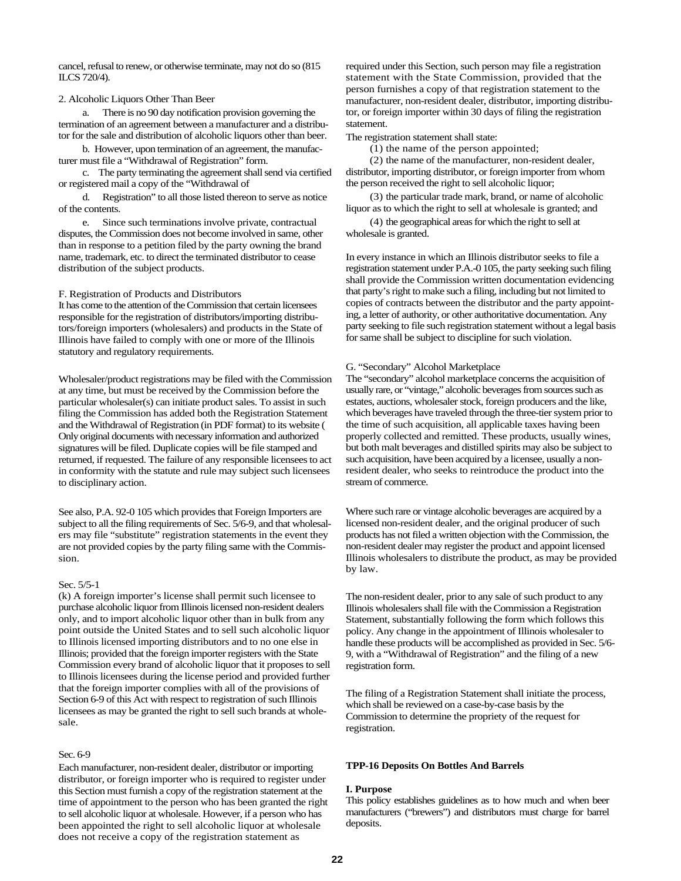cancel, refusal to renew, or otherwise terminate, may not do so (815 ILCS 720/4).

2. Alcoholic Liquors Other Than Beer

a. There is no 90 day notification provision governing the termination of an agreement between a manufacturer and a distributor for the sale and distribution of alcoholic liquors other than beer.

b. However, upon termination of an agreement, the manufacturer must file a "Withdrawal of Registration" form.

c. The party terminating the agreement shall send via certified or registered mail a copy of the "Withdrawal of

d. Registration" to all those listed thereon to serve as notice of the contents.

e. Since such terminations involve private, contractual disputes, the Commission does not become involved in same, other than in response to a petition filed by the party owning the brand name, trademark, etc. to direct the terminated distributor to cease distribution of the subject products.

F. Registration of Products and Distributors

It has come to the attention of the Commission that certain licensees responsible for the registration of distributors/importing distributors/foreign importers (wholesalers) and products in the State of Illinois have failed to comply with one or more of the Illinois statutory and regulatory requirements.

Wholesaler/product registrations may be filed with the Commission at any time, but must be received by the Commission before the particular wholesaler(s) can initiate product sales. To assist in such filing the Commission has added both the Registration Statement and the Withdrawal of Registration (in PDF format) to its website ( Only original documents with necessary information and authorized signatures will be filed. Duplicate copies will be file stamped and returned, if requested. The failure of any responsible licensees to act in conformity with the statute and rule may subject such licensees to disciplinary action.

See also, P.A. 92-0 105 which provides that Foreign Importers are subject to all the filing requirements of Sec. 5/6-9, and that wholesalers may file "substitute" registration statements in the event they are not provided copies by the party filing same with the Commission.

Sec. 5/5-1

(k) A foreign importer's license shall permit such licensee to purchase alcoholic liquor from Illinois licensed non-resident dealers only, and to import alcoholic liquor other than in bulk from any point outside the United States and to sell such alcoholic liquor to Illinois licensed importing distributors and to no one else in Illinois; provided that the foreign importer registers with the State Commission every brand of alcoholic liquor that it proposes to sell to Illinois licensees during the license period and provided further that the foreign importer complies with all of the provisions of Section 6-9 of this Act with respect to registration of such Illinois licensees as may be granted the right to sell such brands at wholesale.

Sec. 6-9

Each manufacturer, non-resident dealer, distributor or importing distributor, or foreign importer who is required to register under this Section must furnish a copy of the registration statement at the time of appointment to the person who has been granted the right to sell alcoholic liquor at wholesale. However, if a person who has been appointed the right to sell alcoholic liquor at wholesale does not receive a copy of the registration statement as required under this Section, such person may file a registration statement with the State Commission, provided that the person furnishes a copy of that registration statement to the manufacturer, non-resident dealer, distributor, importing distributor, or foreign importer within 30 days of filing the registration statement.

The registration statement shall state:

(1) the name of the person appointed;

(2) the name of the manufacturer, non-resident dealer, distributor, importing distributor, or foreign importer from whom the person received the right to sell alcoholic liquor;

(3) the particular trade mark, brand, or name of alcoholic liquor as to which the right to sell at wholesale is granted; and

(4) the geographical areas for which the right to sell at wholesale is granted.

In every instance in which an Illinois distributor seeks to file a registration statement under P.A.-0 105, the party seeking such filing shall provide the Commission written documentation evidencing that party's right to make such a filing, including but not limited to copies of contracts between the distributor and the party appointing, a letter of authority, or other authoritative documentation. Any party seeking to file such registration statement without a legal basis for same shall be subject to discipline for such violation.

G. "Secondary" Alcohol Marketplace

The "secondary" alcohol marketplace concerns the acquisition of usually rare, or "vintage," alcoholic beverages from sources such as estates, auctions, wholesaler stock, foreign producers and the like, which beverages have traveled through the three-tier system prior to the time of such acquisition, all applicable taxes having been properly collected and remitted. These products, usually wines, but both malt beverages and distilled spirits may also be subject to such acquisition, have been acquired by a licensee, usually a non-resident dealer, who seeks to reintroduce the product into the stream of commerce.

Where such rare or vintage alcoholic beverages are acquired by a licensed non-resident dealer, and the original producer of such products has not filed a written objection with the Commission, the non-resident dealer may register the product and appoint licensed Illinois wholesalers to distribute the product, as may be provided by law.

The non-resident dealer, prior to any sale of such product to any Illinois wholesalers shall file with the Commission a Registration Statement, substantially following the form which follows this policy. Any change in the appointment of Illinois wholesaler to handle these products will be accomplished as provided in Sec. 5/6-9, with a "Withdrawal of Registration" and the filing of a new registration form.

The filing of a Registration Statement shall initiate the process, which shall be reviewed on a case-by-case basis by the Commission to determine the propriety of the request for registration.

**TPP-16 Deposits On Bottles And Barrels**

**I. Purpose**

This policy establishes guidelines as to how much and when beer manufacturers ("brewers") and distributors must charge for barrel deposits.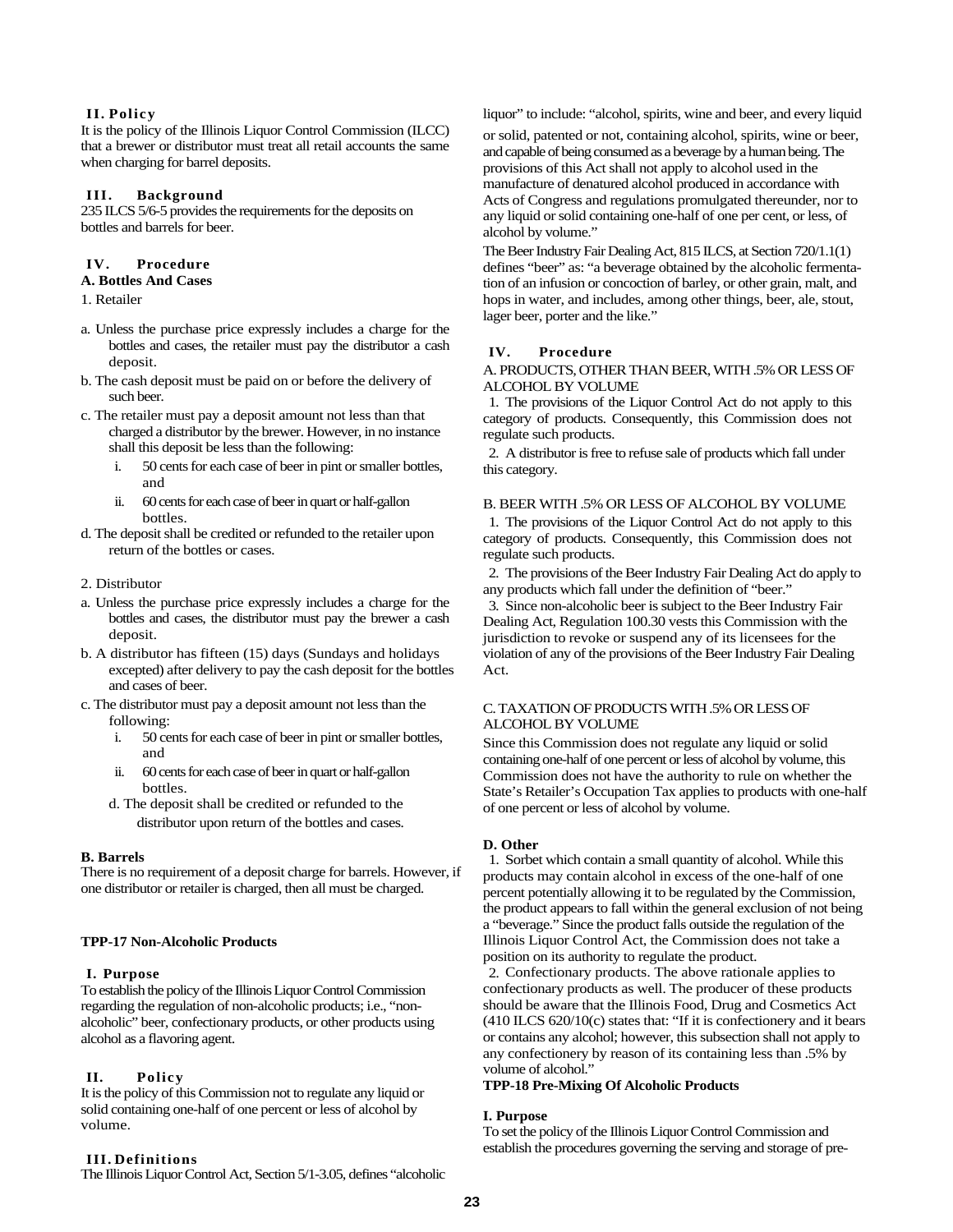### II. Policy

It is the policy of the Illinois Liquor Control Commission (ILCC) that a brewer or distributor must treat all retail accounts the same when charging for barrel deposits.

### III. Background

235 ILCS 5/6-5 provides the requirements for the deposits on bottles and barrels for beer.

### IV. Procedure

**A. Bottles And Cases**

1. Retailer

a. Unless the purchase price expressly includes a charge for the bottles and cases, the retailer must pay the distributor a cash deposit.

b. The cash deposit must be paid on or before the delivery of such beer.

c. The retailer must pay a deposit amount not less than that charged a distributor by the brewer. However, in no instance shall this deposit be less than the following:

   i. 50 cents for each case of beer in pint or smaller bottles, and

   ii. 60 cents for each case of beer in quart or half-gallon bottles.

d. The deposit shall be credited or refunded to the retailer upon return of the bottles or cases.

2. Distributor

a. Unless the purchase price expressly includes a charge for the bottles and cases, the distributor must pay the brewer a cash deposit.

b. A distributor has fifteen (15) days (Sundays and holidays excepted) after delivery to pay the cash deposit for the bottles and cases of beer.

c. The distributor must pay a deposit amount not less than the following:

   i. 50 cents for each case of beer in pint or smaller bottles, and

   ii. 60 cents for each case of beer in quart or half-gallon bottles.

d. The deposit shall be credited or refunded to the distributor upon return of the bottles and cases.

**B. Barrels**

There is no requirement of a deposit charge for barrels. However, if one distributor or retailer is charged, then all must be charged.

## TPP-17 Non-Alcoholic Products

### I. Purpose

To establish the policy of the Illinois Liquor Control Commission regarding the regulation of non-alcoholic products; i.e., "non-alcoholic" beer, confectionary products, or other products using alcohol as a flavoring agent.

### II. Policy

It is the policy of this Commission not to regulate any liquid or solid containing one-half of one percent or less of alcohol by volume.

### III. Definitions

The Illinois Liquor Control Act, Section 5/1-3.05, defines "alcoholic liquor" to include: "alcohol, spirits, wine and beer, and every liquid or solid, patented or not, containing alcohol, spirits, wine or beer, and capable of being consumed as a beverage by a human being. The provisions of this Act shall not apply to alcohol used in the manufacture of denatured alcohol produced in accordance with Acts of Congress and regulations promulgated thereunder, nor to any liquid or solid containing one-half of one per cent, or less, of alcohol by volume."

The Beer Industry Fair Dealing Act, 815 ILCS, at Section 720/1.1(1) defines "beer" as: "a beverage obtained by the alcoholic fermentation of an infusion or concoction of barley, or other grain, malt, and hops in water, and includes, among other things, beer, ale, stout, lager beer, porter and the like."

### IV. Procedure

A. PRODUCTS, OTHER THAN BEER, WITH .5% OR LESS OF ALCOHOL BY VOLUME

1. The provisions of the Liquor Control Act do not apply to this category of products. Consequently, this Commission does not regulate such products.

2. A distributor is free to refuse sale of products which fall under this category.

B. BEER WITH .5% OR LESS OF ALCOHOL BY VOLUME

1. The provisions of the Liquor Control Act do not apply to this category of products. Consequently, this Commission does not regulate such products.

2. The provisions of the Beer Industry Fair Dealing Act do apply to any products which fall under the definition of "beer."

3. Since non-alcoholic beer is subject to the Beer Industry Fair Dealing Act, Regulation 100.30 vests this Commission with the jurisdiction to revoke or suspend any of its licensees for the violation of any of the provisions of the Beer Industry Fair Dealing Act.

C. TAXATION OF PRODUCTS WITH .5% OR LESS OF ALCOHOL BY VOLUME

Since this Commission does not regulate any liquid or solid containing one-half of one percent or less of alcohol by volume, this Commission does not have the authority to rule on whether the State's Retailer's Occupation Tax applies to products with one-half of one percent or less of alcohol by volume.

**D. Other**

1. Sorbet which contain a small quantity of alcohol. While this products may contain alcohol in excess of the one-half of one percent potentially allowing it to be regulated by the Commission, the product appears to fall within the general exclusion of not being a "beverage." Since the product falls outside the regulation of the Illinois Liquor Control Act, the Commission does not take a position on its authority to regulate the product.

2. Confectionary products. The above rationale applies to confectionary products as well. The producer of these products should be aware that the Illinois Food, Drug and Cosmetics Act (410 ILCS 620/10(c) states that: "If it is confectionery and it bears or contains any alcohol; however, this subsection shall not apply to any confectionery by reason of its containing less than .5% by volume of alcohol."

## TPP-18 Pre-Mixing Of Alcoholic Products

### I. Purpose

To set the policy of the Illinois Liquor Control Commission and establish the procedures governing the serving and storage of pre-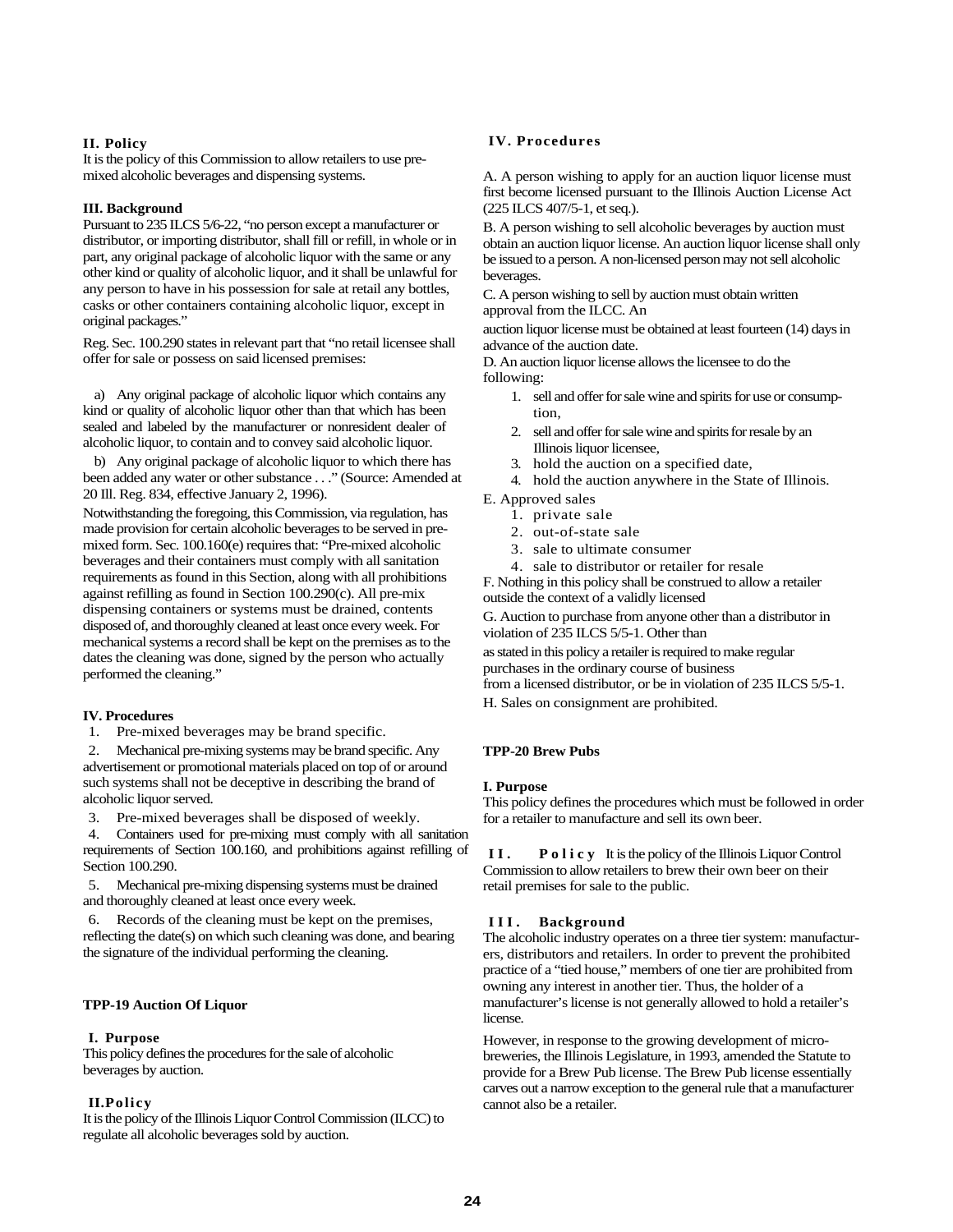**II. Policy**
It is the policy of this Commission to allow retailers to use pre-mixed alcoholic beverages and dispensing systems.

**III. Background**
Pursuant to 235 ILCS 5/6-22, "no person except a manufacturer or distributor, or importing distributor, shall fill or refill, in whole or in part, any original package of alcoholic liquor with the same or any other kind or quality of alcoholic liquor, and it shall be unlawful for any person to have in his possession for sale at retail any bottles, casks or other containers containing alcoholic liquor, except in original packages."

Reg. Sec. 100.290 states in relevant part that "no retail licensee shall offer for sale or possess on said licensed premises:

a) Any original package of alcoholic liquor which contains any kind or quality of alcoholic liquor other than that which has been sealed and labeled by the manufacturer or nonresident dealer of alcoholic liquor, to contain and to convey said alcoholic liquor.

b) Any original package of alcoholic liquor to which there has been added any water or other substance . . ." (Source: Amended at 20 Ill. Reg. 834, effective January 2, 1996).

Notwithstanding the foregoing, this Commission, via regulation, has made provision for certain alcoholic beverages to be served in pre-mixed form. Sec. 100.160(e) requires that: "Pre-mixed alcoholic beverages and their containers must comply with all sanitation requirements as found in this Section, along with all prohibitions against refilling as found in Section 100.290(c). All pre-mix dispensing containers or systems must be drained, contents disposed of, and thoroughly cleaned at least once every week. For mechanical systems a record shall be kept on the premises as to the dates the cleaning was done, signed by the person who actually performed the cleaning."

**IV. Procedures**

1. Pre-mixed beverages may be brand specific.
2. Mechanical pre-mixing systems may be brand specific. Any advertisement or promotional materials placed on top of or around such systems shall not be deceptive in describing the brand of alcoholic liquor served.
3. Pre-mixed beverages shall be disposed of weekly.
4. Containers used for pre-mixing must comply with all sanitation requirements of Section 100.160, and prohibitions against refilling of Section 100.290.
5. Mechanical pre-mixing dispensing systems must be drained and thoroughly cleaned at least once every week.
6. Records of the cleaning must be kept on the premises, reflecting the date(s) on which such cleaning was done, and bearing the signature of the individual performing the cleaning.

## TPP-19 Auction Of Liquor

**I. Purpose**
This policy defines the procedures for the sale of alcoholic beverages by auction.

**II. Policy**
It is the policy of the Illinois Liquor Control Commission (ILCC) to regulate all alcoholic beverages sold by auction.

**IV. Procedures**

A. A person wishing to apply for an auction liquor license must first become licensed pursuant to the Illinois Auction License Act (225 ILCS 407/5-1, et seq.).

B. A person wishing to sell alcoholic beverages by auction must obtain an auction liquor license. An auction liquor license shall only be issued to a person. A non-licensed person may not sell alcoholic beverages.

C. A person wishing to sell by auction must obtain written approval from the ILCC. An auction liquor license must be obtained at least fourteen (14) days in advance of the auction date.

D. An auction liquor license allows the licensee to do the following:

1. sell and offer for sale wine and spirits for use or consumption,
2. sell and offer for sale wine and spirits for resale by an Illinois liquor licensee,
3. hold the auction on a specified date,
4. hold the auction anywhere in the State of Illinois.

E. Approved sales

1. private sale
2. out-of-state sale
3. sale to ultimate consumer
4. sale to distributor or retailer for resale

F. Nothing in this policy shall be construed to allow a retailer outside the context of a validly licensed

G. Auction to purchase from anyone other than a distributor in violation of 235 ILCS 5/5-1. Other than as stated in this policy a retailer is required to make regular purchases in the ordinary course of business from a licensed distributor, or be in violation of 235 ILCS 5/5-1.

H. Sales on consignment are prohibited.

## TPP-20 Brew Pubs

**I. Purpose**
This policy defines the procedures which must be followed in order for a retailer to manufacture and sell its own beer.

**II. Policy** It is the policy of the Illinois Liquor Control Commission to allow retailers to brew their own beer on their retail premises for sale to the public.

**III. Background**
The alcoholic industry operates on a three tier system: manufacturers, distributors and retailers. In order to prevent the prohibited practice of a "tied house," members of one tier are prohibited from owning any interest in another tier. Thus, the holder of a manufacturer's license is not generally allowed to hold a retailer's license.

However, in response to the growing development of micro-breweries, the Illinois Legislature, in 1993, amended the Statute to provide for a Brew Pub license. The Brew Pub license essentially carves out a narrow exception to the general rule that a manufacturer cannot also be a retailer.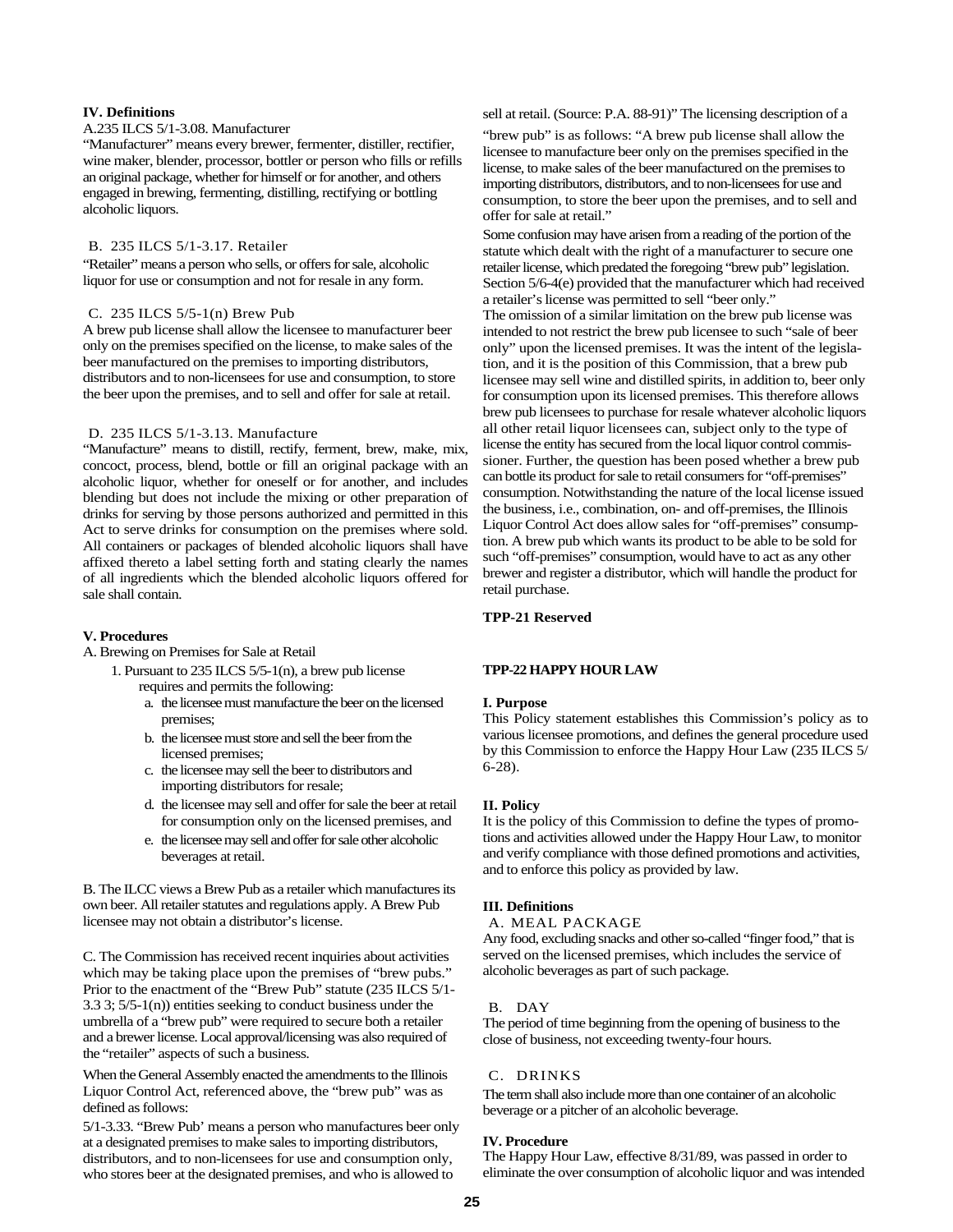### IV. Definitions

A.235 ILCS 5/1-3.08. Manufacturer

"Manufacturer" means every brewer, fermenter, distiller, rectifier, wine maker, blender, processor, bottler or person who fills or refills an original package, whether for himself or for another, and others engaged in brewing, fermenting, distilling, rectifying or bottling alcoholic liquors.

B. 235 ILCS 5/1-3.17. Retailer

"Retailer" means a person who sells, or offers for sale, alcoholic liquor for use or consumption and not for resale in any form.

C. 235 ILCS 5/5-1(n) Brew Pub

A brew pub license shall allow the licensee to manufacturer beer only on the premises specified on the license, to make sales of the beer manufactured on the premises to importing distributors, distributors and to non-licensees for use and consumption, to store the beer upon the premises, and to sell and offer for sale at retail.

D. 235 ILCS 5/1-3.13. Manufacture

"Manufacture" means to distill, rectify, ferment, brew, make, mix, concoct, process, blend, bottle or fill an original package with an alcoholic liquor, whether for oneself or for another, and includes blending but does not include the mixing or other preparation of drinks for serving by those persons authorized and permitted in this Act to serve drinks for consumption on the premises where sold. All containers or packages of blended alcoholic liquors shall have affixed thereto a label setting forth and stating clearly the names of all ingredients which the blended alcoholic liquors offered for sale shall contain.

### V. Procedures

A. Brewing on Premises for Sale at Retail

1. Pursuant to 235 ILCS 5/5-1(n), a brew pub license requires and permits the following:
   a. the licensee must manufacture the beer on the licensed premises;
   b. the licensee must store and sell the beer from the licensed premises;
   c. the licensee may sell the beer to distributors and importing distributors for resale;
   d. the licensee may sell and offer for sale the beer at retail for consumption only on the licensed premises, and
   e. the licensee may sell and offer for sale other alcoholic beverages at retail.

B. The ILCC views a Brew Pub as a retailer which manufactures its own beer. All retailer statutes and regulations apply. A Brew Pub licensee may not obtain a distributor's license.

C. The Commission has received recent inquiries about activities which may be taking place upon the premises of "brew pubs." Prior to the enactment of the "Brew Pub" statute (235 ILCS 5/1-3.3 3; 5/5-1(n)) entities seeking to conduct business under the umbrella of a "brew pub" were required to secure both a retailer and a brewer license. Local approval/licensing was also required of the "retailer" aspects of such a business.

When the General Assembly enacted the amendments to the Illinois Liquor Control Act, referenced above, the "brew pub" was as defined as follows:

5/1-3.33. "Brew Pub' means a person who manufactures beer only at a designated premises to make sales to importing distributors, distributors, and to non-licensees for use and consumption only, who stores beer at the designated premises, and who is allowed to sell at retail. (Source: P.A. 88-91)" The licensing description of a "brew pub" is as follows: "A brew pub license shall allow the licensee to manufacture beer only on the premises specified in the license, to make sales of the beer manufactured on the premises to importing distributors, distributors, and to non-licensees for use and consumption, to store the beer upon the premises, and to sell and offer for sale at retail."

Some confusion may have arisen from a reading of the portion of the statute which dealt with the right of a manufacturer to secure one retailer license, which predated the foregoing "brew pub" legislation. Section 5/6-4(e) provided that the manufacturer which had received a retailer's license was permitted to sell "beer only."

The omission of a similar limitation on the brew pub license was intended to not restrict the brew pub licensee to such "sale of beer only" upon the licensed premises. It was the intent of the legislation, and it is the position of this Commission, that a brew pub licensee may sell wine and distilled spirits, in addition to, beer only for consumption upon its licensed premises. This therefore allows brew pub licensees to purchase for resale whatever alcoholic liquors all other retail liquor licensees can, subject only to the type of license the entity has secured from the local liquor control commissioner. Further, the question has been posed whether a brew pub can bottle its product for sale to retail consumers for "off-premises" consumption. Notwithstanding the nature of the local license issued the business, i.e., combination, on- and off-premises, the Illinois Liquor Control Act does allow sales for "off-premises" consumption. A brew pub which wants its product to be able to be sold for such "off-premises" consumption, would have to act as any other brewer and register a distributor, which will handle the product for retail purchase.

## TPP-21 Reserved

## TPP-22 HAPPY HOUR LAW

### I. Purpose

This Policy statement establishes this Commission's policy as to various licensee promotions, and defines the general procedure used by this Commission to enforce the Happy Hour Law (235 ILCS 5/6-28).

### II. Policy

It is the policy of this Commission to define the types of promotions and activities allowed under the Happy Hour Law, to monitor and verify compliance with those defined promotions and activities, and to enforce this policy as provided by law.

### III. Definitions

A. MEAL PACKAGE

Any food, excluding snacks and other so-called "finger food," that is served on the licensed premises, which includes the service of alcoholic beverages as part of such package.

B. DAY

The period of time beginning from the opening of business to the close of business, not exceeding twenty-four hours.

C. DRINKS

The term shall also include more than one container of an alcoholic beverage or a pitcher of an alcoholic beverage.

### IV. Procedure

The Happy Hour Law, effective 8/31/89, was passed in order to eliminate the over consumption of alcoholic liquor and was intended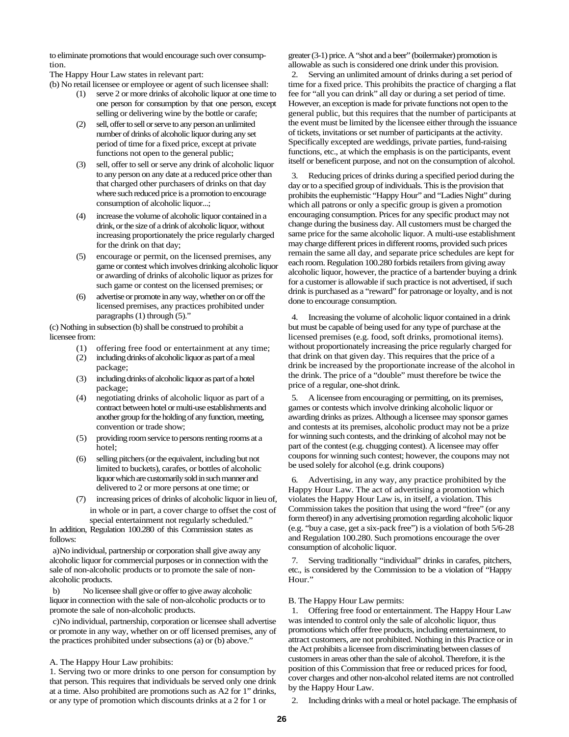to eliminate promotions that would encourage such over consumption.

The Happy Hour Law states in relevant part:

(b) No retail licensee or employee or agent of such licensee shall:

(1) serve 2 or more drinks of alcoholic liquor at one time to one person for consumption by that one person, except selling or delivering wine by the bottle or carafe;

(2) sell, offer to sell or serve to any person an unlimited number of drinks of alcoholic liquor during any set period of time for a fixed price, except at private functions not open to the general public;

(3) sell, offer to sell or serve any drink of alcoholic liquor to any person on any date at a reduced price other than that charged other purchasers of drinks on that day where such reduced price is a promotion to encourage consumption of alcoholic liquor...;

(4) increase the volume of alcoholic liquor contained in a drink, or the size of a drink of alcoholic liquor, without increasing proportionately the price regularly charged for the drink on that day;

(5) encourage or permit, on the licensed premises, any game or contest which involves drinking alcoholic liquor or awarding of drinks of alcoholic liquor as prizes for such game or contest on the licensed premises; or

(6) advertise or promote in any way, whether on or off the licensed premises, any practices prohibited under paragraphs (1) through (5)."

(c) Nothing in subsection (b) shall be construed to prohibit a licensee from:

(1) offering free food or entertainment at any time;

(2) including drinks of alcoholic liquor as part of a meal package;

(3) including drinks of alcoholic liquor as part of a hotel package;

(4) negotiating drinks of alcoholic liquor as part of a contract between hotel or multi-use establishments and another group for the holding of any function, meeting, convention or trade show;

(5) providing room service to persons renting rooms at a hotel;

(6) selling pitchers (or the equivalent, including but not limited to buckets), carafes, or bottles of alcoholic liquor which are customarily sold in such manner and delivered to 2 or more persons at one time; or

(7) increasing prices of drinks of alcoholic liquor in lieu of, in whole or in part, a cover charge to offset the cost of special entertainment not regularly scheduled."

In addition, Regulation 100.280 of this Commission states as follows:

a)No individual, partnership or corporation shall give away any alcoholic liquor for commercial purposes or in connection with the sale of non-alcoholic products or to promote the sale of non-alcoholic products.

b) No licensee shall give or offer to give away alcoholic liquor in connection with the sale of non-alcoholic products or to promote the sale of non-alcoholic products.

c)No individual, partnership, corporation or licensee shall advertise or promote in any way, whether on or off licensed premises, any of the practices prohibited under subsections (a) or (b) above."

A. The Happy Hour Law prohibits:

1. Serving two or more drinks to one person for consumption by that person. This requires that individuals be served only one drink at a time. Also prohibited are promotions such as A2 for 1" drinks, or any type of promotion which discounts drinks at a 2 for 1 or greater (3-1) price. A "shot and a beer" (boilermaker) promotion is allowable as such is considered one drink under this provision.

2. Serving an unlimited amount of drinks during a set period of time for a fixed price. This prohibits the practice of charging a flat fee for "all you can drink" all day or during a set period of time. However, an exception is made for private functions not open to the general public, but this requires that the number of participants at the event must be limited by the licensee either through the issuance of tickets, invitations or set number of participants at the activity. Specifically excepted are weddings, private parties, fund-raising functions, etc., at which the emphasis is on the participants, event itself or beneficent purpose, and not on the consumption of alcohol.

3. Reducing prices of drinks during a specified period during the day or to a specified group of individuals. This is the provision that prohibits the euphemistic "Happy Hour" and "Ladies Night" during which all patrons or only a specific group is given a promotion encouraging consumption. Prices for any specific product may not change during the business day. All customers must be charged the same price for the same alcoholic liquor. A multi-use establishment may charge different prices in different rooms, provided such prices remain the same all day, and separate price schedules are kept for each room. Regulation 100.280 forbids retailers from giving away alcoholic liquor, however, the practice of a bartender buying a drink for a customer is allowable if such practice is not advertised, if such drink is purchased as a "reward" for patronage or loyalty, and is not done to encourage consumption.

4. Increasing the volume of alcoholic liquor contained in a drink but must be capable of being used for any type of purchase at the licensed premises (e.g. food, soft drinks, promotional items). without proportionately increasing the price regularly charged for that drink on that given day. This requires that the price of a drink be increased by the proportionate increase of the alcohol in the drink. The price of a "double" must therefore be twice the price of a regular, one-shot drink.

5. A licensee from encouraging or permitting, on its premises, games or contests which involve drinking alcoholic liquor or awarding drinks as prizes. Although a licensee may sponsor games and contests at its premises, alcoholic product may not be a prize for winning such contests, and the drinking of alcohol may not be part of the contest (e.g. chugging contest). A licensee may offer coupons for winning such contest; however, the coupons may not be used solely for alcohol (e.g. drink coupons)

6. Advertising, in any way, any practice prohibited by the Happy Hour Law. The act of advertising a promotion which violates the Happy Hour Law is, in itself, a violation. This Commission takes the position that using the word "free" (or any form thereof) in any advertising promotion regarding alcoholic liquor (e.g. "buy a case, get a six-pack free") is a violation of both 5/6-28 and Regulation 100.280. Such promotions encourage the over consumption of alcoholic liquor.

7. Serving traditionally "individual" drinks in carafes, pitchers, etc., is considered by the Commission to be a violation of "Happy Hour."

B. The Happy Hour Law permits:

1. Offering free food or entertainment. The Happy Hour Law was intended to control only the sale of alcoholic liquor, thus promotions which offer free products, including entertainment, to attract customers, are not prohibited. Nothing in this Practice or in the Act prohibits a licensee from discriminating between classes of customers in areas other than the sale of alcohol. Therefore, it is the position of this Commission that free or reduced prices for food, cover charges and other non-alcohol related items are not controlled by the Happy Hour Law.

2. Including drinks with a meal or hotel package. The emphasis of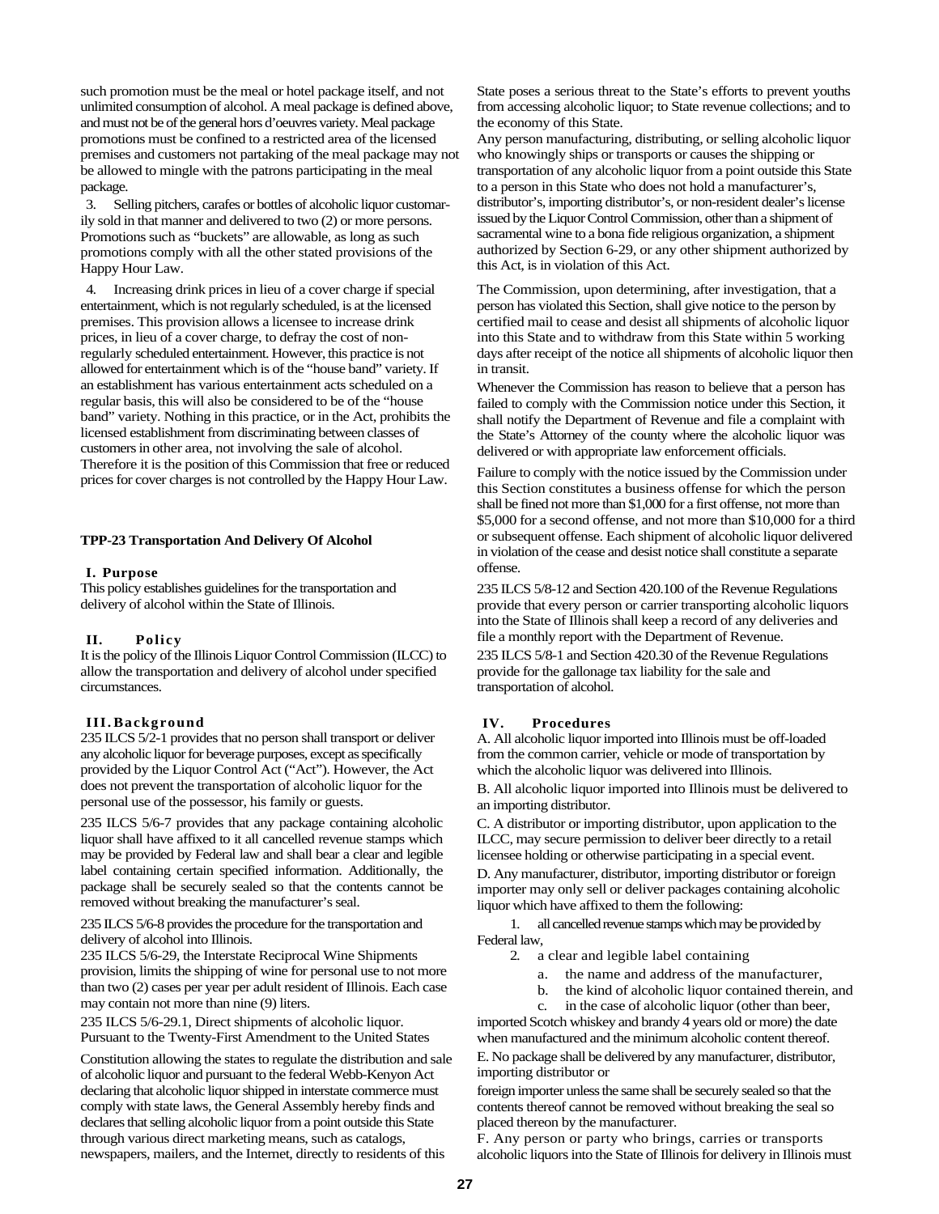such promotion must be the meal or hotel package itself, and not unlimited consumption of alcohol. A meal package is defined above, and must not be of the general hors d'oeuvres variety. Meal package promotions must be confined to a restricted area of the licensed premises and customers not partaking of the meal package may not be allowed to mingle with the patrons participating in the meal package.

3. Selling pitchers, carafes or bottles of alcoholic liquor customarily sold in that manner and delivered to two (2) or more persons. Promotions such as "buckets" are allowable, as long as such promotions comply with all the other stated provisions of the Happy Hour Law.

4. Increasing drink prices in lieu of a cover charge if special entertainment, which is not regularly scheduled, is at the licensed premises. This provision allows a licensee to increase drink prices, in lieu of a cover charge, to defray the cost of non-regularly scheduled entertainment. However, this practice is not allowed for entertainment which is of the "house band" variety. If an establishment has various entertainment acts scheduled on a regular basis, this will also be considered to be of the "house band" variety. Nothing in this practice, or in the Act, prohibits the licensed establishment from discriminating between classes of customers in other area, not involving the sale of alcohol. Therefore it is the position of this Commission that free or reduced prices for cover charges is not controlled by the Happy Hour Law.

### TPP-23 Transportation And Delivery Of Alcohol

#### I. Purpose

This policy establishes guidelines for the transportation and delivery of alcohol within the State of Illinois.

#### II. Policy

It is the policy of the Illinois Liquor Control Commission (ILCC) to allow the transportation and delivery of alcohol under specified circumstances.

#### III. Background

235 ILCS 5/2-1 provides that no person shall transport or deliver any alcoholic liquor for beverage purposes, except as specifically provided by the Liquor Control Act ("Act"). However, the Act does not prevent the transportation of alcoholic liquor for the personal use of the possessor, his family or guests.

235 ILCS 5/6-7 provides that any package containing alcoholic liquor shall have affixed to it all cancelled revenue stamps which may be provided by Federal law and shall bear a clear and legible label containing certain specified information. Additionally, the package shall be securely sealed so that the contents cannot be removed without breaking the manufacturer's seal.

235 ILCS 5/6-8 provides the procedure for the transportation and delivery of alcohol into Illinois.

235 ILCS 5/6-29, the Interstate Reciprocal Wine Shipments provision, limits the shipping of wine for personal use to not more than two (2) cases per year per adult resident of Illinois. Each case may contain not more than nine (9) liters.

235 ILCS 5/6-29.1, Direct shipments of alcoholic liquor. Pursuant to the Twenty-First Amendment to the United States Constitution allowing the states to regulate the distribution and sale of alcoholic liquor and pursuant to the federal Webb-Kenyon Act declaring that alcoholic liquor shipped in interstate commerce must comply with state laws, the General Assembly hereby finds and declares that selling alcoholic liquor from a point outside this State through various direct marketing means, such as catalogs, newspapers, mailers, and the Internet, directly to residents of this State poses a serious threat to the State's efforts to prevent youths from accessing alcoholic liquor; to State revenue collections; and to the economy of this State.

Any person manufacturing, distributing, or selling alcoholic liquor who knowingly ships or transports or causes the shipping or transportation of any alcoholic liquor from a point outside this State to a person in this State who does not hold a manufacturer's, distributor's, importing distributor's, or non-resident dealer's license issued by the Liquor Control Commission, other than a shipment of sacramental wine to a bona fide religious organization, a shipment authorized by Section 6-29, or any other shipment authorized by this Act, is in violation of this Act.

The Commission, upon determining, after investigation, that a person has violated this Section, shall give notice to the person by certified mail to cease and desist all shipments of alcoholic liquor into this State and to withdraw from this State within 5 working days after receipt of the notice all shipments of alcoholic liquor then in transit.

Whenever the Commission has reason to believe that a person has failed to comply with the Commission notice under this Section, it shall notify the Department of Revenue and file a complaint with the State's Attorney of the county where the alcoholic liquor was delivered or with appropriate law enforcement officials.

Failure to comply with the notice issued by the Commission under this Section constitutes a business offense for which the person shall be fined not more than $1,000 for a first offense, not more than $5,000 for a second offense, and not more than $10,000 for a third or subsequent offense. Each shipment of alcoholic liquor delivered in violation of the cease and desist notice shall constitute a separate offense.

235 ILCS 5/8-12 and Section 420.100 of the Revenue Regulations provide that every person or carrier transporting alcoholic liquors into the State of Illinois shall keep a record of any deliveries and file a monthly report with the Department of Revenue.

235 ILCS 5/8-1 and Section 420.30 of the Revenue Regulations provide for the gallonage tax liability for the sale and transportation of alcohol.

#### IV. Procedures

A. All alcoholic liquor imported into Illinois must be off-loaded from the common carrier, vehicle or mode of transportation by which the alcoholic liquor was delivered into Illinois.

B. All alcoholic liquor imported into Illinois must be delivered to an importing distributor.

C. A distributor or importing distributor, upon application to the ILCC, may secure permission to deliver beer directly to a retail licensee holding or otherwise participating in a special event.

D. Any manufacturer, distributor, importing distributor or foreign importer may only sell or deliver packages containing alcoholic liquor which have affixed to them the following:

1. all cancelled revenue stamps which may be provided by Federal law,
2. a clear and legible label containing
   a. the name and address of the manufacturer,
   b. the kind of alcoholic liquor contained therein, and
   c. in the case of alcoholic liquor (other than beer, imported Scotch whiskey and brandy 4 years old or more) the date when manufactured and the minimum alcoholic content thereof.

E. No package shall be delivered by any manufacturer, distributor, importing distributor or foreign importer unless the same shall be securely sealed so that the contents thereof cannot be removed without breaking the seal so placed thereon by the manufacturer.

F. Any person or party who brings, carries or transports alcoholic liquors into the State of Illinois for delivery in Illinois must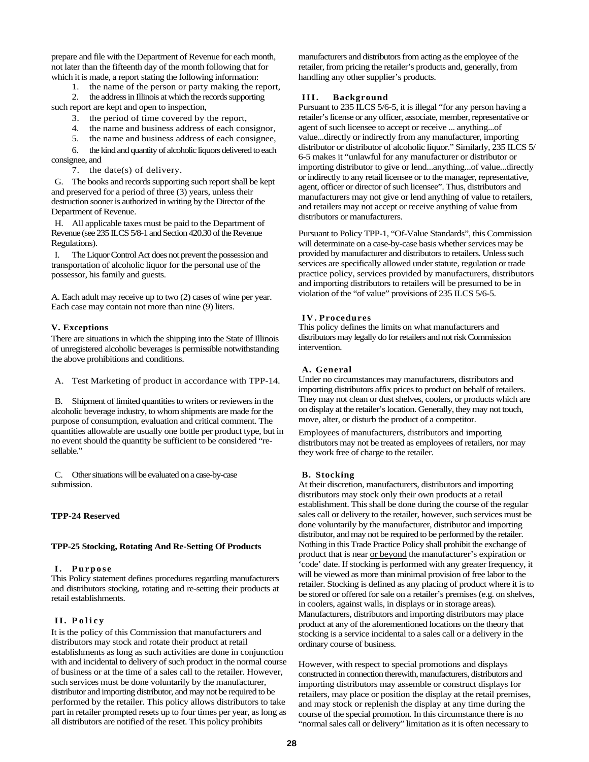prepare and file with the Department of Revenue for each month, not later than the fifteenth day of the month following that for which it is made, a report stating the following information:

1. the name of the person or party making the report,
2. the address in Illinois at which the records supporting such report are kept and open to inspection,
3. the period of time covered by the report,
4. the name and business address of each consignor,
5. the name and business address of each consignee,
6. the kind and quantity of alcoholic liquors delivered to each consignee, and
7. the date(s) of delivery.

G. The books and records supporting such report shall be kept and preserved for a period of three (3) years, unless their destruction sooner is authorized in writing by the Director of the Department of Revenue.

H. All applicable taxes must be paid to the Department of Revenue (see 235 ILCS 5/8-1 and Section 420.30 of the Revenue Regulations).

I. The Liquor Control Act does not prevent the possession and transportation of alcoholic liquor for the personal use of the possessor, his family and guests.

A. Each adult may receive up to two (2) cases of wine per year. Each case may contain not more than nine (9) liters.

**V. Exceptions**

There are situations in which the shipping into the State of Illinois of unregistered alcoholic beverages is permissible notwithstanding the above prohibitions and conditions.

A. Test Marketing of product in accordance with TPP-14.

B. Shipment of limited quantities to writers or reviewers in the alcoholic beverage industry, to whom shipments are made for the purpose of consumption, evaluation and critical comment. The quantities allowable are usually one bottle per product type, but in no event should the quantity be sufficient to be considered "re-sellable."

C. Other situations will be evaluated on a case-by-case submission.

## TPP-24 Reserved

## TPP-25 Stocking, Rotating And Re-Setting Of Products

### I. Purpose

This Policy statement defines procedures regarding manufacturers and distributors stocking, rotating and re-setting their products at retail establishments.

### II. Policy

It is the policy of this Commission that manufacturers and distributors may stock and rotate their product at retail establishments as long as such activities are done in conjunction with and incidental to delivery of such product in the normal course of business or at the time of a sales call to the retailer. However, such services must be done voluntarily by the manufacturer, distributor and importing distributor, and may not be required to be performed by the retailer. This policy allows distributors to take part in retailer prompted resets up to four times per year, as long as all distributors are notified of the reset. This policy prohibits manufacturers and distributors from acting as the employee of the retailer, from pricing the retailer's products and, generally, from handling any other supplier's products.

### III. Background

Pursuant to 235 ILCS 5/6-5, it is illegal "for any person having a retailer's license or any officer, associate, member, representative or agent of such licensee to accept or receive ... anything...of value...directly or indirectly from any manufacturer, importing distributor or distributor of alcoholic liquor." Similarly, 235 ILCS 5/ 6-5 makes it "unlawful for any manufacturer or distributor or importing distributor to give or lend...anything...of value...directly or indirectly to any retail licensee or to the manager, representative, agent, officer or director of such licensee". Thus, distributors and manufacturers may not give or lend anything of value to retailers, and retailers may not accept or receive anything of value from distributors or manufacturers.

Pursuant to Policy TPP-1, "Of-Value Standards", this Commission will determinate on a case-by-case basis whether services may be provided by manufacturer and distributors to retailers. Unless such services are specifically allowed under statute, regulation or trade practice policy, services provided by manufacturers, distributors and importing distributors to retailers will be presumed to be in violation of the "of value" provisions of 235 ILCS 5/6-5.

### IV. Procedures

This policy defines the limits on what manufacturers and distributors may legally do for retailers and not risk Commission intervention.

#### A. General

Under no circumstances may manufacturers, distributors and importing distributors affix prices to product on behalf of retailers. They may not clean or dust shelves, coolers, or products which are on display at the retailer's location. Generally, they may not touch, move, alter, or disturb the product of a competitor.

Employees of manufacturers, distributors and importing distributors may not be treated as employees of retailers, nor may they work free of charge to the retailer.

#### B. Stocking

At their discretion, manufacturers, distributors and importing distributors may stock only their own products at a retail establishment. This shall be done during the course of the regular sales call or delivery to the retailer, however, such services must be done voluntarily by the manufacturer, distributor and importing distributor, and may not be required to be performed by the retailer. Nothing in this Trade Practice Policy shall prohibit the exchange of product that is near <u>or beyond</u> the manufacturer's expiration or 'code' date. If stocking is performed with any greater frequency, it will be viewed as more than minimal provision of free labor to the retailer. Stocking is defined as any placing of product where it is to be stored or offered for sale on a retailer's premises (e.g. on shelves, in coolers, against walls, in displays or in storage areas). Manufacturers, distributors and importing distributors may place product at any of the aforementioned locations on the theory that stocking is a service incidental to a sales call or a delivery in the ordinary course of business.

However, with respect to special promotions and displays constructed in connection therewith, manufacturers, distributors and importing distributors may assemble or construct displays for retailers, may place or position the display at the retail premises, and may stock or replenish the display at any time during the course of the special promotion. In this circumstance there is no "normal sales call or delivery" limitation as it is often necessary to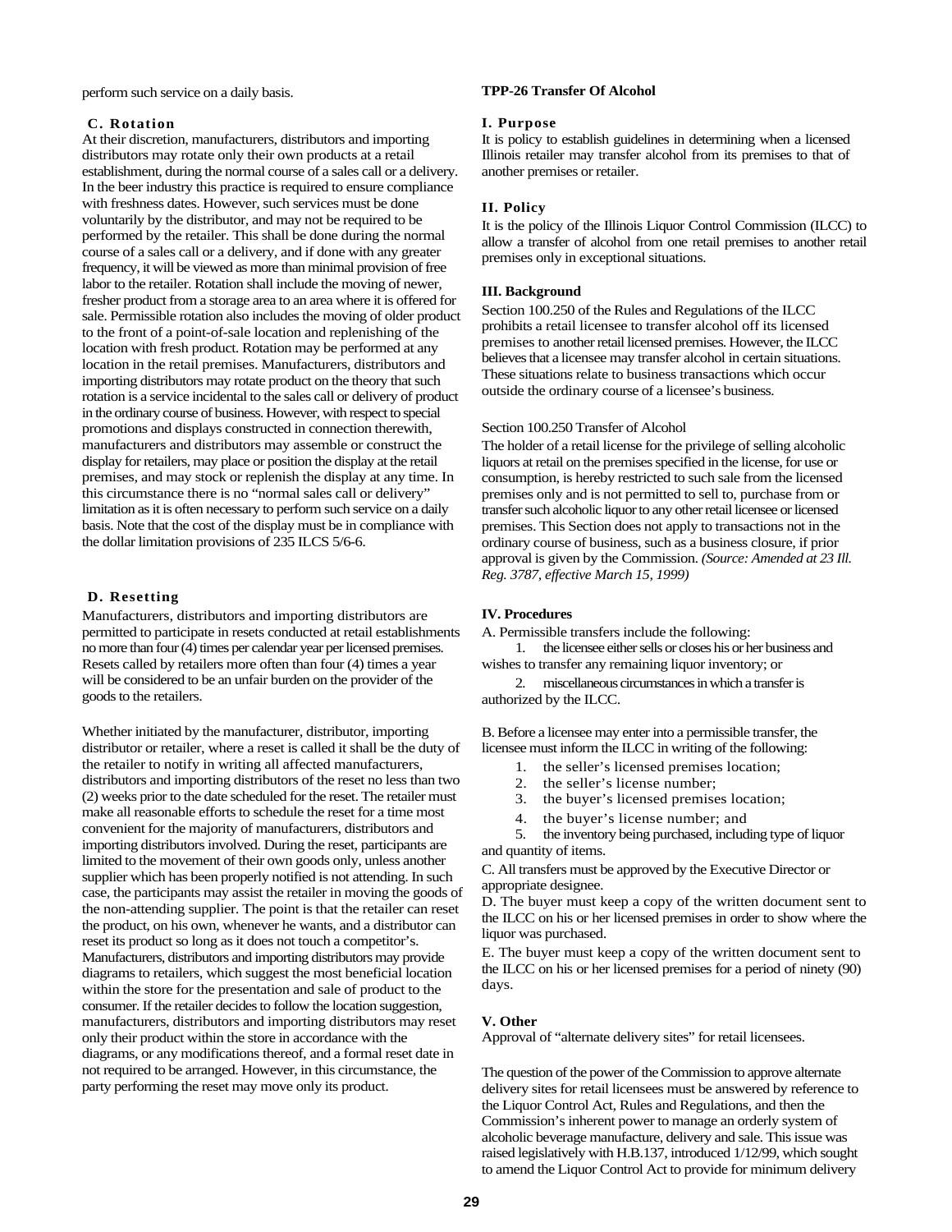perform such service on a daily basis.

### C. Rotation

At their discretion, manufacturers, distributors and importing distributors may rotate only their own products at a retail establishment, during the normal course of a sales call or a delivery. In the beer industry this practice is required to ensure compliance with freshness dates. However, such services must be done voluntarily by the distributor, and may not be required to be performed by the retailer. This shall be done during the normal course of a sales call or a delivery, and if done with any greater frequency, it will be viewed as more than minimal provision of free labor to the retailer. Rotation shall include the moving of newer, fresher product from a storage area to an area where it is offered for sale. Permissible rotation also includes the moving of older product to the front of a point-of-sale location and replenishing of the location with fresh product. Rotation may be performed at any location in the retail premises. Manufacturers, distributors and importing distributors may rotate product on the theory that such rotation is a service incidental to the sales call or delivery of product in the ordinary course of business. However, with respect to special promotions and displays constructed in connection therewith, manufacturers and distributors may assemble or construct the display for retailers, may place or position the display at the retail premises, and may stock or replenish the display at any time. In this circumstance there is no "normal sales call or delivery" limitation as it is often necessary to perform such service on a daily basis. Note that the cost of the display must be in compliance with the dollar limitation provisions of 235 ILCS 5/6-6.

### D. Resetting

Manufacturers, distributors and importing distributors are permitted to participate in resets conducted at retail establishments no more than four (4) times per calendar year per licensed premises. Resets called by retailers more often than four (4) times a year will be considered to be an unfair burden on the provider of the goods to the retailers.

Whether initiated by the manufacturer, distributor, importing distributor or retailer, where a reset is called it shall be the duty of the retailer to notify in writing all affected manufacturers, distributors and importing distributors of the reset no less than two (2) weeks prior to the date scheduled for the reset. The retailer must make all reasonable efforts to schedule the reset for a time most convenient for the majority of manufacturers, distributors and importing distributors involved. During the reset, participants are limited to the movement of their own goods only, unless another supplier which has been properly notified is not attending. In such case, the participants may assist the retailer in moving the goods of the non-attending supplier. The point is that the retailer can reset the product, on his own, whenever he wants, and a distributor can reset its product so long as it does not touch a competitor's. Manufacturers, distributors and importing distributors may provide diagrams to retailers, which suggest the most beneficial location within the store for the presentation and sale of product to the consumer. If the retailer decides to follow the location suggestion, manufacturers, distributors and importing distributors may reset only their product within the store in accordance with the diagrams, or any modifications thereof, and a formal reset date in not required to be arranged. However, in this circumstance, the party performing the reset may move only its product.

## TPP-26 Transfer Of Alcohol

### I. Purpose

It is policy to establish guidelines in determining when a licensed Illinois retailer may transfer alcohol from its premises to that of another premises or retailer.

### II. Policy

It is the policy of the Illinois Liquor Control Commission (ILCC) to allow a transfer of alcohol from one retail premises to another retail premises only in exceptional situations.

### III. Background

Section 100.250 of the Rules and Regulations of the ILCC prohibits a retail licensee to transfer alcohol off its licensed premises to another retail licensed premises. However, the ILCC believes that a licensee may transfer alcohol in certain situations. These situations relate to business transactions which occur outside the ordinary course of a licensee's business.

Section 100.250 Transfer of Alcohol

The holder of a retail license for the privilege of selling alcoholic liquors at retail on the premises specified in the license, for use or consumption, is hereby restricted to such sale from the licensed premises only and is not permitted to sell to, purchase from or transfer such alcoholic liquor to any other retail licensee or licensed premises. This Section does not apply to transactions not in the ordinary course of business, such as a business closure, if prior approval is given by the Commission. *(Source: Amended at 23 Ill. Reg. 3787, effective March 15, 1999)*

### IV. Procedures

A. Permissible transfers include the following:

1. the licensee either sells or closes his or her business and wishes to transfer any remaining liquor inventory; or
2. miscellaneous circumstances in which a transfer is authorized by the ILCC.

B. Before a licensee may enter into a permissible transfer, the licensee must inform the ILCC in writing of the following:

1. the seller's licensed premises location;
2. the seller's license number;
3. the buyer's licensed premises location;
4. the buyer's license number; and
5. the inventory being purchased, including type of liquor and quantity of items.

C. All transfers must be approved by the Executive Director or appropriate designee.

D. The buyer must keep a copy of the written document sent to the ILCC on his or her licensed premises in order to show where the liquor was purchased.

E. The buyer must keep a copy of the written document sent to the ILCC on his or her licensed premises for a period of ninety (90) days.

### V. Other

Approval of "alternate delivery sites" for retail licensees.

The question of the power of the Commission to approve alternate delivery sites for retail licensees must be answered by reference to the Liquor Control Act, Rules and Regulations, and then the Commission's inherent power to manage an orderly system of alcoholic beverage manufacture, delivery and sale. This issue was raised legislatively with H.B.137, introduced 1/12/99, which sought to amend the Liquor Control Act to provide for minimum delivery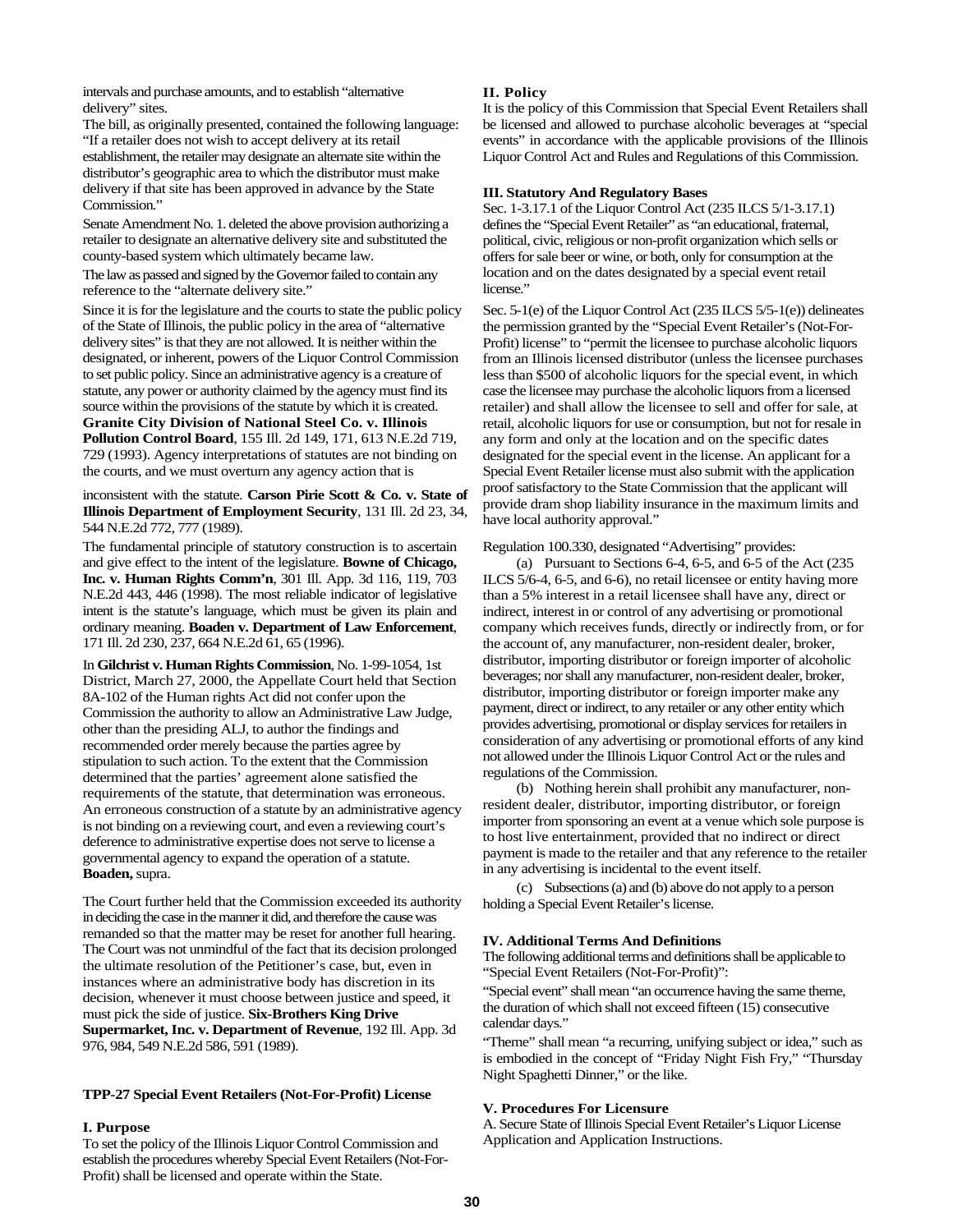intervals and purchase amounts, and to establish "alternative delivery" sites.

The bill, as originally presented, contained the following language: "If a retailer does not wish to accept delivery at its retail establishment, the retailer may designate an alternate site within the distributor's geographic area to which the distributor must make delivery if that site has been approved in advance by the State Commission."

Senate Amendment No. 1. deleted the above provision authorizing a retailer to designate an alternative delivery site and substituted the county-based system which ultimately became law.

The law as passed and signed by the Governor failed to contain any reference to the "alternate delivery site."

Since it is for the legislature and the courts to state the public policy of the State of Illinois, the public policy in the area of "alternative delivery sites" is that they are not allowed. It is neither within the designated, or inherent, powers of the Liquor Control Commission to set public policy. Since an administrative agency is a creature of statute, any power or authority claimed by the agency must find its source within the provisions of the statute by which it is created. **Granite City Division of National Steel Co. v. Illinois Pollution Control Board**, 155 Ill. 2d 149, 171, 613 N.E.2d 719, 729 (1993). Agency interpretations of statutes are not binding on the courts, and we must overturn any agency action that is inconsistent with the statute. **Carson Pirie Scott & Co. v. State of Illinois Department of Employment Security**, 131 Ill. 2d 23, 34, 544 N.E.2d 772, 777 (1989).

The fundamental principle of statutory construction is to ascertain and give effect to the intent of the legislature. **Bowne of Chicago, Inc. v. Human Rights Comm'n**, 301 Ill. App. 3d 116, 119, 703 N.E.2d 443, 446 (1998). The most reliable indicator of legislative intent is the statute's language, which must be given its plain and ordinary meaning. **Boaden v. Department of Law Enforcement**, 171 Ill. 2d 230, 237, 664 N.E.2d 61, 65 (1996).

In **Gilchrist v. Human Rights Commission**, No. 1-99-1054, 1st District, March 27, 2000, the Appellate Court held that Section 8A-102 of the Human rights Act did not confer upon the Commission the authority to allow an Administrative Law Judge, other than the presiding ALJ, to author the findings and recommended order merely because the parties agree by stipulation to such action. To the extent that the Commission determined that the parties' agreement alone satisfied the requirements of the statute, that determination was erroneous. An erroneous construction of a statute by an administrative agency is not binding on a reviewing court, and even a reviewing court's deference to administrative expertise does not serve to license a governmental agency to expand the operation of a statute. **Boaden,** supra.

The Court further held that the Commission exceeded its authority in deciding the case in the manner it did, and therefore the cause was remanded so that the matter may be reset for another full hearing. The Court was not unmindful of the fact that its decision prolonged the ultimate resolution of the Petitioner's case, but, even in instances where an administrative body has discretion in its decision, whenever it must choose between justice and speed, it must pick the side of justice. **Six-Brothers King Drive Supermarket, Inc. v. Department of Revenue**, 192 Ill. App. 3d 976, 984, 549 N.E.2d 586, 591 (1989).

## TPP-27 Special Event Retailers (Not-For-Profit) License

### I. Purpose

To set the policy of the Illinois Liquor Control Commission and establish the procedures whereby Special Event Retailers (Not-For-Profit) shall be licensed and operate within the State.

### II. Policy

It is the policy of this Commission that Special Event Retailers shall be licensed and allowed to purchase alcoholic beverages at "special events" in accordance with the applicable provisions of the Illinois Liquor Control Act and Rules and Regulations of this Commission.

### III. Statutory And Regulatory Bases

Sec. 1-3.17.1 of the Liquor Control Act (235 ILCS 5/1-3.17.1) defines the "Special Event Retailer" as "an educational, fraternal, political, civic, religious or non-profit organization which sells or offers for sale beer or wine, or both, only for consumption at the location and on the dates designated by a special event retail license."

Sec. 5-1(e) of the Liquor Control Act (235 ILCS 5/5-1(e)) delineates the permission granted by the "Special Event Retailer's (Not-For-Profit) license" to "permit the licensee to purchase alcoholic liquors from an Illinois licensed distributor (unless the licensee purchases less than $500 of alcoholic liquors for the special event, in which case the licensee may purchase the alcoholic liquors from a licensed retailer) and shall allow the licensee to sell and offer for sale, at retail, alcoholic liquors for use or consumption, but not for resale in any form and only at the location and on the specific dates designated for the special event in the license. An applicant for a Special Event Retailer license must also submit with the application proof satisfactory to the State Commission that the applicant will provide dram shop liability insurance in the maximum limits and have local authority approval."

Regulation 100.330, designated "Advertising" provides:

(a) Pursuant to Sections 6-4, 6-5, and 6-5 of the Act (235 ILCS 5/6-4, 6-5, and 6-6), no retail licensee or entity having more than a 5% interest in a retail licensee shall have any, direct or indirect, interest in or control of any advertising or promotional company which receives funds, directly or indirectly from, or for the account of, any manufacturer, non-resident dealer, broker, distributor, importing distributor or foreign importer of alcoholic beverages; nor shall any manufacturer, non-resident dealer, broker, distributor, importing distributor or foreign importer make any payment, direct or indirect, to any retailer or any other entity which provides advertising, promotional or display services for retailers in consideration of any advertising or promotional efforts of any kind not allowed under the Illinois Liquor Control Act or the rules and regulations of the Commission.

(b) Nothing herein shall prohibit any manufacturer, non-resident dealer, distributor, importing distributor, or foreign importer from sponsoring an event at a venue which sole purpose is to host live entertainment, provided that no indirect or direct payment is made to the retailer and that any reference to the retailer in any advertising is incidental to the event itself.

(c) Subsections (a) and (b) above do not apply to a person holding a Special Event Retailer's license.

### IV. Additional Terms And Definitions

The following additional terms and definitions shall be applicable to "Special Event Retailers (Not-For-Profit)":

"Special event" shall mean "an occurrence having the same theme, the duration of which shall not exceed fifteen (15) consecutive calendar days."

"Theme" shall mean "a recurring, unifying subject or idea," such as is embodied in the concept of "Friday Night Fish Fry," "Thursday Night Spaghetti Dinner," or the like.

### V. Procedures For Licensure

A. Secure State of Illinois Special Event Retailer's Liquor License Application and Application Instructions.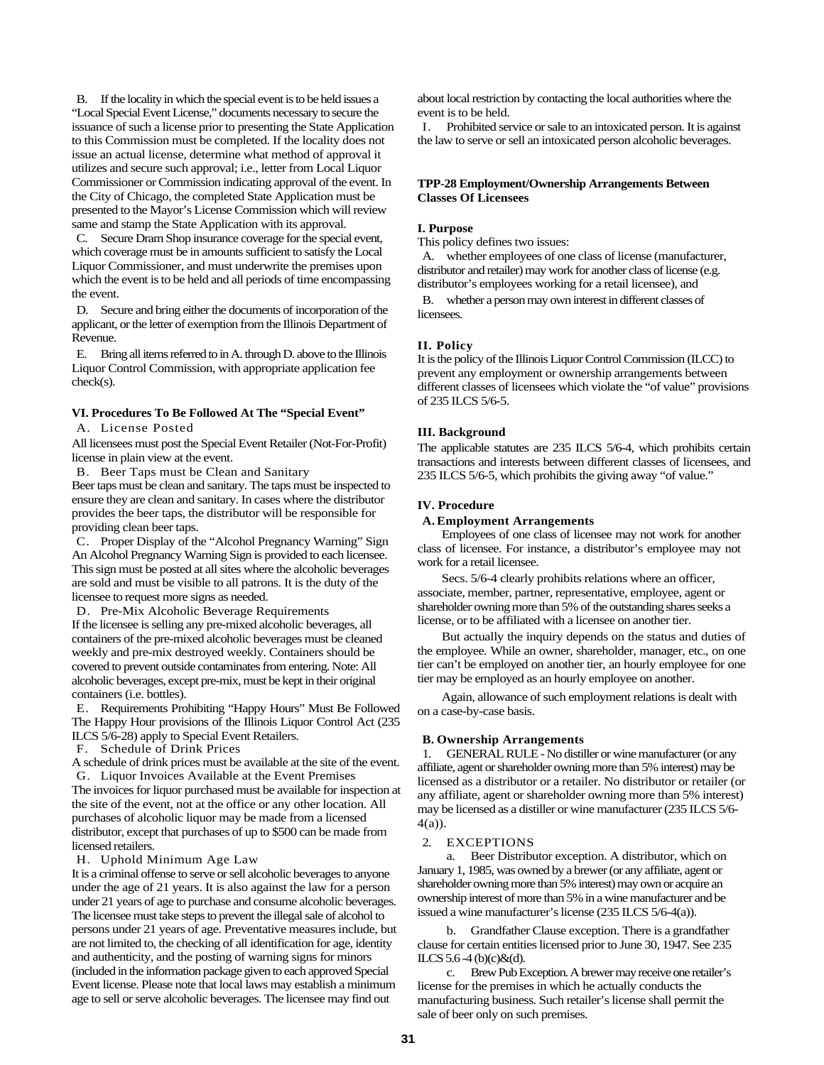B. If the locality in which the special event is to be held issues a "Local Special Event License," documents necessary to secure the issuance of such a license prior to presenting the State Application to this Commission must be completed. If the locality does not issue an actual license, determine what method of approval it utilizes and secure such approval; i.e., letter from Local Liquor Commissioner or Commission indicating approval of the event. In the City of Chicago, the completed State Application must be presented to the Mayor's License Commission which will review same and stamp the State Application with its approval.

C. Secure Dram Shop insurance coverage for the special event, which coverage must be in amounts sufficient to satisfy the Local Liquor Commissioner, and must underwrite the premises upon which the event is to be held and all periods of time encompassing the event.

D. Secure and bring either the documents of incorporation of the applicant, or the letter of exemption from the Illinois Department of Revenue.

E. Bring all items referred to in A. through D. above to the Illinois Liquor Control Commission, with appropriate application fee check(s).

### VI. Procedures To Be Followed At The "Special Event"

A. License Posted

All licensees must post the Special Event Retailer (Not-For-Profit) license in plain view at the event.

B. Beer Taps must be Clean and Sanitary

Beer taps must be clean and sanitary. The taps must be inspected to ensure they are clean and sanitary. In cases where the distributor provides the beer taps, the distributor will be responsible for providing clean beer taps.

C. Proper Display of the "Alcohol Pregnancy Warning" Sign

An Alcohol Pregnancy Warning Sign is provided to each licensee. This sign must be posted at all sites where the alcoholic beverages are sold and must be visible to all patrons. It is the duty of the licensee to request more signs as needed.

D. Pre-Mix Alcoholic Beverage Requirements

If the licensee is selling any pre-mixed alcoholic beverages, all containers of the pre-mixed alcoholic beverages must be cleaned weekly and pre-mix destroyed weekly. Containers should be covered to prevent outside contaminates from entering. Note: All alcoholic beverages, except pre-mix, must be kept in their original containers (i.e. bottles).

E. Requirements Prohibiting "Happy Hours" Must Be Followed

The Happy Hour provisions of the Illinois Liquor Control Act (235 ILCS 5/6-28) apply to Special Event Retailers.

F. Schedule of Drink Prices

A schedule of drink prices must be available at the site of the event.

G. Liquor Invoices Available at the Event Premises

The invoices for liquor purchased must be available for inspection at the site of the event, not at the office or any other location. All purchases of alcoholic liquor may be made from a licensed distributor, except that purchases of up to $500 can be made from licensed retailers.

H. Uphold Minimum Age Law

It is a criminal offense to serve or sell alcoholic beverages to anyone under the age of 21 years. It is also against the law for a person under 21 years of age to purchase and consume alcoholic beverages. The licensee must take steps to prevent the illegal sale of alcohol to persons under 21 years of age. Preventative measures include, but are not limited to, the checking of all identification for age, identity and authenticity, and the posting of warning signs for minors (included in the information package given to each approved Special Event license. Please note that local laws may establish a minimum age to sell or serve alcoholic beverages. The licensee may find out about local restriction by contacting the local authorities where the event is to be held.

I. Prohibited service or sale to an intoxicated person. It is against the law to serve or sell an intoxicated person alcoholic beverages.

## TPP-28 Employment/Ownership Arrangements Between Classes Of Licensees

### I. Purpose

This policy defines two issues:

A. whether employees of one class of license (manufacturer, distributor and retailer) may work for another class of license (e.g. distributor's employees working for a retail licensee), and

B. whether a person may own interest in different classes of licensees.

### II. Policy

It is the policy of the Illinois Liquor Control Commission (ILCC) to prevent any employment or ownership arrangements between different classes of licensees which violate the "of value" provisions of 235 ILCS 5/6-5.

### III. Background

The applicable statutes are 235 ILCS 5/6-4, which prohibits certain transactions and interests between different classes of licensees, and 235 ILCS 5/6-5, which prohibits the giving away "of value."

### IV. Procedure

**A. Employment Arrangements**

Employees of one class of licensee may not work for another class of licensee. For instance, a distributor's employee may not work for a retail licensee.

Secs. 5/6-4 clearly prohibits relations where an officer, associate, member, partner, representative, employee, agent or shareholder owning more than 5% of the outstanding shares seeks a license, or to be affiliated with a licensee on another tier.

But actually the inquiry depends on the status and duties of the employee. While an owner, shareholder, manager, etc., on one tier can't be employed on another tier, an hourly employee for one tier may be employed as an hourly employee on another.

Again, allowance of such employment relations is dealt with on a case-by-case basis.

**B. Ownership Arrangements**

1. GENERAL RULE - No distiller or wine manufacturer (or any affiliate, agent or shareholder owning more than 5% interest) may be licensed as a distributor or a retailer. No distributor or retailer (or any affiliate, agent or shareholder owning more than 5% interest) may be licensed as a distiller or wine manufacturer (235 ILCS 5/6-4(a)).

2. EXCEPTIONS

a. Beer Distributor exception. A distributor, which on January 1, 1985, was owned by a brewer (or any affiliate, agent or shareholder owning more than 5% interest) may own or acquire an ownership interest of more than 5% in a wine manufacturer and be issued a wine manufacturer's license (235 ILCS 5/6-4(a)).

b. Grandfather Clause exception. There is a grandfather clause for certain entities licensed prior to June 30, 1947. See 235 ILCS 5.6 -4 (b)(c)&(d).

c. Brew Pub Exception. A brewer may receive one retailer's license for the premises in which he actually conducts the manufacturing business. Such retailer's license shall permit the sale of beer only on such premises.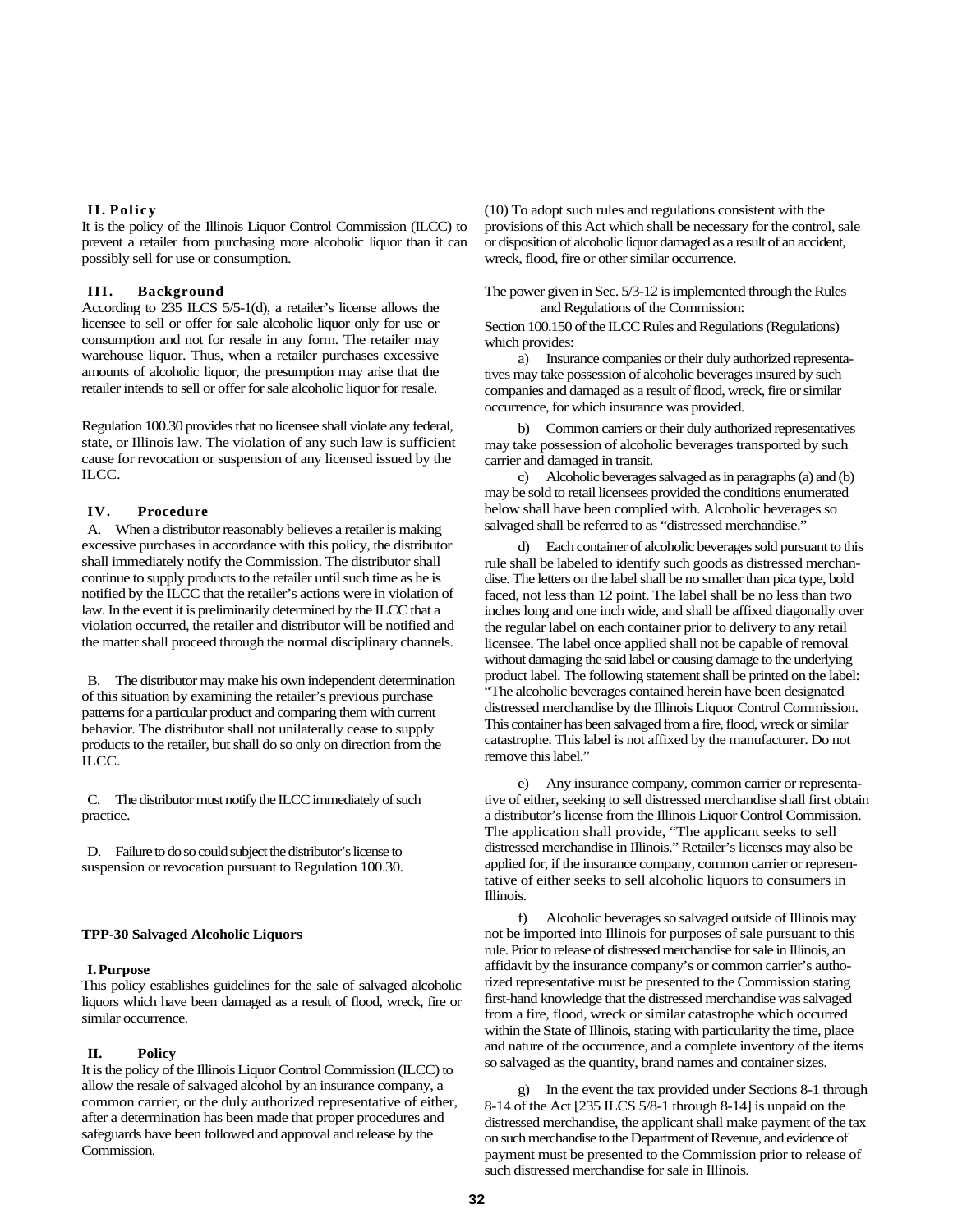### II. Policy

It is the policy of the Illinois Liquor Control Commission (ILCC) to prevent a retailer from purchasing more alcoholic liquor than it can possibly sell for use or consumption.

### III. Background

According to 235 ILCS 5/5-1(d), a retailer's license allows the licensee to sell or offer for sale alcoholic liquor only for use or consumption and not for resale in any form. The retailer may warehouse liquor. Thus, when a retailer purchases excessive amounts of alcoholic liquor, the presumption may arise that the retailer intends to sell or offer for sale alcoholic liquor for resale.

Regulation 100.30 provides that no licensee shall violate any federal, state, or Illinois law. The violation of any such law is sufficient cause for revocation or suspension of any licensed issued by the ILCC.

### IV. Procedure

A. When a distributor reasonably believes a retailer is making excessive purchases in accordance with this policy, the distributor shall immediately notify the Commission. The distributor shall continue to supply products to the retailer until such time as he is notified by the ILCC that the retailer's actions were in violation of law. In the event it is preliminarily determined by the ILCC that a violation occurred, the retailer and distributor will be notified and the matter shall proceed through the normal disciplinary channels.

B. The distributor may make his own independent determination of this situation by examining the retailer's previous purchase patterns for a particular product and comparing them with current behavior. The distributor shall not unilaterally cease to supply products to the retailer, but shall do so only on direction from the ILCC.

C. The distributor must notify the ILCC immediately of such practice.

D. Failure to do so could subject the distributor's license to suspension or revocation pursuant to Regulation 100.30.

## TPP-30 Salvaged Alcoholic Liquors

### I. Purpose

This policy establishes guidelines for the sale of salvaged alcoholic liquors which have been damaged as a result of flood, wreck, fire or similar occurrence.

### II. Policy

It is the policy of the Illinois Liquor Control Commission (ILCC) to allow the resale of salvaged alcohol by an insurance company, a common carrier, or the duly authorized representative of either, after a determination has been made that proper procedures and safeguards have been followed and approval and release by the Commission.

(10) To adopt such rules and regulations consistent with the provisions of this Act which shall be necessary for the control, sale or disposition of alcoholic liquor damaged as a result of an accident, wreck, flood, fire or other similar occurrence.

The power given in Sec. 5/3-12 is implemented through the Rules and Regulations of the Commission:

Section 100.150 of the ILCC Rules and Regulations (Regulations) which provides:

a) Insurance companies or their duly authorized representatives may take possession of alcoholic beverages insured by such companies and damaged as a result of flood, wreck, fire or similar occurrence, for which insurance was provided.

b) Common carriers or their duly authorized representatives may take possession of alcoholic beverages transported by such carrier and damaged in transit.

c) Alcoholic beverages salvaged as in paragraphs (a) and (b) may be sold to retail licensees provided the conditions enumerated below shall have been complied with. Alcoholic beverages so salvaged shall be referred to as "distressed merchandise."

d) Each container of alcoholic beverages sold pursuant to this rule shall be labeled to identify such goods as distressed merchandise. The letters on the label shall be no smaller than pica type, bold faced, not less than 12 point. The label shall be no less than two inches long and one inch wide, and shall be affixed diagonally over the regular label on each container prior to delivery to any retail licensee. The label once applied shall not be capable of removal without damaging the said label or causing damage to the underlying product label. The following statement shall be printed on the label: "The alcoholic beverages contained herein have been designated distressed merchandise by the Illinois Liquor Control Commission. This container has been salvaged from a fire, flood, wreck or similar catastrophe. This label is not affixed by the manufacturer. Do not remove this label."

e) Any insurance company, common carrier or representative of either, seeking to sell distressed merchandise shall first obtain a distributor's license from the Illinois Liquor Control Commission. The application shall provide, "The applicant seeks to sell distressed merchandise in Illinois." Retailer's licenses may also be applied for, if the insurance company, common carrier or representative of either seeks to sell alcoholic liquors to consumers in Illinois.

f) Alcoholic beverages so salvaged outside of Illinois may not be imported into Illinois for purposes of sale pursuant to this rule. Prior to release of distressed merchandise for sale in Illinois, an affidavit by the insurance company's or common carrier's authorized representative must be presented to the Commission stating first-hand knowledge that the distressed merchandise was salvaged from a fire, flood, wreck or similar catastrophe which occurred within the State of Illinois, stating with particularity the time, place and nature of the occurrence, and a complete inventory of the items so salvaged as the quantity, brand names and container sizes.

g) In the event the tax provided under Sections 8-1 through 8-14 of the Act [235 ILCS 5/8-1 through 8-14] is unpaid on the distressed merchandise, the applicant shall make payment of the tax on such merchandise to the Department of Revenue, and evidence of payment must be presented to the Commission prior to release of such distressed merchandise for sale in Illinois.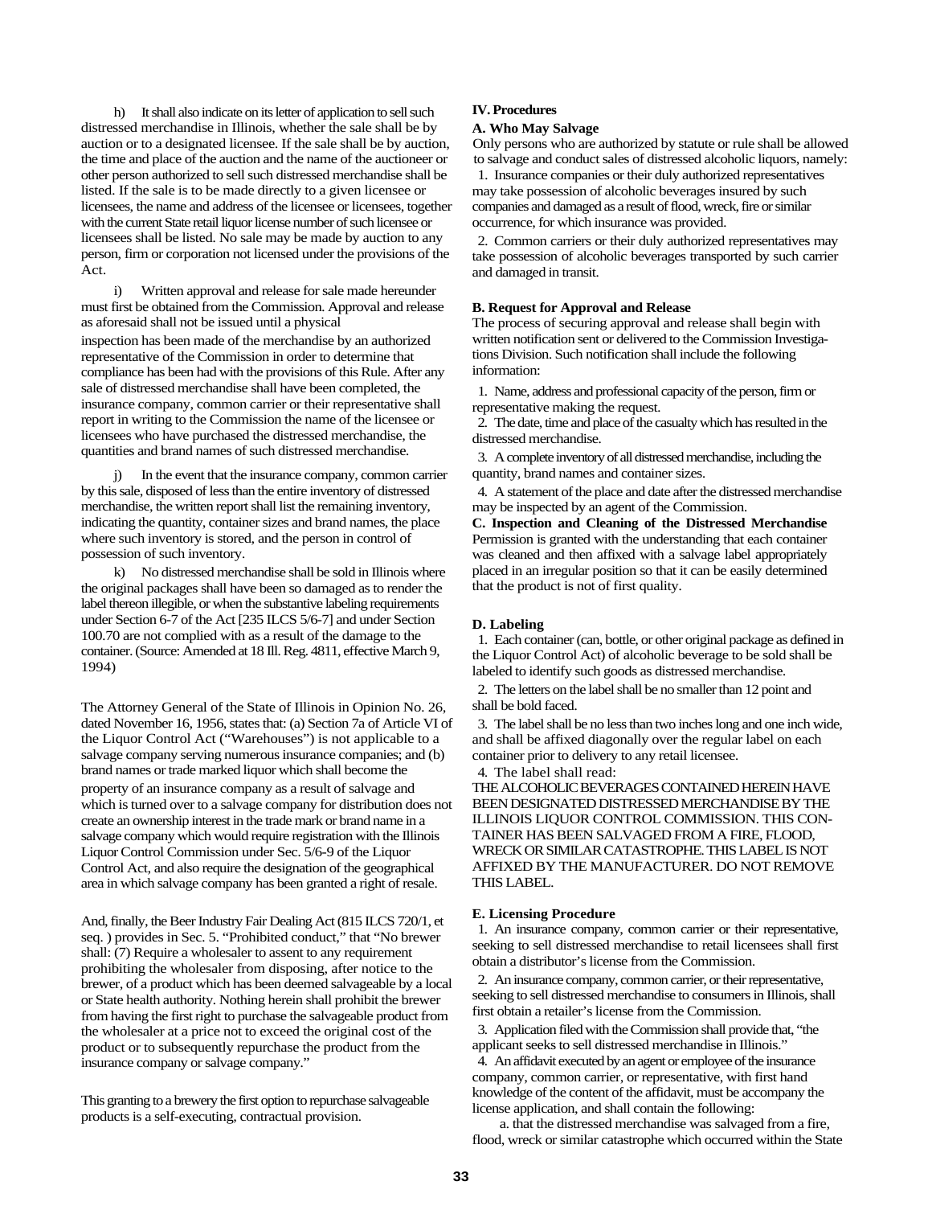h) It shall also indicate on its letter of application to sell such distressed merchandise in Illinois, whether the sale shall be by auction or to a designated licensee. If the sale shall be by auction, the time and place of the auction and the name of the auctioneer or other person authorized to sell such distressed merchandise shall be listed. If the sale is to be made directly to a given licensee or licensees, the name and address of the licensee or licensees, together with the current State retail liquor license number of such licensee or licensees shall be listed. No sale may be made by auction to any person, firm or corporation not licensed under the provisions of the Act.

i) Written approval and release for sale made hereunder must first be obtained from the Commission. Approval and release as aforesaid shall not be issued until a physical inspection has been made of the merchandise by an authorized representative of the Commission in order to determine that compliance has been had with the provisions of this Rule. After any sale of distressed merchandise shall have been completed, the insurance company, common carrier or their representative shall report in writing to the Commission the name of the licensee or licensees who have purchased the distressed merchandise, the quantities and brand names of such distressed merchandise.

j) In the event that the insurance company, common carrier by this sale, disposed of less than the entire inventory of distressed merchandise, the written report shall list the remaining inventory, indicating the quantity, container sizes and brand names, the place where such inventory is stored, and the person in control of possession of such inventory.

k) No distressed merchandise shall be sold in Illinois where the original packages shall have been so damaged as to render the label thereon illegible, or when the substantive labeling requirements under Section 6-7 of the Act [235 ILCS 5/6-7] and under Section 100.70 are not complied with as a result of the damage to the container. (Source: Amended at 18 Ill. Reg. 4811, effective March 9, 1994)

The Attorney General of the State of Illinois in Opinion No. 26, dated November 16, 1956, states that: (a) Section 7a of Article VI of the Liquor Control Act ("Warehouses") is not applicable to a salvage company serving numerous insurance companies; and (b) brand names or trade marked liquor which shall become the property of an insurance company as a result of salvage and which is turned over to a salvage company for distribution does not create an ownership interest in the trade mark or brand name in a salvage company which would require registration with the Illinois Liquor Control Commission under Sec. 5/6-9 of the Liquor Control Act, and also require the designation of the geographical area in which salvage company has been granted a right of resale.

And, finally, the Beer Industry Fair Dealing Act (815 ILCS 720/1, et seq. ) provides in Sec. 5. "Prohibited conduct," that "No brewer shall: (7) Require a wholesaler to assent to any requirement prohibiting the wholesaler from disposing, after notice to the brewer, of a product which has been deemed salvageable by a local or State health authority. Nothing herein shall prohibit the brewer from having the first right to purchase the salvageable product from the wholesaler at a price not to exceed the original cost of the product or to subsequently repurchase the product from the insurance company or salvage company."

This granting to a brewery the first option to repurchase salvageable products is a self-executing, contractual provision.

## IV. Procedures

### A. Who May Salvage

Only persons who are authorized by statute or rule shall be allowed to salvage and conduct sales of distressed alcoholic liquors, namely:

1. Insurance companies or their duly authorized representatives may take possession of alcoholic beverages insured by such companies and damaged as a result of flood, wreck, fire or similar occurrence, for which insurance was provided.

2. Common carriers or their duly authorized representatives may take possession of alcoholic beverages transported by such carrier and damaged in transit.

### B. Request for Approval and Release

The process of securing approval and release shall begin with written notification sent or delivered to the Commission Investigations Division. Such notification shall include the following information:

1. Name, address and professional capacity of the person, firm or representative making the request.
2. The date, time and place of the casualty which has resulted in the distressed merchandise.
3. A complete inventory of all distressed merchandise, including the quantity, brand names and container sizes.
4. A statement of the place and date after the distressed merchandise may be inspected by an agent of the Commission.

### C. Inspection and Cleaning of the Distressed Merchandise

Permission is granted with the understanding that each container was cleaned and then affixed with a salvage label appropriately placed in an irregular position so that it can be easily determined that the product is not of first quality.

### D. Labeling

1. Each container (can, bottle, or other original package as defined in the Liquor Control Act) of alcoholic beverage to be sold shall be labeled to identify such goods as distressed merchandise.
2. The letters on the label shall be no smaller than 12 point and shall be bold faced.
3. The label shall be no less than two inches long and one inch wide, and shall be affixed diagonally over the regular label on each container prior to delivery to any retail licensee.
4. The label shall read:

THE ALCOHOLIC BEVERAGES CONTAINED HEREIN HAVE BEEN DESIGNATED DISTRESSED MERCHANDISE BY THE ILLINOIS LIQUOR CONTROL COMMISSION. THIS CONTAINER HAS BEEN SALVAGED FROM A FIRE, FLOOD, WRECK OR SIMILAR CATASTROPHE. THIS LABEL IS NOT AFFIXED BY THE MANUFACTURER. DO NOT REMOVE THIS LABEL.

### E. Licensing Procedure

1. An insurance company, common carrier or their representative, seeking to sell distressed merchandise to retail licensees shall first obtain a distributor's license from the Commission.
2. An insurance company, common carrier, or their representative, seeking to sell distressed merchandise to consumers in Illinois, shall first obtain a retailer's license from the Commission.
3. Application filed with the Commission shall provide that, "the applicant seeks to sell distressed merchandise in Illinois."
4. An affidavit executed by an agent or employee of the insurance company, common carrier, or representative, with first hand knowledge of the content of the affidavit, must be accompany the license application, and shall contain the following:

   a. that the distressed merchandise was salvaged from a fire, flood, wreck or similar catastrophe which occurred within the State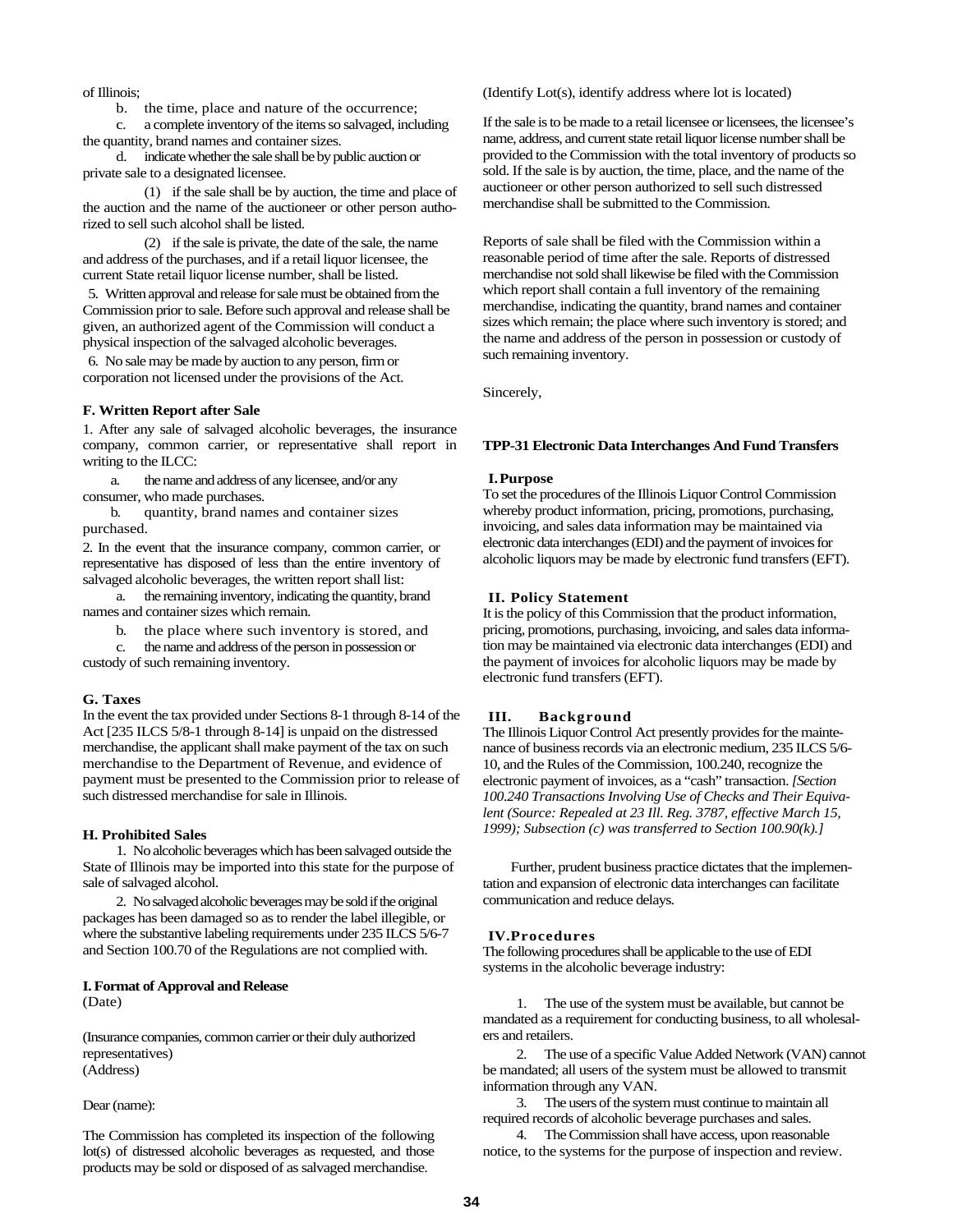of Illinois;

b. the time, place and nature of the occurrence;

c. a complete inventory of the items so salvaged, including the quantity, brand names and container sizes.

d. indicate whether the sale shall be by public auction or private sale to a designated licensee.

(1) if the sale shall be by auction, the time and place of the auction and the name of the auctioneer or other person authorized to sell such alcohol shall be listed.

(2) if the sale is private, the date of the sale, the name and address of the purchases, and if a retail liquor licensee, the current State retail liquor license number, shall be listed.

5. Written approval and release for sale must be obtained from the Commission prior to sale. Before such approval and release shall be given, an authorized agent of the Commission will conduct a physical inspection of the salvaged alcoholic beverages.

6. No sale may be made by auction to any person, firm or corporation not licensed under the provisions of the Act.

**F. Written Report after Sale**

1. After any sale of salvaged alcoholic beverages, the insurance company, common carrier, or representative shall report in writing to the ILCC:

a. the name and address of any licensee, and/or any consumer, who made purchases.

b. quantity, brand names and container sizes purchased.

2. In the event that the insurance company, common carrier, or representative has disposed of less than the entire inventory of salvaged alcoholic beverages, the written report shall list:

a. the remaining inventory, indicating the quantity, brand names and container sizes which remain.

b. the place where such inventory is stored, and

c. the name and address of the person in possession or custody of such remaining inventory.

**G. Taxes**

In the event the tax provided under Sections 8-1 through 8-14 of the Act [235 ILCS 5/8-1 through 8-14] is unpaid on the distressed merchandise, the applicant shall make payment of the tax on such merchandise to the Department of Revenue, and evidence of payment must be presented to the Commission prior to release of such distressed merchandise for sale in Illinois.

**H. Prohibited Sales**

1. No alcoholic beverages which has been salvaged outside the State of Illinois may be imported into this state for the purpose of sale of salvaged alcohol.

2. No salvaged alcoholic beverages may be sold if the original packages has been damaged so as to render the label illegible, or where the substantive labeling requirements under 235 ILCS 5/6-7 and Section 100.70 of the Regulations are not complied with.

**I. Format of Approval and Release**

(Date)

(Insurance companies, common carrier or their duly authorized representatives)
(Address)

Dear (name):

The Commission has completed its inspection of the following lot(s) of distressed alcoholic beverages as requested, and those products may be sold or disposed of as salvaged merchandise.

(Identify Lot(s), identify address where lot is located)

If the sale is to be made to a retail licensee or licensees, the licensee's name, address, and current state retail liquor license number shall be provided to the Commission with the total inventory of products so sold. If the sale is by auction, the time, place, and the name of the auctioneer or other person authorized to sell such distressed merchandise shall be submitted to the Commission.

Reports of sale shall be filed with the Commission within a reasonable period of time after the sale. Reports of distressed merchandise not sold shall likewise be filed with the Commission which report shall contain a full inventory of the remaining merchandise, indicating the quantity, brand names and container sizes which remain; the place where such inventory is stored; and the name and address of the person in possession or custody of such remaining inventory.

Sincerely,

**TPP-31 Electronic Data Interchanges And Fund Transfers**

**I. Purpose**

To set the procedures of the Illinois Liquor Control Commission whereby product information, pricing, promotions, purchasing, invoicing, and sales data information may be maintained via electronic data interchanges (EDI) and the payment of invoices for alcoholic liquors may be made by electronic fund transfers (EFT).

**II. Policy Statement**

It is the policy of this Commission that the product information, pricing, promotions, purchasing, invoicing, and sales data information may be maintained via electronic data interchanges (EDI) and the payment of invoices for alcoholic liquors may be made by electronic fund transfers (EFT).

**III. Background**

The Illinois Liquor Control Act presently provides for the maintenance of business records via an electronic medium, 235 ILCS 5/6-10, and the Rules of the Commission, 100.240, recognize the electronic payment of invoices, as a "cash" transaction. *[Section 100.240 Transactions Involving Use of Checks and Their Equivalent (Source: Repealed at 23 Ill. Reg. 3787, effective March 15, 1999); Subsection (c) was transferred to Section 100.90(k).]*

Further, prudent business practice dictates that the implementation and expansion of electronic data interchanges can facilitate communication and reduce delays.

**IV. Procedures**

The following procedures shall be applicable to the use of EDI systems in the alcoholic beverage industry:

1. The use of the system must be available, but cannot be mandated as a requirement for conducting business, to all wholesalers and retailers.

2. The use of a specific Value Added Network (VAN) cannot be mandated; all users of the system must be allowed to transmit information through any VAN.

3. The users of the system must continue to maintain all required records of alcoholic beverage purchases and sales.

4. The Commission shall have access, upon reasonable notice, to the systems for the purpose of inspection and review.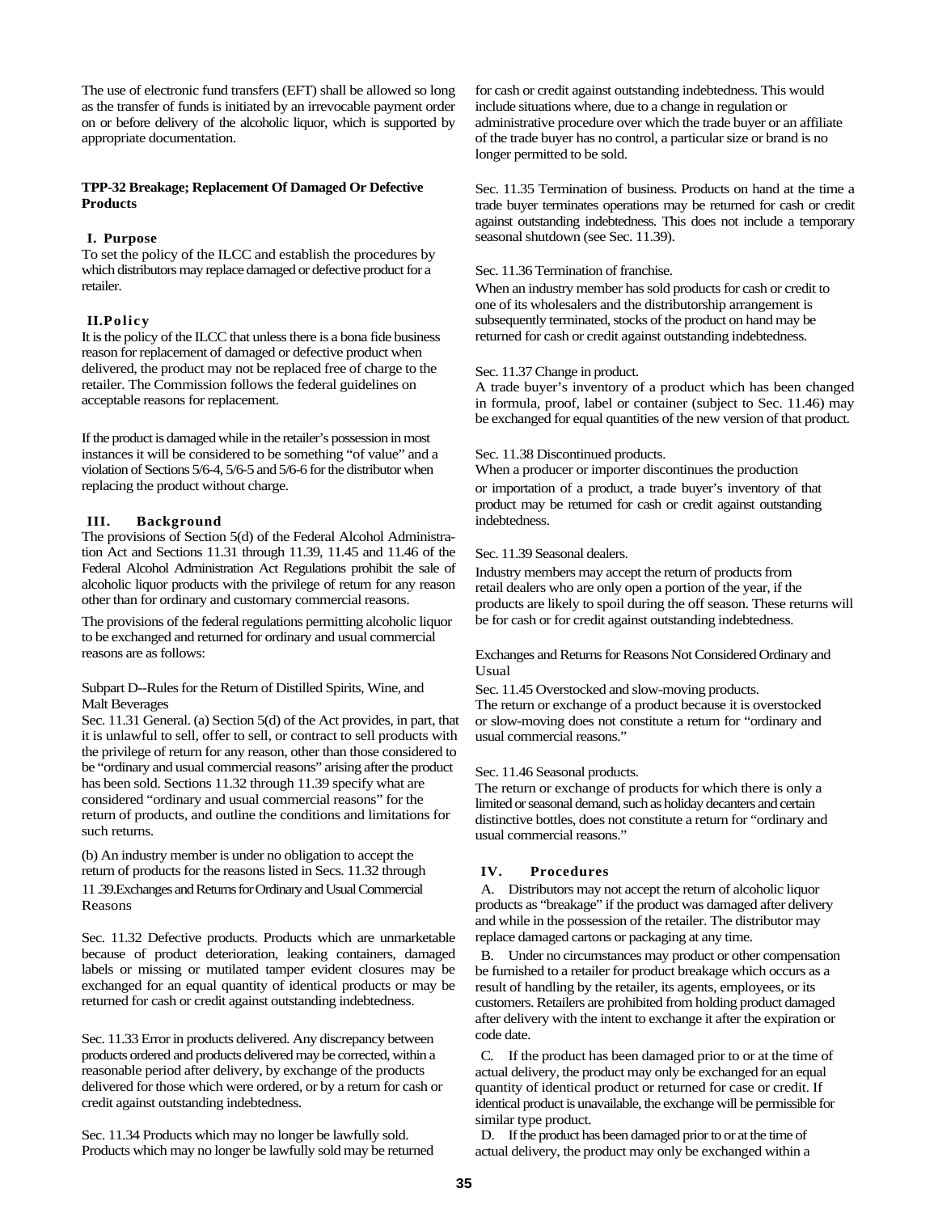The use of electronic fund transfers (EFT) shall be allowed so long as the transfer of funds is initiated by an irrevocable payment order on or before delivery of the alcoholic liquor, which is supported by appropriate documentation.

## TPP-32 Breakage; Replacement Of Damaged Or Defective Products

### I. Purpose

To set the policy of the ILCC and establish the procedures by which distributors may replace damaged or defective product for a retailer.

### II. Policy

It is the policy of the ILCC that unless there is a bona fide business reason for replacement of damaged or defective product when delivered, the product may not be replaced free of charge to the retailer. The Commission follows the federal guidelines on acceptable reasons for replacement.

If the product is damaged while in the retailer's possession in most instances it will be considered to be something "of value" and a violation of Sections 5/6-4, 5/6-5 and 5/6-6 for the distributor when replacing the product without charge.

### III. Background

The provisions of Section 5(d) of the Federal Alcohol Administration Act and Sections 11.31 through 11.39, 11.45 and 11.46 of the Federal Alcohol Administration Act Regulations prohibit the sale of alcoholic liquor products with the privilege of return for any reason other than for ordinary and customary commercial reasons.

The provisions of the federal regulations permitting alcoholic liquor to be exchanged and returned for ordinary and usual commercial reasons are as follows:

Subpart D--Rules for the Return of Distilled Spirits, Wine, and Malt Beverages

Sec. 11.31 General. (a) Section 5(d) of the Act provides, in part, that it is unlawful to sell, offer to sell, or contract to sell products with the privilege of return for any reason, other than those considered to be "ordinary and usual commercial reasons" arising after the product has been sold. Sections 11.32 through 11.39 specify what are considered "ordinary and usual commercial reasons" for the return of products, and outline the conditions and limitations for such returns.

(b) An industry member is under no obligation to accept the return of products for the reasons listed in Secs. 11.32 through 11 .39.Exchanges and Returns for Ordinary and Usual Commercial Reasons

Sec. 11.32 Defective products. Products which are unmarketable because of product deterioration, leaking containers, damaged labels or missing or mutilated tamper evident closures may be exchanged for an equal quantity of identical products or may be returned for cash or credit against outstanding indebtedness.

Sec. 11.33 Error in products delivered. Any discrepancy between products ordered and products delivered may be corrected, within a reasonable period after delivery, by exchange of the products delivered for those which were ordered, or by a return for cash or credit against outstanding indebtedness.

Sec. 11.34 Products which may no longer be lawfully sold. Products which may no longer be lawfully sold may be returned for cash or credit against outstanding indebtedness. This would include situations where, due to a change in regulation or administrative procedure over which the trade buyer or an affiliate of the trade buyer has no control, a particular size or brand is no longer permitted to be sold.

Sec. 11.35 Termination of business. Products on hand at the time a trade buyer terminates operations may be returned for cash or credit against outstanding indebtedness. This does not include a temporary seasonal shutdown (see Sec. 11.39).

Sec. 11.36 Termination of franchise.

When an industry member has sold products for cash or credit to one of its wholesalers and the distributorship arrangement is subsequently terminated, stocks of the product on hand may be returned for cash or credit against outstanding indebtedness.

Sec. 11.37 Change in product.

A trade buyer's inventory of a product which has been changed in formula, proof, label or container (subject to Sec. 11.46) may be exchanged for equal quantities of the new version of that product.

Sec. 11.38 Discontinued products.

When a producer or importer discontinues the production or importation of a product, a trade buyer's inventory of that product may be returned for cash or credit against outstanding indebtedness.

Sec. 11.39 Seasonal dealers.

Industry members may accept the return of products from retail dealers who are only open a portion of the year, if the products are likely to spoil during the off season. These returns will be for cash or for credit against outstanding indebtedness.

Exchanges and Returns for Reasons Not Considered Ordinary and Usual

Sec. 11.45 Overstocked and slow-moving products.

The return or exchange of a product because it is overstocked or slow-moving does not constitute a return for "ordinary and usual commercial reasons."

Sec. 11.46 Seasonal products.

The return or exchange of products for which there is only a limited or seasonal demand, such as holiday decanters and certain distinctive bottles, does not constitute a return for "ordinary and usual commercial reasons."

### IV. Procedures

A. Distributors may not accept the return of alcoholic liquor products as "breakage" if the product was damaged after delivery and while in the possession of the retailer. The distributor may replace damaged cartons or packaging at any time.

B. Under no circumstances may product or other compensation be furnished to a retailer for product breakage which occurs as a result of handling by the retailer, its agents, employees, or its customers. Retailers are prohibited from holding product damaged after delivery with the intent to exchange it after the expiration or code date.

C. If the product has been damaged prior to or at the time of actual delivery, the product may only be exchanged for an equal quantity of identical product or returned for case or credit. If identical product is unavailable, the exchange will be permissible for similar type product.

D. If the product has been damaged prior to or at the time of actual delivery, the product may only be exchanged within a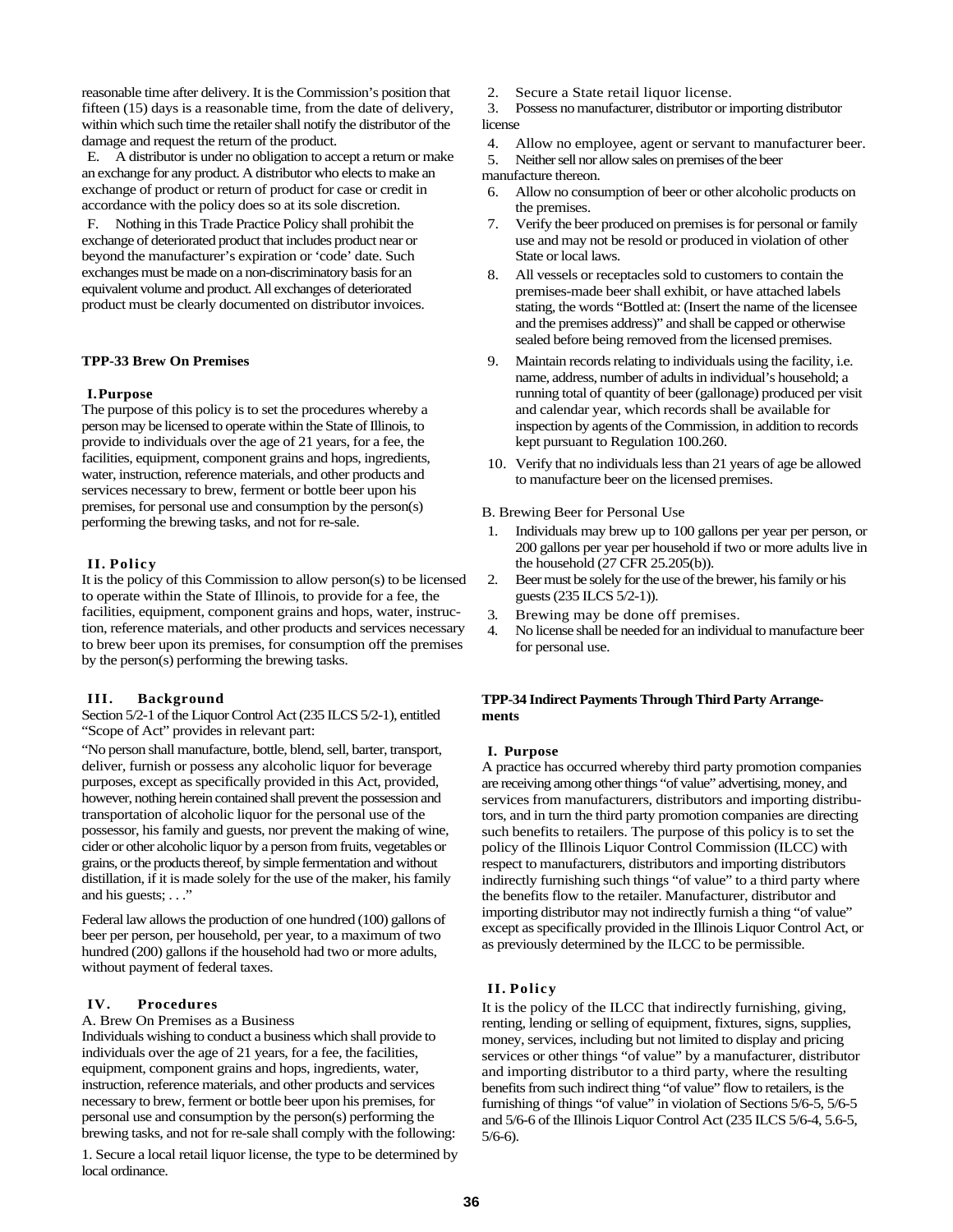reasonable time after delivery. It is the Commission's position that fifteen (15) days is a reasonable time, from the date of delivery, within which such time the retailer shall notify the distributor of the damage and request the return of the product.

E. A distributor is under no obligation to accept a return or make an exchange for any product. A distributor who elects to make an exchange of product or return of product for case or credit in accordance with the policy does so at its sole discretion.

F. Nothing in this Trade Practice Policy shall prohibit the exchange of deteriorated product that includes product near or beyond the manufacturer's expiration or 'code' date. Such exchanges must be made on a non-discriminatory basis for an equivalent volume and product. All exchanges of deteriorated product must be clearly documented on distributor invoices.

**TPP-33 Brew On Premises**

**I. Purpose**

The purpose of this policy is to set the procedures whereby a person may be licensed to operate within the State of Illinois, to provide to individuals over the age of 21 years, for a fee, the facilities, equipment, component grains and hops, ingredients, water, instruction, reference materials, and other products and services necessary to brew, ferment or bottle beer upon his premises, for personal use and consumption by the person(s) performing the brewing tasks, and not for re-sale.

**II. Policy**

It is the policy of this Commission to allow person(s) to be licensed to operate within the State of Illinois, to provide for a fee, the facilities, equipment, component grains and hops, water, instruction, reference materials, and other products and services necessary to brew beer upon its premises, for consumption off the premises by the person(s) performing the brewing tasks.

**III. Background**

Section 5/2-1 of the Liquor Control Act (235 ILCS 5/2-1), entitled "Scope of Act" provides in relevant part:

"No person shall manufacture, bottle, blend, sell, barter, transport, deliver, furnish or possess any alcoholic liquor for beverage purposes, except as specifically provided in this Act, provided, however, nothing herein contained shall prevent the possession and transportation of alcoholic liquor for the personal use of the possessor, his family and guests, nor prevent the making of wine, cider or other alcoholic liquor by a person from fruits, vegetables or grains, or the products thereof, by simple fermentation and without distillation, if it is made solely for the use of the maker, his family and his guests; . . ."

Federal law allows the production of one hundred (100) gallons of beer per person, per household, per year, to a maximum of two hundred (200) gallons if the household had two or more adults, without payment of federal taxes.

**IV. Procedures**

A. Brew On Premises as a Business

Individuals wishing to conduct a business which shall provide to individuals over the age of 21 years, for a fee, the facilities, equipment, component grains and hops, ingredients, water, instruction, reference materials, and other products and services necessary to brew, ferment or bottle beer upon his premises, for personal use and consumption by the person(s) performing the brewing tasks, and not for re-sale shall comply with the following:

1. Secure a local retail liquor license, the type to be determined by local ordinance.
2. Secure a State retail liquor license.
3. Possess no manufacturer, distributor or importing distributor license
4. Allow no employee, agent or servant to manufacturer beer.
5. Neither sell nor allow sales on premises of the beer manufacture thereon.
6. Allow no consumption of beer or other alcoholic products on the premises.
7. Verify the beer produced on premises is for personal or family use and may not be resold or produced in violation of other State or local laws.
8. All vessels or receptacles sold to customers to contain the premises-made beer shall exhibit, or have attached labels stating, the words "Bottled at: (Insert the name of the licensee and the premises address)" and shall be capped or otherwise sealed before being removed from the licensed premises.
9. Maintain records relating to individuals using the facility, i.e. name, address, number of adults in individual's household; a running total of quantity of beer (gallonage) produced per visit and calendar year, which records shall be available for inspection by agents of the Commission, in addition to records kept pursuant to Regulation 100.260.
10. Verify that no individuals less than 21 years of age be allowed to manufacture beer on the licensed premises.

B. Brewing Beer for Personal Use

1. Individuals may brew up to 100 gallons per year per person, or 200 gallons per year per household if two or more adults live in the household (27 CFR 25.205(b)).
2. Beer must be solely for the use of the brewer, his family or his guests (235 ILCS 5/2-1)).
3. Brewing may be done off premises.
4. No license shall be needed for an individual to manufacture beer for personal use.

**TPP-34 Indirect Payments Through Third Party Arrangements**

**I. Purpose**

A practice has occurred whereby third party promotion companies are receiving among other things "of value" advertising, money, and services from manufacturers, distributors and importing distributors, and in turn the third party promotion companies are directing such benefits to retailers. The purpose of this policy is to set the policy of the Illinois Liquor Control Commission (ILCC) with respect to manufacturers, distributors and importing distributors indirectly furnishing such things "of value" to a third party where the benefits flow to the retailer. Manufacturer, distributor and importing distributor may not indirectly furnish a thing "of value" except as specifically provided in the Illinois Liquor Control Act, or as previously determined by the ILCC to be permissible.

**II. Policy**

It is the policy of the ILCC that indirectly furnishing, giving, renting, lending or selling of equipment, fixtures, signs, supplies, money, services, including but not limited to display and pricing services or other things "of value" by a manufacturer, distributor and importing distributor to a third party, where the resulting benefits from such indirect thing "of value" flow to retailers, is the furnishing of things "of value" in violation of Sections 5/6-5, 5/6-5 and 5/6-6 of the Illinois Liquor Control Act (235 ILCS 5/6-4, 5.6-5, 5/6-6).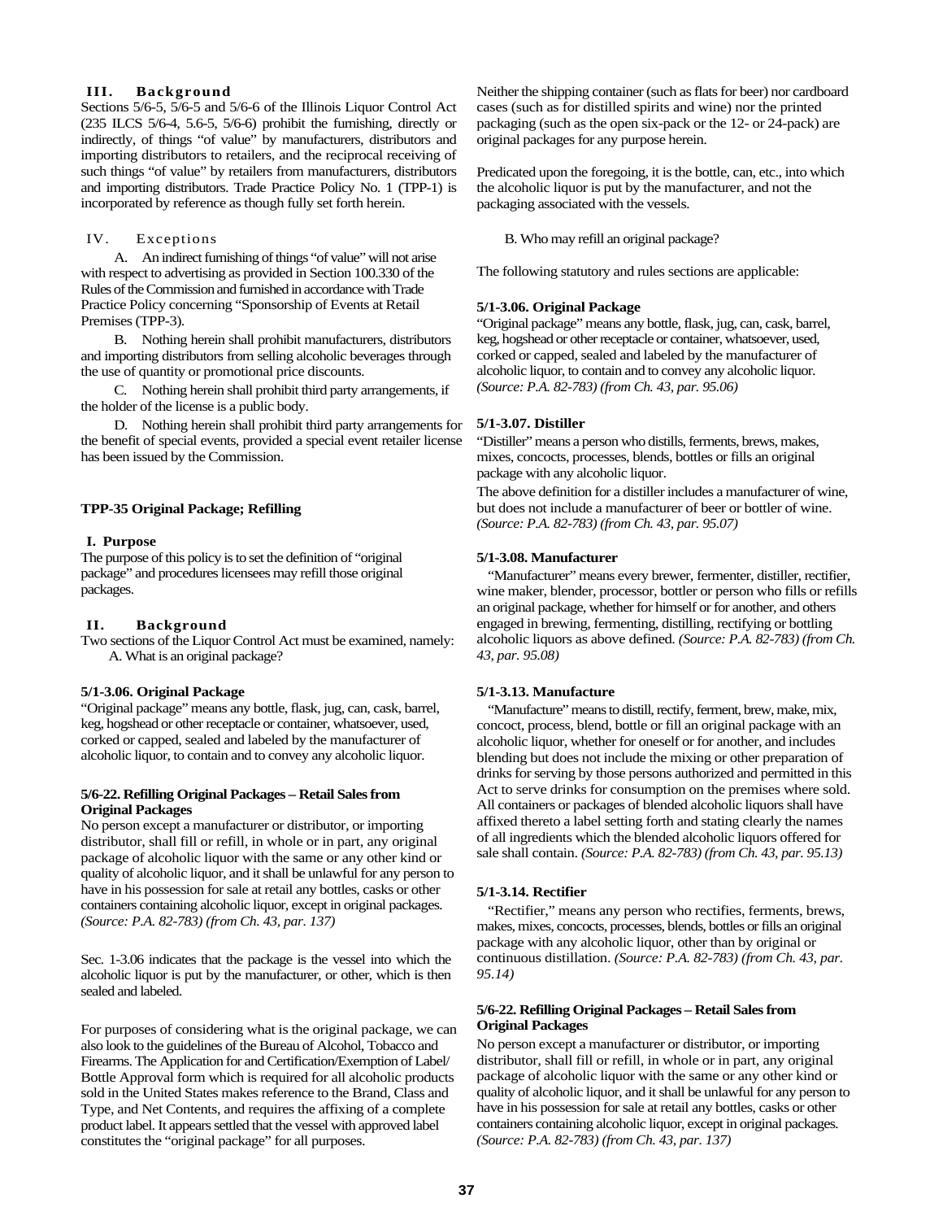## III. Background

Sections 5/6-5, 5/6-5 and 5/6-6 of the Illinois Liquor Control Act (235 ILCS 5/6-4, 5.6-5, 5/6-6) prohibit the furnishing, directly or indirectly, of things "of value" by manufacturers, distributors and importing distributors to retailers, and the reciprocal receiving of such things "of value" by retailers from manufacturers, distributors and importing distributors. Trade Practice Policy No. 1 (TPP-1) is incorporated by reference as though fully set forth herein.

## IV. Exceptions

A. An indirect furnishing of things "of value" will not arise with respect to advertising as provided in Section 100.330 of the Rules of the Commission and furnished in accordance with Trade Practice Policy concerning "Sponsorship of Events at Retail Premises (TPP-3).

B. Nothing herein shall prohibit manufacturers, distributors and importing distributors from selling alcoholic beverages through the use of quantity or promotional price discounts.

C. Nothing herein shall prohibit third party arrangements, if the holder of the license is a public body.

D. Nothing herein shall prohibit third party arrangements for the benefit of special events, provided a special event retailer license has been issued by the Commission.

# TPP-35 Original Package; Refilling

## I. Purpose

The purpose of this policy is to set the definition of "original package" and procedures licensees may refill those original packages.

## II. Background

Two sections of the Liquor Control Act must be examined, namely:

A. What is an original package?

**5/1-3.06. Original Package**

"Original package" means any bottle, flask, jug, can, cask, barrel, keg, hogshead or other receptacle or container, whatsoever, used, corked or capped, sealed and labeled by the manufacturer of alcoholic liquor, to contain and to convey any alcoholic liquor.

**5/6-22. Refilling Original Packages – Retail Sales from Original Packages**

No person except a manufacturer or distributor, or importing distributor, shall fill or refill, in whole or in part, any original package of alcoholic liquor with the same or any other kind or quality of alcoholic liquor, and it shall be unlawful for any person to have in his possession for sale at retail any bottles, casks or other containers containing alcoholic liquor, except in original packages. *(Source: P.A. 82-783) (from Ch. 43, par. 137)*

Sec. 1-3.06 indicates that the package is the vessel into which the alcoholic liquor is put by the manufacturer, or other, which is then sealed and labeled.

For purposes of considering what is the original package, we can also look to the guidelines of the Bureau of Alcohol, Tobacco and Firearms. The Application for and Certification/Exemption of Label/ Bottle Approval form which is required for all alcoholic products sold in the United States makes reference to the Brand, Class and Type, and Net Contents, and requires the affixing of a complete product label. It appears settled that the vessel with approved label constitutes the "original package" for all purposes.

Neither the shipping container (such as flats for beer) nor cardboard cases (such as for distilled spirits and wine) nor the printed packaging (such as the open six-pack or the 12- or 24-pack) are original packages for any purpose herein.

Predicated upon the foregoing, it is the bottle, can, etc., into which the alcoholic liquor is put by the manufacturer, and not the packaging associated with the vessels.

B. Who may refill an original package?

The following statutory and rules sections are applicable:

**5/1-3.06. Original Package**

"Original package" means any bottle, flask, jug, can, cask, barrel, keg, hogshead or other receptacle or container, whatsoever, used, corked or capped, sealed and labeled by the manufacturer of alcoholic liquor, to contain and to convey any alcoholic liquor. *(Source: P.A. 82-783) (from Ch. 43, par. 95.06)*

**5/1-3.07. Distiller**

"Distiller" means a person who distills, ferments, brews, makes, mixes, concocts, processes, blends, bottles or fills an original package with any alcoholic liquor.

The above definition for a distiller includes a manufacturer of wine, but does not include a manufacturer of beer or bottler of wine. *(Source: P.A. 82-783) (from Ch. 43, par. 95.07)*

**5/1-3.08. Manufacturer**

"Manufacturer" means every brewer, fermenter, distiller, rectifier, wine maker, blender, processor, bottler or person who fills or refills an original package, whether for himself or for another, and others engaged in brewing, fermenting, distilling, rectifying or bottling alcoholic liquors as above defined. *(Source: P.A. 82-783) (from Ch. 43, par. 95.08)*

**5/1-3.13. Manufacture**

"Manufacture" means to distill, rectify, ferment, brew, make, mix, concoct, process, blend, bottle or fill an original package with an alcoholic liquor, whether for oneself or for another, and includes blending but does not include the mixing or other preparation of drinks for serving by those persons authorized and permitted in this Act to serve drinks for consumption on the premises where sold. All containers or packages of blended alcoholic liquors shall have affixed thereto a label setting forth and stating clearly the names of all ingredients which the blended alcoholic liquors offered for sale shall contain. *(Source: P.A. 82-783) (from Ch. 43, par. 95.13)*

**5/1-3.14. Rectifier**

"Rectifier," means any person who rectifies, ferments, brews, makes, mixes, concocts, processes, blends, bottles or fills an original package with any alcoholic liquor, other than by original or continuous distillation. *(Source: P.A. 82-783) (from Ch. 43, par. 95.14)*

**5/6-22. Refilling Original Packages – Retail Sales from Original Packages**

No person except a manufacturer or distributor, or importing distributor, shall fill or refill, in whole or in part, any original package of alcoholic liquor with the same or any other kind or quality of alcoholic liquor, and it shall be unlawful for any person to have in his possession for sale at retail any bottles, casks or other containers containing alcoholic liquor, except in original packages. *(Source: P.A. 82-783) (from Ch. 43, par. 137)*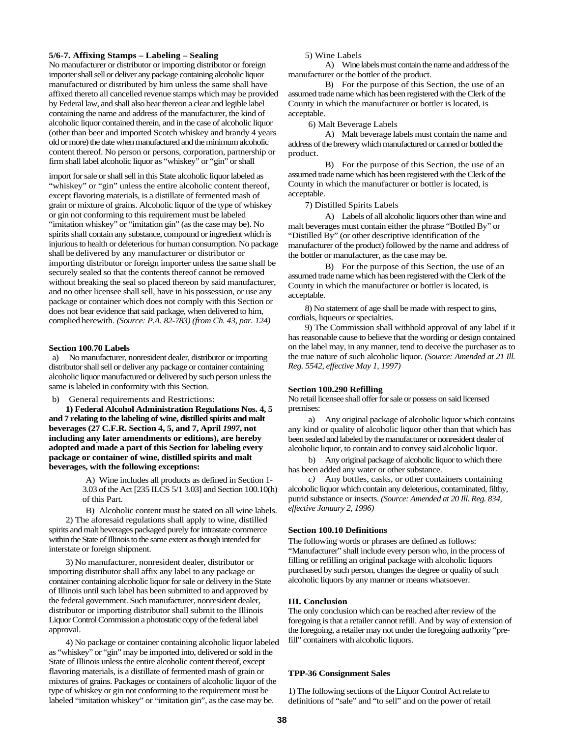**5/6-7. Affixing Stamps – Labeling – Sealing**

No manufacturer or distributor or importing distributor or foreign importer shall sell or deliver any package containing alcoholic liquor manufactured or distributed by him unless the same shall have affixed thereto all cancelled revenue stamps which may be provided by Federal law, and shall also bear thereon a clear and legible label containing the name and address of the manufacturer, the kind of alcoholic liquor contained therein, and in the case of alcoholic liquor (other than beer and imported Scotch whiskey and brandy 4 years old or more) the date when manufactured and the minimum alcoholic content thereof. No person or persons, corporation, partnership or firm shall label alcoholic liquor as "whiskey" or "gin" or shall import for sale or shall sell in this State alcoholic liquor labeled as "whiskey" or "gin" unless the entire alcoholic content thereof, except flavoring materials, is a distillate of fermented mash of grain or mixture of grains. Alcoholic liquor of the type of whiskey or gin not conforming to this requirement must be labeled "imitation whiskey" or "imitation gin" (as the case may be). No spirits shall contain any substance, compound or ingredient which is injurious to health or deleterious for human consumption. No package shall be delivered by any manufacturer or distributor or importing distributor or foreign importer unless the same shall be securely sealed so that the contents thereof cannot be removed without breaking the seal so placed thereon by said manufacturer, and no other licensee shall sell, have in his possession, or use any package or container which does not comply with this Section or does not bear evidence that said package, when delivered to him, complied herewith. *(Source: P.A. 82-783) (from Ch. 43, par. 124)*

**Section 100.70 Labels**

a) No manufacturer, nonresident dealer, distributor or importing distributor shall sell or deliver any package or container containing alcoholic liquor manufactured or delivered by such person unless the same is labeled in conformity with this Section.

b) General requirements and Restrictions:

**1) Federal Alcohol Administration Regulations Nos. 4, 5 and 7 relating to the labeling of wine, distilled spirits and malt beverages (27 C.F.R. Section 4, 5, and 7, April *1997*, not including any later amendments or editions), are hereby adopted and made a part of this Section for labeling every package or container of wine, distilled spirits and malt beverages, with the following exceptions:**

A) Wine includes all products as defined in Section 1-3.03 of the Act [235 ILCS 5/1 3.03] and Section 100.10(h) of this Part.

B) Alcoholic content must be stated on all wine labels.

2) The aforesaid regulations shall apply to wine, distilled spirits and malt beverages packaged purely for intrastate commerce within the State of Illinois to the same extent as though intended for interstate or foreign shipment.

3) No manufacturer, nonresident dealer, distributor or importing distributor shall affix any label to any package or container containing alcoholic liquor for sale or delivery in the State of Illinois until such label has been submitted to and approved by the federal government. Such manufacturer, nonresident dealer, distributor or importing distributor shall submit to the Illinois Liquor Control Commission a photostatic copy of the federal label approval.

4) No package or container containing alcoholic liquor labeled as "whiskey" or "gin" may be imported into, delivered or sold in the State of Illinois unless the entire alcoholic content thereof, except flavoring materials, is a distillate of fermented mash of grain or mixtures of grains. Packages or containers of alcoholic liquor of the type of whiskey or gin not conforming to the requirement must be labeled "imitation whiskey" or "imitation gin", as the case may be.

5) Wine Labels

A) Wine labels must contain the name and address of the manufacturer or the bottler of the product.

B) For the purpose of this Section, the use of an assumed trade name which has been registered with the Clerk of the County in which the manufacturer or bottler is located, is acceptable.

6) Malt Beverage Labels

A) Malt beverage labels must contain the name and address of the brewery which manufactured or canned or bottled the product.

B) For the purpose of this Section, the use of an assumed trade name which has been registered with the Clerk of the County in which the manufacturer or bottler is located, is acceptable.

7) Distilled Spirits Labels

A) Labels of all alcoholic liquors other than wine and malt beverages must contain either the phrase "Bottled By" or "Distilled By" (or other descriptive identification of the manufacturer of the product) followed by the name and address of the bottler or manufacturer, as the case may be.

B) For the purpose of this Section, the use of an assumed trade name which has been registered with the Clerk of the County in which the manufacturer or bottler is located, is acceptable.

8) No statement of age shall be made with respect to gins, cordials, liqueurs or specialties.

9) The Commission shall withhold approval of any label if it has reasonable cause to believe that the wording or design contained on the label may, in any manner, tend to deceive the purchaser as to the true nature of such alcoholic liquor. *(Source: Amended at 21 Ill. Reg. 5542, effective May 1, 1997)*

**Section 100.290 Refilling**

No retail licensee shall offer for sale or possess on said licensed premises:

a) Any original package of alcoholic liquor which contains any kind or quality of alcoholic liquor other than that which has been sealed and labeled by the manufacturer or nonresident dealer of alcoholic liquor, to contain and to convey said alcoholic liquor.

b) Any original package of alcoholic liquor to which there has been added any water or other substance.

*c)* Any bottles, casks, or other containers containing alcoholic liquor which contain any deleterious, contaminated, filthy, putrid substance or insects. *(Source: Amended at 20 Ill. Reg. 834, effective January 2, 1996)*

**Section 100.10 Definitions**

The following words or phrases are defined as follows:
"Manufacturer" shall include every person who, in the process of filling or refilling an original package with alcoholic liquors purchased by such person, changes the degree or quality of such alcoholic liquors by any manner or means whatsoever.

**III. Conclusion**

The only conclusion which can be reached after review of the foregoing is that a retailer cannot refill. And by way of extension of the foregoing, a retailer may not under the foregoing authority "pre-fill" containers with alcoholic liquors.

**TPP-36 Consignment Sales**

1) The following sections of the Liquor Control Act relate to definitions of "sale" and "to sell" and on the power of retail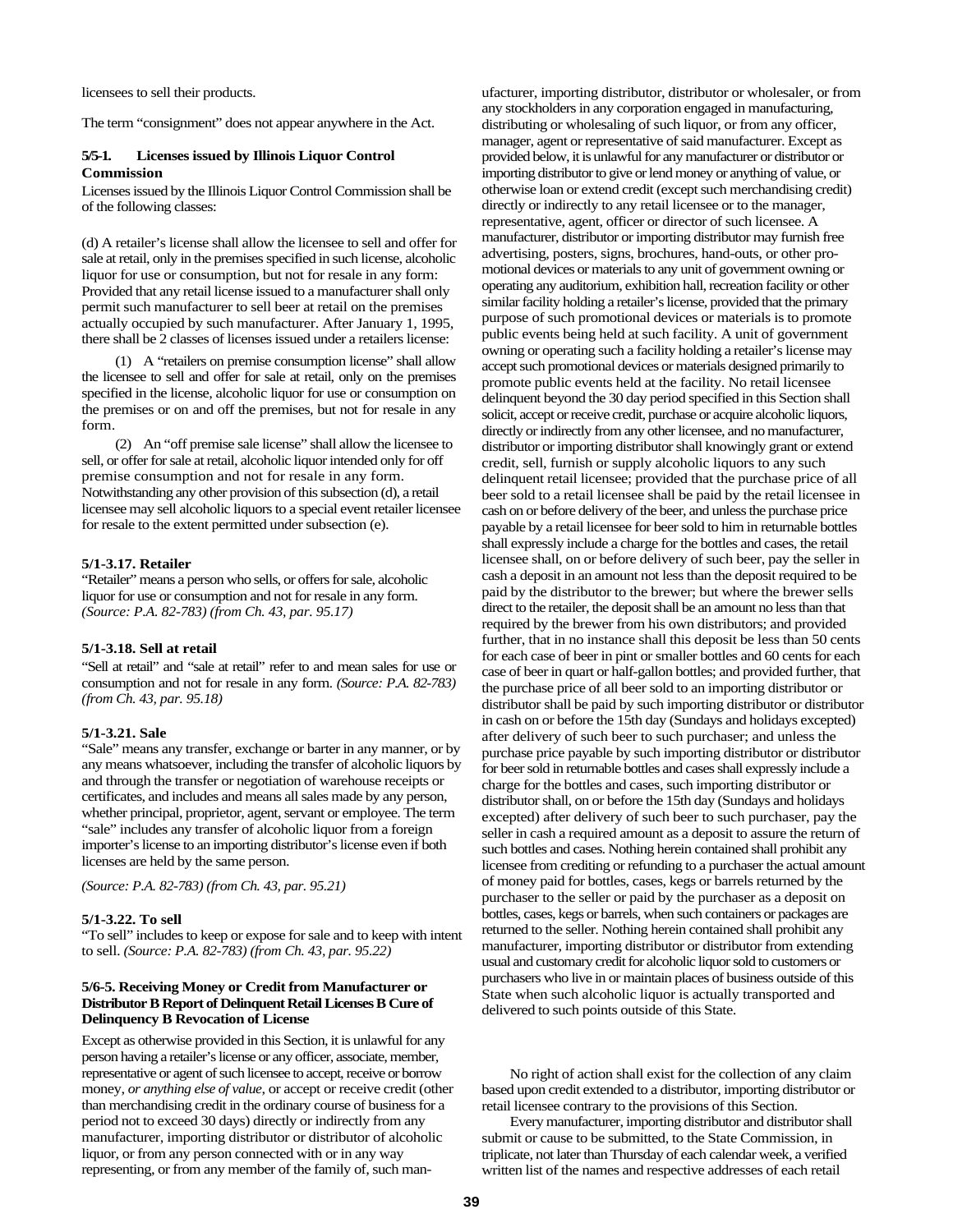licensees to sell their products.

The term "consignment" does not appear anywhere in the Act.

### 5/5-1. Licenses issued by Illinois Liquor Control Commission

Licenses issued by the Illinois Liquor Control Commission shall be of the following classes:

(d) A retailer's license shall allow the licensee to sell and offer for sale at retail, only in the premises specified in such license, alcoholic liquor for use or consumption, but not for resale in any form: Provided that any retail license issued to a manufacturer shall only permit such manufacturer to sell beer at retail on the premises actually occupied by such manufacturer. After January 1, 1995, there shall be 2 classes of licenses issued under a retailers license:

(1) A "retailers on premise consumption license" shall allow the licensee to sell and offer for sale at retail, only on the premises specified in the license, alcoholic liquor for use or consumption on the premises or on and off the premises, but not for resale in any form.

(2) An "off premise sale license" shall allow the licensee to sell, or offer for sale at retail, alcoholic liquor intended only for off premise consumption and not for resale in any form. Notwithstanding any other provision of this subsection (d), a retail licensee may sell alcoholic liquors to a special event retailer licensee for resale to the extent permitted under subsection (e).

### 5/1-3.17. Retailer

"Retailer" means a person who sells, or offers for sale, alcoholic liquor for use or consumption and not for resale in any form. *(Source: P.A. 82-783) (from Ch. 43, par. 95.17)*

### 5/1-3.18. Sell at retail

"Sell at retail" and "sale at retail" refer to and mean sales for use or consumption and not for resale in any form. *(Source: P.A. 82-783) (from Ch. 43, par. 95.18)*

### 5/1-3.21. Sale

"Sale" means any transfer, exchange or barter in any manner, or by any means whatsoever, including the transfer of alcoholic liquors by and through the transfer or negotiation of warehouse receipts or certificates, and includes and means all sales made by any person, whether principal, proprietor, agent, servant or employee. The term "sale" includes any transfer of alcoholic liquor from a foreign importer's license to an importing distributor's license even if both licenses are held by the same person.

*(Source: P.A. 82-783) (from Ch. 43, par. 95.21)*

### 5/1-3.22. To sell

"To sell" includes to keep or expose for sale and to keep with intent to sell. *(Source: P.A. 82-783) (from Ch. 43, par. 95.22)*

### 5/6-5. Receiving Money or Credit from Manufacturer or Distributor B Report of Delinquent Retail Licenses B Cure of Delinquency B Revocation of License

Except as otherwise provided in this Section, it is unlawful for any person having a retailer's license or any officer, associate, member, representative or agent of such licensee to accept, receive or borrow money, *or anything else of value*, or accept or receive credit (other than merchandising credit in the ordinary course of business for a period not to exceed 30 days) directly or indirectly from any manufacturer, importing distributor or distributor of alcoholic liquor, or from any person connected with or in any way representing, or from any member of the family of, such manufacturer, importing distributor, distributor or wholesaler, or from any stockholders in any corporation engaged in manufacturing, distributing or wholesaling of such liquor, or from any officer, manager, agent or representative of said manufacturer. Except as provided below, it is unlawful for any manufacturer or distributor or importing distributor to give or lend money or anything of value, or otherwise loan or extend credit (except such merchandising credit) directly or indirectly to any retail licensee or to the manager, representative, agent, officer or director of such licensee. A manufacturer, distributor or importing distributor may furnish free advertising, posters, signs, brochures, hand-outs, or other promotional devices or materials to any unit of government owning or operating any auditorium, exhibition hall, recreation facility or other similar facility holding a retailer's license, provided that the primary purpose of such promotional devices or materials is to promote public events being held at such facility. A unit of government owning or operating such a facility holding a retailer's license may accept such promotional devices or materials designed primarily to promote public events held at the facility. No retail licensee delinquent beyond the 30 day period specified in this Section shall solicit, accept or receive credit, purchase or acquire alcoholic liquors, directly or indirectly from any other licensee, and no manufacturer, distributor or importing distributor shall knowingly grant or extend credit, sell, furnish or supply alcoholic liquors to any such delinquent retail licensee; provided that the purchase price of all beer sold to a retail licensee shall be paid by the retail licensee in cash on or before delivery of the beer, and unless the purchase price payable by a retail licensee for beer sold to him in returnable bottles shall expressly include a charge for the bottles and cases, the retail licensee shall, on or before delivery of such beer, pay the seller in cash a deposit in an amount not less than the deposit required to be paid by the distributor to the brewer; but where the brewer sells direct to the retailer, the deposit shall be an amount no less than that required by the brewer from his own distributors; and provided further, that in no instance shall this deposit be less than 50 cents for each case of beer in pint or smaller bottles and 60 cents for each case of beer in quart or half-gallon bottles; and provided further, that the purchase price of all beer sold to an importing distributor or distributor shall be paid by such importing distributor or distributor in cash on or before the 15th day (Sundays and holidays excepted) after delivery of such beer to such purchaser; and unless the purchase price payable by such importing distributor or distributor for beer sold in returnable bottles and cases shall expressly include a charge for the bottles and cases, such importing distributor or distributor shall, on or before the 15th day (Sundays and holidays excepted) after delivery of such beer to such purchaser, pay the seller in cash a required amount as a deposit to assure the return of such bottles and cases. Nothing herein contained shall prohibit any licensee from crediting or refunding to a purchaser the actual amount of money paid for bottles, cases, kegs or barrels returned by the purchaser to the seller or paid by the purchaser as a deposit on bottles, cases, kegs or barrels, when such containers or packages are returned to the seller. Nothing herein contained shall prohibit any manufacturer, importing distributor or distributor from extending usual and customary credit for alcoholic liquor sold to customers or purchasers who live in or maintain places of business outside of this State when such alcoholic liquor is actually transported and delivered to such points outside of this State.

No right of action shall exist for the collection of any claim based upon credit extended to a distributor, importing distributor or retail licensee contrary to the provisions of this Section.

Every manufacturer, importing distributor and distributor shall submit or cause to be submitted, to the State Commission, in triplicate, not later than Thursday of each calendar week, a verified written list of the names and respective addresses of each retail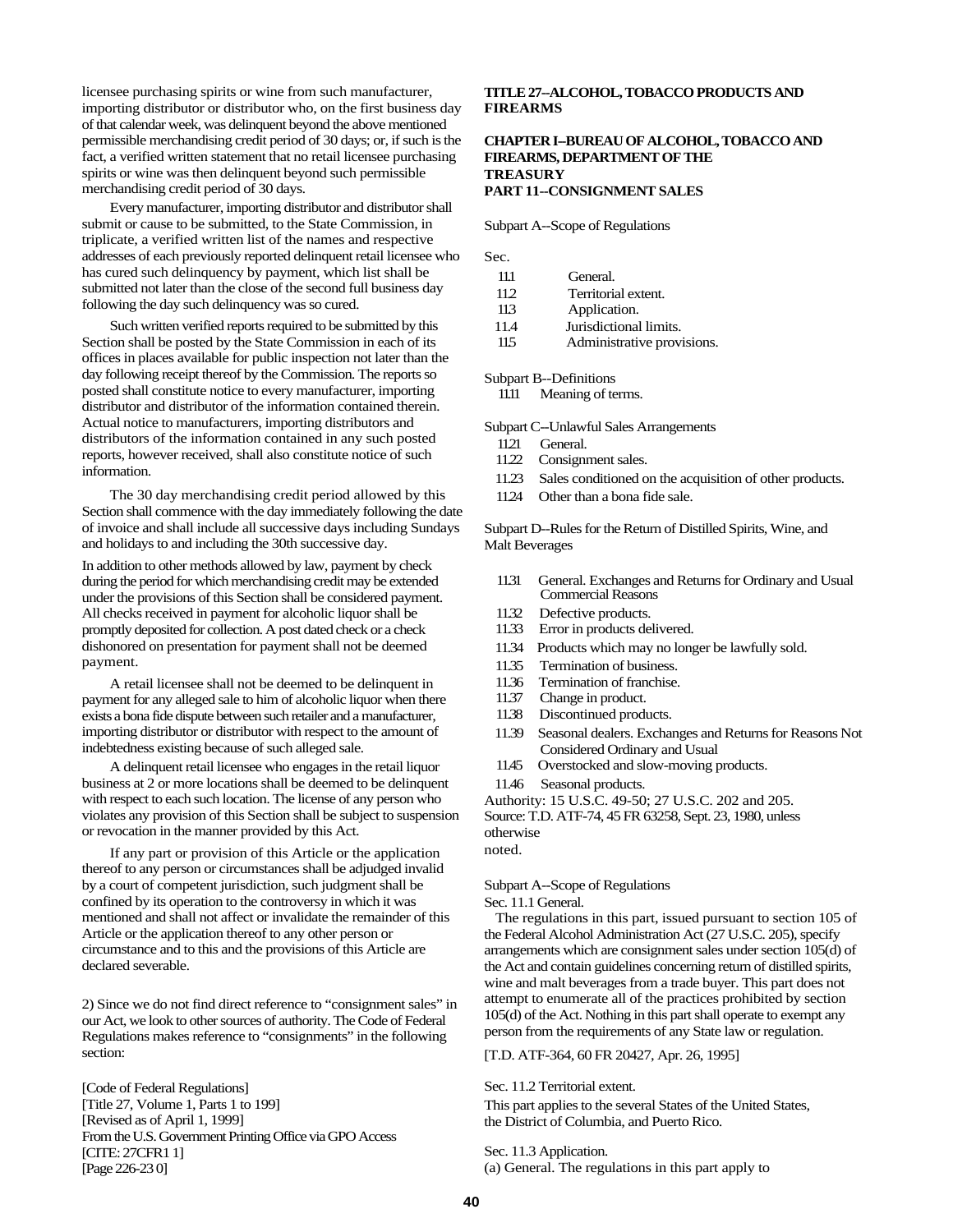licensee purchasing spirits or wine from such manufacturer, importing distributor or distributor who, on the first business day of that calendar week, was delinquent beyond the above mentioned permissible merchandising credit period of 30 days; or, if such is the fact, a verified written statement that no retail licensee purchasing spirits or wine was then delinquent beyond such permissible merchandising credit period of 30 days.

Every manufacturer, importing distributor and distributor shall submit or cause to be submitted, to the State Commission, in triplicate, a verified written list of the names and respective addresses of each previously reported delinquent retail licensee who has cured such delinquency by payment, which list shall be submitted not later than the close of the second full business day following the day such delinquency was so cured.

Such written verified reports required to be submitted by this Section shall be posted by the State Commission in each of its offices in places available for public inspection not later than the day following receipt thereof by the Commission. The reports so posted shall constitute notice to every manufacturer, importing distributor and distributor of the information contained therein. Actual notice to manufacturers, importing distributors and distributors of the information contained in any such posted reports, however received, shall also constitute notice of such information.

The 30 day merchandising credit period allowed by this Section shall commence with the day immediately following the date of invoice and shall include all successive days including Sundays and holidays to and including the 30th successive day.

In addition to other methods allowed by law, payment by check during the period for which merchandising credit may be extended under the provisions of this Section shall be considered payment. All checks received in payment for alcoholic liquor shall be promptly deposited for collection. A post dated check or a check dishonored on presentation for payment shall not be deemed payment.

A retail licensee shall not be deemed to be delinquent in payment for any alleged sale to him of alcoholic liquor when there exists a bona fide dispute between such retailer and a manufacturer, importing distributor or distributor with respect to the amount of indebtedness existing because of such alleged sale.

A delinquent retail licensee who engages in the retail liquor business at 2 or more locations shall be deemed to be delinquent with respect to each such location. The license of any person who violates any provision of this Section shall be subject to suspension or revocation in the manner provided by this Act.

If any part or provision of this Article or the application thereof to any person or circumstances shall be adjudged invalid by a court of competent jurisdiction, such judgment shall be confined by its operation to the controversy in which it was mentioned and shall not affect or invalidate the remainder of this Article or the application thereof to any other person or circumstance and to this and the provisions of this Article are declared severable.

2) Since we do not find direct reference to "consignment sales" in our Act, we look to other sources of authority. The Code of Federal Regulations makes reference to "consignments" in the following section:

[Code of Federal Regulations]
[Title 27, Volume 1, Parts 1 to 199]
[Revised as of April 1, 1999]
From the U.S. Government Printing Office via GPO Access
[CITE: 27CFR1 1]
[Page 226-23 0]

**TITLE 27--ALCOHOL, TOBACCO PRODUCTS AND FIREARMS**

**CHAPTER I--BUREAU OF ALCOHOL, TOBACCO AND FIREARMS, DEPARTMENT OF THE TREASURY**
**PART 11--CONSIGNMENT SALES**

Subpart A--Scope of Regulations

Sec.

11.1 General.
11.2 Territorial extent.
11.3 Application.
11.4 Jurisdictional limits.
11.5 Administrative provisions.

Subpart B--Definitions
11.11 Meaning of terms.

Subpart C--Unlawful Sales Arrangements
11.21 General.
11.22 Consignment sales.
11.23 Sales conditioned on the acquisition of other products.
11.24 Other than a bona fide sale.

Subpart D--Rules for the Return of Distilled Spirits, Wine, and Malt Beverages

11.31 General. Exchanges and Returns for Ordinary and Usual Commercial Reasons
11.32 Defective products.
11.33 Error in products delivered.
11.34 Products which may no longer be lawfully sold.
11.35 Termination of business.
11.36 Termination of franchise.
11.37 Change in product.
11.38 Discontinued products.
11.39 Seasonal dealers. Exchanges and Returns for Reasons Not Considered Ordinary and Usual
11.45 Overstocked and slow-moving products.
11.46 Seasonal products.

Authority: 15 U.S.C. 49-50; 27 U.S.C. 202 and 205.
Source: T.D. ATF-74, 45 FR 63258, Sept. 23, 1980, unless otherwise noted.

Subpart A--Scope of Regulations

Sec. 11.1 General.

The regulations in this part, issued pursuant to section 105 of the Federal Alcohol Administration Act (27 U.S.C. 205), specify arrangements which are consignment sales under section 105(d) of the Act and contain guidelines concerning return of distilled spirits, wine and malt beverages from a trade buyer. This part does not attempt to enumerate all of the practices prohibited by section 105(d) of the Act. Nothing in this part shall operate to exempt any person from the requirements of any State law or regulation.

[T.D. ATF-364, 60 FR 20427, Apr. 26, 1995]

Sec. 11.2 Territorial extent.

This part applies to the several States of the United States, the District of Columbia, and Puerto Rico.

Sec. 11.3 Application.

(a) General. The regulations in this part apply to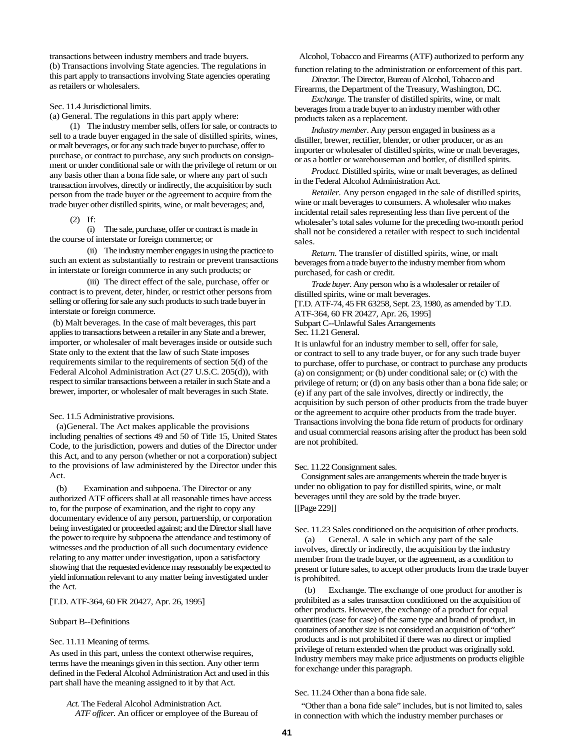transactions between industry members and trade buyers.

(b) Transactions involving State agencies. The regulations in this part apply to transactions involving State agencies operating as retailers or wholesalers.

Sec. 11.4 Jurisdictional limits.

(a) General. The regulations in this part apply where:

(1) The industry member sells, offers for sale, or contracts to sell to a trade buyer engaged in the sale of distilled spirits, wines, or malt beverages, or for any such trade buyer to purchase, offer to purchase, or contract to purchase, any such products on consignment or under conditional sale or with the privilege of return or on any basis other than a bona fide sale, or where any part of such transaction involves, directly or indirectly, the acquisition by such person from the trade buyer or the agreement to acquire from the trade buyer other distilled spirits, wine, or malt beverages; and,

(2) If:

(i) The sale, purchase, offer or contract is made in the course of interstate or foreign commerce; or

(ii) The industry member engages in using the practice to such an extent as substantially to restrain or prevent transactions in interstate or foreign commerce in any such products; or

(iii) The direct effect of the sale, purchase, offer or contract is to prevent, deter, hinder, or restrict other persons from selling or offering for sale any such products to such trade buyer in interstate or foreign commerce.

(b) Malt beverages. In the case of malt beverages, this part applies to transactions between a retailer in any State and a brewer, importer, or wholesaler of malt beverages inside or outside such State only to the extent that the law of such State imposes requirements similar to the requirements of section 5(d) of the Federal Alcohol Administration Act (27 U.S.C. 205(d)), with respect to similar transactions between a retailer in such State and a brewer, importer, or wholesaler of malt beverages in such State.

Sec. 11.5 Administrative provisions.

(a)General. The Act makes applicable the provisions including penalties of sections 49 and 50 of Title 15, United States Code, to the jurisdiction, powers and duties of the Director under this Act, and to any person (whether or not a corporation) subject to the provisions of law administered by the Director under this Act.

(b) Examination and subpoena. The Director or any authorized ATF officers shall at all reasonable times have access to, for the purpose of examination, and the right to copy any documentary evidence of any person, partnership, or corporation being investigated or proceeded against; and the Director shall have the power to require by subpoena the attendance and testimony of witnesses and the production of all such documentary evidence relating to any matter under investigation, upon a satisfactory showing that the requested evidence may reasonably be expected to yield information relevant to any matter being investigated under the Act.

[T.D. ATF-364, 60 FR 20427, Apr. 26, 1995]

Subpart B--Definitions

Sec. 11.11 Meaning of terms.

As used in this part, unless the context otherwise requires, terms have the meanings given in this section. Any other term defined in the Federal Alcohol Administration Act and used in this part shall have the meaning assigned to it by that Act.

*Act.* The Federal Alcohol Administration Act.

*ATF officer.* An officer or employee of the Bureau of Alcohol, Tobacco and Firearms (ATF) authorized to perform any function relating to the administration or enforcement of this part.

*Director.* The Director, Bureau of Alcohol, Tobacco and Firearms, the Department of the Treasury, Washington, DC.

*Exchange.* The transfer of distilled spirits, wine, or malt beverages from a trade buyer to an industry member with other products taken as a replacement.

*Industry member.* Any person engaged in business as a distiller, brewer, rectifier, blender, or other producer, or as an importer or wholesaler of distilled spirits, wine or malt beverages, or as a bottler or warehouseman and bottler, of distilled spirits.

*Product.* Distilled spirits, wine or malt beverages, as defined in the Federal Alcohol Administration Act.

*Retailer.* Any person engaged in the sale of distilled spirits, wine or malt beverages to consumers. A wholesaler who makes incidental retail sales representing less than five percent of the wholesaler's total sales volume for the preceding two-month period shall not be considered a retailer with respect to such incidental sales.

*Return.* The transfer of distilled spirits, wine, or malt beverages from a trade buyer to the industry member from whom purchased, for cash or credit.

*Trade buyer.* Any person who is a wholesaler or retailer of distilled spirits, wine or malt beverages.

[T.D. ATF-74, 45 FR 63258, Sept. 23, 1980, as amended by T.D. ATF-364, 60 FR 20427, Apr. 26, 1995]

Subpart C--Unlawful Sales Arrangements

Sec. 11.21 General.

It is unlawful for an industry member to sell, offer for sale, or contract to sell to any trade buyer, or for any such trade buyer to purchase, offer to purchase, or contract to purchase any products (a) on consignment; or (b) under conditional sale; or (c) with the privilege of return; or (d) on any basis other than a bona fide sale; or (e) if any part of the sale involves, directly or indirectly, the acquisition by such person of other products from the trade buyer or the agreement to acquire other products from the trade buyer. Transactions involving the bona fide return of products for ordinary and usual commercial reasons arising after the product has been sold are not prohibited.

Sec. 11.22 Consignment sales.

Consignment sales are arrangements wherein the trade buyer is under no obligation to pay for distilled spirits, wine, or malt beverages until they are sold by the trade buyer.

[[Page 229]]

Sec. 11.23 Sales conditioned on the acquisition of other products.

(a) General. A sale in which any part of the sale involves, directly or indirectly, the acquisition by the industry member from the trade buyer, or the agreement, as a condition to present or future sales, to accept other products from the trade buyer is prohibited.

(b) Exchange. The exchange of one product for another is prohibited as a sales transaction conditioned on the acquisition of other products. However, the exchange of a product for equal quantities (case for case) of the same type and brand of product, in containers of another size is not considered an acquisition of "other" products and is not prohibited if there was no direct or implied privilege of return extended when the product was originally sold. Industry members may make price adjustments on products eligible for exchange under this paragraph.

Sec. 11.24 Other than a bona fide sale.

"Other than a bona fide sale" includes, but is not limited to, sales in connection with which the industry member purchases or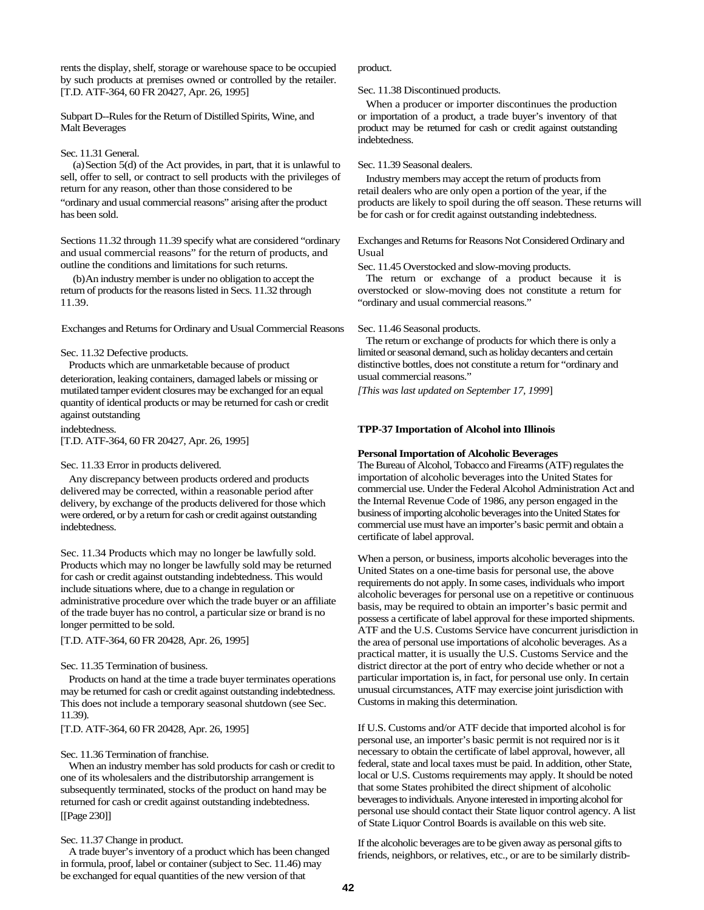rents the display, shelf, storage or warehouse space to be occupied by such products at premises owned or controlled by the retailer. [T.D. ATF-364, 60 FR 20427, Apr. 26, 1995]

Subpart D--Rules for the Return of Distilled Spirits, Wine, and Malt Beverages

Sec. 11.31 General.

(a) Section 5(d) of the Act provides, in part, that it is unlawful to sell, offer to sell, or contract to sell products with the privileges of return for any reason, other than those considered to be "ordinary and usual commercial reasons" arising after the product has been sold.

Sections 11.32 through 11.39 specify what are considered "ordinary and usual commercial reasons" for the return of products, and outline the conditions and limitations for such returns.

(b) An industry member is under no obligation to accept the return of products for the reasons listed in Secs. 11.32 through 11.39.

Exchanges and Returns for Ordinary and Usual Commercial Reasons

Sec. 11.32 Defective products.

Products which are unmarketable because of product deterioration, leaking containers, damaged labels or missing or mutilated tamper evident closures may be exchanged for an equal quantity of identical products or may be returned for cash or credit against outstanding indebtedness.
[T.D. ATF-364, 60 FR 20427, Apr. 26, 1995]

Sec. 11.33 Error in products delivered.

Any discrepancy between products ordered and products delivered may be corrected, within a reasonable period after delivery, by exchange of the products delivered for those which were ordered, or by a return for cash or credit against outstanding indebtedness.

Sec. 11.34 Products which may no longer be lawfully sold.
Products which may no longer be lawfully sold may be returned for cash or credit against outstanding indebtedness. This would include situations where, due to a change in regulation or administrative procedure over which the trade buyer or an affiliate of the trade buyer has no control, a particular size or brand is no longer permitted to be sold.

[T.D. ATF-364, 60 FR 20428, Apr. 26, 1995]

Sec. 11.35 Termination of business.

Products on hand at the time a trade buyer terminates operations may be returned for cash or credit against outstanding indebtedness. This does not include a temporary seasonal shutdown (see Sec. 11.39).
[T.D. ATF-364, 60 FR 20428, Apr. 26, 1995]

Sec. 11.36 Termination of franchise.

When an industry member has sold products for cash or credit to one of its wholesalers and the distributorship arrangement is subsequently terminated, stocks of the product on hand may be returned for cash or credit against outstanding indebtedness.
[[Page 230]]

Sec. 11.37 Change in product.

A trade buyer's inventory of a product which has been changed in formula, proof, label or container (subject to Sec. 11.46) may be exchanged for equal quantities of the new version of that product.

Sec. 11.38 Discontinued products.

When a producer or importer discontinues the production or importation of a product, a trade buyer's inventory of that product may be returned for cash or credit against outstanding indebtedness.

Sec. 11.39 Seasonal dealers.

Industry members may accept the return of products from retail dealers who are only open a portion of the year, if the products are likely to spoil during the off season. These returns will be for cash or for credit against outstanding indebtedness.

Exchanges and Returns for Reasons Not Considered Ordinary and Usual

Sec. 11.45 Overstocked and slow-moving products.

The return or exchange of a product because it is overstocked or slow-moving does not constitute a return for "ordinary and usual commercial reasons."

Sec. 11.46 Seasonal products.

The return or exchange of products for which there is only a limited or seasonal demand, such as holiday decanters and certain distinctive bottles, does not constitute a return for "ordinary and usual commercial reasons."

*[This was last updated on September 17, 1999*]

## TPP-37 Importation of Alcohol into Illinois

**Personal Importation of Alcoholic Beverages**

The Bureau of Alcohol, Tobacco and Firearms (ATF) regulates the importation of alcoholic beverages into the United States for commercial use. Under the Federal Alcohol Administration Act and the Internal Revenue Code of 1986, any person engaged in the business of importing alcoholic beverages into the United States for commercial use must have an importer's basic permit and obtain a certificate of label approval.

When a person, or business, imports alcoholic beverages into the United States on a one-time basis for personal use, the above requirements do not apply. In some cases, individuals who import alcoholic beverages for personal use on a repetitive or continuous basis, may be required to obtain an importer's basic permit and possess a certificate of label approval for these imported shipments. ATF and the U.S. Customs Service have concurrent jurisdiction in the area of personal use importations of alcoholic beverages. As a practical matter, it is usually the U.S. Customs Service and the district director at the port of entry who decide whether or not a particular importation is, in fact, for personal use only. In certain unusual circumstances, ATF may exercise joint jurisdiction with Customs in making this determination.

If U.S. Customs and/or ATF decide that imported alcohol is for personal use, an importer's basic permit is not required nor is it necessary to obtain the certificate of label approval, however, all federal, state and local taxes must be paid. In addition, other State, local or U.S. Customs requirements may apply. It should be noted that some States prohibited the direct shipment of alcoholic beverages to individuals. Anyone interested in importing alcohol for personal use should contact their State liquor control agency. A list of State Liquor Control Boards is available on this web site.

If the alcoholic beverages are to be given away as personal gifts to friends, neighbors, or relatives, etc., or are to be similarly distrib-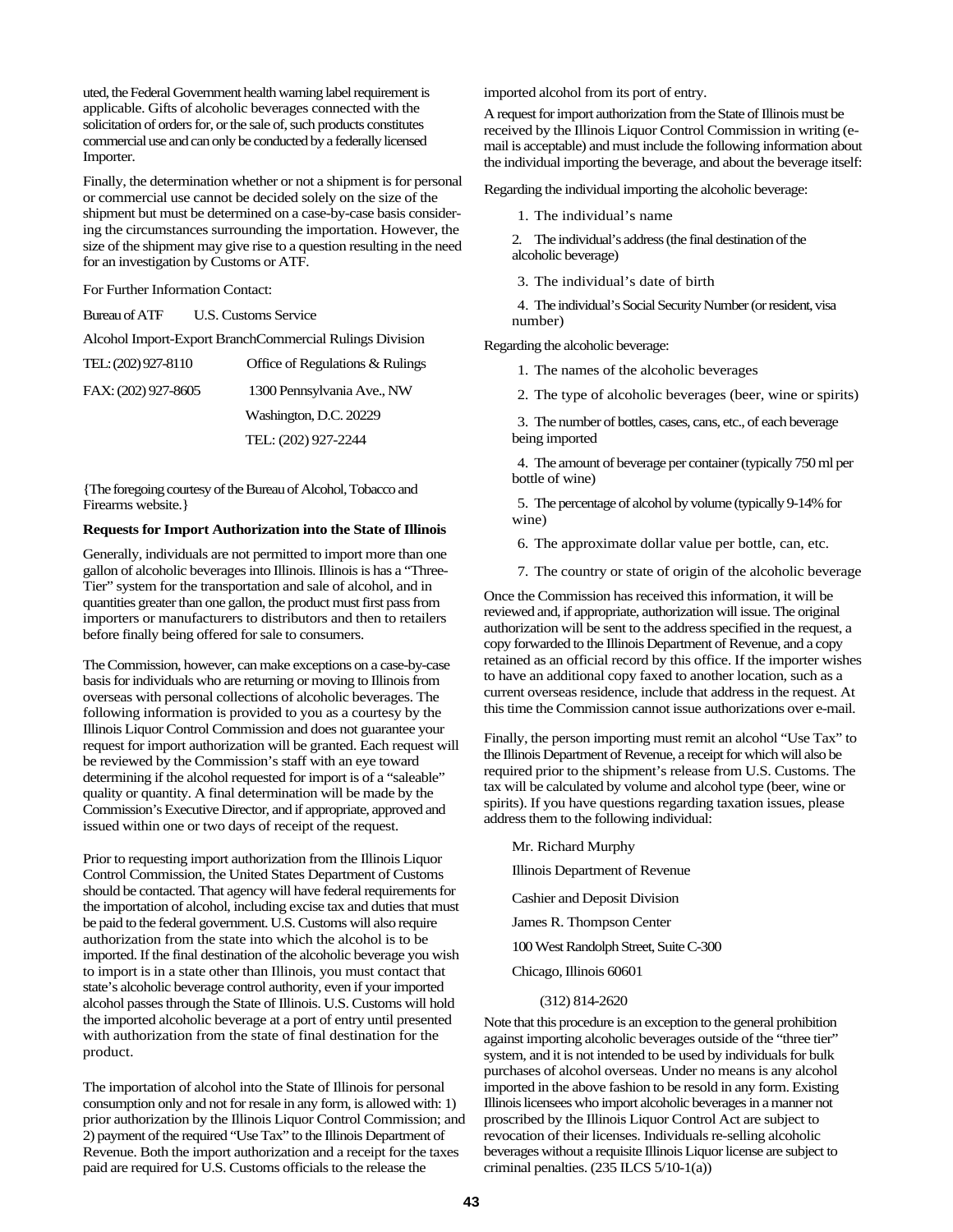uted, the Federal Government health warning label requirement is applicable. Gifts of alcoholic beverages connected with the solicitation of orders for, or the sale of, such products constitutes commercial use and can only be conducted by a federally licensed Importer.

Finally, the determination whether or not a shipment is for personal or commercial use cannot be decided solely on the size of the shipment but must be determined on a case-by-case basis considering the circumstances surrounding the importation. However, the size of the shipment may give rise to a question resulting in the need for an investigation by Customs or ATF.

For Further Information Contact:

| Bureau of ATF | U.S. Customs Service |
|---|---|
| Alcohol Import-Export Branch | Commercial Rulings Division |
| TEL: (202) 927-8110 | Office of Regulations & Rulings |
| FAX: (202) 927-8605 | 1300 Pennsylvania Ave., NW |
| | Washington, D.C. 20229 |
| | TEL: (202) 927-2244 |

{The foregoing courtesy of the Bureau of Alcohol, Tobacco and Firearms website.}

**Requests for Import Authorization into the State of Illinois**

Generally, individuals are not permitted to import more than one gallon of alcoholic beverages into Illinois. Illinois is has a "Three-Tier" system for the transportation and sale of alcohol, and in quantities greater than one gallon, the product must first pass from importers or manufacturers to distributors and then to retailers before finally being offered for sale to consumers.

The Commission, however, can make exceptions on a case-by-case basis for individuals who are returning or moving to Illinois from overseas with personal collections of alcoholic beverages. The following information is provided to you as a courtesy by the Illinois Liquor Control Commission and does not guarantee your request for import authorization will be granted. Each request will be reviewed by the Commission's staff with an eye toward determining if the alcohol requested for import is of a "saleable" quality or quantity. A final determination will be made by the Commission's Executive Director, and if appropriate, approved and issued within one or two days of receipt of the request.

Prior to requesting import authorization from the Illinois Liquor Control Commission, the United States Department of Customs should be contacted. That agency will have federal requirements for the importation of alcohol, including excise tax and duties that must be paid to the federal government. U.S. Customs will also require authorization from the state into which the alcohol is to be imported. If the final destination of the alcoholic beverage you wish to import is in a state other than Illinois, you must contact that state's alcoholic beverage control authority, even if your imported alcohol passes through the State of Illinois. U.S. Customs will hold the imported alcoholic beverage at a port of entry until presented with authorization from the state of final destination for the product.

The importation of alcohol into the State of Illinois for personal consumption only and not for resale in any form, is allowed with: 1) prior authorization by the Illinois Liquor Control Commission; and 2) payment of the required "Use Tax" to the Illinois Department of Revenue. Both the import authorization and a receipt for the taxes paid are required for U.S. Customs officials to the release the imported alcohol from its port of entry.

A request for import authorization from the State of Illinois must be received by the Illinois Liquor Control Commission in writing (e-mail is acceptable) and must include the following information about the individual importing the beverage, and about the beverage itself:

Regarding the individual importing the alcoholic beverage:

1. The individual's name
2. The individual's address (the final destination of the alcoholic beverage)
3. The individual's date of birth
4. The individual's Social Security Number (or resident, visa number)

Regarding the alcoholic beverage:

1. The names of the alcoholic beverages
2. The type of alcoholic beverages (beer, wine or spirits)
3. The number of bottles, cases, cans, etc., of each beverage being imported
4. The amount of beverage per container (typically 750 ml per bottle of wine)
5. The percentage of alcohol by volume (typically 9-14% for wine)
6. The approximate dollar value per bottle, can, etc.
7. The country or state of origin of the alcoholic beverage

Once the Commission has received this information, it will be reviewed and, if appropriate, authorization will issue. The original authorization will be sent to the address specified in the request, a copy forwarded to the Illinois Department of Revenue, and a copy retained as an official record by this office. If the importer wishes to have an additional copy faxed to another location, such as a current overseas residence, include that address in the request. At this time the Commission cannot issue authorizations over e-mail.

Finally, the person importing must remit an alcohol "Use Tax" to the Illinois Department of Revenue, a receipt for which will also be required prior to the shipment's release from U.S. Customs. The tax will be calculated by volume and alcohol type (beer, wine or spirits). If you have questions regarding taxation issues, please address them to the following individual:

Mr. Richard Murphy
Illinois Department of Revenue
Cashier and Deposit Division
James R. Thompson Center
100 West Randolph Street, Suite C-300
Chicago, Illinois 60601
(312) 814-2620

Note that this procedure is an exception to the general prohibition against importing alcoholic beverages outside of the "three tier" system, and it is not intended to be used by individuals for bulk purchases of alcohol overseas. Under no means is any alcohol imported in the above fashion to be resold in any form. Existing Illinois licensees who import alcoholic beverages in a manner not proscribed by the Illinois Liquor Control Act are subject to revocation of their licenses. Individuals re-selling alcoholic beverages without a requisite Illinois Liquor license are subject to criminal penalties. (235 ILCS 5/10-1(a))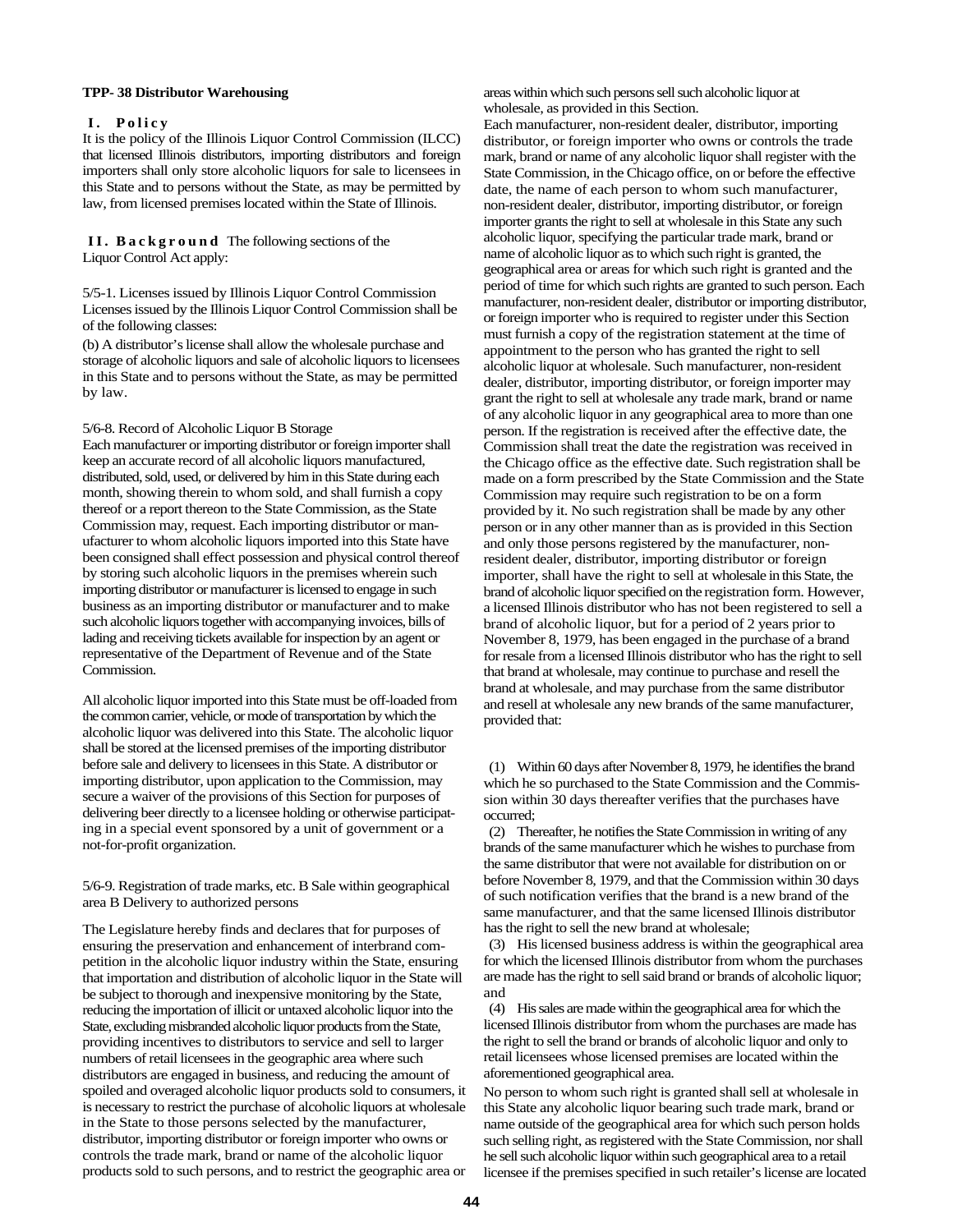**TPP- 38 Distributor Warehousing**

**I. Policy**

It is the policy of the Illinois Liquor Control Commission (ILCC) that licensed Illinois distributors, importing distributors and foreign importers shall only store alcoholic liquors for sale to licensees in this State and to persons without the State, as may be permitted by law, from licensed premises located within the State of Illinois.

**II. Background** The following sections of the Liquor Control Act apply:

5/5-1. Licenses issued by Illinois Liquor Control Commission Licenses issued by the Illinois Liquor Control Commission shall be of the following classes:

(b) A distributor's license shall allow the wholesale purchase and storage of alcoholic liquors and sale of alcoholic liquors to licensees in this State and to persons without the State, as may be permitted by law.

5/6-8. Record of Alcoholic Liquor B Storage

Each manufacturer or importing distributor or foreign importer shall keep an accurate record of all alcoholic liquors manufactured, distributed, sold, used, or delivered by him in this State during each month, showing therein to whom sold, and shall furnish a copy thereof or a report thereon to the State Commission, as the State Commission may, request. Each importing distributor or manufacturer to whom alcoholic liquors imported into this State have been consigned shall effect possession and physical control thereof by storing such alcoholic liquors in the premises wherein such importing distributor or manufacturer is licensed to engage in such business as an importing distributor or manufacturer and to make such alcoholic liquors together with accompanying invoices, bills of lading and receiving tickets available for inspection by an agent or representative of the Department of Revenue and of the State Commission.

All alcoholic liquor imported into this State must be off-loaded from the common carrier, vehicle, or mode of transportation by which the alcoholic liquor was delivered into this State. The alcoholic liquor shall be stored at the licensed premises of the importing distributor before sale and delivery to licensees in this State. A distributor or importing distributor, upon application to the Commission, may secure a waiver of the provisions of this Section for purposes of delivering beer directly to a licensee holding or otherwise participating in a special event sponsored by a unit of government or a not-for-profit organization.

5/6-9. Registration of trade marks, etc. B Sale within geographical area B Delivery to authorized persons

The Legislature hereby finds and declares that for purposes of ensuring the preservation and enhancement of interbrand competition in the alcoholic liquor industry within the State, ensuring that importation and distribution of alcoholic liquor in the State will be subject to thorough and inexpensive monitoring by the State, reducing the importation of illicit or untaxed alcoholic liquor into the State, excluding misbranded alcoholic liquor products from the State, providing incentives to distributors to service and sell to larger numbers of retail licensees in the geographic area where such distributors are engaged in business, and reducing the amount of spoiled and overaged alcoholic liquor products sold to consumers, it is necessary to restrict the purchase of alcoholic liquors at wholesale in the State to those persons selected by the manufacturer, distributor, importing distributor or foreign importer who owns or controls the trade mark, brand or name of the alcoholic liquor products sold to such persons, and to restrict the geographic area or areas within which such persons sell such alcoholic liquor at wholesale, as provided in this Section.

Each manufacturer, non-resident dealer, distributor, importing distributor, or foreign importer who owns or controls the trade mark, brand or name of any alcoholic liquor shall register with the State Commission, in the Chicago office, on or before the effective date, the name of each person to whom such manufacturer, non-resident dealer, distributor, importing distributor, or foreign importer grants the right to sell at wholesale in this State any such alcoholic liquor, specifying the particular trade mark, brand or name of alcoholic liquor as to which such right is granted, the geographical area or areas for which such right is granted and the period of time for which such rights are granted to such person. Each manufacturer, non-resident dealer, distributor or importing distributor, or foreign importer who is required to register under this Section must furnish a copy of the registration statement at the time of appointment to the person who has granted the right to sell alcoholic liquor at wholesale. Such manufacturer, non-resident dealer, distributor, importing distributor, or foreign importer may grant the right to sell at wholesale any trade mark, brand or name of any alcoholic liquor in any geographical area to more than one person. If the registration is received after the effective date, the Commission shall treat the date the registration was received in the Chicago office as the effective date. Such registration shall be made on a form prescribed by the State Commission and the State Commission may require such registration to be on a form provided by it. No such registration shall be made by any other person or in any other manner than as is provided in this Section and only those persons registered by the manufacturer, non-resident dealer, distributor, importing distributor or foreign importer, shall have the right to sell at wholesale in this State, the brand of alcoholic liquor specified on the registration form. However, a licensed Illinois distributor who has not been registered to sell a brand of alcoholic liquor, but for a period of 2 years prior to November 8, 1979, has been engaged in the purchase of a brand for resale from a licensed Illinois distributor who has the right to sell that brand at wholesale, may continue to purchase and resell the brand at wholesale, and may purchase from the same distributor and resell at wholesale any new brands of the same manufacturer, provided that:

(1) Within 60 days after November 8, 1979, he identifies the brand which he so purchased to the State Commission and the Commission within 30 days thereafter verifies that the purchases have occurred;

(2) Thereafter, he notifies the State Commission in writing of any brands of the same manufacturer which he wishes to purchase from the same distributor that were not available for distribution on or before November 8, 1979, and that the Commission within 30 days of such notification verifies that the brand is a new brand of the same manufacturer, and that the same licensed Illinois distributor has the right to sell the new brand at wholesale;

(3) His licensed business address is within the geographical area for which the licensed Illinois distributor from whom the purchases are made has the right to sell said brand or brands of alcoholic liquor; and

(4) His sales are made within the geographical area for which the licensed Illinois distributor from whom the purchases are made has the right to sell the brand or brands of alcoholic liquor and only to retail licensees whose licensed premises are located within the aforementioned geographical area.

No person to whom such right is granted shall sell at wholesale in this State any alcoholic liquor bearing such trade mark, brand or name outside of the geographical area for which such person holds such selling right, as registered with the State Commission, nor shall he sell such alcoholic liquor within such geographical area to a retail licensee if the premises specified in such retailer's license are located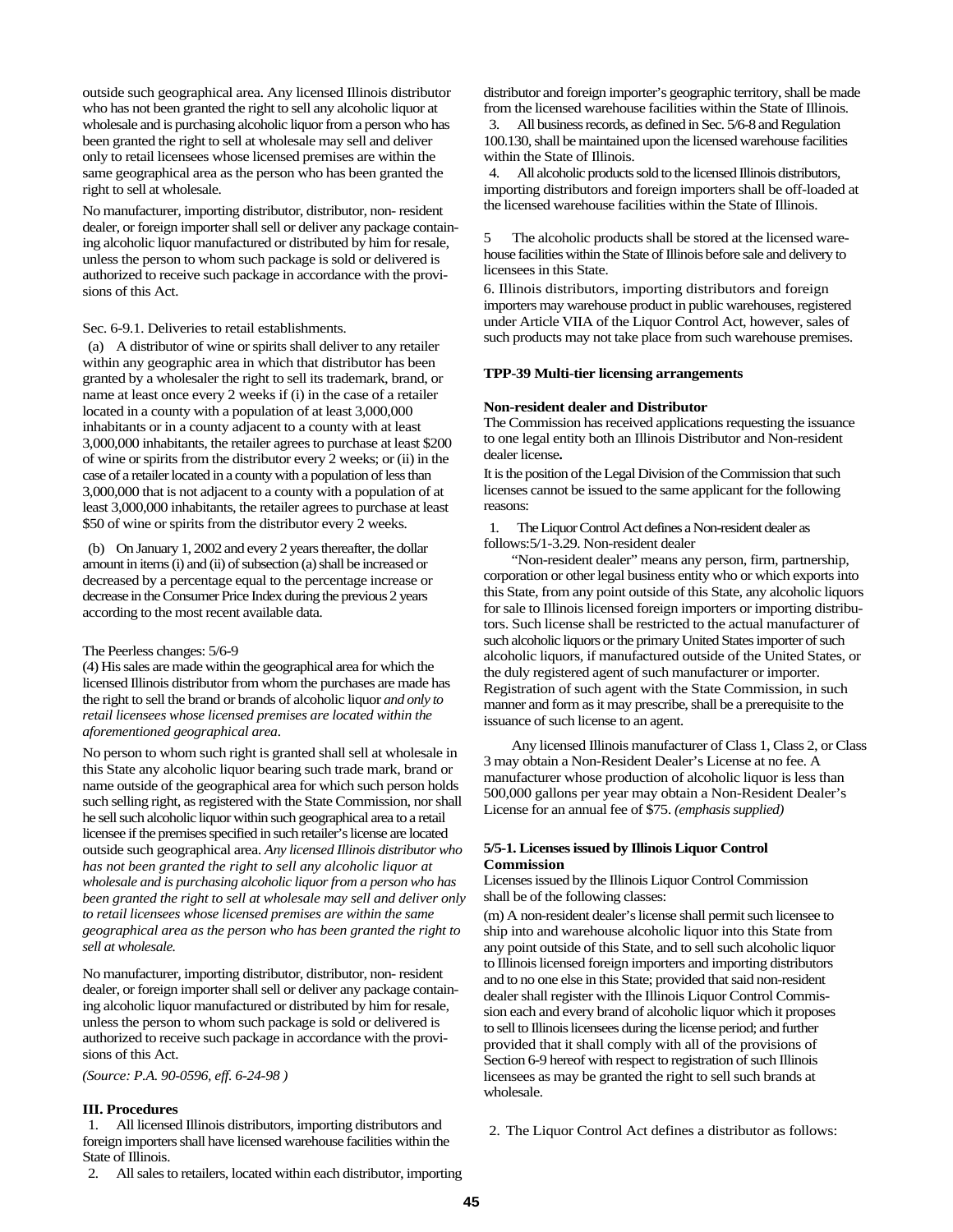outside such geographical area. Any licensed Illinois distributor who has not been granted the right to sell any alcoholic liquor at wholesale and is purchasing alcoholic liquor from a person who has been granted the right to sell at wholesale may sell and deliver only to retail licensees whose licensed premises are within the same geographical area as the person who has been granted the right to sell at wholesale.

No manufacturer, importing distributor, distributor, non- resident dealer, or foreign importer shall sell or deliver any package containing alcoholic liquor manufactured or distributed by him for resale, unless the person to whom such package is sold or delivered is authorized to receive such package in accordance with the provisions of this Act.

Sec. 6-9.1. Deliveries to retail establishments.

(a) A distributor of wine or spirits shall deliver to any retailer within any geographic area in which that distributor has been granted by a wholesaler the right to sell its trademark, brand, or name at least once every 2 weeks if (i) in the case of a retailer located in a county with a population of at least 3,000,000 inhabitants or in a county adjacent to a county with at least 3,000,000 inhabitants, the retailer agrees to purchase at least $200 of wine or spirits from the distributor every 2 weeks; or (ii) in the case of a retailer located in a county with a population of less than 3,000,000 that is not adjacent to a county with a population of at least 3,000,000 inhabitants, the retailer agrees to purchase at least $50 of wine or spirits from the distributor every 2 weeks.

(b) On January 1, 2002 and every 2 years thereafter, the dollar amount in items (i) and (ii) of subsection (a) shall be increased or decreased by a percentage equal to the percentage increase or decrease in the Consumer Price Index during the previous 2 years according to the most recent available data.

The Peerless changes: 5/6-9

(4) His sales are made within the geographical area for which the licensed Illinois distributor from whom the purchases are made has the right to sell the brand or brands of alcoholic liquor *and only to retail licensees whose licensed premises are located within the aforementioned geographical area*.

No person to whom such right is granted shall sell at wholesale in this State any alcoholic liquor bearing such trade mark, brand or name outside of the geographical area for which such person holds such selling right, as registered with the State Commission, nor shall he sell such alcoholic liquor within such geographical area to a retail licensee if the premises specified in such retailer's license are located outside such geographical area. *Any licensed Illinois distributor who has not been granted the right to sell any alcoholic liquor at wholesale and is purchasing alcoholic liquor from a person who has been granted the right to sell at wholesale may sell and deliver only to retail licensees whose licensed premises are within the same geographical area as the person who has been granted the right to sell at wholesale.*

No manufacturer, importing distributor, distributor, non- resident dealer, or foreign importer shall sell or deliver any package containing alcoholic liquor manufactured or distributed by him for resale, unless the person to whom such package is sold or delivered is authorized to receive such package in accordance with the provisions of this Act.

*(Source: P.A. 90-0596, eff. 6-24-98 )*

### III. Procedures

1. All licensed Illinois distributors, importing distributors and foreign importers shall have licensed warehouse facilities within the State of Illinois.
2. All sales to retailers, located within each distributor, importing distributor and foreign importer's geographic territory, shall be made from the licensed warehouse facilities within the State of Illinois.
3. All business records, as defined in Sec. 5/6-8 and Regulation 100.130, shall be maintained upon the licensed warehouse facilities within the State of Illinois.
4. All alcoholic products sold to the licensed Illinois distributors, importing distributors and foreign importers shall be off-loaded at the licensed warehouse facilities within the State of Illinois.
5. The alcoholic products shall be stored at the licensed warehouse facilities within the State of Illinois before sale and delivery to licensees in this State.
6. Illinois distributors, importing distributors and foreign importers may warehouse product in public warehouses, registered under Article VIIA of the Liquor Control Act, however, sales of such products may not take place from such warehouse premises.

### TPP-39 Multi-tier licensing arrangements

**Non-resident dealer and Distributor**

The Commission has received applications requesting the issuance to one legal entity both an Illinois Distributor and Non-resident dealer license**.**

It is the position of the Legal Division of the Commission that such licenses cannot be issued to the same applicant for the following reasons:

1. The Liquor Control Act defines a Non-resident dealer as follows:5/1-3.29. Non-resident dealer

"Non-resident dealer" means any person, firm, partnership, corporation or other legal business entity who or which exports into this State, from any point outside of this State, any alcoholic liquors for sale to Illinois licensed foreign importers or importing distributors. Such license shall be restricted to the actual manufacturer of such alcoholic liquors or the primary United States importer of such alcoholic liquors, if manufactured outside of the United States, or the duly registered agent of such manufacturer or importer. Registration of such agent with the State Commission, in such manner and form as it may prescribe, shall be a prerequisite to the issuance of such license to an agent.

Any licensed Illinois manufacturer of Class 1, Class 2, or Class 3 may obtain a Non-Resident Dealer's License at no fee. A manufacturer whose production of alcoholic liquor is less than 500,000 gallons per year may obtain a Non-Resident Dealer's License for an annual fee of $75. *(emphasis supplied)*

**5/5-1. Licenses issued by Illinois Liquor Control Commission**

Licenses issued by the Illinois Liquor Control Commission shall be of the following classes:

(m) A non-resident dealer's license shall permit such licensee to ship into and warehouse alcoholic liquor into this State from any point outside of this State, and to sell such alcoholic liquor to Illinois licensed foreign importers and importing distributors and to no one else in this State; provided that said non-resident dealer shall register with the Illinois Liquor Control Commission each and every brand of alcoholic liquor which it proposes to sell to Illinois licensees during the license period; and further provided that it shall comply with all of the provisions of Section 6-9 hereof with respect to registration of such Illinois licensees as may be granted the right to sell such brands at wholesale.

2. The Liquor Control Act defines a distributor as follows: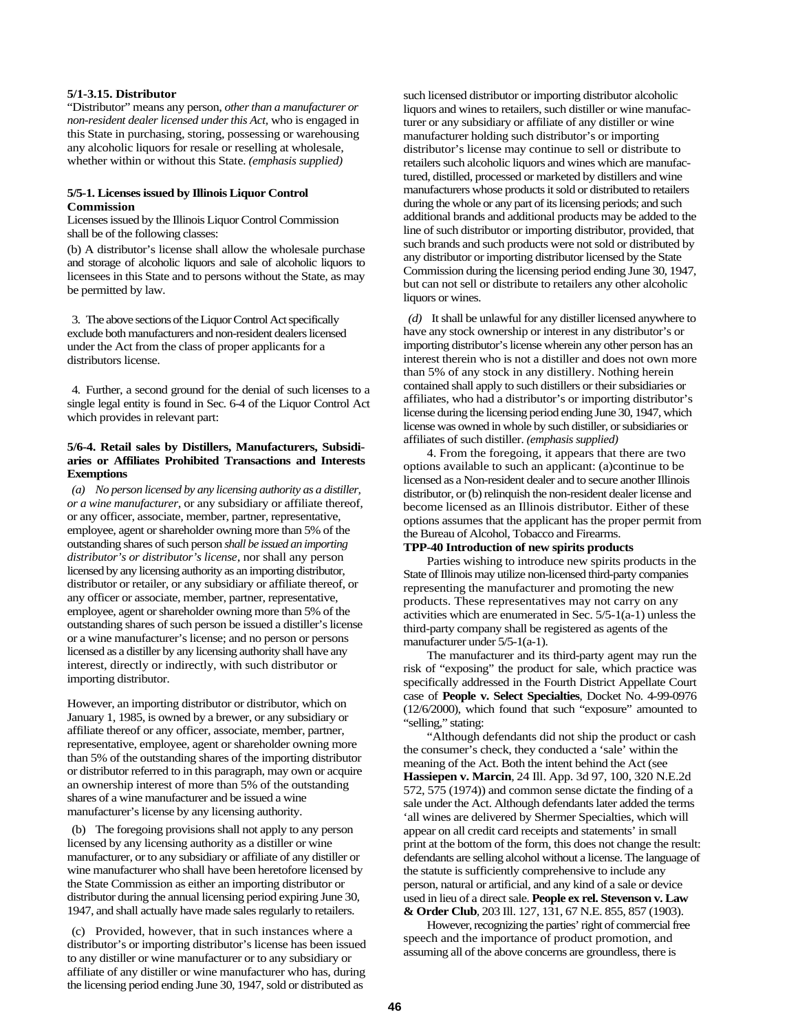**5/1-3.15. Distributor**

"Distributor" means any person, *other than a manufacturer or non-resident dealer licensed under this Act*, who is engaged in this State in purchasing, storing, possessing or warehousing any alcoholic liquors for resale or reselling at wholesale, whether within or without this State. *(emphasis supplied)*

**5/5-1. Licenses issued by Illinois Liquor Control Commission**

Licenses issued by the Illinois Liquor Control Commission shall be of the following classes:

(b) A distributor's license shall allow the wholesale purchase and storage of alcoholic liquors and sale of alcoholic liquors to licensees in this State and to persons without the State, as may be permitted by law.

3. The above sections of the Liquor Control Act specifically exclude both manufacturers and non-resident dealers licensed under the Act from the class of proper applicants for a distributors license.

4. Further, a second ground for the denial of such licenses to a single legal entity is found in Sec. 6-4 of the Liquor Control Act which provides in relevant part:

**5/6-4. Retail sales by Distillers, Manufacturers, Subsidiaries or Affiliates Prohibited Transactions and Interests Exemptions**

*(a) No person licensed by any licensing authority as a distiller, or a wine manufacturer*, or any subsidiary or affiliate thereof, or any officer, associate, member, partner, representative, employee, agent or shareholder owning more than 5% of the outstanding shares of such person *shall be issued an importing distributor's or distributor's license*, nor shall any person licensed by any licensing authority as an importing distributor, distributor or retailer, or any subsidiary or affiliate thereof, or any officer or associate, member, partner, representative, employee, agent or shareholder owning more than 5% of the outstanding shares of such person be issued a distiller's license or a wine manufacturer's license; and no person or persons licensed as a distiller by any licensing authority shall have any interest, directly or indirectly, with such distributor or importing distributor.

However, an importing distributor or distributor, which on January 1, 1985, is owned by a brewer, or any subsidiary or affiliate thereof or any officer, associate, member, partner, representative, employee, agent or shareholder owning more than 5% of the outstanding shares of the importing distributor or distributor referred to in this paragraph, may own or acquire an ownership interest of more than 5% of the outstanding shares of a wine manufacturer and be issued a wine manufacturer's license by any licensing authority.

(b) The foregoing provisions shall not apply to any person licensed by any licensing authority as a distiller or wine manufacturer, or to any subsidiary or affiliate of any distiller or wine manufacturer who shall have been heretofore licensed by the State Commission as either an importing distributor or distributor during the annual licensing period expiring June 30, 1947, and shall actually have made sales regularly to retailers.

(c) Provided, however, that in such instances where a distributor's or importing distributor's license has been issued to any distiller or wine manufacturer or to any subsidiary or affiliate of any distiller or wine manufacturer who has, during the licensing period ending June 30, 1947, sold or distributed as such licensed distributor or importing distributor alcoholic liquors and wines to retailers, such distiller or wine manufacturer or any subsidiary or affiliate of any distiller or wine manufacturer holding such distributor's or importing distributor's license may continue to sell or distribute to retailers such alcoholic liquors and wines which are manufactured, distilled, processed or marketed by distillers and wine manufacturers whose products it sold or distributed to retailers during the whole or any part of its licensing periods; and such additional brands and additional products may be added to the line of such distributor or importing distributor, provided, that such brands and such products were not sold or distributed by any distributor or importing distributor licensed by the State Commission during the licensing period ending June 30, 1947, but can not sell or distribute to retailers any other alcoholic liquors or wines.

*(d)* It shall be unlawful for any distiller licensed anywhere to have any stock ownership or interest in any distributor's or importing distributor's license wherein any other person has an interest therein who is not a distiller and does not own more than 5% of any stock in any distillery. Nothing herein contained shall apply to such distillers or their subsidiaries or affiliates, who had a distributor's or importing distributor's license during the licensing period ending June 30, 1947, which license was owned in whole by such distiller, or subsidiaries or affiliates of such distiller. *(emphasis supplied)*

4. From the foregoing, it appears that there are two options available to such an applicant: (a)continue to be licensed as a Non-resident dealer and to secure another Illinois distributor, or (b) relinquish the non-resident dealer license and become licensed as an Illinois distributor. Either of these options assumes that the applicant has the proper permit from the Bureau of Alcohol, Tobacco and Firearms.

**TPP-40 Introduction of new spirits products**

Parties wishing to introduce new spirits products in the State of Illinois may utilize non-licensed third-party companies representing the manufacturer and promoting the new products. These representatives may not carry on any activities which are enumerated in Sec. 5/5-1(a-1) unless the third-party company shall be registered as agents of the manufacturer under 5/5-1(a-1).

The manufacturer and its third-party agent may run the risk of "exposing" the product for sale, which practice was specifically addressed in the Fourth District Appellate Court case of **People v. Select Specialties**, Docket No. 4-99-0976 (12/6/2000), which found that such "exposure" amounted to "selling," stating:

"Although defendants did not ship the product or cash the consumer's check, they conducted a 'sale' within the meaning of the Act. Both the intent behind the Act (see **Hassiepen v. Marcin**, 24 Ill. App. 3d 97, 100, 320 N.E.2d 572, 575 (1974)) and common sense dictate the finding of a sale under the Act. Although defendants later added the terms 'all wines are delivered by Shermer Specialties, which will appear on all credit card receipts and statements' in small print at the bottom of the form, this does not change the result: defendants are selling alcohol without a license. The language of the statute is sufficiently comprehensive to include any person, natural or artificial, and any kind of a sale or device used in lieu of a direct sale. **People ex rel. Stevenson v. Law & Order Club**, 203 Ill. 127, 131, 67 N.E. 855, 857 (1903).

However, recognizing the parties' right of commercial free speech and the importance of product promotion, and assuming all of the above concerns are groundless, there is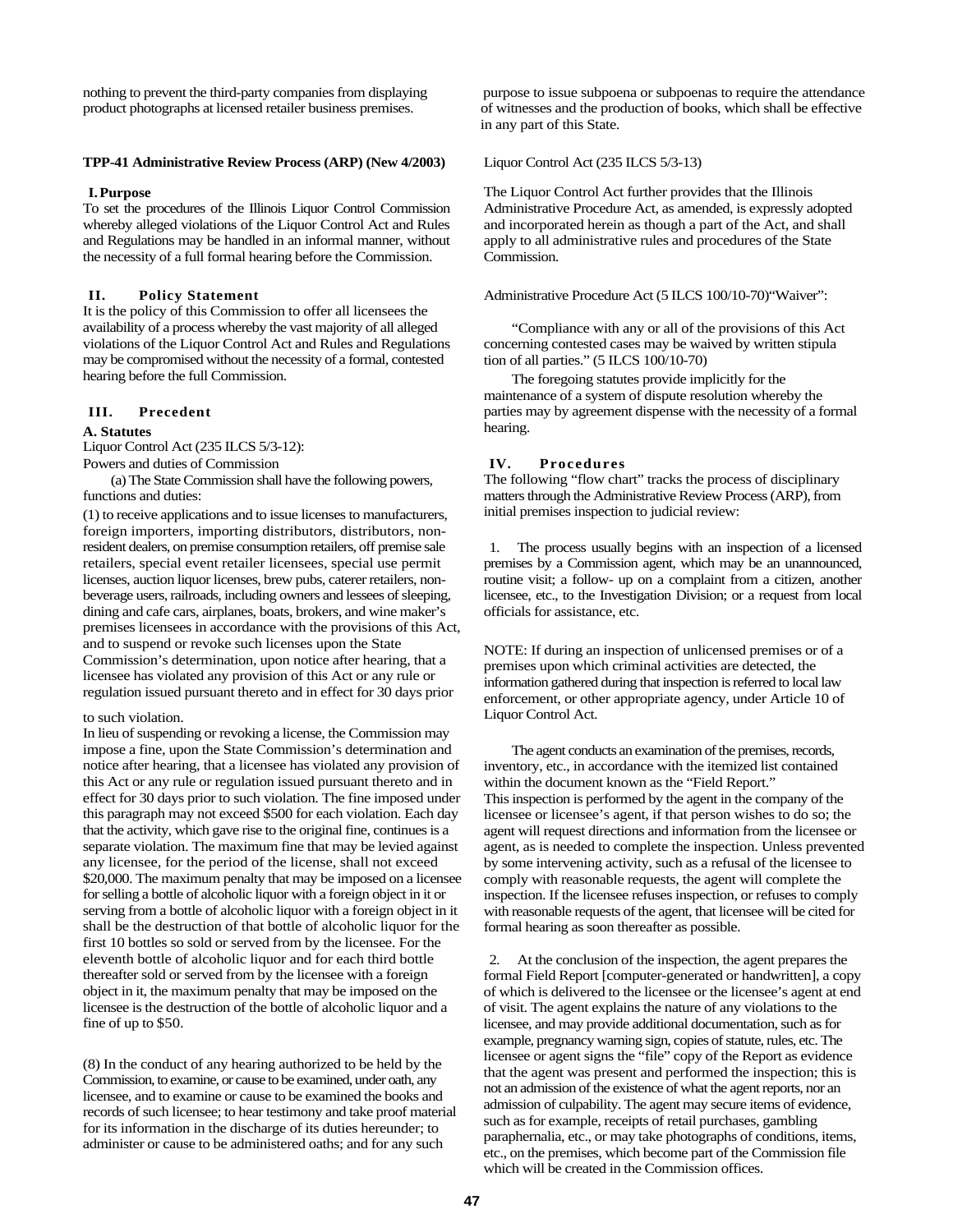nothing to prevent the third-party companies from displaying product photographs at licensed retailer business premises.

### TPP-41 Administrative Review Process (ARP) (New 4/2003)

#### I. Purpose

To set the procedures of the Illinois Liquor Control Commission whereby alleged violations of the Liquor Control Act and Rules and Regulations may be handled in an informal manner, without the necessity of a full formal hearing before the Commission.

#### II. Policy Statement

It is the policy of this Commission to offer all licensees the availability of a process whereby the vast majority of all alleged violations of the Liquor Control Act and Rules and Regulations may be compromised without the necessity of a formal, contested hearing before the full Commission.

#### III. Precedent

**A. Statutes**

Liquor Control Act (235 ILCS 5/3-12):

Powers and duties of Commission

(a) The State Commission shall have the following powers, functions and duties:

(1) to receive applications and to issue licenses to manufacturers, foreign importers, importing distributors, distributors, non-resident dealers, on premise consumption retailers, off premise sale retailers, special event retailer licensees, special use permit licenses, auction liquor licenses, brew pubs, caterer retailers, non-beverage users, railroads, including owners and lessees of sleeping, dining and cafe cars, airplanes, boats, brokers, and wine maker's premises licensees in accordance with the provisions of this Act, and to suspend or revoke such licenses upon the State Commission's determination, upon notice after hearing, that a licensee has violated any provision of this Act or any rule or regulation issued pursuant thereto and in effect for 30 days prior to such violation.

In lieu of suspending or revoking a license, the Commission may impose a fine, upon the State Commission's determination and notice after hearing, that a licensee has violated any provision of this Act or any rule or regulation issued pursuant thereto and in effect for 30 days prior to such violation. The fine imposed under this paragraph may not exceed $500 for each violation. Each day that the activity, which gave rise to the original fine, continues is a separate violation. The maximum fine that may be levied against any licensee, for the period of the license, shall not exceed $20,000. The maximum penalty that may be imposed on a licensee for selling a bottle of alcoholic liquor with a foreign object in it or serving from a bottle of alcoholic liquor with a foreign object in it shall be the destruction of that bottle of alcoholic liquor for the first 10 bottles so sold or served from by the licensee. For the eleventh bottle of alcoholic liquor and for each third bottle thereafter sold or served from by the licensee with a foreign object in it, the maximum penalty that may be imposed on the licensee is the destruction of the bottle of alcoholic liquor and a fine of up to $50.

(8) In the conduct of any hearing authorized to be held by the Commission, to examine, or cause to be examined, under oath, any licensee, and to examine or cause to be examined the books and records of such licensee; to hear testimony and take proof material for its information in the discharge of its duties hereunder; to administer or cause to be administered oaths; and for any such purpose to issue subpoena or subpoenas to require the attendance of witnesses and the production of books, which shall be effective in any part of this State.

Liquor Control Act (235 ILCS 5/3-13)

The Liquor Control Act further provides that the Illinois Administrative Procedure Act, as amended, is expressly adopted and incorporated herein as though a part of the Act, and shall apply to all administrative rules and procedures of the State Commission.

Administrative Procedure Act (5 ILCS 100/10-70)"Waiver":

"Compliance with any or all of the provisions of this Act concerning contested cases may be waived by written stipula tion of all parties." (5 ILCS 100/10-70)

The foregoing statutes provide implicitly for the maintenance of a system of dispute resolution whereby the parties may by agreement dispense with the necessity of a formal hearing.

#### IV. Procedures

The following "flow chart" tracks the process of disciplinary matters through the Administrative Review Process (ARP), from initial premises inspection to judicial review:

1. The process usually begins with an inspection of a licensed premises by a Commission agent, which may be an unannounced, routine visit; a follow- up on a complaint from a citizen, another licensee, etc., to the Investigation Division; or a request from local officials for assistance, etc.

NOTE: If during an inspection of unlicensed premises or of a premises upon which criminal activities are detected, the information gathered during that inspection is referred to local law enforcement, or other appropriate agency, under Article 10 of Liquor Control Act.

The agent conducts an examination of the premises, records, inventory, etc., in accordance with the itemized list contained within the document known as the "Field Report."
This inspection is performed by the agent in the company of the licensee or licensee's agent, if that person wishes to do so; the agent will request directions and information from the licensee or agent, as is needed to complete the inspection. Unless prevented by some intervening activity, such as a refusal of the licensee to comply with reasonable requests, the agent will complete the inspection. If the licensee refuses inspection, or refuses to comply with reasonable requests of the agent, that licensee will be cited for formal hearing as soon thereafter as possible.

2. At the conclusion of the inspection, the agent prepares the formal Field Report [computer-generated or handwritten], a copy of which is delivered to the licensee or the licensee's agent at end of visit. The agent explains the nature of any violations to the licensee, and may provide additional documentation, such as for example, pregnancy warning sign, copies of statute, rules, etc. The licensee or agent signs the "file" copy of the Report as evidence that the agent was present and performed the inspection; this is not an admission of the existence of what the agent reports, nor an admission of culpability. The agent may secure items of evidence, such as for example, receipts of retail purchases, gambling paraphernalia, etc., or may take photographs of conditions, items, etc., on the premises, which become part of the Commission file which will be created in the Commission offices.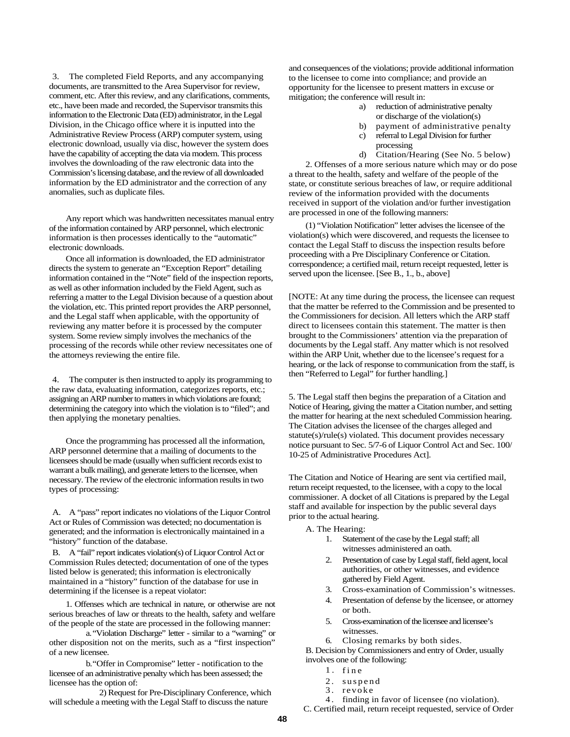3. The completed Field Reports, and any accompanying documents, are transmitted to the Area Supervisor for review, comment, etc. After this review, and any clarifications, comments, etc., have been made and recorded, the Supervisor transmits this information to the Electronic Data (ED) administrator, in the Legal Division, in the Chicago office where it is inputted into the Administrative Review Process (ARP) computer system, using electronic download, usually via disc, however the system does have the capability of accepting the data via modem. This process involves the downloading of the raw electronic data into the Commission's licensing database, and the review of all downloaded information by the ED administrator and the correction of any anomalies, such as duplicate files.

Any report which was handwritten necessitates manual entry of the information contained by ARP personnel, which electronic information is then processes identically to the "automatic" electronic downloads.

Once all information is downloaded, the ED administrator directs the system to generate an "Exception Report" detailing information contained in the "Note" field of the inspection reports, as well as other information included by the Field Agent, such as referring a matter to the Legal Division because of a question about the violation, etc. This printed report provides the ARP personnel, and the Legal staff when applicable, with the opportunity of reviewing any matter before it is processed by the computer system. Some review simply involves the mechanics of the processing of the records while other review necessitates one of the attorneys reviewing the entire file.

4. The computer is then instructed to apply its programming to the raw data, evaluating information, categorizes reports, etc.; assigning an ARP number to matters in which violations are found; determining the category into which the violation is to "filed"; and then applying the monetary penalties.

Once the programming has processed all the information, ARP personnel determine that a mailing of documents to the licensees should be made (usually when sufficient records exist to warrant a bulk mailing), and generate letters to the licensee, when necessary. The review of the electronic information results in two types of processing:

A. A "pass" report indicates no violations of the Liquor Control Act or Rules of Commission was detected; no documentation is generated; and the information is electronically maintained in a "history" function of the database.

B. A "fail" report indicates violation(s) of Liquor Control Act or Commission Rules detected; documentation of one of the types listed below is generated; this information is electronically maintained in a "history" function of the database for use in determining if the licensee is a repeat violator:

1. Offenses which are technical in nature, or otherwise are not serious breaches of law or threats to the health, safety and welfare of the people of the state are processed in the following manner:

a. "Violation Discharge" letter - similar to a "warning" or other disposition not on the merits, such as a "first inspection" of a new licensee.

b. "Offer in Compromise" letter - notification to the licensee of an administrative penalty which has been assessed; the licensee has the option of:

2) Request for Pre-Disciplinary Conference, which will schedule a meeting with the Legal Staff to discuss the nature and consequences of the violations; provide additional information to the licensee to come into compliance; and provide an opportunity for the licensee to present matters in excuse or mitigation; the conference will result in:

a) reduction of administrative penalty or discharge of the violation(s)
b) payment of administrative penalty
c) referral to Legal Division for further processing
d) Citation/Hearing (See No. 5 below)

2. Offenses of a more serious nature which may or do pose a threat to the health, safety and welfare of the people of the state, or constitute serious breaches of law, or require additional review of the information provided with the documents received in support of the violation and/or further investigation are processed in one of the following manners:

(1) "Violation Notification" letter advises the licensee of the violation(s) which were discovered, and requests the licensee to contact the Legal Staff to discuss the inspection results before proceeding with a Pre Disciplinary Conference or Citation. correspondence; a certified mail, return receipt requested, letter is served upon the licensee. [See B., 1., b., above]

[NOTE: At any time during the process, the licensee can request that the matter be referred to the Commission and be presented to the Commissioners for decision. All letters which the ARP staff direct to licensees contain this statement. The matter is then brought to the Commissioners' attention via the preparation of documents by the Legal staff. Any matter which is not resolved within the ARP Unit, whether due to the licensee's request for a hearing, or the lack of response to communication from the staff, is then "Referred to Legal" for further handling.]

5. The Legal staff then begins the preparation of a Citation and Notice of Hearing, giving the matter a Citation number, and setting the matter for hearing at the next scheduled Commission hearing. The Citation advises the licensee of the charges alleged and statute(s)/rule(s) violated. This document provides necessary notice pursuant to Sec. 5/7-6 of Liquor Control Act and Sec. 100/10-25 of Administrative Procedures Act].

The Citation and Notice of Hearing are sent via certified mail, return receipt requested, to the licensee, with a copy to the local commissioner. A docket of all Citations is prepared by the Legal staff and available for inspection by the public several days prior to the actual hearing.

A. The Hearing:

1. Statement of the case by the Legal staff; all witnesses administered an oath.
2. Presentation of case by Legal staff, field agent, local authorities, or other witnesses, and evidence gathered by Field Agent.
3. Cross-examination of Commission's witnesses.
4. Presentation of defense by the licensee, or attorney or both.
5. Cross-examination of the licensee and licensee's witnesses.
6. Closing remarks by both sides.

B. Decision by Commissioners and entry of Order, usually involves one of the following:

1. fine
2. suspend
3. revoke
4. finding in favor of licensee (no violation).

C. Certified mail, return receipt requested, service of Order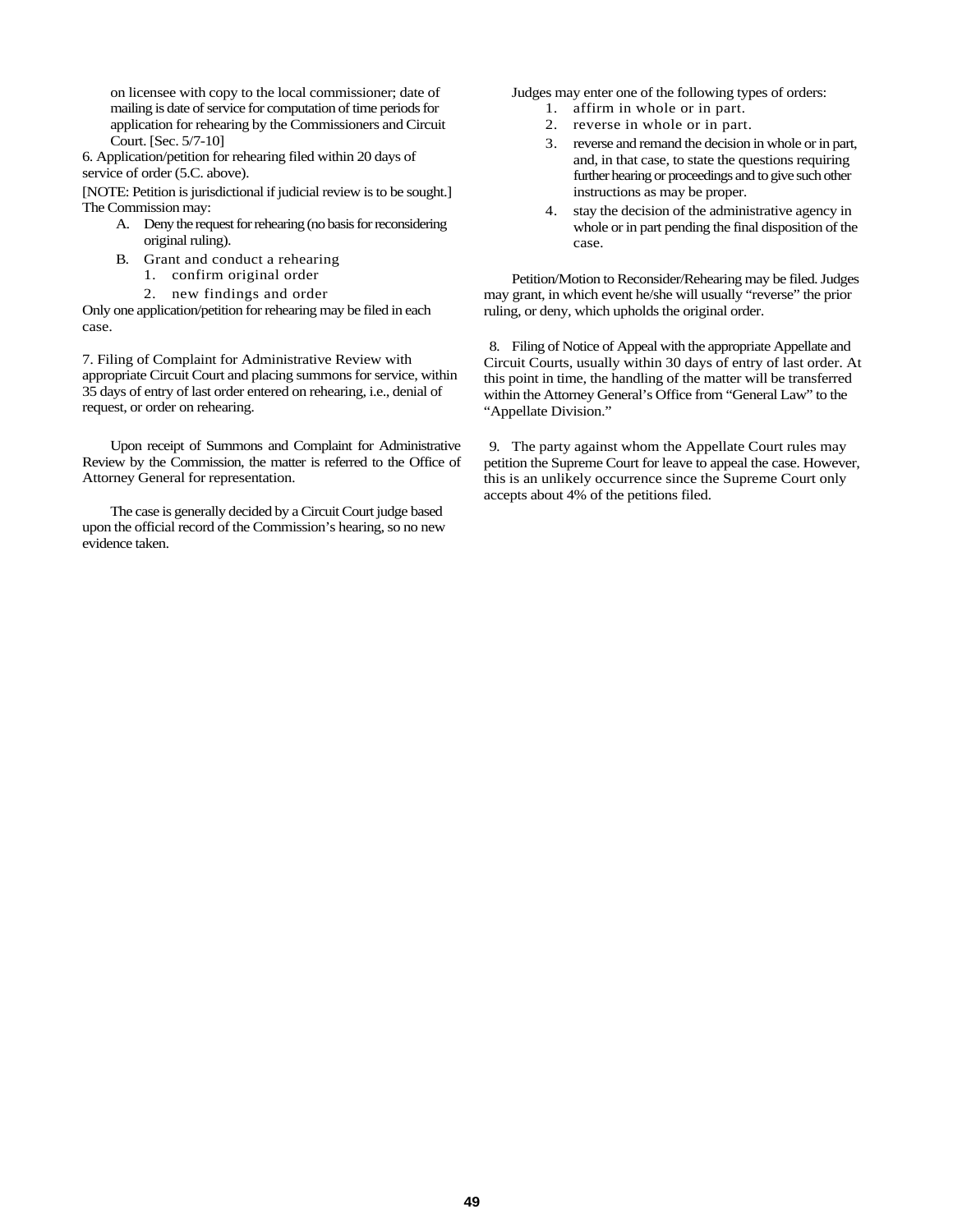on licensee with copy to the local commissioner; date of mailing is date of service for computation of time periods for application for rehearing by the Commissioners and Circuit Court. [Sec. 5/7-10]

6. Application/petition for rehearing filed within 20 days of service of order (5.C. above).

[NOTE: Petition is jurisdictional if judicial review is to be sought.] The Commission may:

- A. Deny the request for rehearing (no basis for reconsidering original ruling).
- B. Grant and conduct a rehearing
  1. confirm original order
  2. new findings and order

Only one application/petition for rehearing may be filed in each case.

7. Filing of Complaint for Administrative Review with appropriate Circuit Court and placing summons for service, within 35 days of entry of last order entered on rehearing, i.e., denial of request, or order on rehearing.

Upon receipt of Summons and Complaint for Administrative Review by the Commission, the matter is referred to the Office of Attorney General for representation.

The case is generally decided by a Circuit Court judge based upon the official record of the Commission's hearing, so no new evidence taken.

Judges may enter one of the following types of orders:

1. affirm in whole or in part.
2. reverse in whole or in part.
3. reverse and remand the decision in whole or in part, and, in that case, to state the questions requiring further hearing or proceedings and to give such other instructions as may be proper.
4. stay the decision of the administrative agency in whole or in part pending the final disposition of the case.

Petition/Motion to Reconsider/Rehearing may be filed. Judges may grant, in which event he/she will usually "reverse" the prior ruling, or deny, which upholds the original order.

8. Filing of Notice of Appeal with the appropriate Appellate and Circuit Courts, usually within 30 days of entry of last order. At this point in time, the handling of the matter will be transferred within the Attorney General's Office from "General Law" to the "Appellate Division."

9. The party against whom the Appellate Court rules may petition the Supreme Court for leave to appeal the case. However, this is an unlikely occurrence since the Supreme Court only accepts about 4% of the petitions filed.